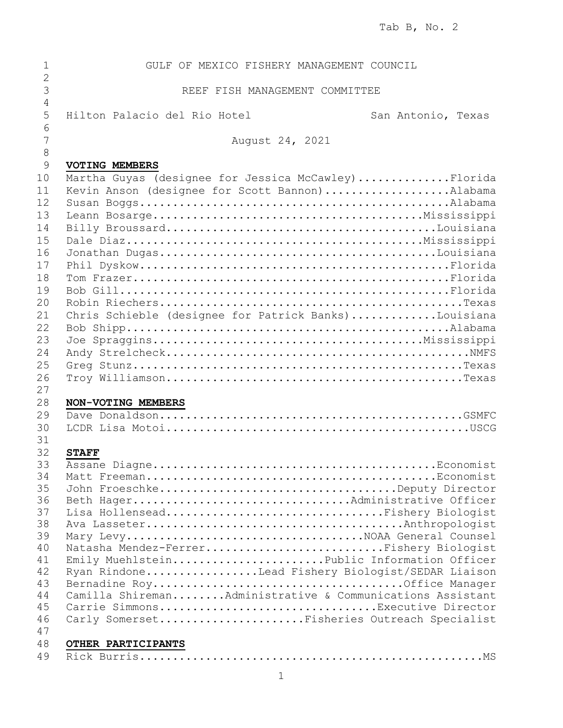Tab B, No. 2

GULF OF MEXICO FISHERY MANAGEMENT COUNCIL

REEF FISH MANAGEMENT COMMITTEE

Hilton Palacio del Rio Hotel San Antonio, Texas

August 24, 2021

**VOTING MEMBERS**

Martha Guyas (designee for Jessica McCawley)..............Florida
Kevin Anson (designee for Scott Bannon)...................Alabama
Susan Boggs...............................................Alabama
Leann Bosarge.........................................Mississippi
Billy Broussard.........................................Louisiana
Dale Diaz.............................................Mississippi
Jonathan Dugas..........................................Louisiana
Phil Dyskow...............................................Florida
Tom Frazer................................................Florida
Bob Gill..................................................Florida
Robin Riechers..............................................Texas
Chris Schieble (designee for Patrick Banks).............Louisiana
Bob Shipp.................................................Alabama
Joe Spraggins.........................................Mississippi
Andy Strelcheck.............................................NMFS
Greg Stunz..................................................Texas
Troy Williamson.............................................Texas

**NON-VOTING MEMBERS**

Dave Donaldson.............................................GSMFC
LCDR Lisa Motoi.............................................USCG

**STAFF**

Assane Diagne...........................................Economist
Matt Freeman............................................Economist
John Froeschke.....................................Deputy Director
Beth Hager.................................Administrative Officer
Lisa Hollensead..................................Fishery Biologist
Ava Lasseter.......................................Anthropologist
Mary Levy...................................NOAA General Counsel
Natasha Mendez-Ferrer............................Fishery Biologist
Emily Muehlstein.......................Public Information Officer
Ryan Rindone.................Lead Fishery Biologist/SEDAR Liaison
Bernadine Roy.......................................Office Manager
Camilla Shireman........Administrative & Communications Assistant
Carrie Simmons..................................Executive Director
Carly Somerset......................Fisheries Outreach Specialist

**OTHER PARTICIPANTS**

Rick Burris.....................................................MS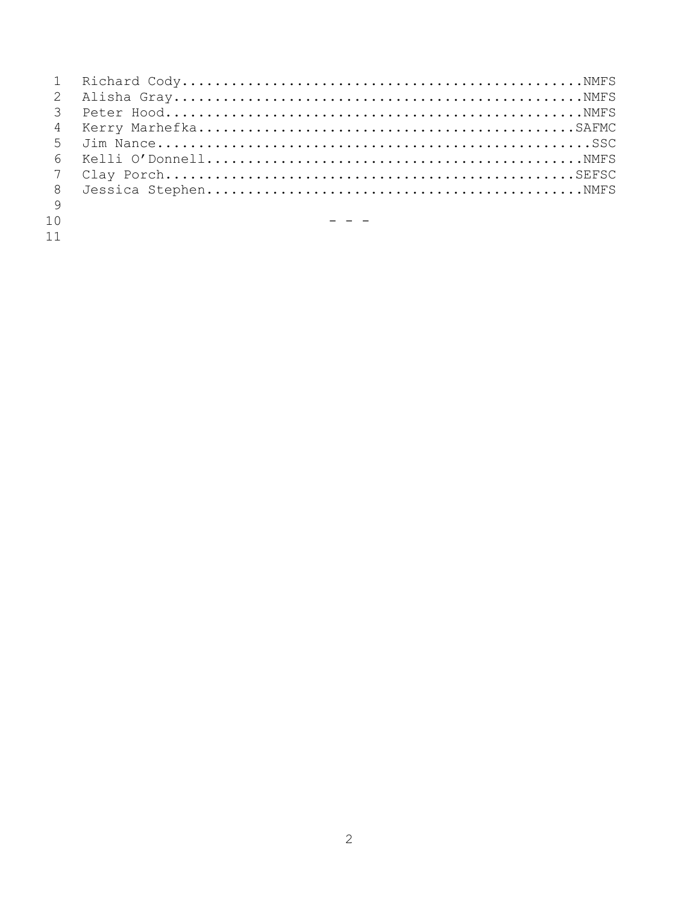Richard Cody.................................................NMFS
Alisha Gray..................................................NMFS
Peter Hood...................................................NMFS
Kerry Marhefka..............................................SAFMC
Jim Nance.....................................................SSC
Kelli O'Donnell..............................................NMFS
Clay Porch..................................................SEFSC
Jessica Stephen..............................................NMFS

- - -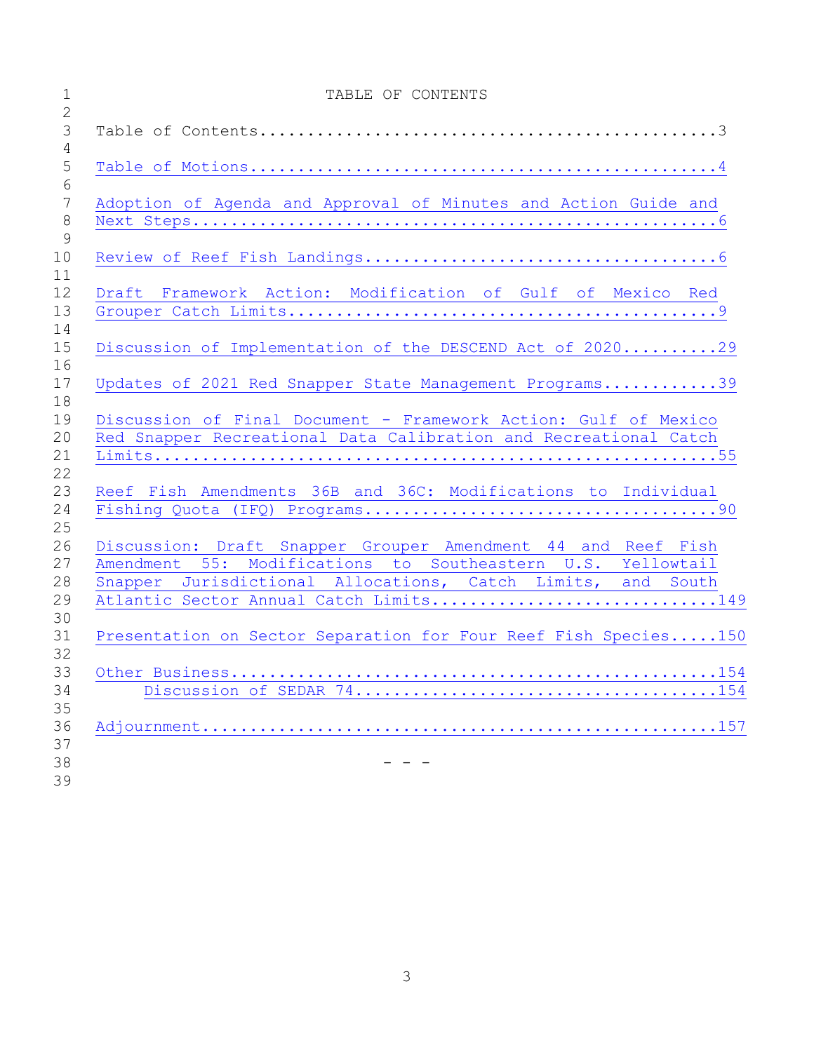# TABLE OF CONTENTS

Table of Contents....................................................3

Table of Motions.....................................................4

Adoption of Agenda and Approval of Minutes and Action Guide and Next Steps...........................................................6

Review of Reef Fish Landings.........................................6

Draft Framework Action: Modification of Gulf of Mexico Red Grouper Catch Limits................................................9

Discussion of Implementation of the DESCEND Act of 2020..........29

Updates of 2021 Red Snapper State Management Programs............39

Discussion of Final Document - Framework Action: Gulf of Mexico Red Snapper Recreational Data Calibration and Recreational Catch Limits...............................................................55

Reef Fish Amendments 36B and 36C: Modifications to Individual Fishing Quota (IFQ) Programs.......................................90

Discussion: Draft Snapper Grouper Amendment 44 and Reef Fish Amendment 55: Modifications to Southeastern U.S. Yellowtail Snapper Jurisdictional Allocations, Catch Limits, and South Atlantic Sector Annual Catch Limits..............................149

Presentation on Sector Separation for Four Reef Fish Species.....150

Other Business...................................................154
- Discussion of SEDAR 74.....................................154

Adjournment......................................................157

- - -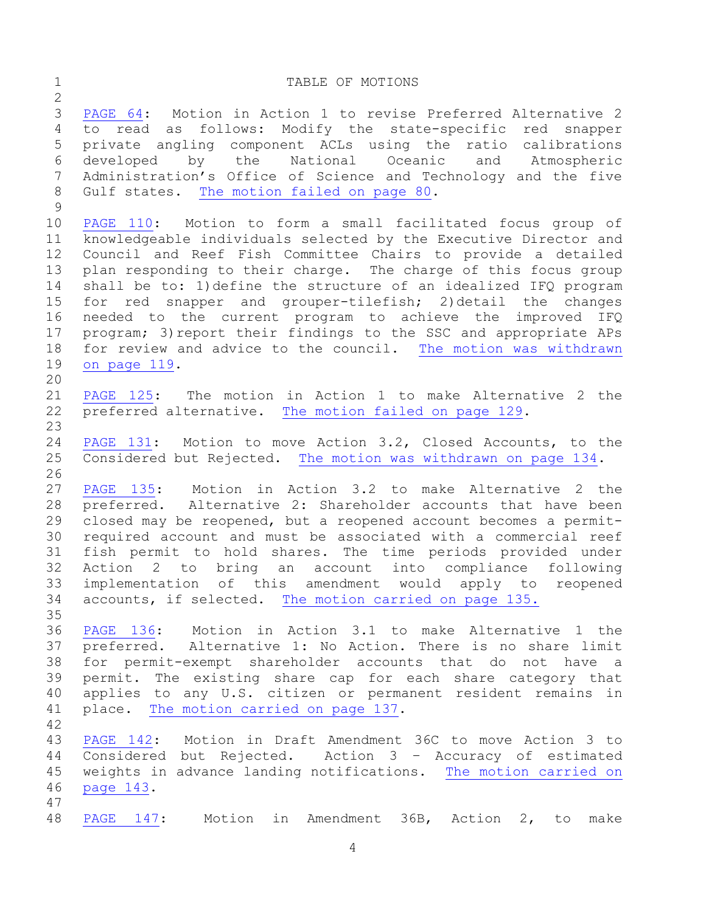# TABLE OF MOTIONS

PAGE 64: Motion in Action 1 to revise Preferred Alternative 2 to read as follows: Modify the state-specific red snapper private angling component ACLs using the ratio calibrations developed by the National Oceanic and Atmospheric Administration's Office of Science and Technology and the five Gulf states. The motion failed on page 80.

PAGE 110: Motion to form a small facilitated focus group of knowledgeable individuals selected by the Executive Director and Council and Reef Fish Committee Chairs to provide a detailed plan responding to their charge. The charge of this focus group shall be to: 1)define the structure of an idealized IFQ program for red snapper and grouper-tilefish; 2)detail the changes needed to the current program to achieve the improved IFQ program; 3)report their findings to the SSC and appropriate APs for review and advice to the council. The motion was withdrawn on page 119.

PAGE 125: The motion in Action 1 to make Alternative 2 the preferred alternative. The motion failed on page 129.

PAGE 131: Motion to move Action 3.2, Closed Accounts, to the Considered but Rejected. The motion was withdrawn on page 134.

PAGE 135: Motion in Action 3.2 to make Alternative 2 the preferred. Alternative 2: Shareholder accounts that have been closed may be reopened, but a reopened account becomes a permit-required account and must be associated with a commercial reef fish permit to hold shares. The time periods provided under Action 2 to bring an account into compliance following implementation of this amendment would apply to reopened accounts, if selected. The motion carried on page 135.

PAGE 136: Motion in Action 3.1 to make Alternative 1 the preferred. Alternative 1: No Action. There is no share limit for permit-exempt shareholder accounts that do not have a permit. The existing share cap for each share category that applies to any U.S. citizen or permanent resident remains in place. The motion carried on page 137.

PAGE 142: Motion in Draft Amendment 36C to move Action 3 to Considered but Rejected. Action 3 – Accuracy of estimated weights in advance landing notifications. The motion carried on page 143.

PAGE 147: Motion in Amendment 36B, Action 2, to make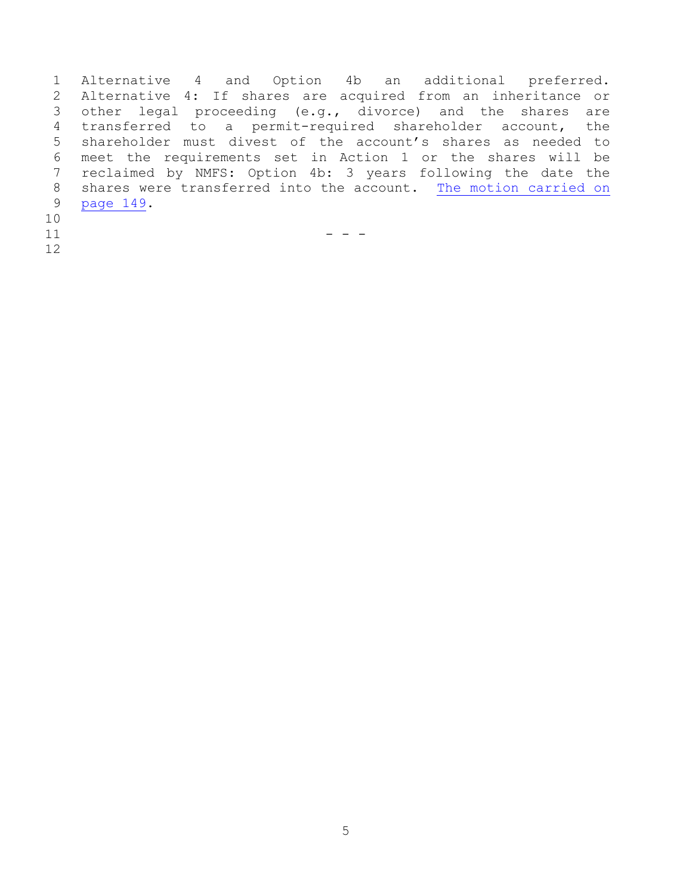Alternative 4 and Option 4b an additional preferred. Alternative 4: If shares are acquired from an inheritance or other legal proceeding (e.g., divorce) and the shares are transferred to a permit-required shareholder account, the shareholder must divest of the account's shares as needed to meet the requirements set in Action 1 or the shares will be reclaimed by NMFS: Option 4b: 3 years following the date the shares were transferred into the account. The motion carried on page 149.

- - -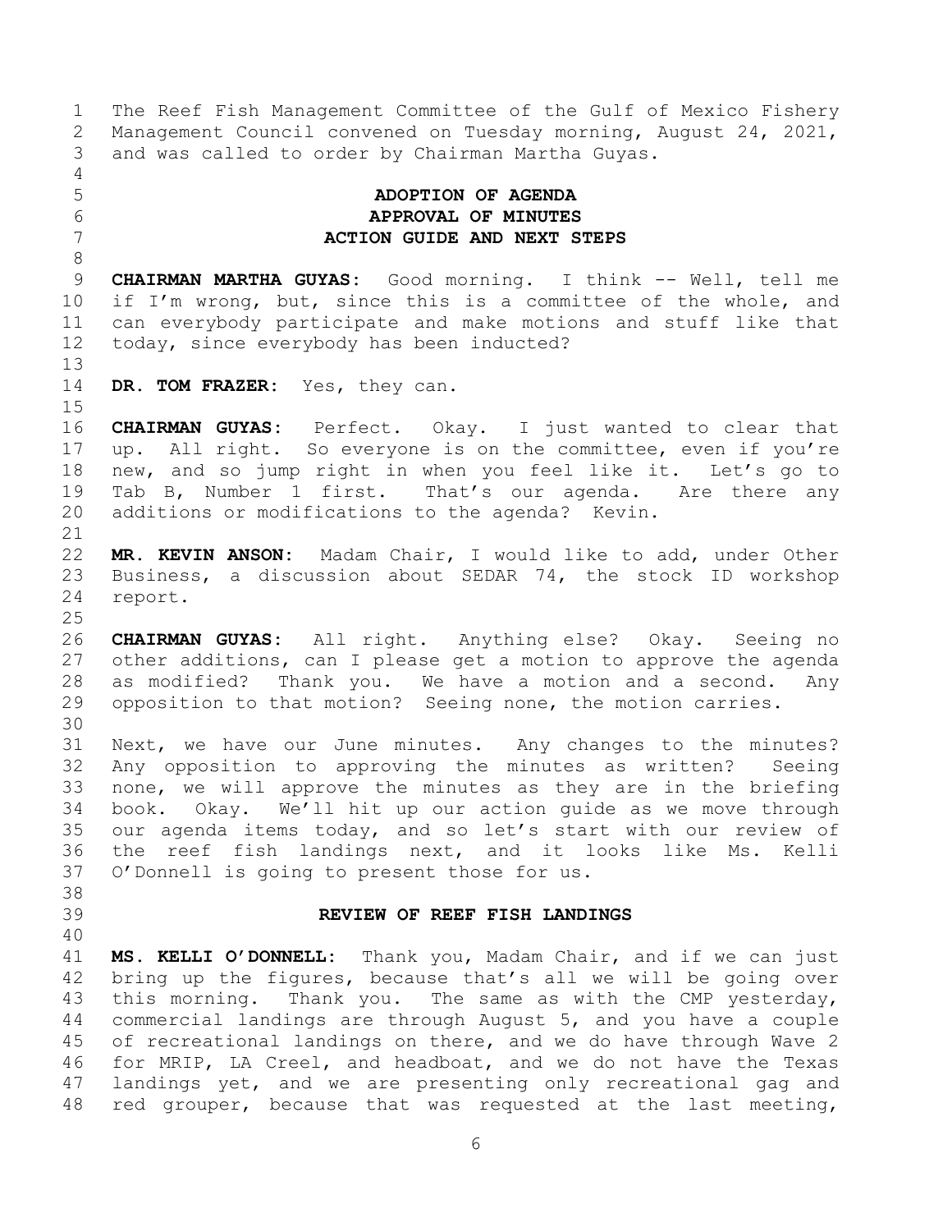The Reef Fish Management Committee of the Gulf of Mexico Fishery Management Council convened on Tuesday morning, August 24, 2021, and was called to order by Chairman Martha Guyas.

**ADOPTION OF AGENDA**
**APPROVAL OF MINUTES**
**ACTION GUIDE AND NEXT STEPS**

**CHAIRMAN MARTHA GUYAS:** Good morning. I think -- Well, tell me if I'm wrong, but, since this is a committee of the whole, and can everybody participate and make motions and stuff like that today, since everybody has been inducted?

**DR. TOM FRAZER:** Yes, they can.

**CHAIRMAN GUYAS:** Perfect. Okay. I just wanted to clear that up. All right. So everyone is on the committee, even if you're new, and so jump right in when you feel like it. Let's go to Tab B, Number 1 first. That's our agenda. Are there any additions or modifications to the agenda? Kevin.

**MR. KEVIN ANSON:** Madam Chair, I would like to add, under Other Business, a discussion about SEDAR 74, the stock ID workshop report.

**CHAIRMAN GUYAS:** All right. Anything else? Okay. Seeing no other additions, can I please get a motion to approve the agenda as modified? Thank you. We have a motion and a second. Any opposition to that motion? Seeing none, the motion carries.

Next, we have our June minutes. Any changes to the minutes? Any opposition to approving the minutes as written? Seeing none, we will approve the minutes as they are in the briefing book. Okay. We'll hit up our action guide as we move through our agenda items today, and so let's start with our review of the reef fish landings next, and it looks like Ms. Kelli O'Donnell is going to present those for us.

**REVIEW OF REEF FISH LANDINGS**

**MS. KELLI O'DONNELL:** Thank you, Madam Chair, and if we can just bring up the figures, because that's all we will be going over this morning. Thank you. The same as with the CMP yesterday, commercial landings are through August 5, and you have a couple of recreational landings on there, and we do have through Wave 2 for MRIP, LA Creel, and headboat, and we do not have the Texas landings yet, and we are presenting only recreational gag and red grouper, because that was requested at the last meeting,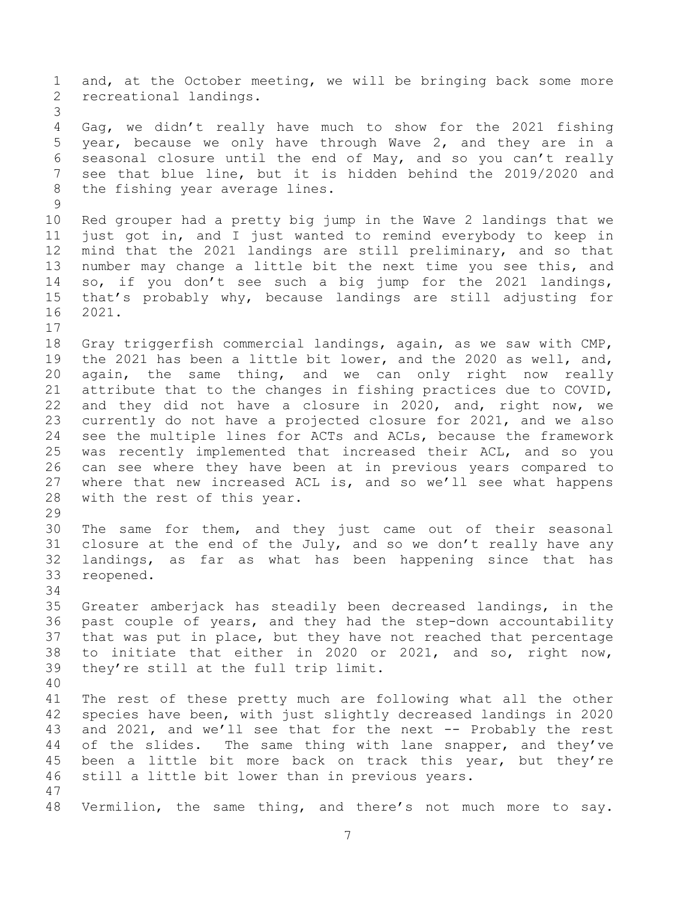and, at the October meeting, we will be bringing back some more recreational landings.

Gag, we didn't really have much to show for the 2021 fishing year, because we only have through Wave 2, and they are in a seasonal closure until the end of May, and so you can't really see that blue line, but it is hidden behind the 2019/2020 and the fishing year average lines.

Red grouper had a pretty big jump in the Wave 2 landings that we just got in, and I just wanted to remind everybody to keep in mind that the 2021 landings are still preliminary, and so that number may change a little bit the next time you see this, and so, if you don't see such a big jump for the 2021 landings, that's probably why, because landings are still adjusting for 2021.

Gray triggerfish commercial landings, again, as we saw with CMP, the 2021 has been a little bit lower, and the 2020 as well, and, again, the same thing, and we can only right now really attribute that to the changes in fishing practices due to COVID, and they did not have a closure in 2020, and, right now, we currently do not have a projected closure for 2021, and we also see the multiple lines for ACTs and ACLs, because the framework was recently implemented that increased their ACL, and so you can see where they have been at in previous years compared to where that new increased ACL is, and so we'll see what happens with the rest of this year.

The same for them, and they just came out of their seasonal closure at the end of the July, and so we don't really have any landings, as far as what has been happening since that has reopened.

Greater amberjack has steadily been decreased landings, in the past couple of years, and they had the step-down accountability that was put in place, but they have not reached that percentage to initiate that either in 2020 or 2021, and so, right now, they're still at the full trip limit.

The rest of these pretty much are following what all the other species have been, with just slightly decreased landings in 2020 and 2021, and we'll see that for the next -- Probably the rest of the slides. The same thing with lane snapper, and they've been a little bit more back on track this year, but they're still a little bit lower than in previous years.

Vermilion, the same thing, and there's not much more to say.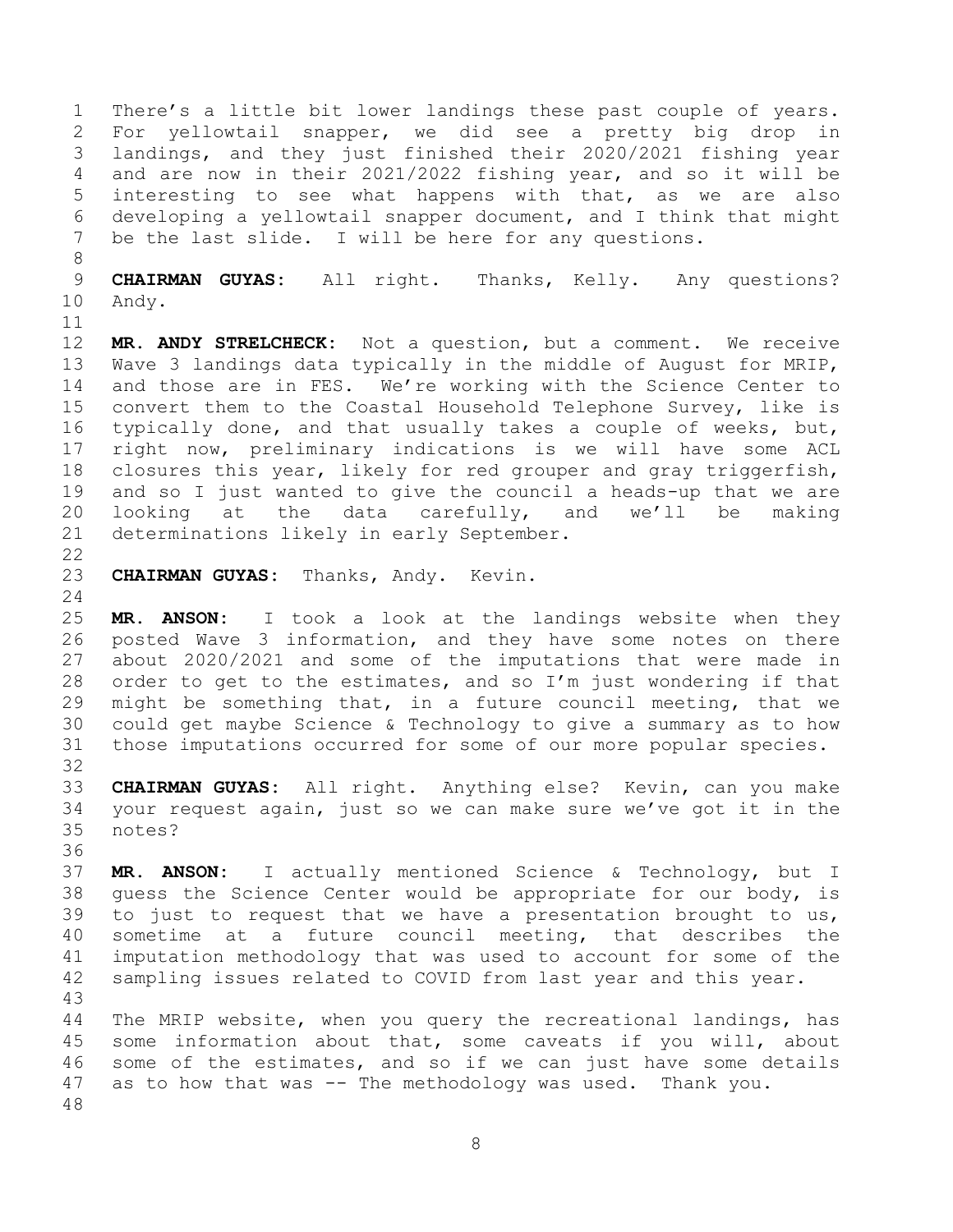There's a little bit lower landings these past couple of years. For yellowtail snapper, we did see a pretty big drop in landings, and they just finished their 2020/2021 fishing year and are now in their 2021/2022 fishing year, and so it will be interesting to see what happens with that, as we are also developing a yellowtail snapper document, and I think that might be the last slide. I will be here for any questions.

**CHAIRMAN GUYAS:** All right. Thanks, Kelly. Any questions? Andy.

**MR. ANDY STRELCHECK:** Not a question, but a comment. We receive Wave 3 landings data typically in the middle of August for MRIP, and those are in FES. We're working with the Science Center to convert them to the Coastal Household Telephone Survey, like is typically done, and that usually takes a couple of weeks, but, right now, preliminary indications is we will have some ACL closures this year, likely for red grouper and gray triggerfish, and so I just wanted to give the council a heads-up that we are looking at the data carefully, and we'll be making determinations likely in early September.

**CHAIRMAN GUYAS:** Thanks, Andy. Kevin.

**MR. ANSON:** I took a look at the landings website when they posted Wave 3 information, and they have some notes on there about 2020/2021 and some of the imputations that were made in order to get to the estimates, and so I'm just wondering if that might be something that, in a future council meeting, that we could get maybe Science & Technology to give a summary as to how those imputations occurred for some of our more popular species.

**CHAIRMAN GUYAS:** All right. Anything else? Kevin, can you make your request again, just so we can make sure we've got it in the notes?

**MR. ANSON:** I actually mentioned Science & Technology, but I guess the Science Center would be appropriate for our body, is to just to request that we have a presentation brought to us, sometime at a future council meeting, that describes the imputation methodology that was used to account for some of the sampling issues related to COVID from last year and this year.

The MRIP website, when you query the recreational landings, has some information about that, some caveats if you will, about some of the estimates, and so if we can just have some details as to how that was -- The methodology was used. Thank you.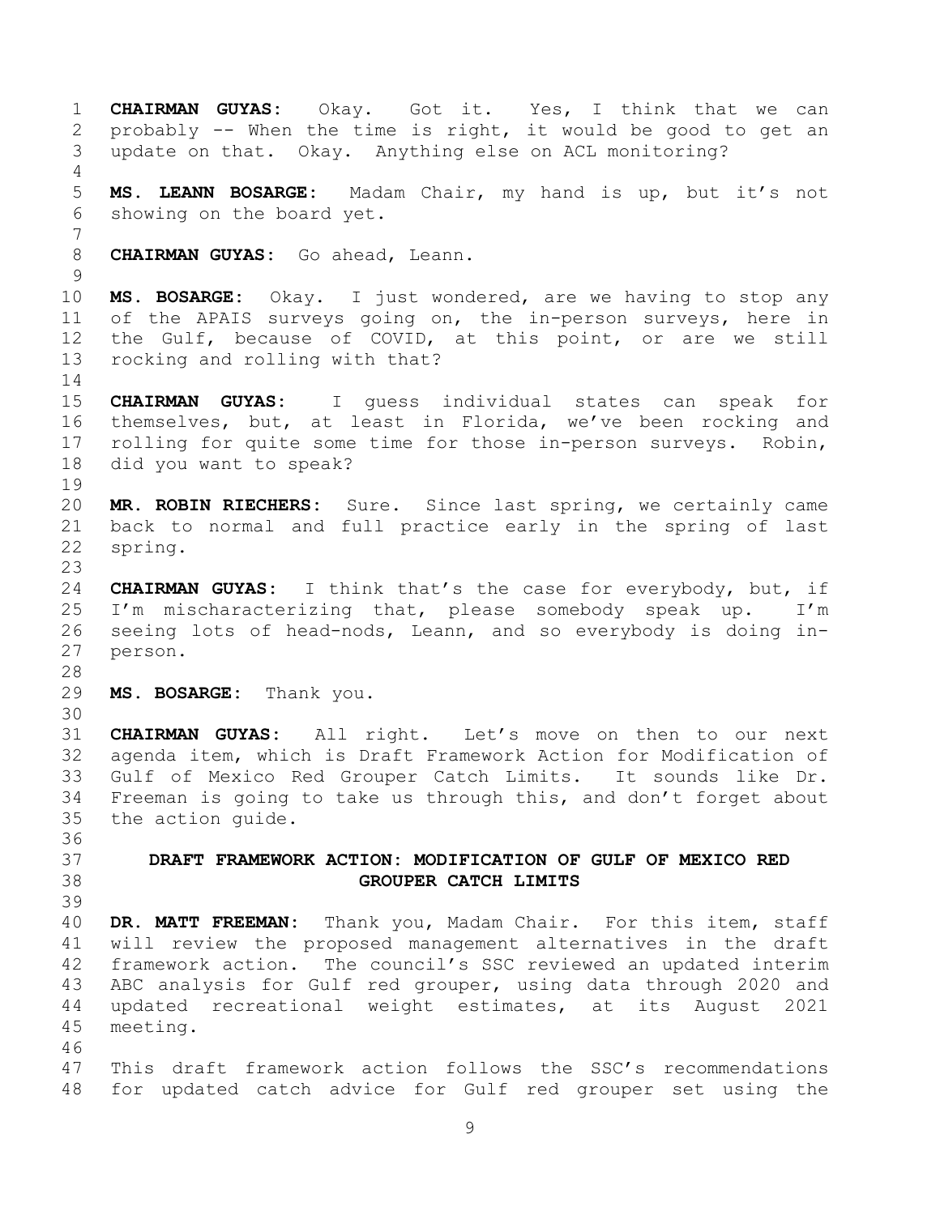**CHAIRMAN GUYAS:** Okay. Got it. Yes, I think that we can probably -- When the time is right, it would be good to get an update on that. Okay. Anything else on ACL monitoring?

**MS. LEANN BOSARGE:** Madam Chair, my hand is up, but it's not showing on the board yet.

**CHAIRMAN GUYAS:** Go ahead, Leann.

**MS. BOSARGE:** Okay. I just wondered, are we having to stop any of the APAIS surveys going on, the in-person surveys, here in the Gulf, because of COVID, at this point, or are we still rocking and rolling with that?

**CHAIRMAN GUYAS:** I guess individual states can speak for themselves, but, at least in Florida, we've been rocking and rolling for quite some time for those in-person surveys. Robin, did you want to speak?

**MR. ROBIN RIECHERS:** Sure. Since last spring, we certainly came back to normal and full practice early in the spring of last spring.

**CHAIRMAN GUYAS:** I think that's the case for everybody, but, if I'm mischaracterizing that, please somebody speak up. I'm seeing lots of head-nods, Leann, and so everybody is doing in-person.

**MS. BOSARGE:** Thank you.

**CHAIRMAN GUYAS:** All right. Let's move on then to our next agenda item, which is Draft Framework Action for Modification of Gulf of Mexico Red Grouper Catch Limits. It sounds like Dr. Freeman is going to take us through this, and don't forget about the action guide.

## DRAFT FRAMEWORK ACTION: MODIFICATION OF GULF OF MEXICO RED GROUPER CATCH LIMITS

**DR. MATT FREEMAN:** Thank you, Madam Chair. For this item, staff will review the proposed management alternatives in the draft framework action. The council's SSC reviewed an updated interim ABC analysis for Gulf red grouper, using data through 2020 and updated recreational weight estimates, at its August 2021 meeting.

This draft framework action follows the SSC's recommendations for updated catch advice for Gulf red grouper set using the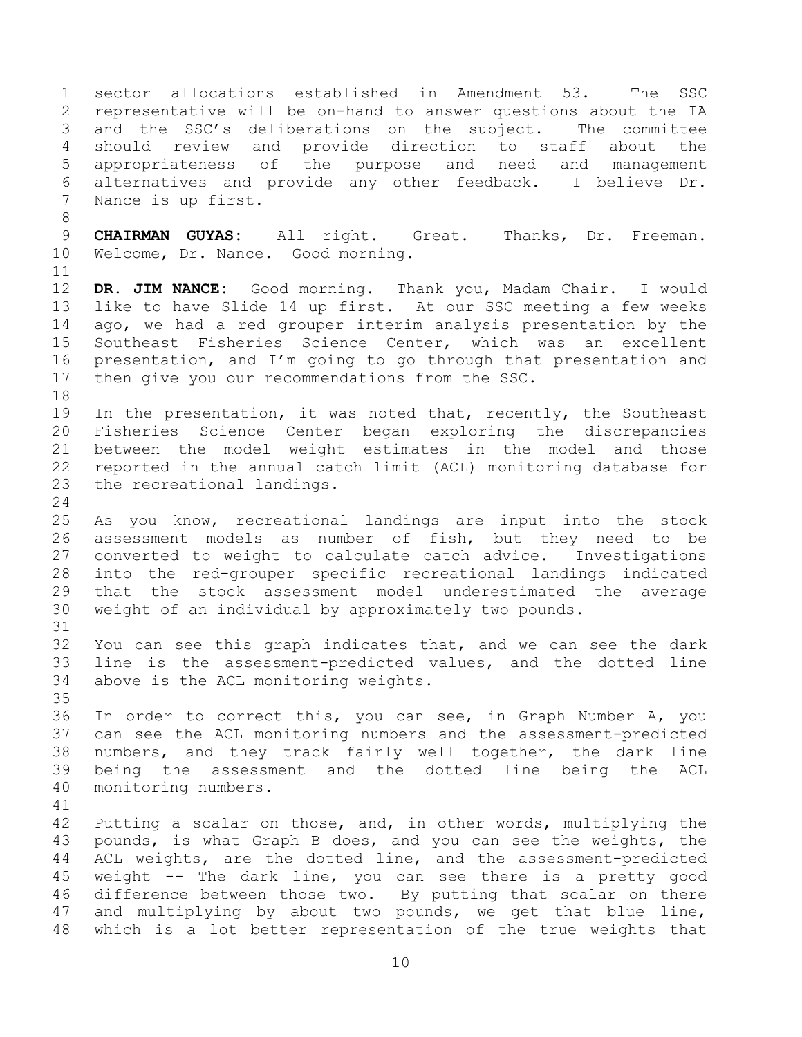sector allocations established in Amendment 53. The SSC representative will be on-hand to answer questions about the IA and the SSC's deliberations on the subject. The committee should review and provide direction to staff about the appropriateness of the purpose and need and management alternatives and provide any other feedback. I believe Dr. Nance is up first.

**CHAIRMAN GUYAS:** All right. Great. Thanks, Dr. Freeman. Welcome, Dr. Nance. Good morning.

**DR. JIM NANCE:** Good morning. Thank you, Madam Chair. I would like to have Slide 14 up first. At our SSC meeting a few weeks ago, we had a red grouper interim analysis presentation by the Southeast Fisheries Science Center, which was an excellent presentation, and I'm going to go through that presentation and then give you our recommendations from the SSC.

In the presentation, it was noted that, recently, the Southeast Fisheries Science Center began exploring the discrepancies between the model weight estimates in the model and those reported in the annual catch limit (ACL) monitoring database for the recreational landings.

As you know, recreational landings are input into the stock assessment models as number of fish, but they need to be converted to weight to calculate catch advice. Investigations into the red-grouper specific recreational landings indicated that the stock assessment model underestimated the average weight of an individual by approximately two pounds.

You can see this graph indicates that, and we can see the dark line is the assessment-predicted values, and the dotted line above is the ACL monitoring weights.

In order to correct this, you can see, in Graph Number A, you can see the ACL monitoring numbers and the assessment-predicted numbers, and they track fairly well together, the dark line being the assessment and the dotted line being the ACL monitoring numbers.

Putting a scalar on those, and, in other words, multiplying the pounds, is what Graph B does, and you can see the weights, the ACL weights, are the dotted line, and the assessment-predicted weight -- The dark line, you can see there is a pretty good difference between those two. By putting that scalar on there and multiplying by about two pounds, we get that blue line, which is a lot better representation of the true weights that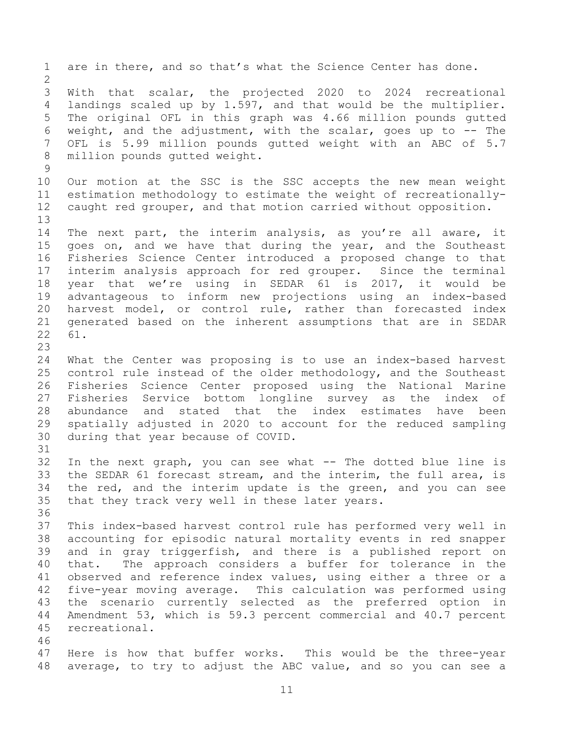are in there, and so that's what the Science Center has done.

With that scalar, the projected 2020 to 2024 recreational landings scaled up by 1.597, and that would be the multiplier. The original OFL in this graph was 4.66 million pounds gutted weight, and the adjustment, with the scalar, goes up to -- The OFL is 5.99 million pounds gutted weight with an ABC of 5.7 million pounds gutted weight.

Our motion at the SSC is the SSC accepts the new mean weight estimation methodology to estimate the weight of recreationally-caught red grouper, and that motion carried without opposition.

The next part, the interim analysis, as you're all aware, it goes on, and we have that during the year, and the Southeast Fisheries Science Center introduced a proposed change to that interim analysis approach for red grouper. Since the terminal year that we're using in SEDAR 61 is 2017, it would be advantageous to inform new projections using an index-based harvest model, or control rule, rather than forecasted index generated based on the inherent assumptions that are in SEDAR 61.

What the Center was proposing is to use an index-based harvest control rule instead of the older methodology, and the Southeast Fisheries Science Center proposed using the National Marine Fisheries Service bottom longline survey as the index of abundance and stated that the index estimates have been spatially adjusted in 2020 to account for the reduced sampling during that year because of COVID.

In the next graph, you can see what -- The dotted blue line is the SEDAR 61 forecast stream, and the interim, the full area, is the red, and the interim update is the green, and you can see that they track very well in these later years.

This index-based harvest control rule has performed very well in accounting for episodic natural mortality events in red snapper and in gray triggerfish, and there is a published report on that. The approach considers a buffer for tolerance in the observed and reference index values, using either a three or a five-year moving average. This calculation was performed using the scenario currently selected as the preferred option in Amendment 53, which is 59.3 percent commercial and 40.7 percent recreational.

Here is how that buffer works. This would be the three-year average, to try to adjust the ABC value, and so you can see a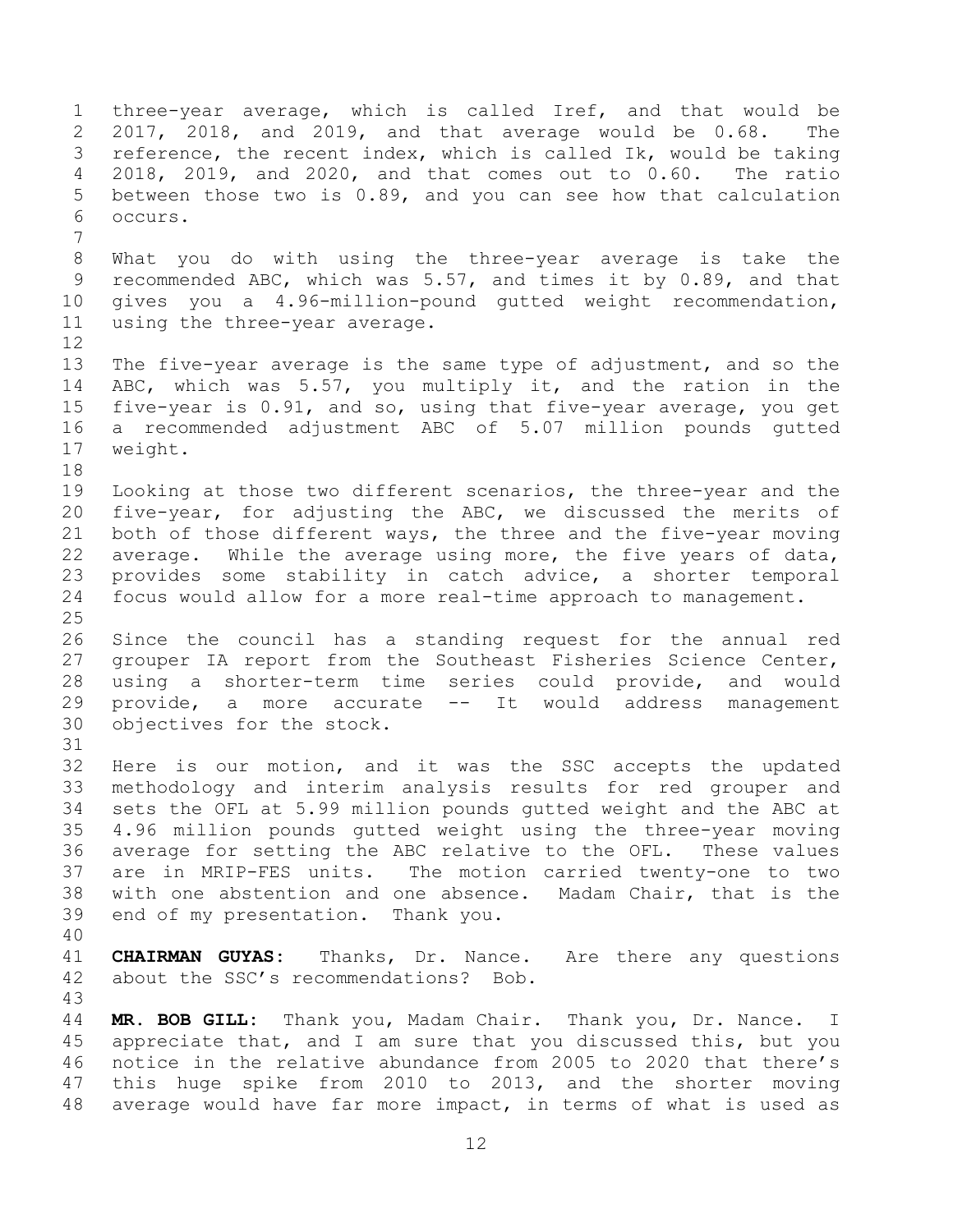three-year average, which is called Iref, and that would be 2017, 2018, and 2019, and that average would be 0.68. The reference, the recent index, which is called Ik, would be taking 2018, 2019, and 2020, and that comes out to 0.60. The ratio between those two is 0.89, and you can see how that calculation occurs.

What you do with using the three-year average is take the recommended ABC, which was 5.57, and times it by 0.89, and that gives you a 4.96-million-pound gutted weight recommendation, using the three-year average.

The five-year average is the same type of adjustment, and so the ABC, which was 5.57, you multiply it, and the ration in the five-year is 0.91, and so, using that five-year average, you get a recommended adjustment ABC of 5.07 million pounds gutted weight.

Looking at those two different scenarios, the three-year and the five-year, for adjusting the ABC, we discussed the merits of both of those different ways, the three and the five-year moving average. While the average using more, the five years of data, provides some stability in catch advice, a shorter temporal focus would allow for a more real-time approach to management.

Since the council has a standing request for the annual red grouper IA report from the Southeast Fisheries Science Center, using a shorter-term time series could provide, and would provide, a more accurate -- It would address management objectives for the stock.

Here is our motion, and it was the SSC accepts the updated methodology and interim analysis results for red grouper and sets the OFL at 5.99 million pounds gutted weight and the ABC at 4.96 million pounds gutted weight using the three-year moving average for setting the ABC relative to the OFL. These values are in MRIP-FES units. The motion carried twenty-one to two with one abstention and one absence. Madam Chair, that is the end of my presentation. Thank you.

**CHAIRMAN GUYAS:** Thanks, Dr. Nance. Are there any questions about the SSC's recommendations? Bob.

**MR. BOB GILL:** Thank you, Madam Chair. Thank you, Dr. Nance. I appreciate that, and I am sure that you discussed this, but you notice in the relative abundance from 2005 to 2020 that there's this huge spike from 2010 to 2013, and the shorter moving average would have far more impact, in terms of what is used as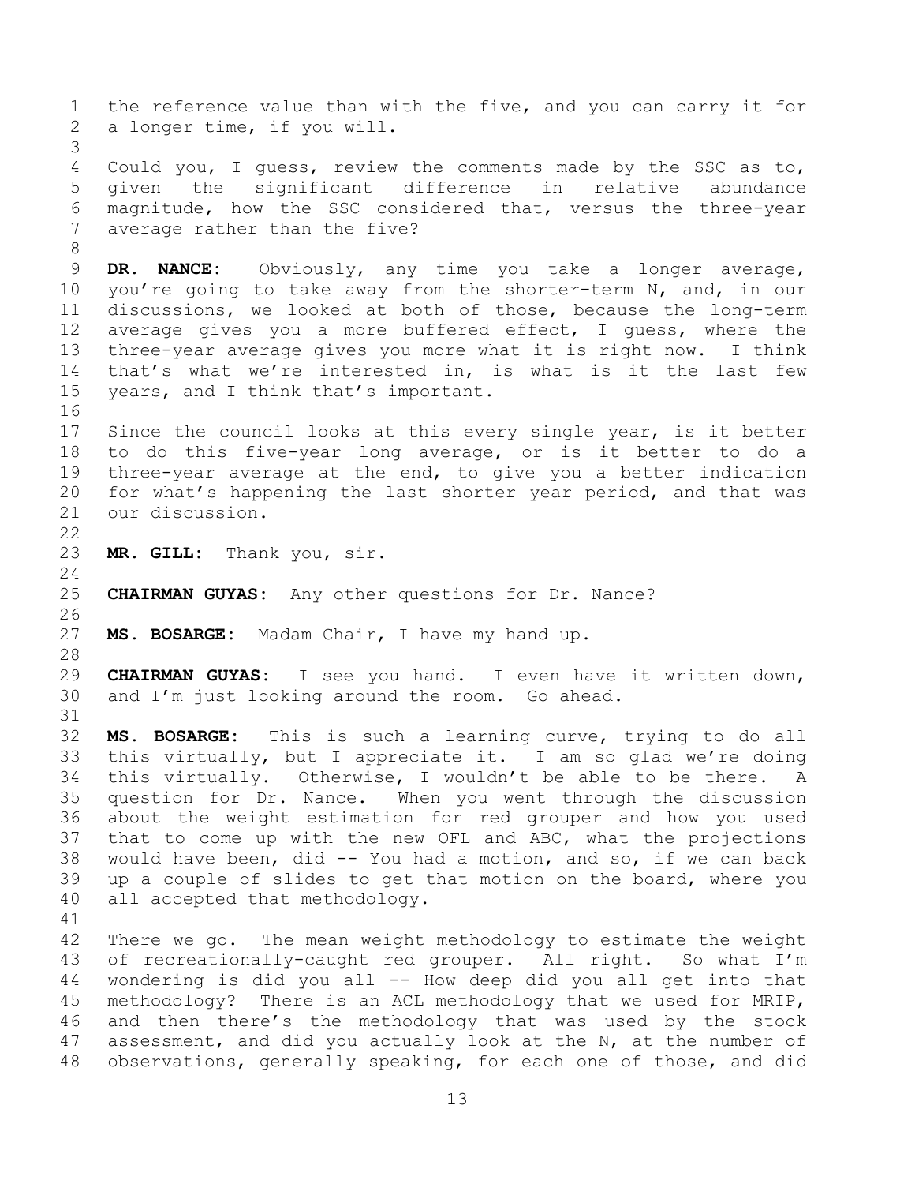the reference value than with the five, and you can carry it for a longer time, if you will.

Could you, I guess, review the comments made by the SSC as to, given the significant difference in relative abundance magnitude, how the SSC considered that, versus the three-year average rather than the five?

**DR. NANCE:** Obviously, any time you take a longer average, you're going to take away from the shorter-term N, and, in our discussions, we looked at both of those, because the long-term average gives you a more buffered effect, I guess, where the three-year average gives you more what it is right now. I think that's what we're interested in, is what is it the last few years, and I think that's important.

Since the council looks at this every single year, is it better to do this five-year long average, or is it better to do a three-year average at the end, to give you a better indication for what's happening the last shorter year period, and that was our discussion.

**MR. GILL:** Thank you, sir.

**CHAIRMAN GUYAS:** Any other questions for Dr. Nance?

**MS. BOSARGE:** Madam Chair, I have my hand up.

**CHAIRMAN GUYAS:** I see you hand. I even have it written down, and I'm just looking around the room. Go ahead.

**MS. BOSARGE:** This is such a learning curve, trying to do all this virtually, but I appreciate it. I am so glad we're doing this virtually. Otherwise, I wouldn't be able to be there. A question for Dr. Nance. When you went through the discussion about the weight estimation for red grouper and how you used that to come up with the new OFL and ABC, what the projections would have been, did -- You had a motion, and so, if we can back up a couple of slides to get that motion on the board, where you all accepted that methodology.

There we go. The mean weight methodology to estimate the weight of recreationally-caught red grouper. All right. So what I'm wondering is did you all -- How deep did you all get into that methodology? There is an ACL methodology that we used for MRIP, and then there's the methodology that was used by the stock assessment, and did you actually look at the N, at the number of observations, generally speaking, for each one of those, and did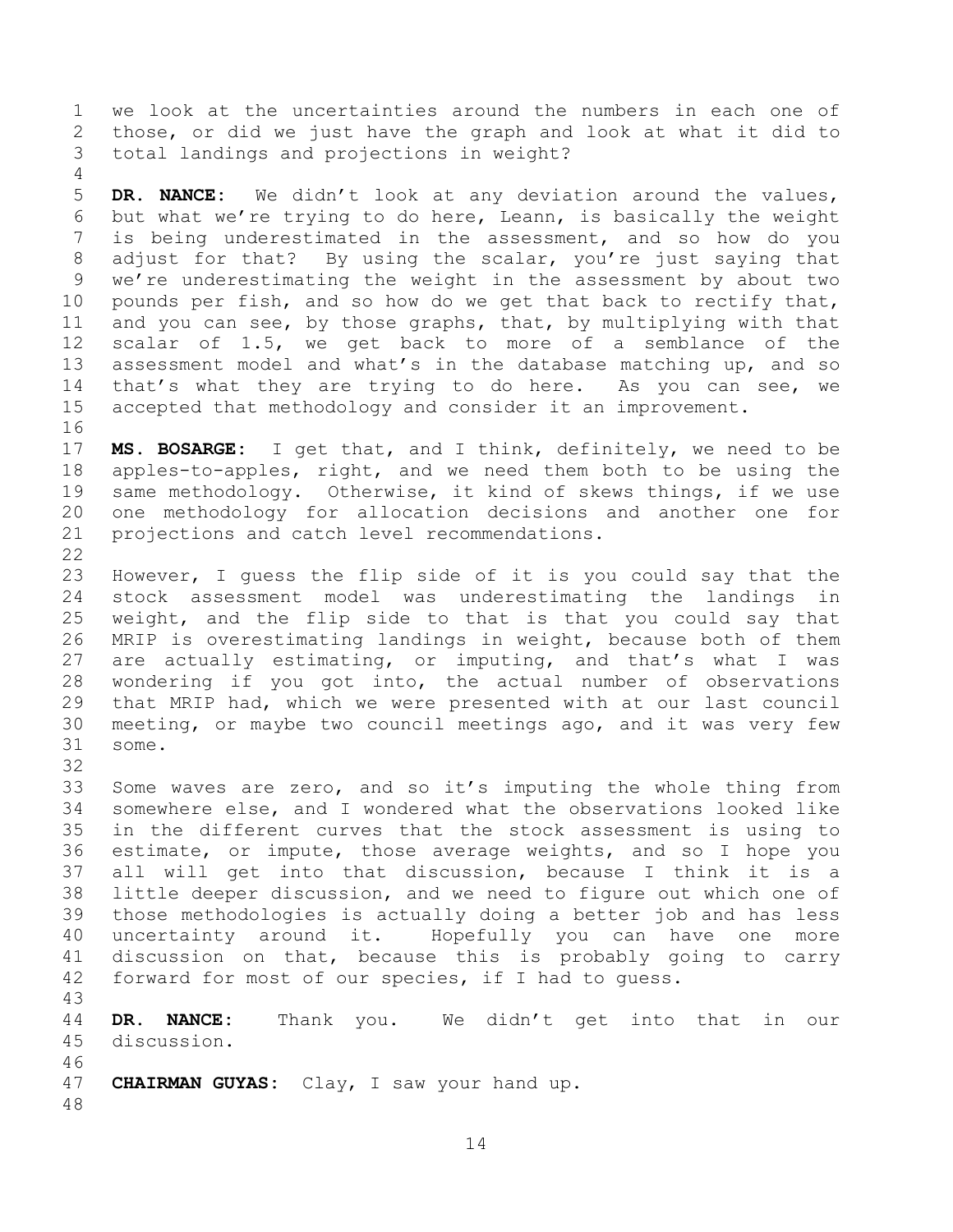we look at the uncertainties around the numbers in each one of those, or did we just have the graph and look at what it did to total landings and projections in weight?

**DR. NANCE:** We didn't look at any deviation around the values, but what we're trying to do here, Leann, is basically the weight is being underestimated in the assessment, and so how do you adjust for that? By using the scalar, you're just saying that we're underestimating the weight in the assessment by about two pounds per fish, and so how do we get that back to rectify that, and you can see, by those graphs, that, by multiplying with that scalar of 1.5, we get back to more of a semblance of the assessment model and what's in the database matching up, and so that's what they are trying to do here. As you can see, we accepted that methodology and consider it an improvement.

**MS. BOSARGE:** I get that, and I think, definitely, we need to be apples-to-apples, right, and we need them both to be using the same methodology. Otherwise, it kind of skews things, if we use one methodology for allocation decisions and another one for projections and catch level recommendations.

However, I guess the flip side of it is you could say that the stock assessment model was underestimating the landings in weight, and the flip side to that is that you could say that MRIP is overestimating landings in weight, because both of them are actually estimating, or imputing, and that's what I was wondering if you got into, the actual number of observations that MRIP had, which we were presented with at our last council meeting, or maybe two council meetings ago, and it was very few some.

Some waves are zero, and so it's imputing the whole thing from somewhere else, and I wondered what the observations looked like in the different curves that the stock assessment is using to estimate, or impute, those average weights, and so I hope you all will get into that discussion, because I think it is a little deeper discussion, and we need to figure out which one of those methodologies is actually doing a better job and has less uncertainty around it. Hopefully you can have one more discussion on that, because this is probably going to carry forward for most of our species, if I had to guess.

**DR. NANCE:** Thank you. We didn't get into that in our discussion.

**CHAIRMAN GUYAS:** Clay, I saw your hand up.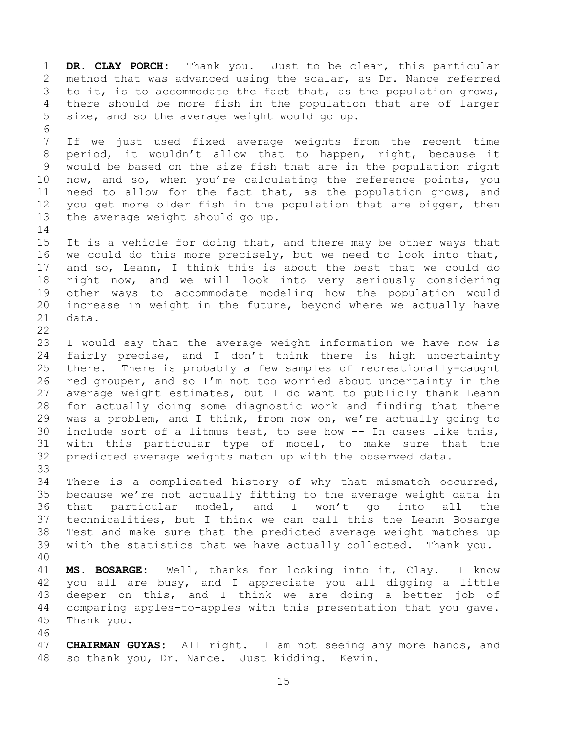**DR. CLAY PORCH:** Thank you. Just to be clear, this particular method that was advanced using the scalar, as Dr. Nance referred to it, is to accommodate the fact that, as the population grows, there should be more fish in the population that are of larger size, and so the average weight would go up.

If we just used fixed average weights from the recent time period, it wouldn't allow that to happen, right, because it would be based on the size fish that are in the population right now, and so, when you're calculating the reference points, you need to allow for the fact that, as the population grows, and you get more older fish in the population that are bigger, then the average weight should go up.

It is a vehicle for doing that, and there may be other ways that we could do this more precisely, but we need to look into that, and so, Leann, I think this is about the best that we could do right now, and we will look into very seriously considering other ways to accommodate modeling how the population would increase in weight in the future, beyond where we actually have data.

I would say that the average weight information we have now is fairly precise, and I don't think there is high uncertainty there. There is probably a few samples of recreationally-caught red grouper, and so I'm not too worried about uncertainty in the average weight estimates, but I do want to publicly thank Leann for actually doing some diagnostic work and finding that there was a problem, and I think, from now on, we're actually going to include sort of a litmus test, to see how -- In cases like this, with this particular type of model, to make sure that the predicted average weights match up with the observed data.

There is a complicated history of why that mismatch occurred, because we're not actually fitting to the average weight data in that particular model, and I won't go into all the technicalities, but I think we can call this the Leann Bosarge Test and make sure that the predicted average weight matches up with the statistics that we have actually collected. Thank you.

**MS. BOSARGE:** Well, thanks for looking into it, Clay. I know you all are busy, and I appreciate you all digging a little deeper on this, and I think we are doing a better job of comparing apples-to-apples with this presentation that you gave. Thank you.

**CHAIRMAN GUYAS:** All right. I am not seeing any more hands, and so thank you, Dr. Nance. Just kidding. Kevin.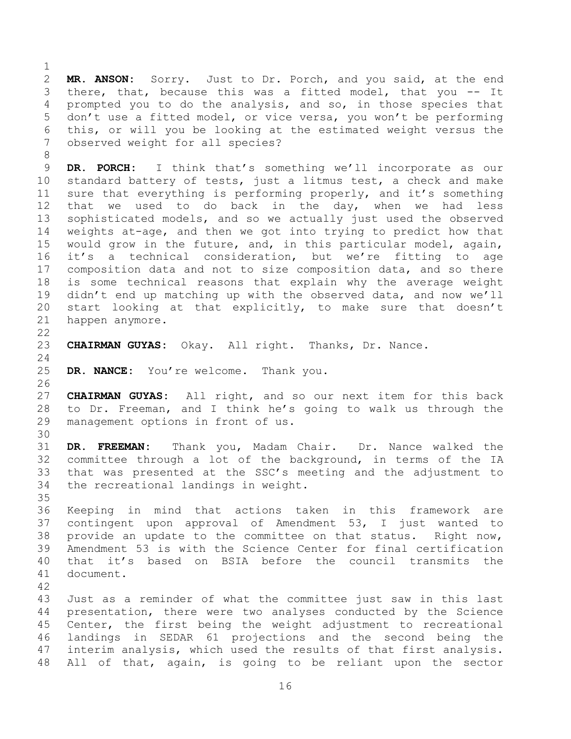**MR. ANSON:** Sorry. Just to Dr. Porch, and you said, at the end there, that, because this was a fitted model, that you -- It prompted you to do the analysis, and so, in those species that don't use a fitted model, or vice versa, you won't be performing this, or will you be looking at the estimated weight versus the observed weight for all species?

**DR. PORCH:** I think that's something we'll incorporate as our standard battery of tests, just a litmus test, a check and make sure that everything is performing properly, and it's something that we used to do back in the day, when we had less sophisticated models, and so we actually just used the observed weights at-age, and then we got into trying to predict how that would grow in the future, and, in this particular model, again, it's a technical consideration, but we're fitting to age composition data and not to size composition data, and so there is some technical reasons that explain why the average weight didn't end up matching up with the observed data, and now we'll start looking at that explicitly, to make sure that doesn't happen anymore.

**CHAIRMAN GUYAS:** Okay. All right. Thanks, Dr. Nance.

**DR. NANCE:** You're welcome. Thank you.

**CHAIRMAN GUYAS:** All right, and so our next item for this back to Dr. Freeman, and I think he's going to walk us through the management options in front of us.

**DR. FREEMAN:** Thank you, Madam Chair. Dr. Nance walked the committee through a lot of the background, in terms of the IA that was presented at the SSC's meeting and the adjustment to the recreational landings in weight.

Keeping in mind that actions taken in this framework are contingent upon approval of Amendment 53, I just wanted to provide an update to the committee on that status. Right now, Amendment 53 is with the Science Center for final certification that it's based on BSIA before the council transmits the document.

Just as a reminder of what the committee just saw in this last presentation, there were two analyses conducted by the Science Center, the first being the weight adjustment to recreational landings in SEDAR 61 projections and the second being the interim analysis, which used the results of that first analysis. All of that, again, is going to be reliant upon the sector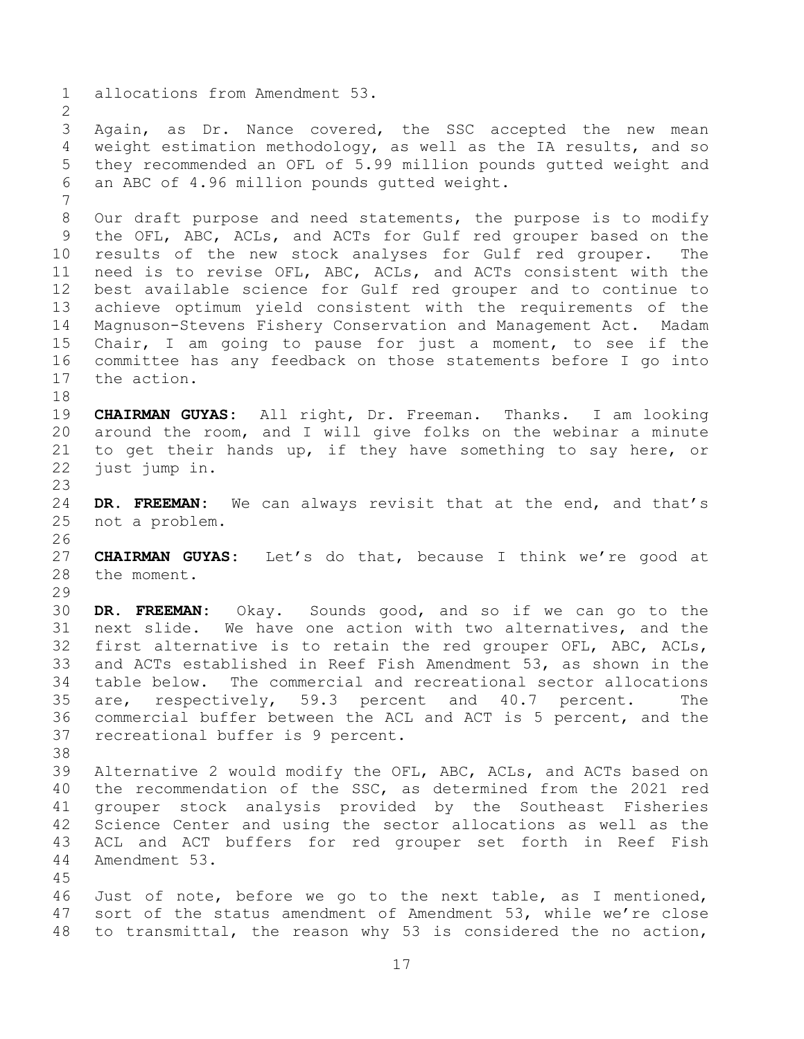allocations from Amendment 53.

Again, as Dr. Nance covered, the SSC accepted the new mean weight estimation methodology, as well as the IA results, and so they recommended an OFL of 5.99 million pounds gutted weight and an ABC of 4.96 million pounds gutted weight.

Our draft purpose and need statements, the purpose is to modify the OFL, ABC, ACLs, and ACTs for Gulf red grouper based on the results of the new stock analyses for Gulf red grouper. The need is to revise OFL, ABC, ACLs, and ACTs consistent with the best available science for Gulf red grouper and to continue to achieve optimum yield consistent with the requirements of the Magnuson-Stevens Fishery Conservation and Management Act. Madam Chair, I am going to pause for just a moment, to see if the committee has any feedback on those statements before I go into the action.

**CHAIRMAN GUYAS:** All right, Dr. Freeman. Thanks. I am looking around the room, and I will give folks on the webinar a minute to get their hands up, if they have something to say here, or just jump in.

**DR. FREEMAN:** We can always revisit that at the end, and that's not a problem.

**CHAIRMAN GUYAS:** Let's do that, because I think we're good at the moment.

**DR. FREEMAN:** Okay. Sounds good, and so if we can go to the next slide. We have one action with two alternatives, and the first alternative is to retain the red grouper OFL, ABC, ACLs, and ACTs established in Reef Fish Amendment 53, as shown in the table below. The commercial and recreational sector allocations are, respectively, 59.3 percent and 40.7 percent. The commercial buffer between the ACL and ACT is 5 percent, and the recreational buffer is 9 percent.

Alternative 2 would modify the OFL, ABC, ACLs, and ACTs based on the recommendation of the SSC, as determined from the 2021 red grouper stock analysis provided by the Southeast Fisheries Science Center and using the sector allocations as well as the ACL and ACT buffers for red grouper set forth in Reef Fish Amendment 53.

Just of note, before we go to the next table, as I mentioned, sort of the status amendment of Amendment 53, while we're close to transmittal, the reason why 53 is considered the no action,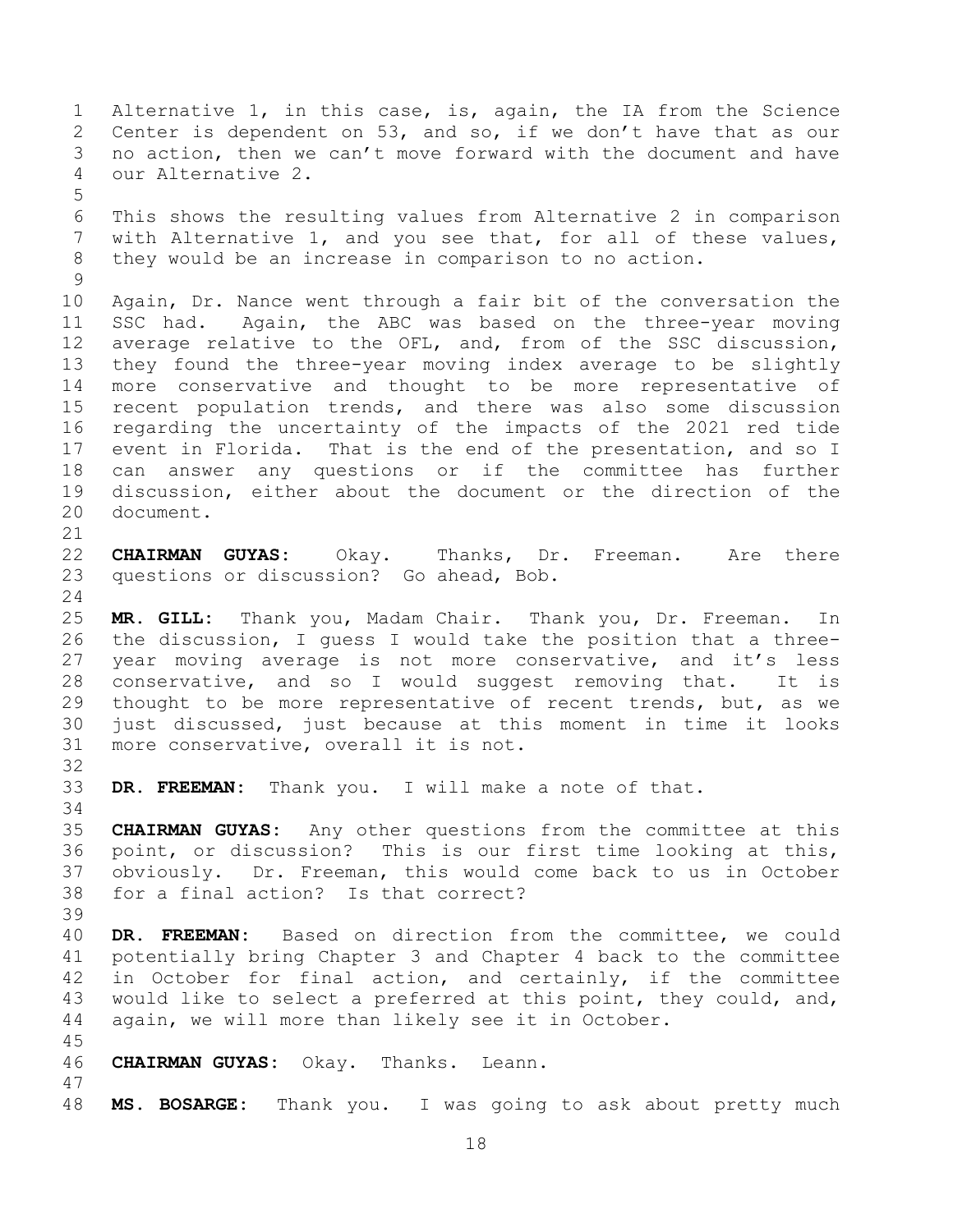Alternative 1, in this case, is, again, the IA from the Science Center is dependent on 53, and so, if we don't have that as our no action, then we can't move forward with the document and have our Alternative 2.

This shows the resulting values from Alternative 2 in comparison with Alternative 1, and you see that, for all of these values, they would be an increase in comparison to no action.

Again, Dr. Nance went through a fair bit of the conversation the SSC had. Again, the ABC was based on the three-year moving average relative to the OFL, and, from of the SSC discussion, they found the three-year moving index average to be slightly more conservative and thought to be more representative of recent population trends, and there was also some discussion regarding the uncertainty of the impacts of the 2021 red tide event in Florida. That is the end of the presentation, and so I can answer any questions or if the committee has further discussion, either about the document or the direction of the document.

**CHAIRMAN GUYAS:** Okay. Thanks, Dr. Freeman. Are there questions or discussion? Go ahead, Bob.

**MR. GILL:** Thank you, Madam Chair. Thank you, Dr. Freeman. In the discussion, I guess I would take the position that a three-year moving average is not more conservative, and it's less conservative, and so I would suggest removing that. It is thought to be more representative of recent trends, but, as we just discussed, just because at this moment in time it looks more conservative, overall it is not.

**DR. FREEMAN:** Thank you. I will make a note of that.

**CHAIRMAN GUYAS:** Any other questions from the committee at this point, or discussion? This is our first time looking at this, obviously. Dr. Freeman, this would come back to us in October for a final action? Is that correct?

**DR. FREEMAN:** Based on direction from the committee, we could potentially bring Chapter 3 and Chapter 4 back to the committee in October for final action, and certainly, if the committee would like to select a preferred at this point, they could, and, again, we will more than likely see it in October.

**CHAIRMAN GUYAS:** Okay. Thanks. Leann.

**MS. BOSARGE:** Thank you. I was going to ask about pretty much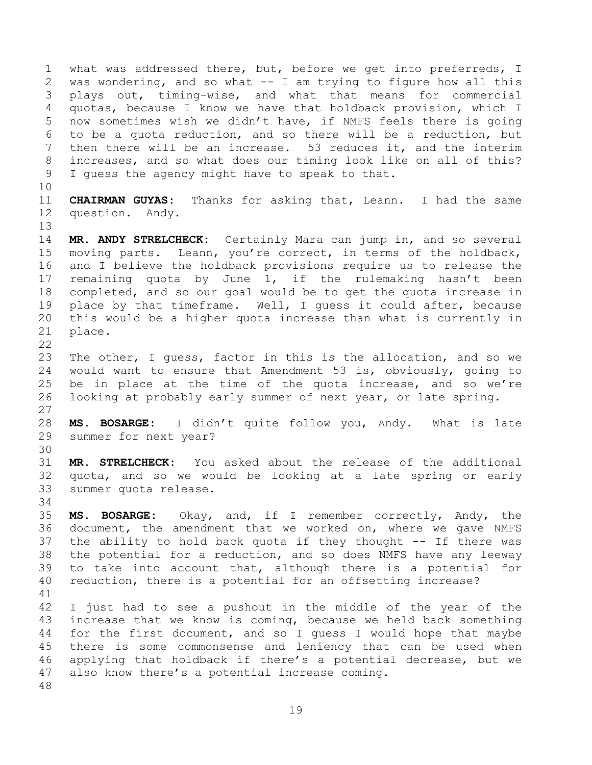what was addressed there, but, before we get into preferreds, I was wondering, and so what -- I am trying to figure how all this plays out, timing-wise, and what that means for commercial quotas, because I know we have that holdback provision, which I now sometimes wish we didn't have, if NMFS feels there is going to be a quota reduction, and so there will be a reduction, but then there will be an increase. 53 reduces it, and the interim increases, and so what does our timing look like on all of this? I guess the agency might have to speak to that.

**CHAIRMAN GUYAS:** Thanks for asking that, Leann. I had the same question. Andy.

**MR. ANDY STRELCHECK:** Certainly Mara can jump in, and so several moving parts. Leann, you're correct, in terms of the holdback, and I believe the holdback provisions require us to release the remaining quota by June 1, if the rulemaking hasn't been completed, and so our goal would be to get the quota increase in place by that timeframe. Well, I guess it could after, because this would be a higher quota increase than what is currently in place.

The other, I guess, factor in this is the allocation, and so we would want to ensure that Amendment 53 is, obviously, going to be in place at the time of the quota increase, and so we're looking at probably early summer of next year, or late spring.

**MS. BOSARGE:** I didn't quite follow you, Andy. What is late summer for next year?

**MR. STRELCHECK:** You asked about the release of the additional quota, and so we would be looking at a late spring or early summer quota release.

**MS. BOSARGE:** Okay, and, if I remember correctly, Andy, the document, the amendment that we worked on, where we gave NMFS the ability to hold back quota if they thought -- If there was the potential for a reduction, and so does NMFS have any leeway to take into account that, although there is a potential for reduction, there is a potential for an offsetting increase?

I just had to see a pushout in the middle of the year of the increase that we know is coming, because we held back something for the first document, and so I guess I would hope that maybe there is some commonsense and leniency that can be used when applying that holdback if there's a potential decrease, but we also know there's a potential increase coming.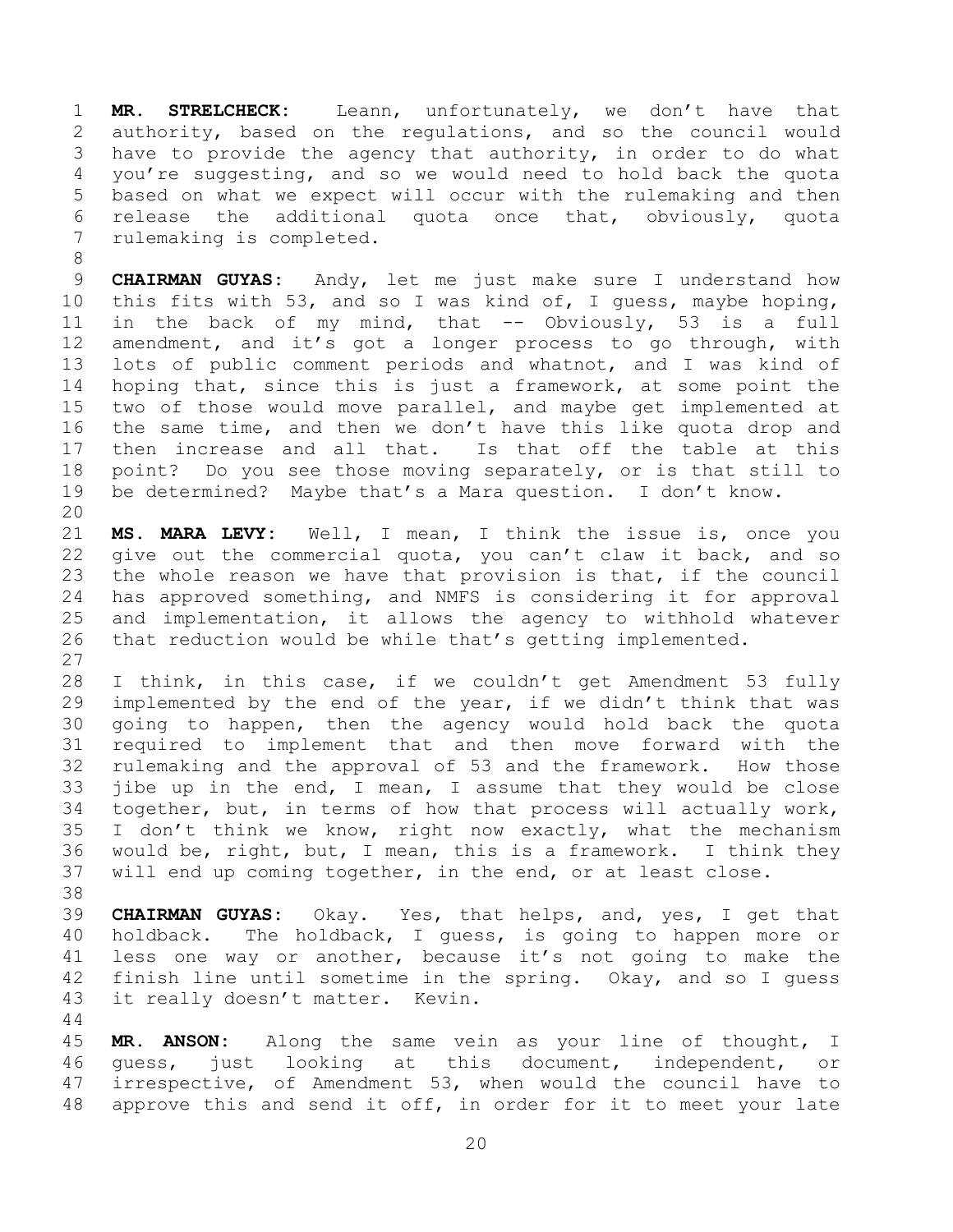**MR. STRELCHECK:** Leann, unfortunately, we don't have that authority, based on the regulations, and so the council would have to provide the agency that authority, in order to do what you're suggesting, and so we would need to hold back the quota based on what we expect will occur with the rulemaking and then release the additional quota once that, obviously, quota rulemaking is completed.

**CHAIRMAN GUYAS:** Andy, let me just make sure I understand how this fits with 53, and so I was kind of, I guess, maybe hoping, in the back of my mind, that -- Obviously, 53 is a full amendment, and it's got a longer process to go through, with lots of public comment periods and whatnot, and I was kind of hoping that, since this is just a framework, at some point the two of those would move parallel, and maybe get implemented at the same time, and then we don't have this like quota drop and then increase and all that. Is that off the table at this point? Do you see those moving separately, or is that still to be determined? Maybe that's a Mara question. I don't know.

**MS. MARA LEVY:** Well, I mean, I think the issue is, once you give out the commercial quota, you can't claw it back, and so the whole reason we have that provision is that, if the council has approved something, and NMFS is considering it for approval and implementation, it allows the agency to withhold whatever that reduction would be while that's getting implemented.

I think, in this case, if we couldn't get Amendment 53 fully implemented by the end of the year, if we didn't think that was going to happen, then the agency would hold back the quota required to implement that and then move forward with the rulemaking and the approval of 53 and the framework. How those jibe up in the end, I mean, I assume that they would be close together, but, in terms of how that process will actually work, I don't think we know, right now exactly, what the mechanism would be, right, but, I mean, this is a framework. I think they will end up coming together, in the end, or at least close.

**CHAIRMAN GUYAS:** Okay. Yes, that helps, and, yes, I get that holdback. The holdback, I guess, is going to happen more or less one way or another, because it's not going to make the finish line until sometime in the spring. Okay, and so I guess it really doesn't matter. Kevin.

**MR. ANSON:** Along the same vein as your line of thought, I guess, just looking at this document, independent, or irrespective, of Amendment 53, when would the council have to approve this and send it off, in order for it to meet your late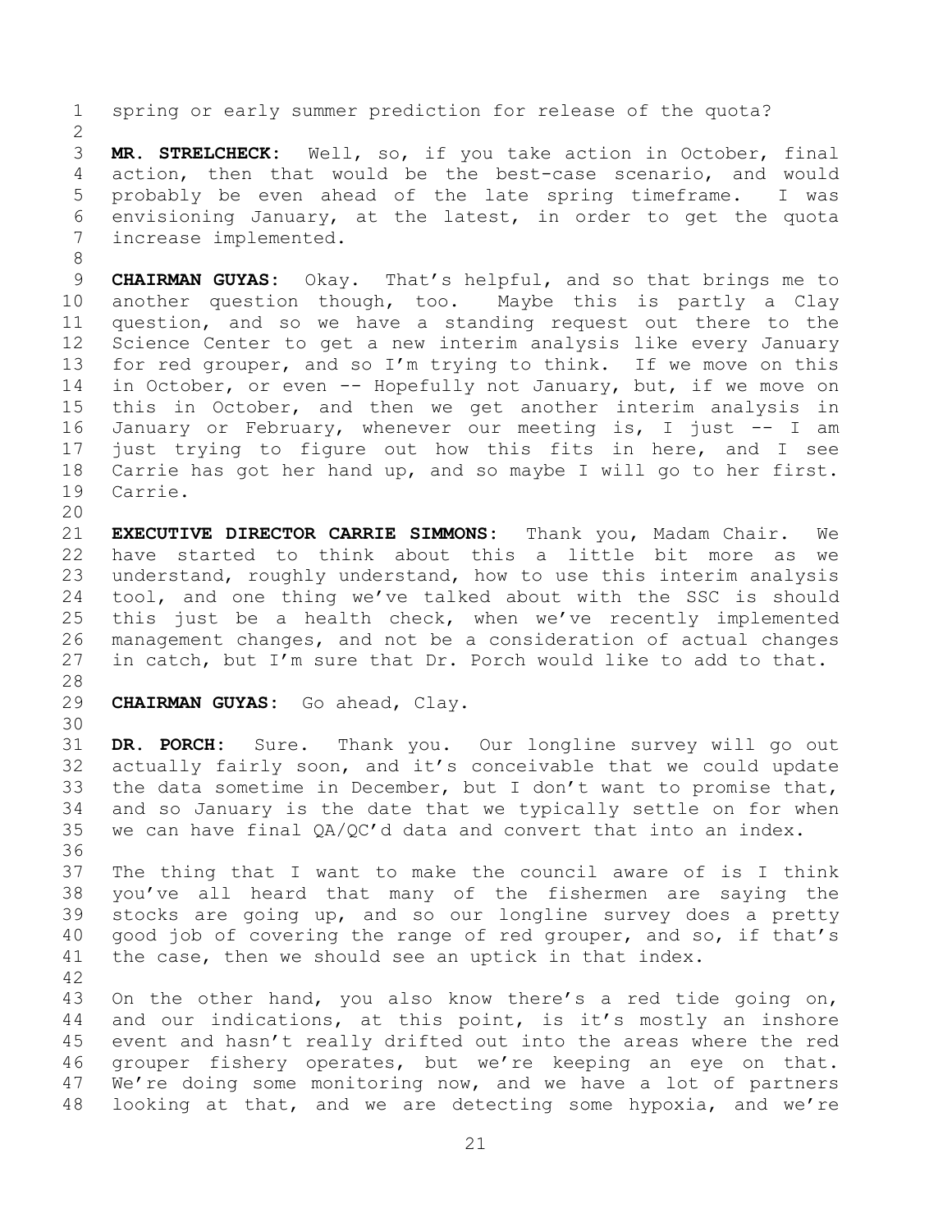spring or early summer prediction for release of the quota?

**MR. STRELCHECK:** Well, so, if you take action in October, final action, then that would be the best-case scenario, and would probably be even ahead of the late spring timeframe. I was envisioning January, at the latest, in order to get the quota increase implemented.

**CHAIRMAN GUYAS:** Okay. That's helpful, and so that brings me to another question though, too. Maybe this is partly a Clay question, and so we have a standing request out there to the Science Center to get a new interim analysis like every January for red grouper, and so I'm trying to think. If we move on this in October, or even -- Hopefully not January, but, if we move on this in October, and then we get another interim analysis in January or February, whenever our meeting is, I just -- I am just trying to figure out how this fits in here, and I see Carrie has got her hand up, and so maybe I will go to her first. Carrie.

**EXECUTIVE DIRECTOR CARRIE SIMMONS:** Thank you, Madam Chair. We have started to think about this a little bit more as we understand, roughly understand, how to use this interim analysis tool, and one thing we've talked about with the SSC is should this just be a health check, when we've recently implemented management changes, and not be a consideration of actual changes in catch, but I'm sure that Dr. Porch would like to add to that.

**CHAIRMAN GUYAS:** Go ahead, Clay.

**DR. PORCH:** Sure. Thank you. Our longline survey will go out actually fairly soon, and it's conceivable that we could update the data sometime in December, but I don't want to promise that, and so January is the date that we typically settle on for when we can have final QA/QC'd data and convert that into an index.

The thing that I want to make the council aware of is I think you've all heard that many of the fishermen are saying the stocks are going up, and so our longline survey does a pretty good job of covering the range of red grouper, and so, if that's the case, then we should see an uptick in that index.

On the other hand, you also know there's a red tide going on, and our indications, at this point, is it's mostly an inshore event and hasn't really drifted out into the areas where the red grouper fishery operates, but we're keeping an eye on that. We're doing some monitoring now, and we have a lot of partners looking at that, and we are detecting some hypoxia, and we're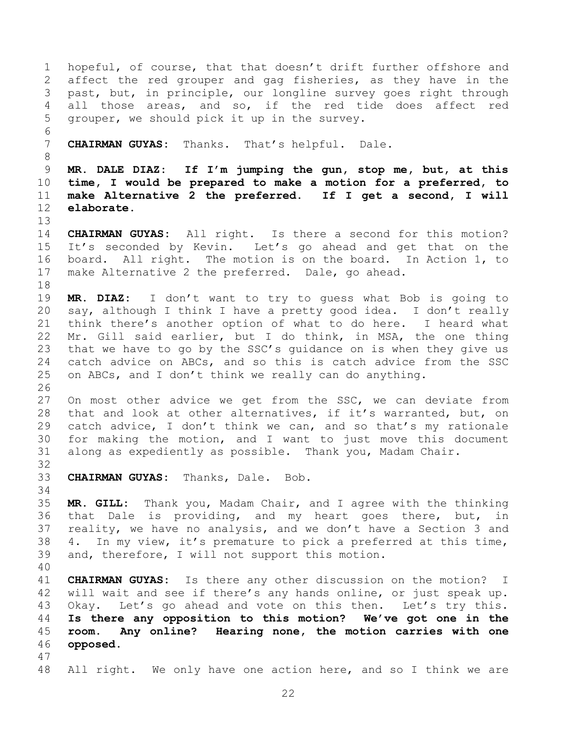hopeful, of course, that that doesn't drift further offshore and affect the red grouper and gag fisheries, as they have in the past, but, in principle, our longline survey goes right through all those areas, and so, if the red tide does affect red grouper, we should pick it up in the survey.

**CHAIRMAN GUYAS:** Thanks. That's helpful. Dale.

**MR. DALE DIAZ: If I'm jumping the gun, stop me, but, at this time, I would be prepared to make a motion for a preferred, to make Alternative 2 the preferred. If I get a second, I will elaborate.**

**CHAIRMAN GUYAS:** All right. Is there a second for this motion? It's seconded by Kevin. Let's go ahead and get that on the board. All right. The motion is on the board. In Action 1, to make Alternative 2 the preferred. Dale, go ahead.

**MR. DIAZ:** I don't want to try to guess what Bob is going to say, although I think I have a pretty good idea. I don't really think there's another option of what to do here. I heard what Mr. Gill said earlier, but I do think, in MSA, the one thing that we have to go by the SSC's guidance on is when they give us catch advice on ABCs, and so this is catch advice from the SSC on ABCs, and I don't think we really can do anything.

On most other advice we get from the SSC, we can deviate from that and look at other alternatives, if it's warranted, but, on catch advice, I don't think we can, and so that's my rationale for making the motion, and I want to just move this document along as expeditiously as possible. Thank you, Madam Chair.

**CHAIRMAN GUYAS:** Thanks, Dale. Bob.

**MR. GILL:** Thank you, Madam Chair, and I agree with the thinking that Dale is providing, and my heart goes there, but, in reality, we have no analysis, and we don't have a Section 3 and 4. In my view, it's premature to pick a preferred at this time, and, therefore, I will not support this motion.

**CHAIRMAN GUYAS:** Is there any other discussion on the motion? I will wait and see if there's any hands online, or just speak up. Okay. Let's go ahead and vote on this then. Let's try this. **Is there any opposition to this motion? We've got one in the room. Any online? Hearing none, the motion carries with one opposed.**

All right. We only have one action here, and so I think we are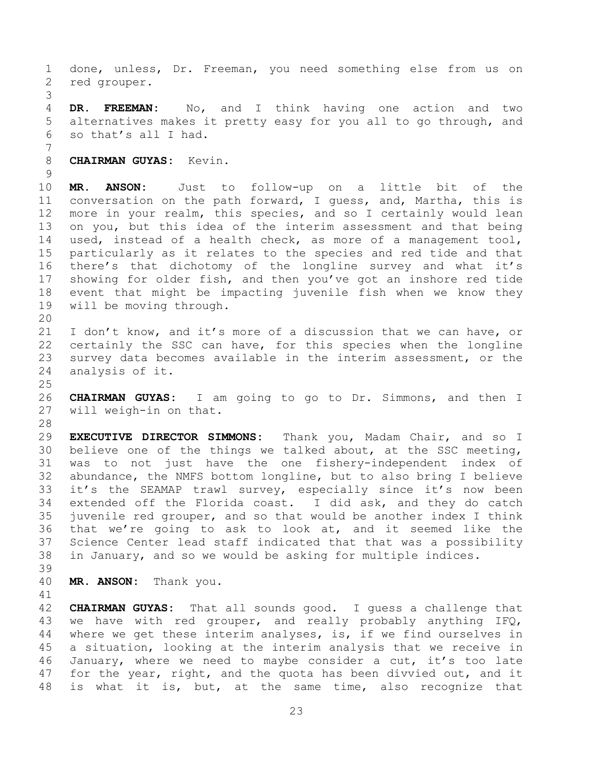done, unless, Dr. Freeman, you need something else from us on red grouper.

**DR. FREEMAN:** No, and I think having one action and two alternatives makes it pretty easy for you all to go through, and so that's all I had.

**CHAIRMAN GUYAS:** Kevin.

**MR. ANSON:** Just to follow-up on a little bit of the conversation on the path forward, I guess, and, Martha, this is more in your realm, this species, and so I certainly would lean on you, but this idea of the interim assessment and that being used, instead of a health check, as more of a management tool, particularly as it relates to the species and red tide and that there's that dichotomy of the longline survey and what it's showing for older fish, and then you've got an inshore red tide event that might be impacting juvenile fish when we know they will be moving through.

I don't know, and it's more of a discussion that we can have, or certainly the SSC can have, for this species when the longline survey data becomes available in the interim assessment, or the analysis of it.

**CHAIRMAN GUYAS:** I am going to go to Dr. Simmons, and then I will weigh-in on that.

**EXECUTIVE DIRECTOR SIMMONS:** Thank you, Madam Chair, and so I believe one of the things we talked about, at the SSC meeting, was to not just have the one fishery-independent index of abundance, the NMFS bottom longline, but to also bring I believe it's the SEAMAP trawl survey, especially since it's now been extended off the Florida coast. I did ask, and they do catch juvenile red grouper, and so that would be another index I think that we're going to ask to look at, and it seemed like the Science Center lead staff indicated that that was a possibility in January, and so we would be asking for multiple indices.

**MR. ANSON:** Thank you.

**CHAIRMAN GUYAS:** That all sounds good. I guess a challenge that we have with red grouper, and really probably anything IFQ, where we get these interim analyses, is, if we find ourselves in a situation, looking at the interim analysis that we receive in January, where we need to maybe consider a cut, it's too late for the year, right, and the quota has been divvied out, and it is what it is, but, at the same time, also recognize that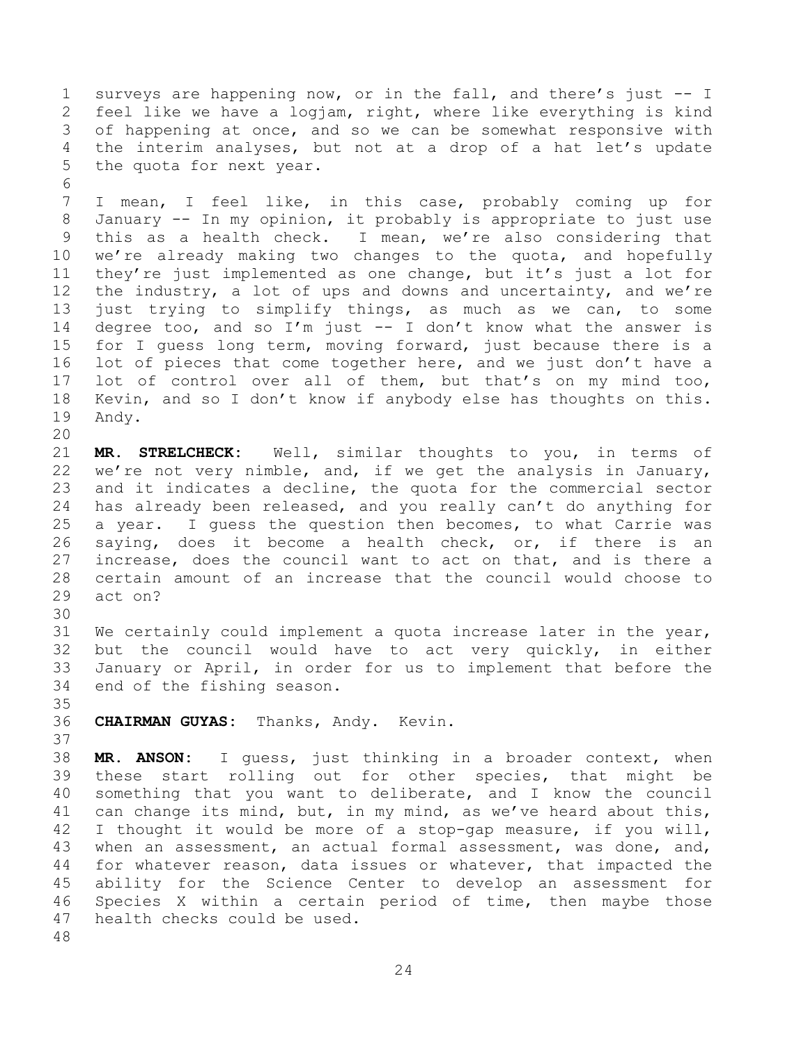surveys are happening now, or in the fall, and there's just -- I feel like we have a logjam, right, where like everything is kind of happening at once, and so we can be somewhat responsive with the interim analyses, but not at a drop of a hat let's update the quota for next year.

I mean, I feel like, in this case, probably coming up for January -- In my opinion, it probably is appropriate to just use this as a health check. I mean, we're also considering that we're already making two changes to the quota, and hopefully they're just implemented as one change, but it's just a lot for the industry, a lot of ups and downs and uncertainty, and we're just trying to simplify things, as much as we can, to some degree too, and so I'm just -- I don't know what the answer is for I guess long term, moving forward, just because there is a lot of pieces that come together here, and we just don't have a lot of control over all of them, but that's on my mind too, Kevin, and so I don't know if anybody else has thoughts on this. Andy.

**MR. STRELCHECK:** Well, similar thoughts to you, in terms of we're not very nimble, and, if we get the analysis in January, and it indicates a decline, the quota for the commercial sector has already been released, and you really can't do anything for a year. I guess the question then becomes, to what Carrie was saying, does it become a health check, or, if there is an increase, does the council want to act on that, and is there a certain amount of an increase that the council would choose to act on?

We certainly could implement a quota increase later in the year, but the council would have to act very quickly, in either January or April, in order for us to implement that before the end of the fishing season.

**CHAIRMAN GUYAS:** Thanks, Andy. Kevin.

**MR. ANSON:** I guess, just thinking in a broader context, when these start rolling out for other species, that might be something that you want to deliberate, and I know the council can change its mind, but, in my mind, as we've heard about this, I thought it would be more of a stop-gap measure, if you will, when an assessment, an actual formal assessment, was done, and, for whatever reason, data issues or whatever, that impacted the ability for the Science Center to develop an assessment for Species X within a certain period of time, then maybe those health checks could be used.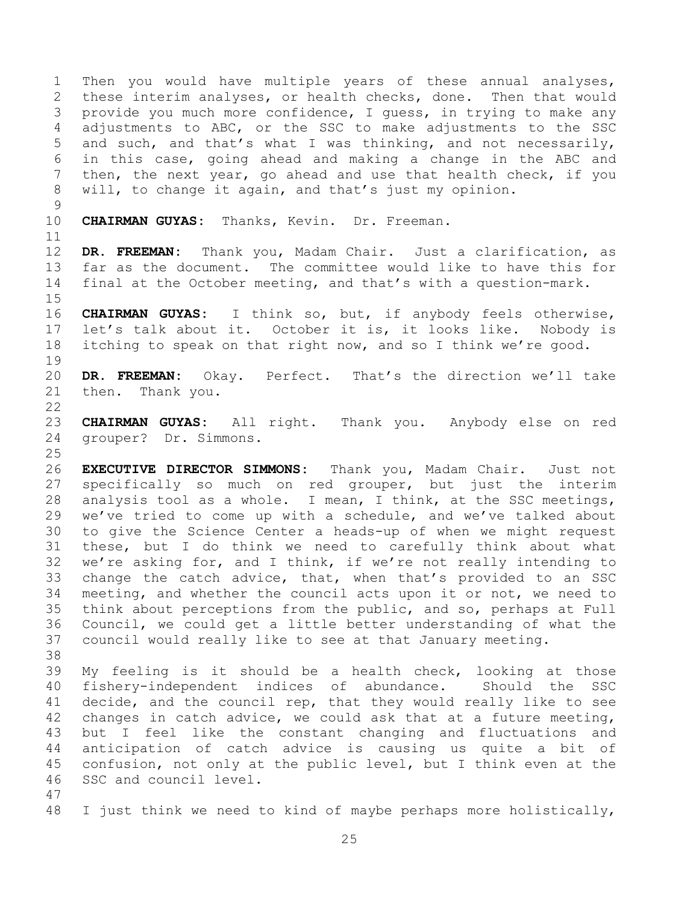Then you would have multiple years of these annual analyses, these interim analyses, or health checks, done. Then that would provide you much more confidence, I guess, in trying to make any adjustments to ABC, or the SSC to make adjustments to the SSC and such, and that's what I was thinking, and not necessarily, in this case, going ahead and making a change in the ABC and then, the next year, go ahead and use that health check, if you will, to change it again, and that's just my opinion.

**CHAIRMAN GUYAS:** Thanks, Kevin. Dr. Freeman.

**DR. FREEMAN:** Thank you, Madam Chair. Just a clarification, as far as the document. The committee would like to have this for final at the October meeting, and that's with a question-mark.

**CHAIRMAN GUYAS:** I think so, but, if anybody feels otherwise, let's talk about it. October it is, it looks like. Nobody is itching to speak on that right now, and so I think we're good.

**DR. FREEMAN:** Okay. Perfect. That's the direction we'll take then. Thank you.

**CHAIRMAN GUYAS:** All right. Thank you. Anybody else on red grouper? Dr. Simmons.

**EXECUTIVE DIRECTOR SIMMONS:** Thank you, Madam Chair. Just not specifically so much on red grouper, but just the interim analysis tool as a whole. I mean, I think, at the SSC meetings, we've tried to come up with a schedule, and we've talked about to give the Science Center a heads-up of when we might request these, but I do think we need to carefully think about what we're asking for, and I think, if we're not really intending to change the catch advice, that, when that's provided to an SSC meeting, and whether the council acts upon it or not, we need to think about perceptions from the public, and so, perhaps at Full Council, we could get a little better understanding of what the council would really like to see at that January meeting.

My feeling is it should be a health check, looking at those fishery-independent indices of abundance. Should the SSC decide, and the council rep, that they would really like to see changes in catch advice, we could ask that at a future meeting, but I feel like the constant changing and fluctuations and anticipation of catch advice is causing us quite a bit of confusion, not only at the public level, but I think even at the SSC and council level.

I just think we need to kind of maybe perhaps more holistically,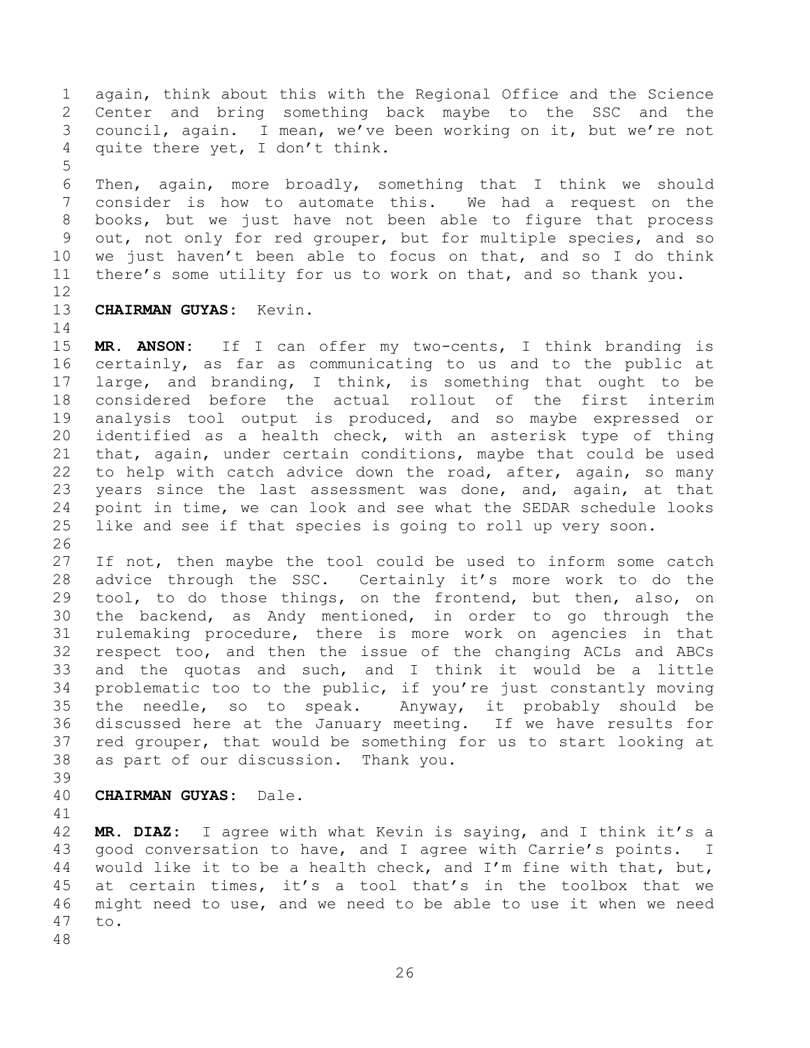again, think about this with the Regional Office and the Science Center and bring something back maybe to the SSC and the council, again. I mean, we've been working on it, but we're not quite there yet, I don't think.

Then, again, more broadly, something that I think we should consider is how to automate this. We had a request on the books, but we just have not been able to figure that process out, not only for red grouper, but for multiple species, and so we just haven't been able to focus on that, and so I do think there's some utility for us to work on that, and so thank you.

**CHAIRMAN GUYAS:** Kevin.

**MR. ANSON:** If I can offer my two-cents, I think branding is certainly, as far as communicating to us and to the public at large, and branding, I think, is something that ought to be considered before the actual rollout of the first interim analysis tool output is produced, and so maybe expressed or identified as a health check, with an asterisk type of thing that, again, under certain conditions, maybe that could be used to help with catch advice down the road, after, again, so many years since the last assessment was done, and, again, at that point in time, we can look and see what the SEDAR schedule looks like and see if that species is going to roll up very soon.

If not, then maybe the tool could be used to inform some catch advice through the SSC. Certainly it's more work to do the tool, to do those things, on the frontend, but then, also, on the backend, as Andy mentioned, in order to go through the rulemaking procedure, there is more work on agencies in that respect too, and then the issue of the changing ACLs and ABCs and the quotas and such, and I think it would be a little problematic too to the public, if you're just constantly moving the needle, so to speak. Anyway, it probably should be discussed here at the January meeting. If we have results for red grouper, that would be something for us to start looking at as part of our discussion. Thank you.

**CHAIRMAN GUYAS:** Dale.

**MR. DIAZ:** I agree with what Kevin is saying, and I think it's a good conversation to have, and I agree with Carrie's points. I would like it to be a health check, and I'm fine with that, but, at certain times, it's a tool that's in the toolbox that we might need to use, and we need to be able to use it when we need to.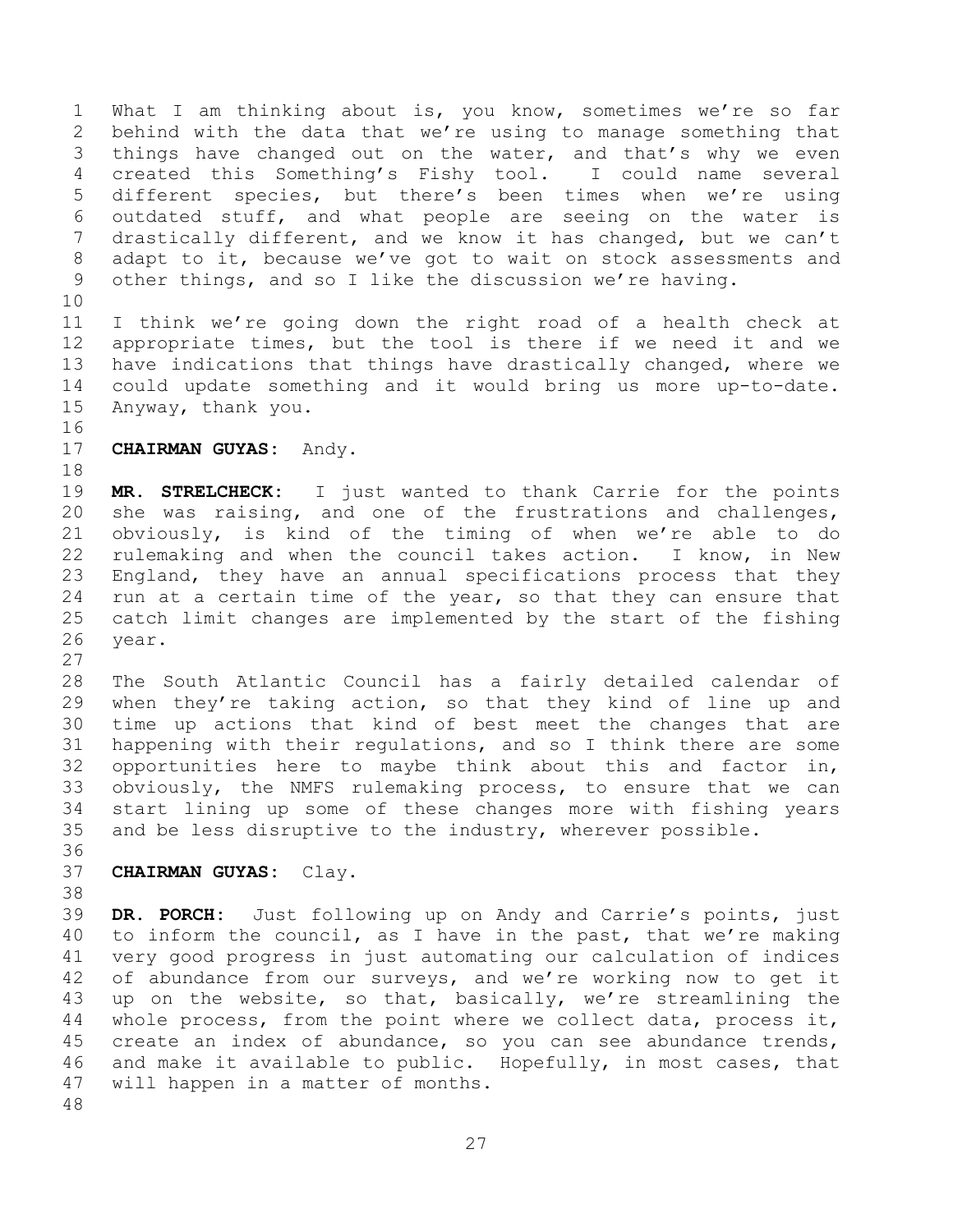What I am thinking about is, you know, sometimes we're so far behind with the data that we're using to manage something that things have changed out on the water, and that's why we even created this Something's Fishy tool. I could name several different species, but there's been times when we're using outdated stuff, and what people are seeing on the water is drastically different, and we know it has changed, but we can't adapt to it, because we've got to wait on stock assessments and other things, and so I like the discussion we're having.

I think we're going down the right road of a health check at appropriate times, but the tool is there if we need it and we have indications that things have drastically changed, where we could update something and it would bring us more up-to-date. Anyway, thank you.

**CHAIRMAN GUYAS:** Andy.

**MR. STRELCHECK:** I just wanted to thank Carrie for the points she was raising, and one of the frustrations and challenges, obviously, is kind of the timing of when we're able to do rulemaking and when the council takes action. I know, in New England, they have an annual specifications process that they run at a certain time of the year, so that they can ensure that catch limit changes are implemented by the start of the fishing year.

The South Atlantic Council has a fairly detailed calendar of when they're taking action, so that they kind of line up and time up actions that kind of best meet the changes that are happening with their regulations, and so I think there are some opportunities here to maybe think about this and factor in, obviously, the NMFS rulemaking process, to ensure that we can start lining up some of these changes more with fishing years and be less disruptive to the industry, wherever possible.

**CHAIRMAN GUYAS:** Clay.

**DR. PORCH:** Just following up on Andy and Carrie's points, just to inform the council, as I have in the past, that we're making very good progress in just automating our calculation of indices of abundance from our surveys, and we're working now to get it up on the website, so that, basically, we're streamlining the whole process, from the point where we collect data, process it, create an index of abundance, so you can see abundance trends, and make it available to public. Hopefully, in most cases, that will happen in a matter of months.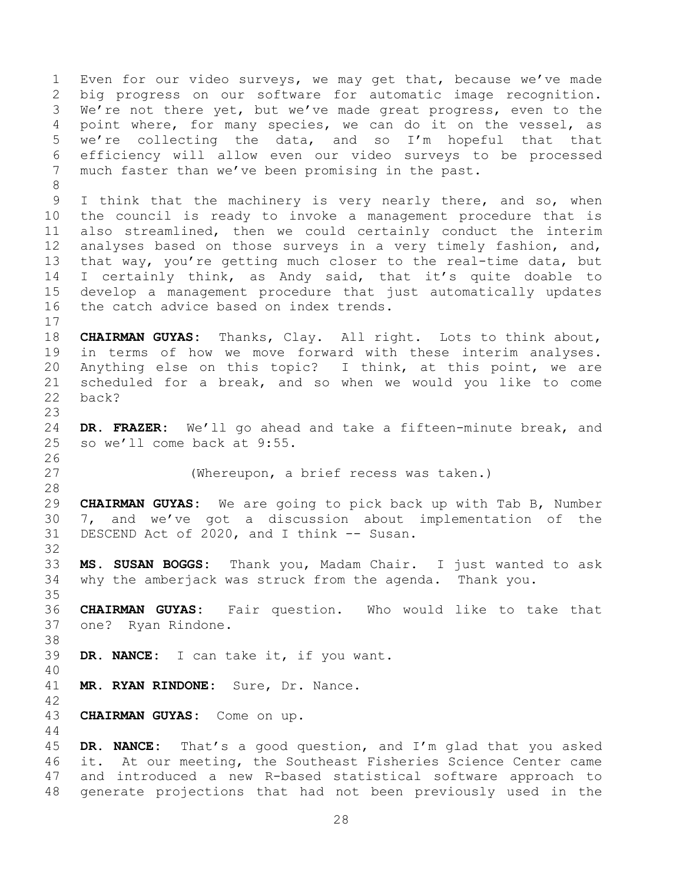Even for our video surveys, we may get that, because we've made big progress on our software for automatic image recognition. We're not there yet, but we've made great progress, even to the point where, for many species, we can do it on the vessel, as we're collecting the data, and so I'm hopeful that that efficiency will allow even our video surveys to be processed much faster than we've been promising in the past.

I think that the machinery is very nearly there, and so, when the council is ready to invoke a management procedure that is also streamlined, then we could certainly conduct the interim analyses based on those surveys in a very timely fashion, and, that way, you're getting much closer to the real-time data, but I certainly think, as Andy said, that it's quite doable to develop a management procedure that just automatically updates the catch advice based on index trends.

**CHAIRMAN GUYAS:** Thanks, Clay. All right. Lots to think about, in terms of how we move forward with these interim analyses. Anything else on this topic? I think, at this point, we are scheduled for a break, and so when we would you like to come back?

**DR. FRAZER:** We'll go ahead and take a fifteen-minute break, and so we'll come back at 9:55.

(Whereupon, a brief recess was taken.)

**CHAIRMAN GUYAS:** We are going to pick back up with Tab B, Number 7, and we've got a discussion about implementation of the DESCEND Act of 2020, and I think -- Susan.

**MS. SUSAN BOGGS:** Thank you, Madam Chair. I just wanted to ask why the amberjack was struck from the agenda. Thank you.

**CHAIRMAN GUYAS:** Fair question. Who would like to take that one? Ryan Rindone.

**DR. NANCE:** I can take it, if you want.

**MR. RYAN RINDONE:** Sure, Dr. Nance.

**CHAIRMAN GUYAS:** Come on up.

**DR. NANCE:** That's a good question, and I'm glad that you asked it. At our meeting, the Southeast Fisheries Science Center came and introduced a new R-based statistical software approach to generate projections that had not been previously used in the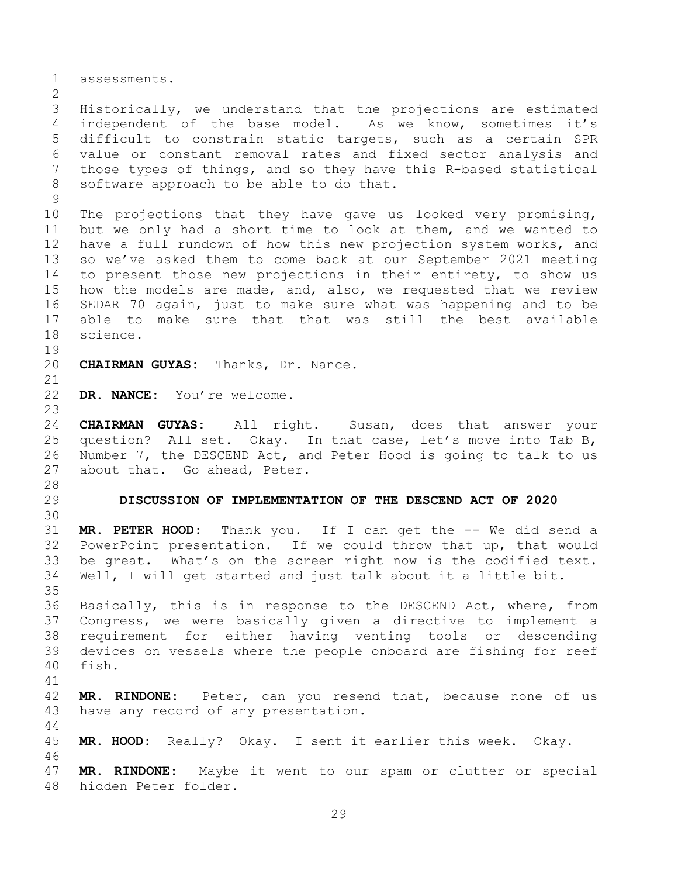assessments.

Historically, we understand that the projections are estimated independent of the base model. As we know, sometimes it's difficult to constrain static targets, such as a certain SPR value or constant removal rates and fixed sector analysis and those types of things, and so they have this R-based statistical software approach to be able to do that.

The projections that they have gave us looked very promising, but we only had a short time to look at them, and we wanted to have a full rundown of how this new projection system works, and so we've asked them to come back at our September 2021 meeting to present those new projections in their entirety, to show us how the models are made, and, also, we requested that we review SEDAR 70 again, just to make sure what was happening and to be able to make sure that that was still the best available science.

**CHAIRMAN GUYAS:** Thanks, Dr. Nance.

**DR. NANCE:** You're welcome.

**CHAIRMAN GUYAS:** All right. Susan, does that answer your question? All set. Okay. In that case, let's move into Tab B, Number 7, the DESCEND Act, and Peter Hood is going to talk to us about that. Go ahead, Peter.

## DISCUSSION OF IMPLEMENTATION OF THE DESCEND ACT OF 2020

**MR. PETER HOOD:** Thank you. If I can get the -- We did send a PowerPoint presentation. If we could throw that up, that would be great. What's on the screen right now is the codified text. Well, I will get started and just talk about it a little bit.

Basically, this is in response to the DESCEND Act, where, from Congress, we were basically given a directive to implement a requirement for either having venting tools or descending devices on vessels where the people onboard are fishing for reef fish.

**MR. RINDONE:** Peter, can you resend that, because none of us have any record of any presentation.

**MR. HOOD:** Really? Okay. I sent it earlier this week. Okay.

**MR. RINDONE:** Maybe it went to our spam or clutter or special hidden Peter folder.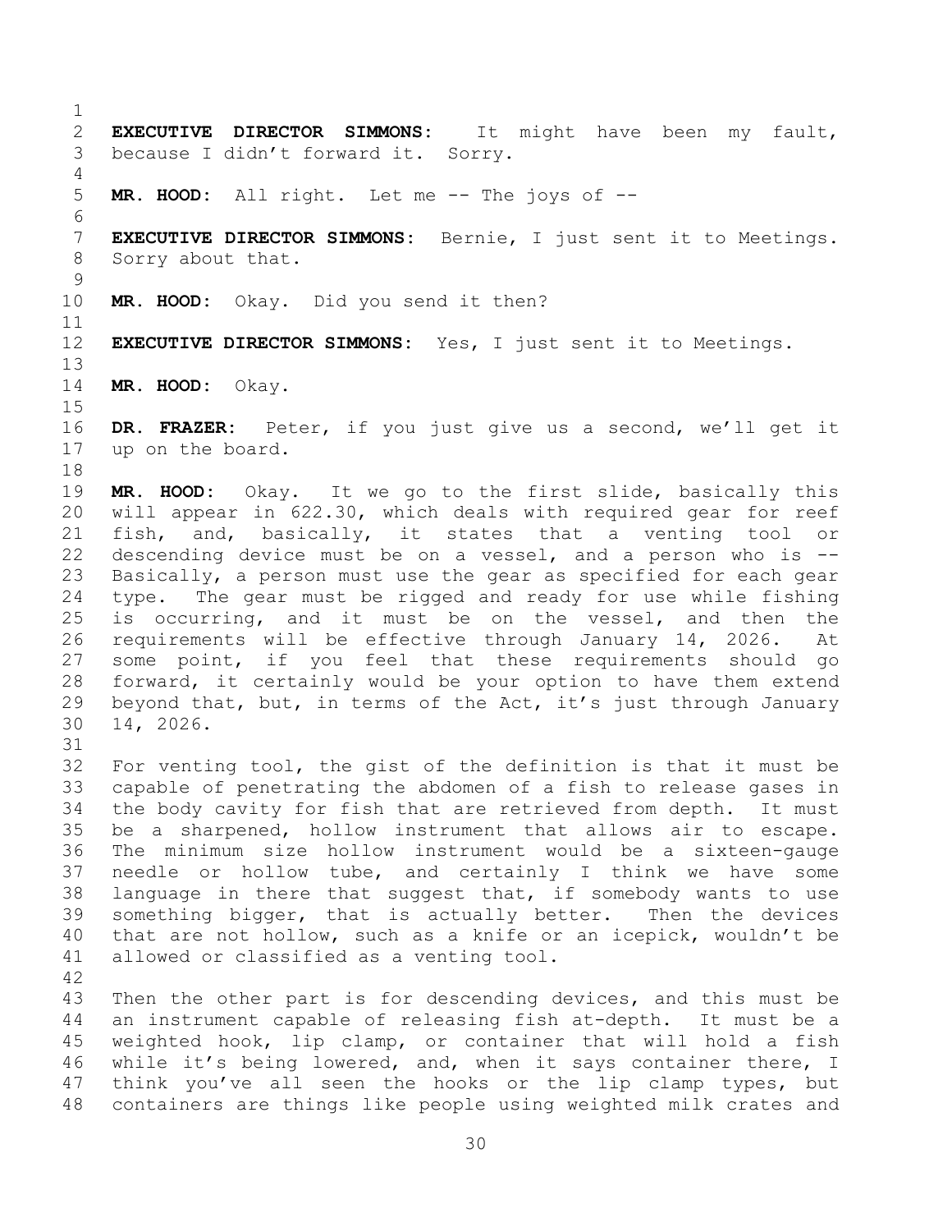**EXECUTIVE DIRECTOR SIMMONS:** It might have been my fault, because I didn't forward it. Sorry.

**MR. HOOD:** All right. Let me -- The joys of --

**EXECUTIVE DIRECTOR SIMMONS:** Bernie, I just sent it to Meetings. Sorry about that.

**MR. HOOD:** Okay. Did you send it then?

**EXECUTIVE DIRECTOR SIMMONS:** Yes, I just sent it to Meetings.

**MR. HOOD:** Okay.

**DR. FRAZER:** Peter, if you just give us a second, we'll get it up on the board.

**MR. HOOD:** Okay. It we go to the first slide, basically this will appear in 622.30, which deals with required gear for reef fish, and, basically, it states that a venting tool or descending device must be on a vessel, and a person who is -- Basically, a person must use the gear as specified for each gear type. The gear must be rigged and ready for use while fishing is occurring, and it must be on the vessel, and then the requirements will be effective through January 14, 2026. At some point, if you feel that these requirements should go forward, it certainly would be your option to have them extend beyond that, but, in terms of the Act, it's just through January 14, 2026.

For venting tool, the gist of the definition is that it must be capable of penetrating the abdomen of a fish to release gases in the body cavity for fish that are retrieved from depth. It must be a sharpened, hollow instrument that allows air to escape. The minimum size hollow instrument would be a sixteen-gauge needle or hollow tube, and certainly I think we have some language in there that suggest that, if somebody wants to use something bigger, that is actually better. Then the devices that are not hollow, such as a knife or an icepick, wouldn't be allowed or classified as a venting tool.

Then the other part is for descending devices, and this must be an instrument capable of releasing fish at-depth. It must be a weighted hook, lip clamp, or container that will hold a fish while it's being lowered, and, when it says container there, I think you've all seen the hooks or the lip clamp types, but containers are things like people using weighted milk crates and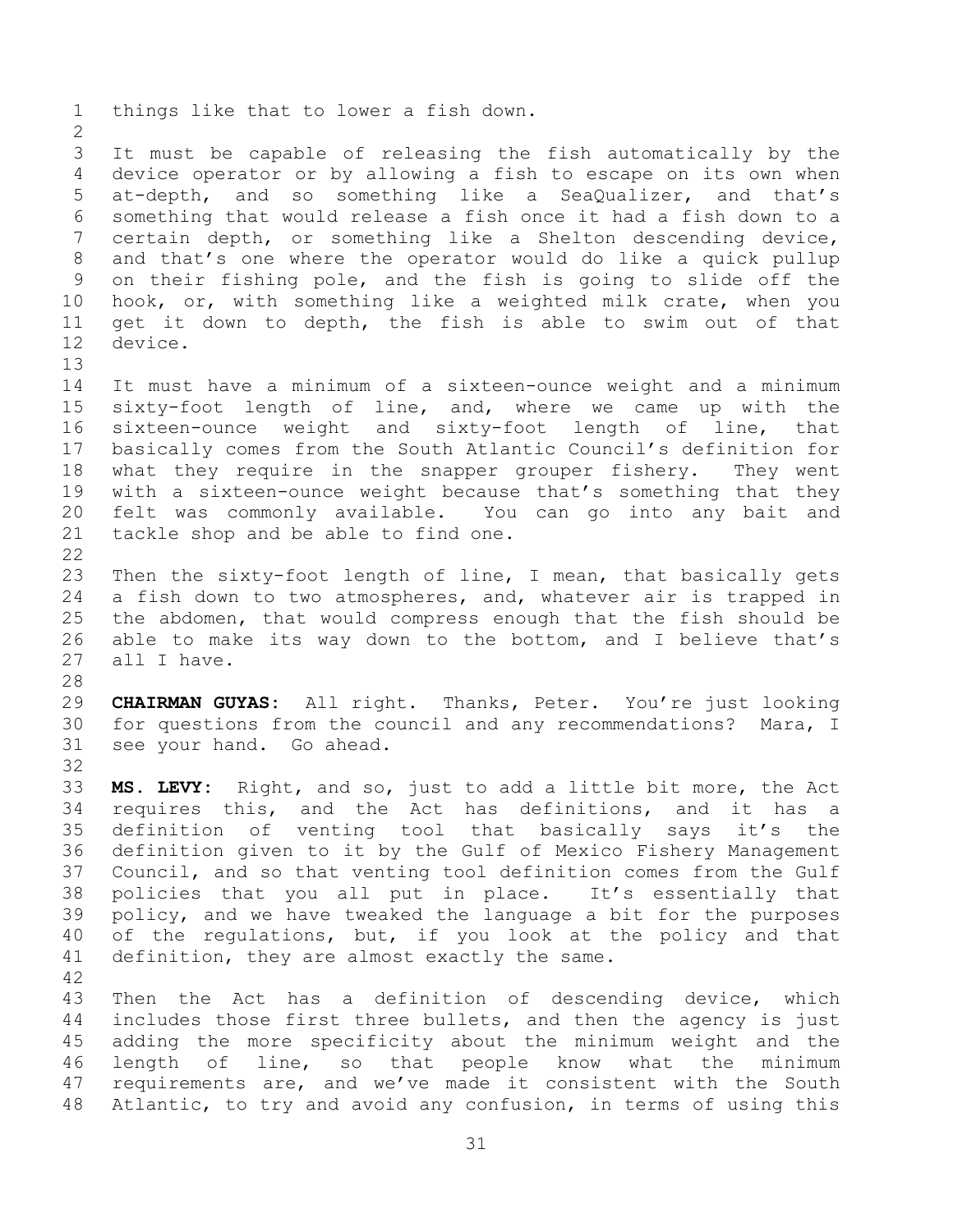things like that to lower a fish down.

It must be capable of releasing the fish automatically by the device operator or by allowing a fish to escape on its own when at-depth, and so something like a SeaQualizer, and that's something that would release a fish once it had a fish down to a certain depth, or something like a Shelton descending device, and that's one where the operator would do like a quick pullup on their fishing pole, and the fish is going to slide off the hook, or, with something like a weighted milk crate, when you get it down to depth, the fish is able to swim out of that device.

It must have a minimum of a sixteen-ounce weight and a minimum sixty-foot length of line, and, where we came up with the sixteen-ounce weight and sixty-foot length of line, that basically comes from the South Atlantic Council's definition for what they require in the snapper grouper fishery. They went with a sixteen-ounce weight because that's something that they felt was commonly available. You can go into any bait and tackle shop and be able to find one.

Then the sixty-foot length of line, I mean, that basically gets a fish down to two atmospheres, and, whatever air is trapped in the abdomen, that would compress enough that the fish should be able to make its way down to the bottom, and I believe that's all I have.

**CHAIRMAN GUYAS:** All right. Thanks, Peter. You're just looking for questions from the council and any recommendations? Mara, I see your hand. Go ahead.

**MS. LEVY:** Right, and so, just to add a little bit more, the Act requires this, and the Act has definitions, and it has a definition of venting tool that basically says it's the definition given to it by the Gulf of Mexico Fishery Management Council, and so that venting tool definition comes from the Gulf policies that you all put in place. It's essentially that policy, and we have tweaked the language a bit for the purposes of the regulations, but, if you look at the policy and that definition, they are almost exactly the same.

Then the Act has a definition of descending device, which includes those first three bullets, and then the agency is just adding the more specificity about the minimum weight and the length of line, so that people know what the minimum requirements are, and we've made it consistent with the South Atlantic, to try and avoid any confusion, in terms of using this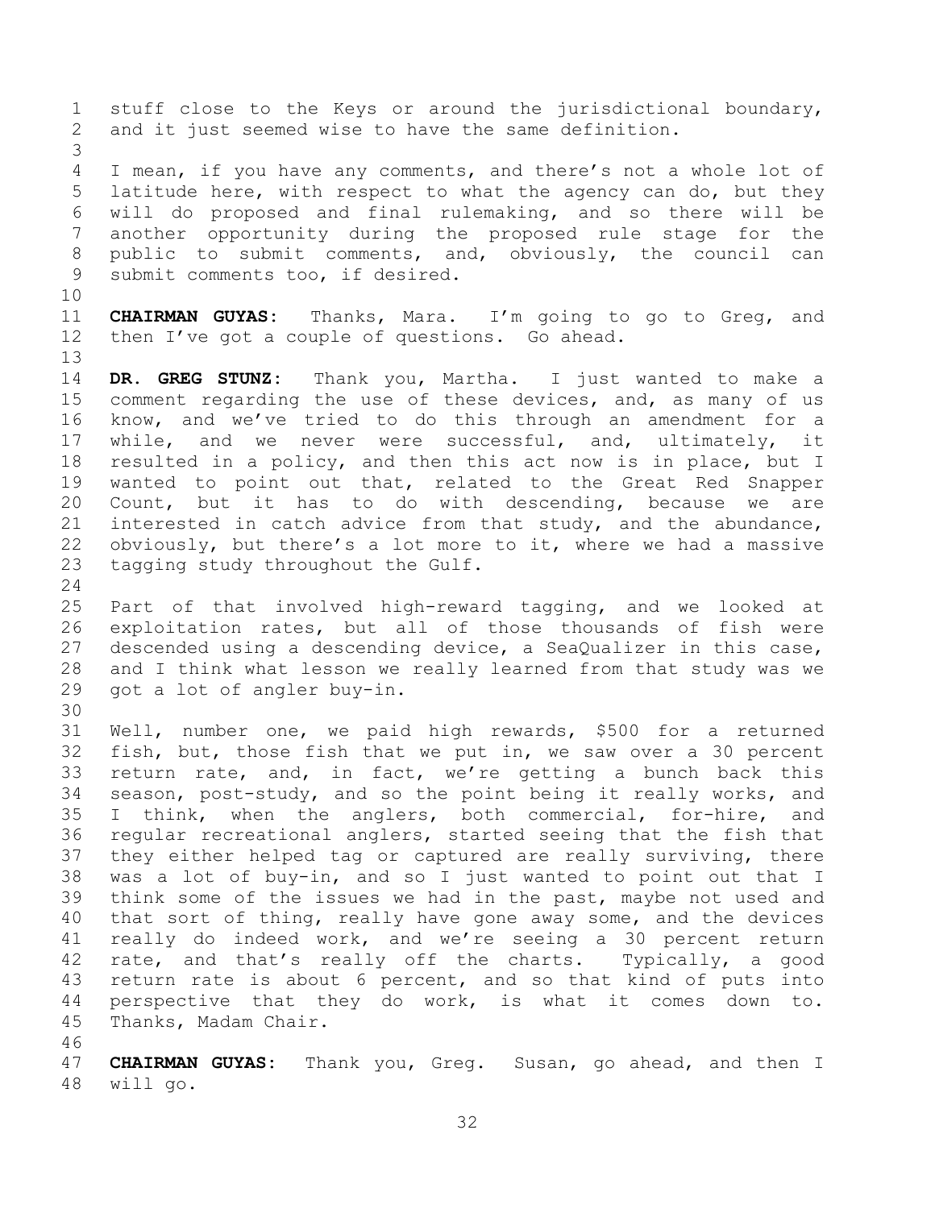stuff close to the Keys or around the jurisdictional boundary, and it just seemed wise to have the same definition.

I mean, if you have any comments, and there's not a whole lot of latitude here, with respect to what the agency can do, but they will do proposed and final rulemaking, and so there will be another opportunity during the proposed rule stage for the public to submit comments, and, obviously, the council can submit comments too, if desired.

**CHAIRMAN GUYAS:** Thanks, Mara. I'm going to go to Greg, and then I've got a couple of questions. Go ahead.

**DR. GREG STUNZ:** Thank you, Martha. I just wanted to make a comment regarding the use of these devices, and, as many of us know, and we've tried to do this through an amendment for a while, and we never were successful, and, ultimately, it resulted in a policy, and then this act now is in place, but I wanted to point out that, related to the Great Red Snapper Count, but it has to do with descending, because we are interested in catch advice from that study, and the abundance, obviously, but there's a lot more to it, where we had a massive tagging study throughout the Gulf.

Part of that involved high-reward tagging, and we looked at exploitation rates, but all of those thousands of fish were descended using a descending device, a SeaQualizer in this case, and I think what lesson we really learned from that study was we got a lot of angler buy-in.

Well, number one, we paid high rewards, $500 for a returned fish, but, those fish that we put in, we saw over a 30 percent return rate, and, in fact, we're getting a bunch back this season, post-study, and so the point being it really works, and I think, when the anglers, both commercial, for-hire, and regular recreational anglers, started seeing that the fish that they either helped tag or captured are really surviving, there was a lot of buy-in, and so I just wanted to point out that I think some of the issues we had in the past, maybe not used and that sort of thing, really have gone away some, and the devices really do indeed work, and we're seeing a 30 percent return rate, and that's really off the charts. Typically, a good return rate is about 6 percent, and so that kind of puts into perspective that they do work, is what it comes down to. Thanks, Madam Chair.

**CHAIRMAN GUYAS:** Thank you, Greg. Susan, go ahead, and then I will go.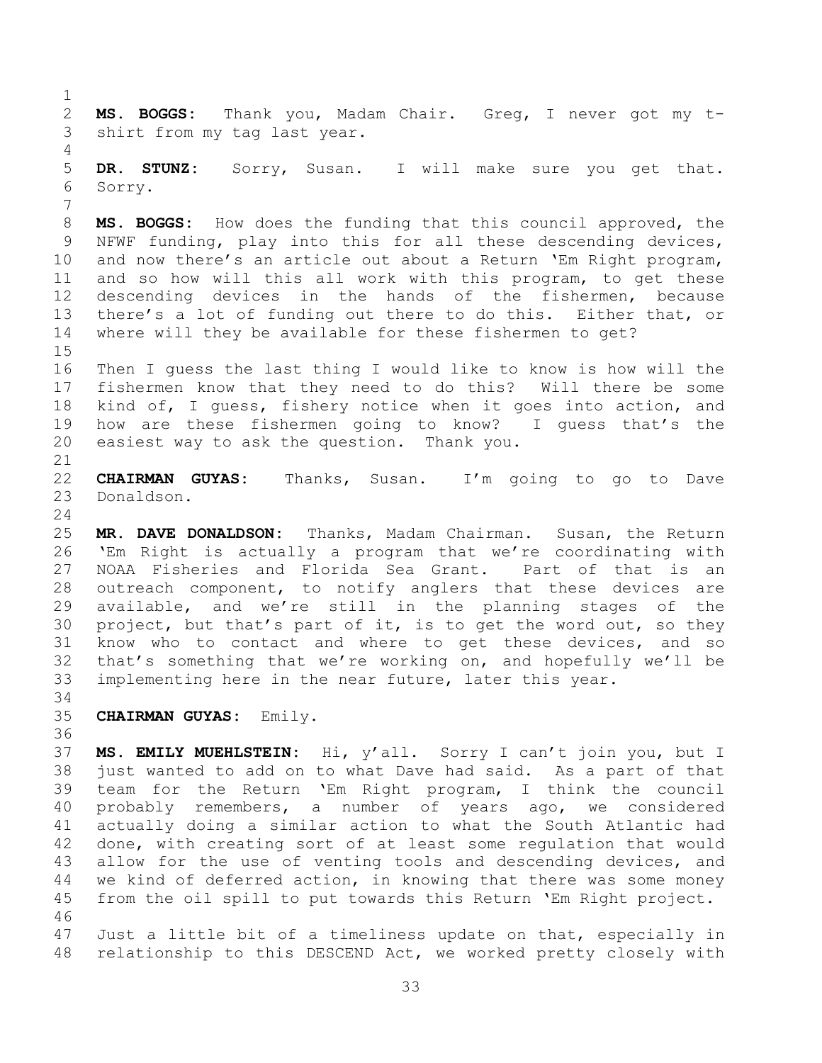**MS. BOGGS:** Thank you, Madam Chair. Greg, I never got my t-shirt from my tag last year.

**DR. STUNZ:** Sorry, Susan. I will make sure you get that. Sorry.

**MS. BOGGS:** How does the funding that this council approved, the NFWF funding, play into this for all these descending devices, and now there's an article out about a Return 'Em Right program, and so how will this all work with this program, to get these descending devices in the hands of the fishermen, because there's a lot of funding out there to do this. Either that, or where will they be available for these fishermen to get?

Then I guess the last thing I would like to know is how will the fishermen know that they need to do this? Will there be some kind of, I guess, fishery notice when it goes into action, and how are these fishermen going to know? I guess that's the easiest way to ask the question. Thank you.

**CHAIRMAN GUYAS:** Thanks, Susan. I'm going to go to Dave Donaldson.

**MR. DAVE DONALDSON:** Thanks, Madam Chairman. Susan, the Return 'Em Right is actually a program that we're coordinating with NOAA Fisheries and Florida Sea Grant. Part of that is an outreach component, to notify anglers that these devices are available, and we're still in the planning stages of the project, but that's part of it, is to get the word out, so they know who to contact and where to get these devices, and so that's something that we're working on, and hopefully we'll be implementing here in the near future, later this year.

**CHAIRMAN GUYAS:** Emily.

**MS. EMILY MUEHLSTEIN:** Hi, y'all. Sorry I can't join you, but I just wanted to add on to what Dave had said. As a part of that team for the Return 'Em Right program, I think the council probably remembers, a number of years ago, we considered actually doing a similar action to what the South Atlantic had done, with creating sort of at least some regulation that would allow for the use of venting tools and descending devices, and we kind of deferred action, in knowing that there was some money from the oil spill to put towards this Return 'Em Right project.

Just a little bit of a timeliness update on that, especially in relationship to this DESCEND Act, we worked pretty closely with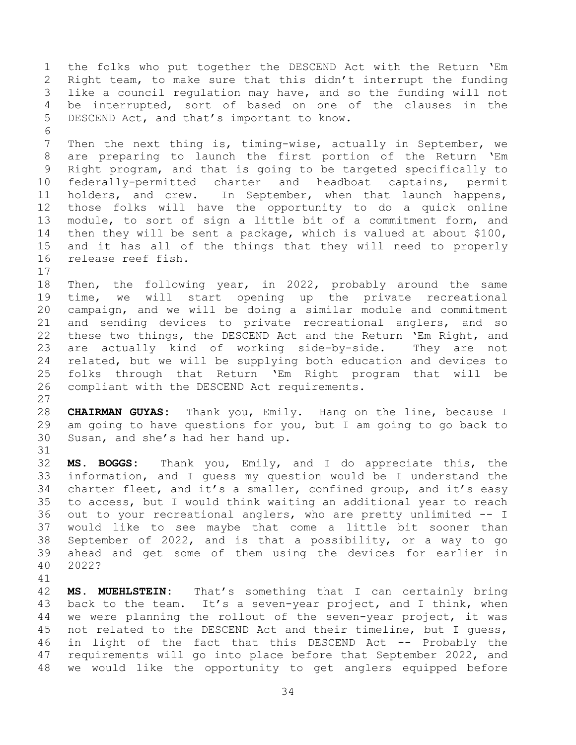the folks who put together the DESCEND Act with the Return 'Em Right team, to make sure that this didn't interrupt the funding like a council regulation may have, and so the funding will not be interrupted, sort of based on one of the clauses in the DESCEND Act, and that's important to know.

Then the next thing is, timing-wise, actually in September, we are preparing to launch the first portion of the Return 'Em Right program, and that is going to be targeted specifically to federally-permitted charter and headboat captains, permit holders, and crew. In September, when that launch happens, those folks will have the opportunity to do a quick online module, to sort of sign a little bit of a commitment form, and then they will be sent a package, which is valued at about $100, and it has all of the things that they will need to properly release reef fish.

Then, the following year, in 2022, probably around the same time, we will start opening up the private recreational campaign, and we will be doing a similar module and commitment and sending devices to private recreational anglers, and so these two things, the DESCEND Act and the Return 'Em Right, and are actually kind of working side-by-side. They are not related, but we will be supplying both education and devices to folks through that Return 'Em Right program that will be compliant with the DESCEND Act requirements.

**CHAIRMAN GUYAS:** Thank you, Emily. Hang on the line, because I am going to have questions for you, but I am going to go back to Susan, and she's had her hand up.

**MS. BOGGS:** Thank you, Emily, and I do appreciate this, the information, and I guess my question would be I understand the charter fleet, and it's a smaller, confined group, and it's easy to access, but I would think waiting an additional year to reach out to your recreational anglers, who are pretty unlimited -- I would like to see maybe that come a little bit sooner than September of 2022, and is that a possibility, or a way to go ahead and get some of them using the devices for earlier in 2022?

**MS. MUEHLSTEIN:** That's something that I can certainly bring back to the team. It's a seven-year project, and I think, when we were planning the rollout of the seven-year project, it was not related to the DESCEND Act and their timeline, but I guess, in light of the fact that this DESCEND Act -- Probably the requirements will go into place before that September 2022, and we would like the opportunity to get anglers equipped before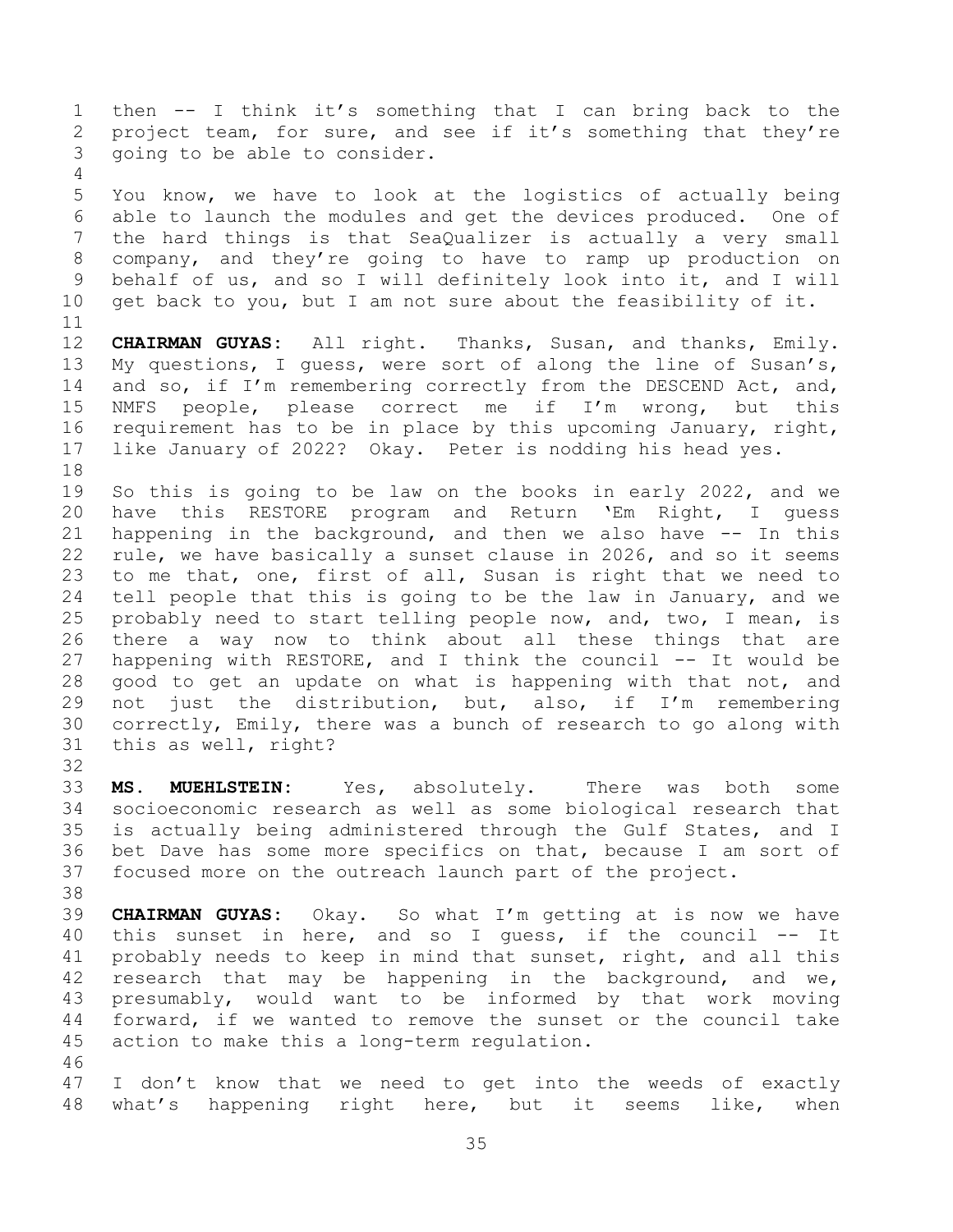then -- I think it's something that I can bring back to the project team, for sure, and see if it's something that they're going to be able to consider.

You know, we have to look at the logistics of actually being able to launch the modules and get the devices produced. One of the hard things is that SeaQualizer is actually a very small company, and they're going to have to ramp up production on behalf of us, and so I will definitely look into it, and I will get back to you, but I am not sure about the feasibility of it.

**CHAIRMAN GUYAS:** All right. Thanks, Susan, and thanks, Emily. My questions, I guess, were sort of along the line of Susan's, and so, if I'm remembering correctly from the DESCEND Act, and, NMFS people, please correct me if I'm wrong, but this requirement has to be in place by this upcoming January, right, like January of 2022? Okay. Peter is nodding his head yes.

So this is going to be law on the books in early 2022, and we have this RESTORE program and Return 'Em Right, I guess happening in the background, and then we also have -- In this rule, we have basically a sunset clause in 2026, and so it seems to me that, one, first of all, Susan is right that we need to tell people that this is going to be the law in January, and we probably need to start telling people now, and, two, I mean, is there a way now to think about all these things that are happening with RESTORE, and I think the council -- It would be good to get an update on what is happening with that not, and not just the distribution, but, also, if I'm remembering correctly, Emily, there was a bunch of research to go along with this as well, right?

**MS. MUEHLSTEIN:** Yes, absolutely. There was both some socioeconomic research as well as some biological research that is actually being administered through the Gulf States, and I bet Dave has some more specifics on that, because I am sort of focused more on the outreach launch part of the project.

**CHAIRMAN GUYAS:** Okay. So what I'm getting at is now we have this sunset in here, and so I guess, if the council -- It probably needs to keep in mind that sunset, right, and all this research that may be happening in the background, and we, presumably, would want to be informed by that work moving forward, if we wanted to remove the sunset or the council take action to make this a long-term regulation.

I don't know that we need to get into the weeds of exactly what's happening right here, but it seems like, when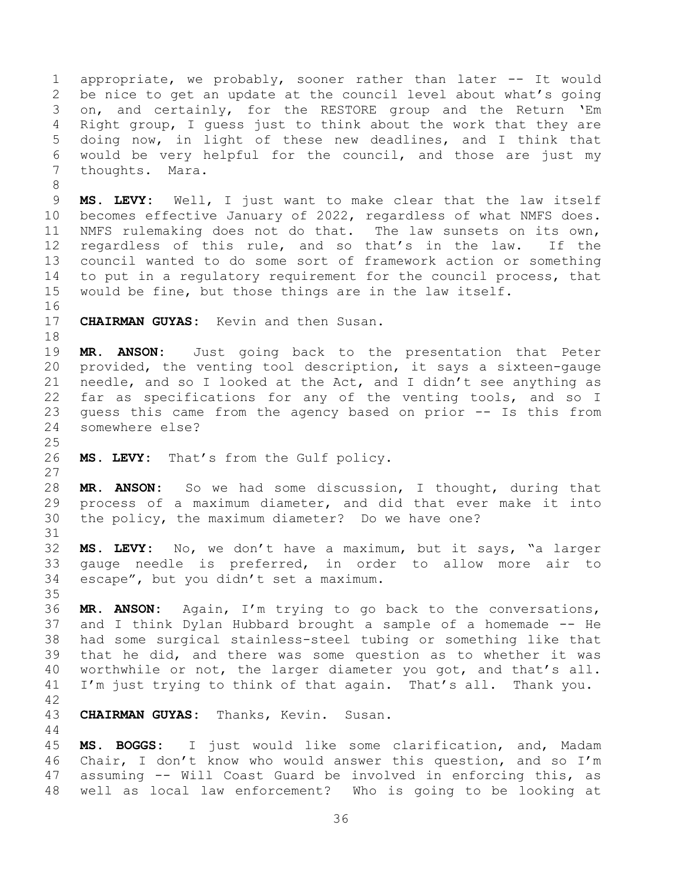appropriate, we probably, sooner rather than later -- It would be nice to get an update at the council level about what's going on, and certainly, for the RESTORE group and the Return 'Em Right group, I guess just to think about the work that they are doing now, in light of these new deadlines, and I think that would be very helpful for the council, and those are just my thoughts. Mara.

**MS. LEVY:** Well, I just want to make clear that the law itself becomes effective January of 2022, regardless of what NMFS does. NMFS rulemaking does not do that. The law sunsets on its own, regardless of this rule, and so that's in the law. If the council wanted to do some sort of framework action or something to put in a regulatory requirement for the council process, that would be fine, but those things are in the law itself.

**CHAIRMAN GUYAS:** Kevin and then Susan.

**MR. ANSON:** Just going back to the presentation that Peter provided, the venting tool description, it says a sixteen-gauge needle, and so I looked at the Act, and I didn't see anything as far as specifications for any of the venting tools, and so I guess this came from the agency based on prior -- Is this from somewhere else?

**MS. LEVY:** That's from the Gulf policy.

**MR. ANSON:** So we had some discussion, I thought, during that process of a maximum diameter, and did that ever make it into the policy, the maximum diameter? Do we have one?

**MS. LEVY:** No, we don't have a maximum, but it says, "a larger gauge needle is preferred, in order to allow more air to escape", but you didn't set a maximum.

**MR. ANSON:** Again, I'm trying to go back to the conversations, and I think Dylan Hubbard brought a sample of a homemade -- He had some surgical stainless-steel tubing or something like that that he did, and there was some question as to whether it was worthwhile or not, the larger diameter you got, and that's all. I'm just trying to think of that again. That's all. Thank you.

**CHAIRMAN GUYAS:** Thanks, Kevin. Susan.

**MS. BOGGS:** I just would like some clarification, and, Madam Chair, I don't know who would answer this question, and so I'm assuming -- Will Coast Guard be involved in enforcing this, as well as local law enforcement? Who is going to be looking at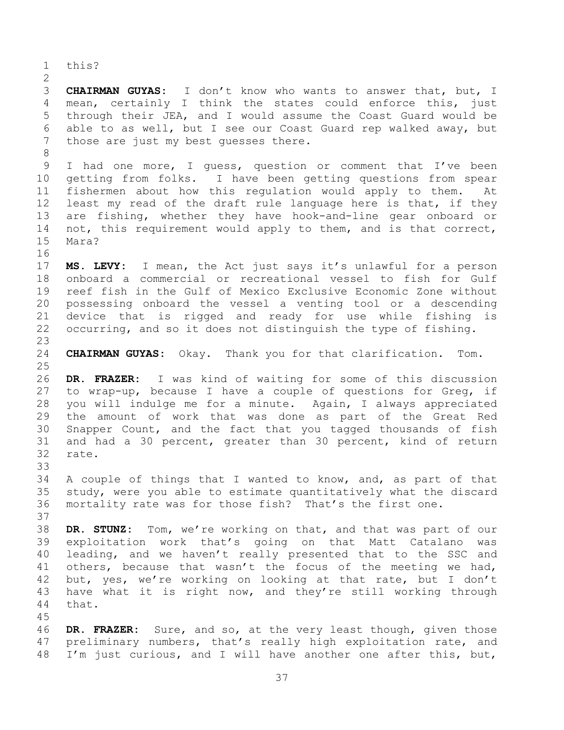this?

**CHAIRMAN GUYAS:** I don't know who wants to answer that, but, I mean, certainly I think the states could enforce this, just through their JEA, and I would assume the Coast Guard would be able to as well, but I see our Coast Guard rep walked away, but those are just my best guesses there.

I had one more, I guess, question or comment that I've been getting from folks. I have been getting questions from spear fishermen about how this regulation would apply to them. At least my read of the draft rule language here is that, if they are fishing, whether they have hook-and-line gear onboard or not, this requirement would apply to them, and is that correct, Mara?

**MS. LEVY:** I mean, the Act just says it's unlawful for a person onboard a commercial or recreational vessel to fish for Gulf reef fish in the Gulf of Mexico Exclusive Economic Zone without possessing onboard the vessel a venting tool or a descending device that is rigged and ready for use while fishing is occurring, and so it does not distinguish the type of fishing.

**CHAIRMAN GUYAS:** Okay. Thank you for that clarification. Tom.

**DR. FRAZER:** I was kind of waiting for some of this discussion to wrap-up, because I have a couple of questions for Greg, if you will indulge me for a minute. Again, I always appreciated the amount of work that was done as part of the Great Red Snapper Count, and the fact that you tagged thousands of fish and had a 30 percent, greater than 30 percent, kind of return rate.

A couple of things that I wanted to know, and, as part of that study, were you able to estimate quantitatively what the discard mortality rate was for those fish? That's the first one.

**DR. STUNZ:** Tom, we're working on that, and that was part of our exploitation work that's going on that Matt Catalano was leading, and we haven't really presented that to the SSC and others, because that wasn't the focus of the meeting we had, but, yes, we're working on looking at that rate, but I don't have what it is right now, and they're still working through that.

**DR. FRAZER:** Sure, and so, at the very least though, given those preliminary numbers, that's really high exploitation rate, and I'm just curious, and I will have another one after this, but,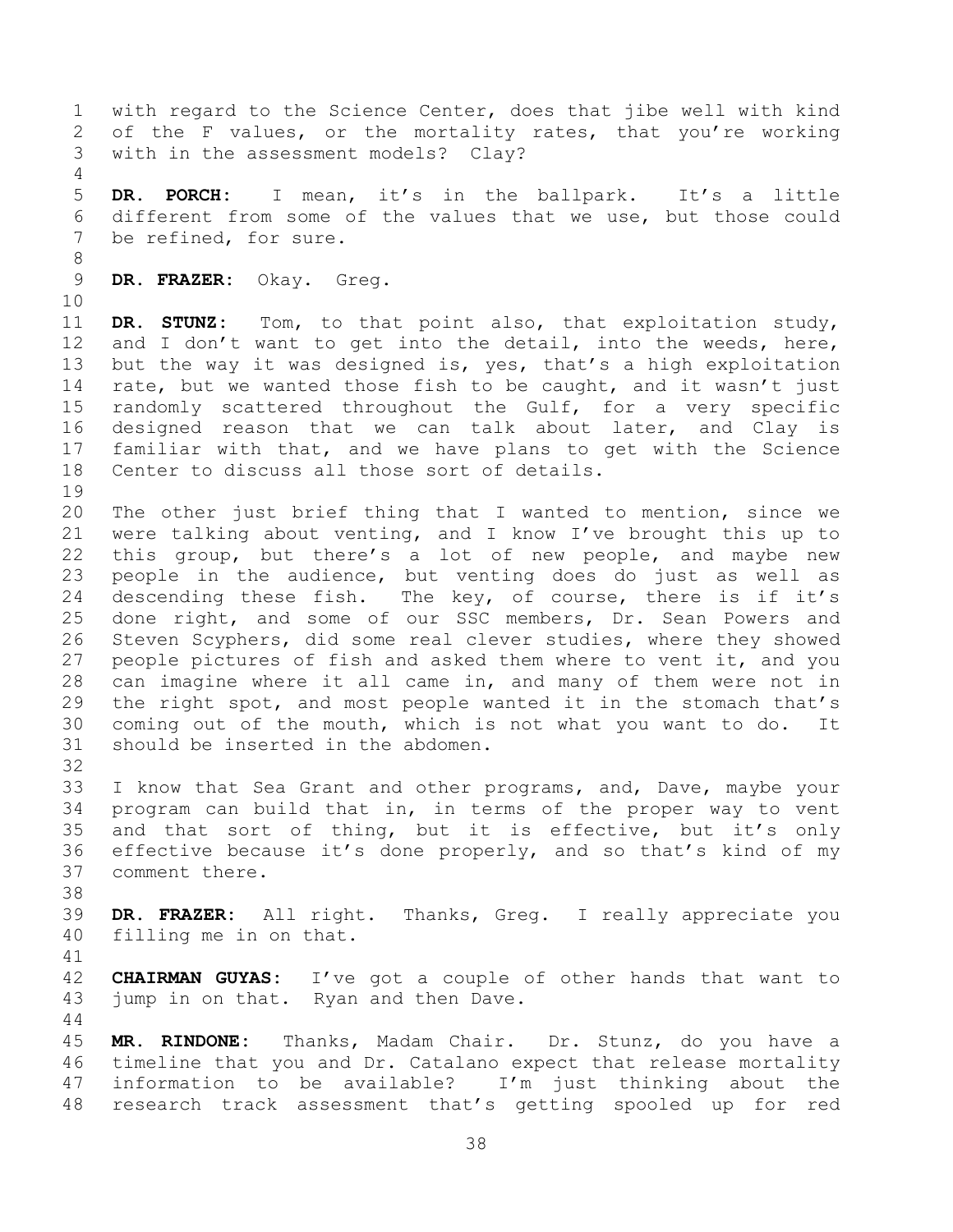with regard to the Science Center, does that jibe well with kind of the F values, or the mortality rates, that you're working with in the assessment models? Clay?

**DR. PORCH:** I mean, it's in the ballpark. It's a little different from some of the values that we use, but those could be refined, for sure.

**DR. FRAZER:** Okay. Greg.

**DR. STUNZ:** Tom, to that point also, that exploitation study, and I don't want to get into the detail, into the weeds, here, but the way it was designed is, yes, that's a high exploitation rate, but we wanted those fish to be caught, and it wasn't just randomly scattered throughout the Gulf, for a very specific designed reason that we can talk about later, and Clay is familiar with that, and we have plans to get with the Science Center to discuss all those sort of details.

The other just brief thing that I wanted to mention, since we were talking about venting, and I know I've brought this up to this group, but there's a lot of new people, and maybe new people in the audience, but venting does do just as well as descending these fish. The key, of course, there is if it's done right, and some of our SSC members, Dr. Sean Powers and Steven Scyphers, did some real clever studies, where they showed people pictures of fish and asked them where to vent it, and you can imagine where it all came in, and many of them were not in the right spot, and most people wanted it in the stomach that's coming out of the mouth, which is not what you want to do. It should be inserted in the abdomen.

I know that Sea Grant and other programs, and, Dave, maybe your program can build that in, in terms of the proper way to vent and that sort of thing, but it is effective, but it's only effective because it's done properly, and so that's kind of my comment there.

**DR. FRAZER:** All right. Thanks, Greg. I really appreciate you filling me in on that.

**CHAIRMAN GUYAS:** I've got a couple of other hands that want to jump in on that. Ryan and then Dave.

**MR. RINDONE:** Thanks, Madam Chair. Dr. Stunz, do you have a timeline that you and Dr. Catalano expect that release mortality information to be available? I'm just thinking about the research track assessment that's getting spooled up for red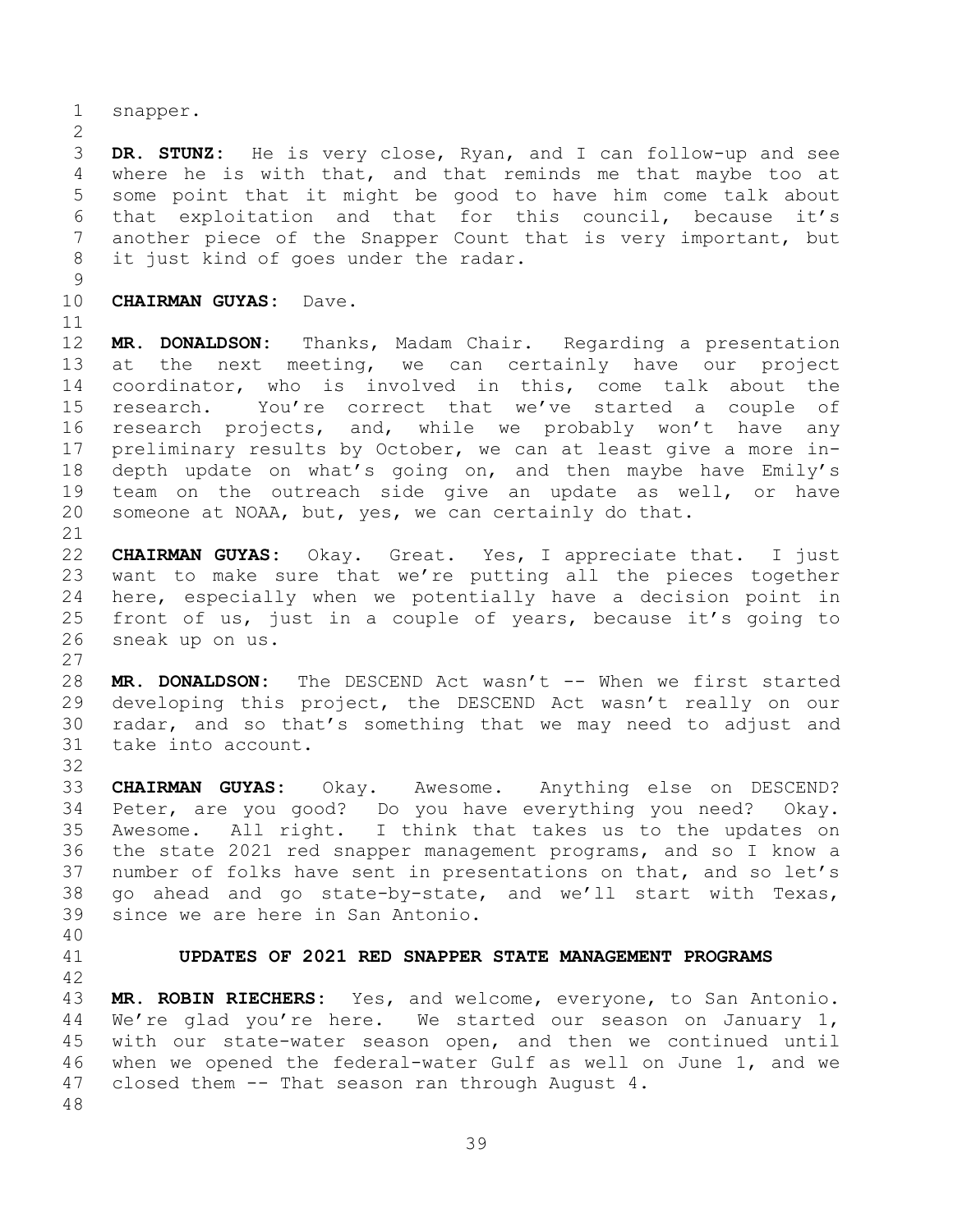snapper.

**DR. STUNZ:** He is very close, Ryan, and I can follow-up and see where he is with that, and that reminds me that maybe too at some point that it might be good to have him come talk about that exploitation and that for this council, because it's another piece of the Snapper Count that is very important, but it just kind of goes under the radar.

**CHAIRMAN GUYAS:** Dave.

**MR. DONALDSON:** Thanks, Madam Chair. Regarding a presentation at the next meeting, we can certainly have our project coordinator, who is involved in this, come talk about the research. You're correct that we've started a couple of research projects, and, while we probably won't have any preliminary results by October, we can at least give a more in-depth update on what's going on, and then maybe have Emily's team on the outreach side give an update as well, or have someone at NOAA, but, yes, we can certainly do that.

**CHAIRMAN GUYAS:** Okay. Great. Yes, I appreciate that. I just want to make sure that we're putting all the pieces together here, especially when we potentially have a decision point in front of us, just in a couple of years, because it's going to sneak up on us.

**MR. DONALDSON:** The DESCEND Act wasn't -- When we first started developing this project, the DESCEND Act wasn't really on our radar, and so that's something that we may need to adjust and take into account.

**CHAIRMAN GUYAS:** Okay. Awesome. Anything else on DESCEND? Peter, are you good? Do you have everything you need? Okay. Awesome. All right. I think that takes us to the updates on the state 2021 red snapper management programs, and so I know a number of folks have sent in presentations on that, and so let's go ahead and go state-by-state, and we'll start with Texas, since we are here in San Antonio.

## UPDATES OF 2021 RED SNAPPER STATE MANAGEMENT PROGRAMS

**MR. ROBIN RIECHERS:** Yes, and welcome, everyone, to San Antonio. We're glad you're here. We started our season on January 1, with our state-water season open, and then we continued until when we opened the federal-water Gulf as well on June 1, and we closed them -- That season ran through August 4.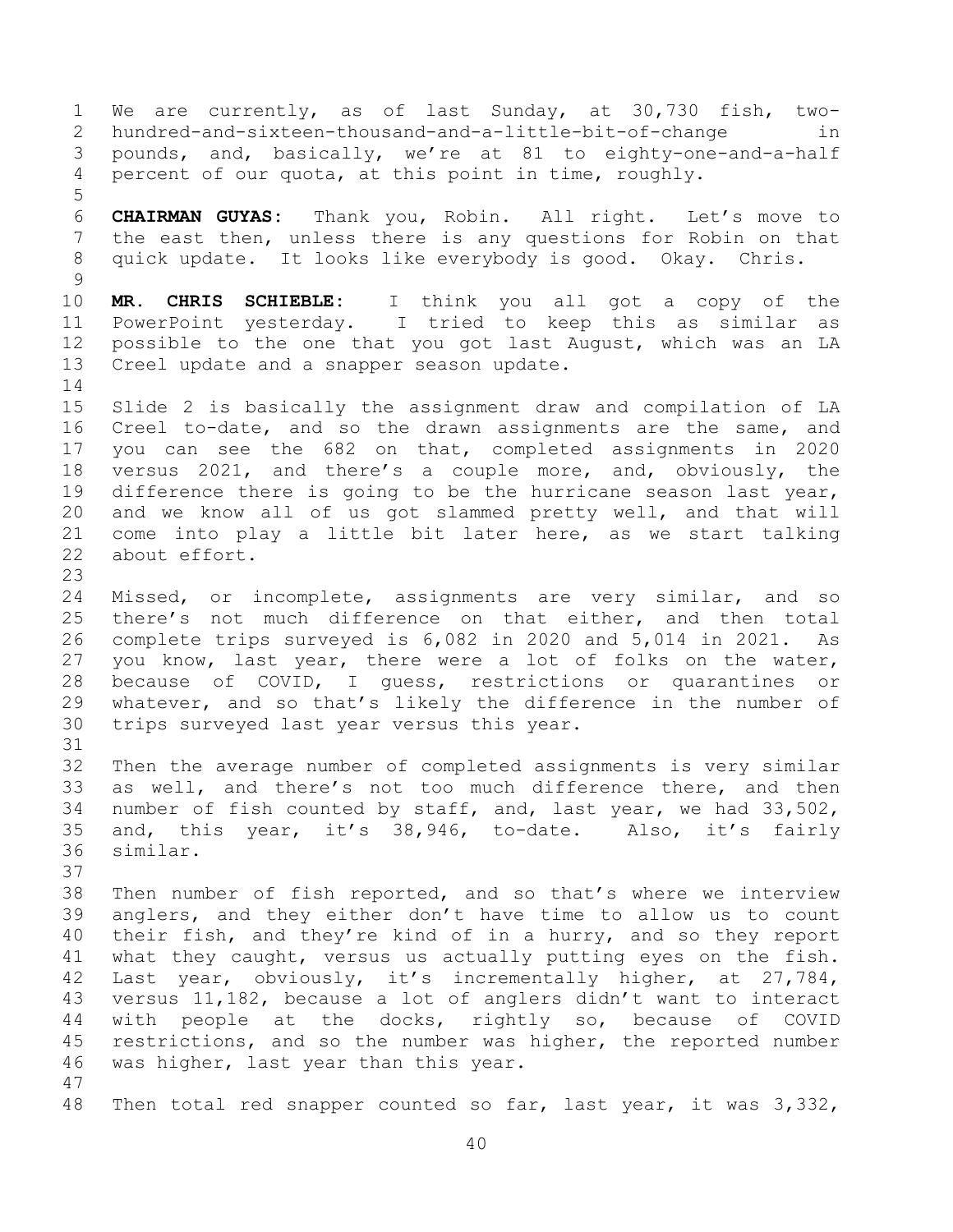We are currently, as of last Sunday, at 30,730 fish, two-hundred-and-sixteen-thousand-and-a-little-bit-of-change in pounds, and, basically, we're at 81 to eighty-one-and-a-half percent of our quota, at this point in time, roughly.

**CHAIRMAN GUYAS:** Thank you, Robin. All right. Let's move to the east then, unless there is any questions for Robin on that quick update. It looks like everybody is good. Okay. Chris.

**MR. CHRIS SCHIEBLE:** I think you all got a copy of the PowerPoint yesterday. I tried to keep this as similar as possible to the one that you got last August, which was an LA Creel update and a snapper season update.

Slide 2 is basically the assignment draw and compilation of LA Creel to-date, and so the drawn assignments are the same, and you can see the 682 on that, completed assignments in 2020 versus 2021, and there's a couple more, and, obviously, the difference there is going to be the hurricane season last year, and we know all of us got slammed pretty well, and that will come into play a little bit later here, as we start talking about effort.

Missed, or incomplete, assignments are very similar, and so there's not much difference on that either, and then total complete trips surveyed is 6,082 in 2020 and 5,014 in 2021. As you know, last year, there were a lot of folks on the water, because of COVID, I guess, restrictions or quarantines or whatever, and so that's likely the difference in the number of trips surveyed last year versus this year.

Then the average number of completed assignments is very similar as well, and there's not too much difference there, and then number of fish counted by staff, and, last year, we had 33,502, and, this year, it's 38,946, to-date. Also, it's fairly similar.

Then number of fish reported, and so that's where we interview anglers, and they either don't have time to allow us to count their fish, and they're kind of in a hurry, and so they report what they caught, versus us actually putting eyes on the fish. Last year, obviously, it's incrementally higher, at 27,784, versus 11,182, because a lot of anglers didn't want to interact with people at the docks, rightly so, because of COVID restrictions, and so the number was higher, the reported number was higher, last year than this year.

Then total red snapper counted so far, last year, it was 3,332,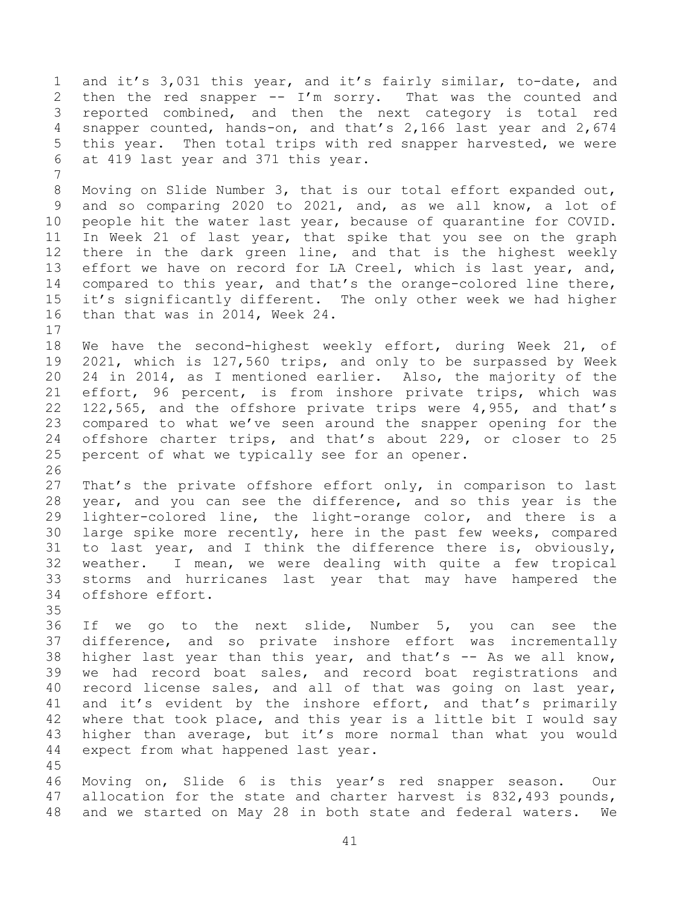and it's 3,031 this year, and it's fairly similar, to-date, and then the red snapper -- I'm sorry. That was the counted and reported combined, and then the next category is total red snapper counted, hands-on, and that's 2,166 last year and 2,674 this year. Then total trips with red snapper harvested, we were at 419 last year and 371 this year.

Moving on Slide Number 3, that is our total effort expanded out, and so comparing 2020 to 2021, and, as we all know, a lot of people hit the water last year, because of quarantine for COVID. In Week 21 of last year, that spike that you see on the graph there in the dark green line, and that is the highest weekly effort we have on record for LA Creel, which is last year, and, compared to this year, and that's the orange-colored line there, it's significantly different. The only other week we had higher than that was in 2014, Week 24.

We have the second-highest weekly effort, during Week 21, of 2021, which is 127,560 trips, and only to be surpassed by Week 24 in 2014, as I mentioned earlier. Also, the majority of the effort, 96 percent, is from inshore private trips, which was 122,565, and the offshore private trips were 4,955, and that's compared to what we've seen around the snapper opening for the offshore charter trips, and that's about 229, or closer to 25 percent of what we typically see for an opener.

That's the private offshore effort only, in comparison to last year, and you can see the difference, and so this year is the lighter-colored line, the light-orange color, and there is a large spike more recently, here in the past few weeks, compared to last year, and I think the difference there is, obviously, weather. I mean, we were dealing with quite a few tropical storms and hurricanes last year that may have hampered the offshore effort.

If we go to the next slide, Number 5, you can see the difference, and so private inshore effort was incrementally higher last year than this year, and that's -- As we all know, we had record boat sales, and record boat registrations and record license sales, and all of that was going on last year, and it's evident by the inshore effort, and that's primarily where that took place, and this year is a little bit I would say higher than average, but it's more normal than what you would expect from what happened last year.

Moving on, Slide 6 is this year's red snapper season. Our allocation for the state and charter harvest is 832,493 pounds, and we started on May 28 in both state and federal waters. We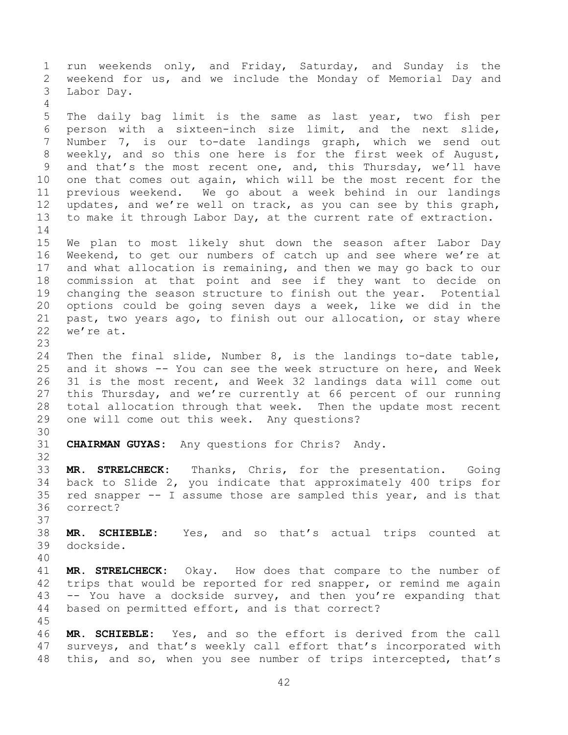run weekends only, and Friday, Saturday, and Sunday is the weekend for us, and we include the Monday of Memorial Day and Labor Day.

The daily bag limit is the same as last year, two fish per person with a sixteen-inch size limit, and the next slide, Number 7, is our to-date landings graph, which we send out weekly, and so this one here is for the first week of August, and that's the most recent one, and, this Thursday, we'll have one that comes out again, which will be the most recent for the previous weekend. We go about a week behind in our landings updates, and we're well on track, as you can see by this graph, to make it through Labor Day, at the current rate of extraction.

We plan to most likely shut down the season after Labor Day Weekend, to get our numbers of catch up and see where we're at and what allocation is remaining, and then we may go back to our commission at that point and see if they want to decide on changing the season structure to finish out the year. Potential options could be going seven days a week, like we did in the past, two years ago, to finish out our allocation, or stay where we're at.

Then the final slide, Number 8, is the landings to-date table, and it shows -- You can see the week structure on here, and Week 31 is the most recent, and Week 32 landings data will come out this Thursday, and we're currently at 66 percent of our running total allocation through that week. Then the update most recent one will come out this week. Any questions?

**CHAIRMAN GUYAS:** Any questions for Chris? Andy.

**MR. STRELCHECK:** Thanks, Chris, for the presentation. Going back to Slide 2, you indicate that approximately 400 trips for red snapper -- I assume those are sampled this year, and is that correct?

**MR. SCHIEBLE:** Yes, and so that's actual trips counted at dockside.

**MR. STRELCHECK:** Okay. How does that compare to the number of trips that would be reported for red snapper, or remind me again -- You have a dockside survey, and then you're expanding that based on permitted effort, and is that correct?

**MR. SCHIEBLE:** Yes, and so the effort is derived from the call surveys, and that's weekly call effort that's incorporated with this, and so, when you see number of trips intercepted, that's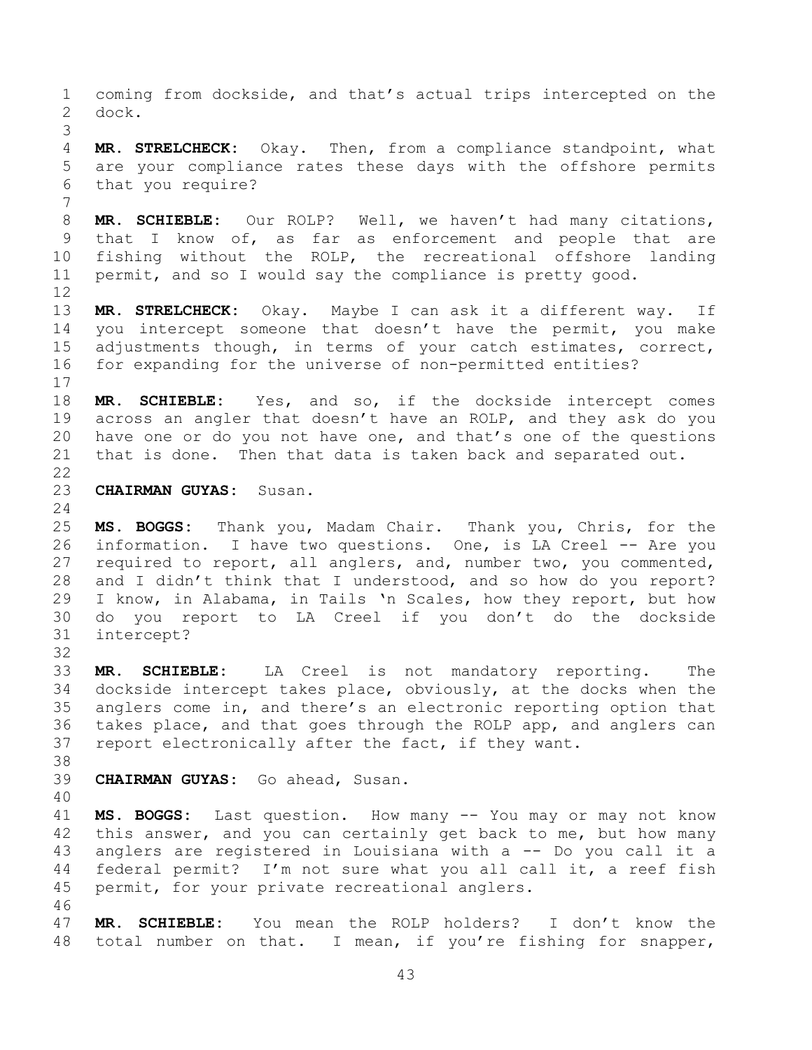coming from dockside, and that's actual trips intercepted on the dock.

**MR. STRELCHECK:** Okay. Then, from a compliance standpoint, what are your compliance rates these days with the offshore permits that you require?

**MR. SCHIEBLE:** Our ROLP? Well, we haven't had many citations, that I know of, as far as enforcement and people that are fishing without the ROLP, the recreational offshore landing permit, and so I would say the compliance is pretty good.

**MR. STRELCHECK:** Okay. Maybe I can ask it a different way. If you intercept someone that doesn't have the permit, you make adjustments though, in terms of your catch estimates, correct, for expanding for the universe of non-permitted entities?

**MR. SCHIEBLE:** Yes, and so, if the dockside intercept comes across an angler that doesn't have an ROLP, and they ask do you have one or do you not have one, and that's one of the questions that is done. Then that data is taken back and separated out.

**CHAIRMAN GUYAS:** Susan.

**MS. BOGGS:** Thank you, Madam Chair. Thank you, Chris, for the information. I have two questions. One, is LA Creel -- Are you required to report, all anglers, and, number two, you commented, and I didn't think that I understood, and so how do you report? I know, in Alabama, in Tails 'n Scales, how they report, but how do you report to LA Creel if you don't do the dockside intercept?

**MR. SCHIEBLE:** LA Creel is not mandatory reporting. The dockside intercept takes place, obviously, at the docks when the anglers come in, and there's an electronic reporting option that takes place, and that goes through the ROLP app, and anglers can report electronically after the fact, if they want.

**CHAIRMAN GUYAS:** Go ahead, Susan.

**MS. BOGGS:** Last question. How many -- You may or may not know this answer, and you can certainly get back to me, but how many anglers are registered in Louisiana with a -- Do you call it a federal permit? I'm not sure what you all call it, a reef fish permit, for your private recreational anglers.

**MR. SCHIEBLE:** You mean the ROLP holders? I don't know the total number on that. I mean, if you're fishing for snapper,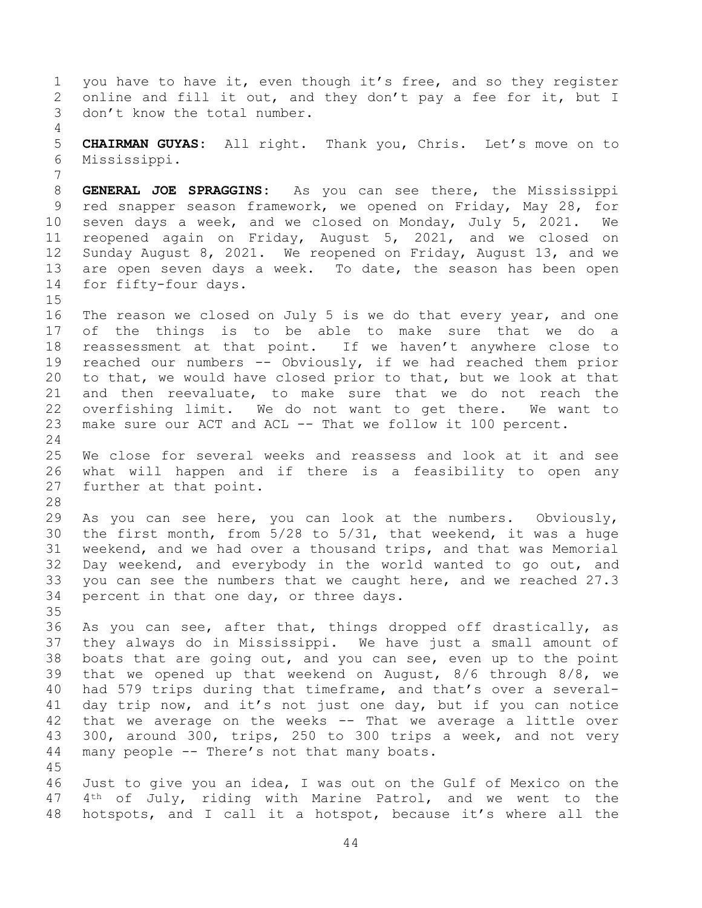you have to have it, even though it's free, and so they register online and fill it out, and they don't pay a fee for it, but I don't know the total number.

**CHAIRMAN GUYAS:** All right. Thank you, Chris. Let's move on to Mississippi.

**GENERAL JOE SPRAGGINS:** As you can see there, the Mississippi red snapper season framework, we opened on Friday, May 28, for seven days a week, and we closed on Monday, July 5, 2021. We reopened again on Friday, August 5, 2021, and we closed on Sunday August 8, 2021. We reopened on Friday, August 13, and we are open seven days a week. To date, the season has been open for fifty-four days.

The reason we closed on July 5 is we do that every year, and one of the things is to be able to make sure that we do a reassessment at that point. If we haven't anywhere close to reached our numbers -- Obviously, if we had reached them prior to that, we would have closed prior to that, but we look at that and then reevaluate, to make sure that we do not reach the overfishing limit. We do not want to get there. We want to make sure our ACT and ACL -- That we follow it 100 percent.

We close for several weeks and reassess and look at it and see what will happen and if there is a feasibility to open any further at that point.

As you can see here, you can look at the numbers. Obviously, the first month, from 5/28 to 5/31, that weekend, it was a huge weekend, and we had over a thousand trips, and that was Memorial Day weekend, and everybody in the world wanted to go out, and you can see the numbers that we caught here, and we reached 27.3 percent in that one day, or three days.

As you can see, after that, things dropped off drastically, as they always do in Mississippi. We have just a small amount of boats that are going out, and you can see, even up to the point that we opened up that weekend on August, 8/6 through 8/8, we had 579 trips during that timeframe, and that's over a several-day trip now, and it's not just one day, but if you can notice that we average on the weeks -- That we average a little over 300, around 300, trips, 250 to 300 trips a week, and not very many people -- There's not that many boats.

Just to give you an idea, I was out on the Gulf of Mexico on the 4th of July, riding with Marine Patrol, and we went to the hotspots, and I call it a hotspot, because it's where all the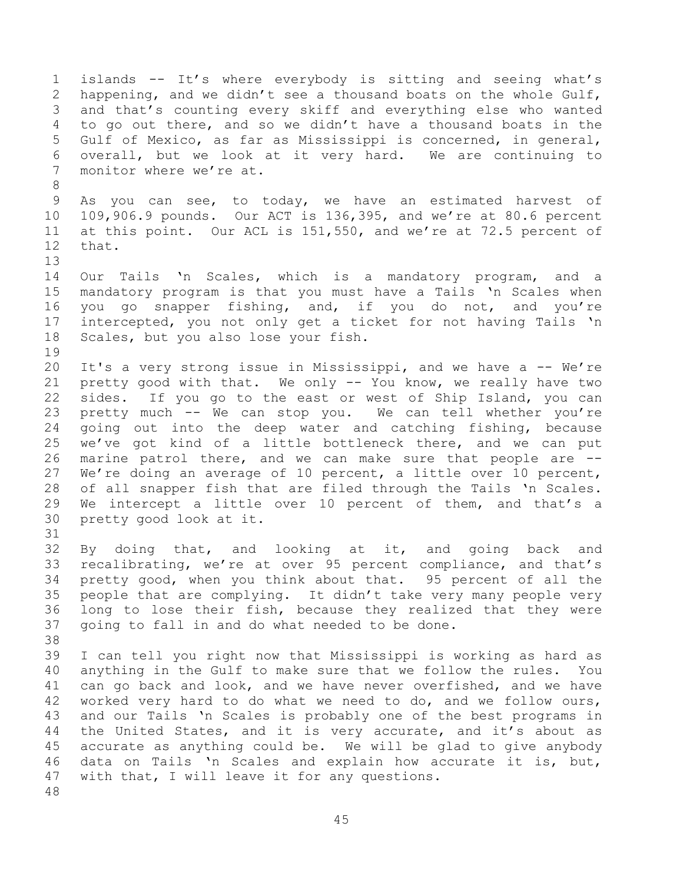islands -- It's where everybody is sitting and seeing what's happening, and we didn't see a thousand boats on the whole Gulf, and that's counting every skiff and everything else who wanted to go out there, and so we didn't have a thousand boats in the Gulf of Mexico, as far as Mississippi is concerned, in general, overall, but we look at it very hard. We are continuing to monitor where we're at.

As you can see, to today, we have an estimated harvest of 109,906.9 pounds. Our ACT is 136,395, and we're at 80.6 percent at this point. Our ACL is 151,550, and we're at 72.5 percent of that.

Our Tails 'n Scales, which is a mandatory program, and a mandatory program is that you must have a Tails 'n Scales when you go snapper fishing, and, if you do not, and you're intercepted, you not only get a ticket for not having Tails 'n Scales, but you also lose your fish.

It's a very strong issue in Mississippi, and we have a -- We're pretty good with that. We only -- You know, we really have two sides. If you go to the east or west of Ship Island, you can pretty much -- We can stop you. We can tell whether you're going out into the deep water and catching fishing, because we've got kind of a little bottleneck there, and we can put marine patrol there, and we can make sure that people are -- We're doing an average of 10 percent, a little over 10 percent, of all snapper fish that are filed through the Tails 'n Scales. We intercept a little over 10 percent of them, and that's a pretty good look at it.

By doing that, and looking at it, and going back and recalibrating, we're at over 95 percent compliance, and that's pretty good, when you think about that. 95 percent of all the people that are complying. It didn't take very many people very long to lose their fish, because they realized that they were going to fall in and do what needed to be done.

I can tell you right now that Mississippi is working as hard as anything in the Gulf to make sure that we follow the rules. You can go back and look, and we have never overfished, and we have worked very hard to do what we need to do, and we follow ours, and our Tails 'n Scales is probably one of the best programs in the United States, and it is very accurate, and it's about as accurate as anything could be. We will be glad to give anybody data on Tails 'n Scales and explain how accurate it is, but, with that, I will leave it for any questions.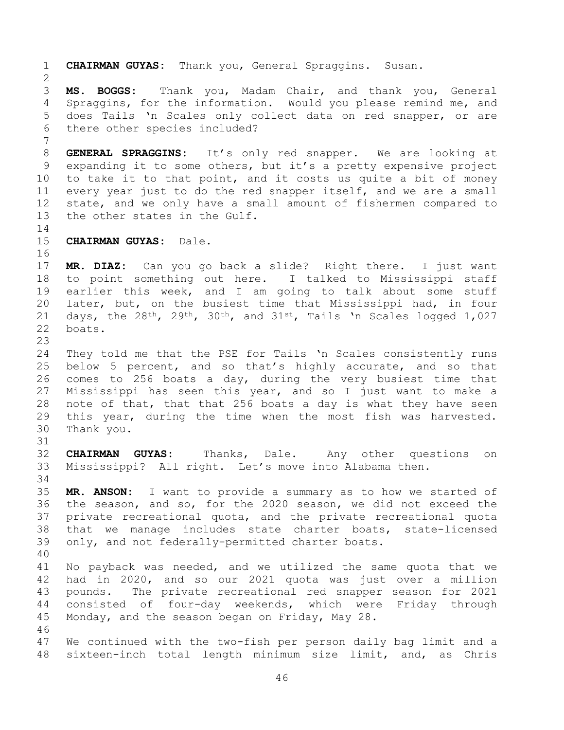**CHAIRMAN GUYAS:** Thank you, General Spraggins. Susan.

**MS. BOGGS:** Thank you, Madam Chair, and thank you, General Spraggins, for the information. Would you please remind me, and does Tails 'n Scales only collect data on red snapper, or are there other species included?

**GENERAL SPRAGGINS:** It's only red snapper. We are looking at expanding it to some others, but it's a pretty expensive project to take it to that point, and it costs us quite a bit of money every year just to do the red snapper itself, and we are a small state, and we only have a small amount of fishermen compared to the other states in the Gulf.

**CHAIRMAN GUYAS:** Dale.

**MR. DIAZ:** Can you go back a slide? Right there. I just want to point something out here. I talked to Mississippi staff earlier this week, and I am going to talk about some stuff later, but, on the busiest time that Mississippi had, in four days, the 28th, 29th, 30th, and 31st, Tails 'n Scales logged 1,027 boats.

They told me that the PSE for Tails 'n Scales consistently runs below 5 percent, and so that's highly accurate, and so that comes to 256 boats a day, during the very busiest time that Mississippi has seen this year, and so I just want to make a note of that, that that 256 boats a day is what they have seen this year, during the time when the most fish was harvested. Thank you.

**CHAIRMAN GUYAS:** Thanks, Dale. Any other questions on Mississippi? All right. Let's move into Alabama then.

**MR. ANSON:** I want to provide a summary as to how we started of the season, and so, for the 2020 season, we did not exceed the private recreational quota, and the private recreational quota that we manage includes state charter boats, state-licensed only, and not federally-permitted charter boats.

No payback was needed, and we utilized the same quota that we had in 2020, and so our 2021 quota was just over a million pounds. The private recreational red snapper season for 2021 consisted of four-day weekends, which were Friday through Monday, and the season began on Friday, May 28.

We continued with the two-fish per person daily bag limit and a sixteen-inch total length minimum size limit, and, as Chris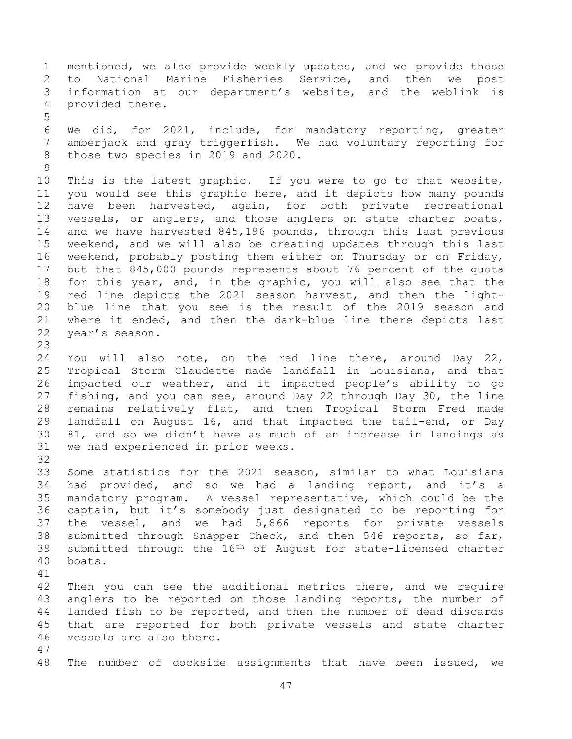mentioned, we also provide weekly updates, and we provide those to National Marine Fisheries Service, and then we post information at our department's website, and the weblink is provided there.

We did, for 2021, include, for mandatory reporting, greater amberjack and gray triggerfish. We had voluntary reporting for those two species in 2019 and 2020.

This is the latest graphic. If you were to go to that website, you would see this graphic here, and it depicts how many pounds have been harvested, again, for both private recreational vessels, or anglers, and those anglers on state charter boats, and we have harvested 845,196 pounds, through this last previous weekend, and we will also be creating updates through this last weekend, probably posting them either on Thursday or on Friday, but that 845,000 pounds represents about 76 percent of the quota for this year, and, in the graphic, you will also see that the red line depicts the 2021 season harvest, and then the light-blue line that you see is the result of the 2019 season and where it ended, and then the dark-blue line there depicts last year's season.

You will also note, on the red line there, around Day 22, Tropical Storm Claudette made landfall in Louisiana, and that impacted our weather, and it impacted people's ability to go fishing, and you can see, around Day 22 through Day 30, the line remains relatively flat, and then Tropical Storm Fred made landfall on August 16, and that impacted the tail-end, or Day 81, and so we didn't have as much of an increase in landings as we had experienced in prior weeks.

Some statistics for the 2021 season, similar to what Louisiana had provided, and so we had a landing report, and it's a mandatory program. A vessel representative, which could be the captain, but it's somebody just designated to be reporting for the vessel, and we had 5,866 reports for private vessels submitted through Snapper Check, and then 546 reports, so far, submitted through the 16th of August for state-licensed charter boats.

Then you can see the additional metrics there, and we require anglers to be reported on those landing reports, the number of landed fish to be reported, and then the number of dead discards that are reported for both private vessels and state charter vessels are also there.

The number of dockside assignments that have been issued, we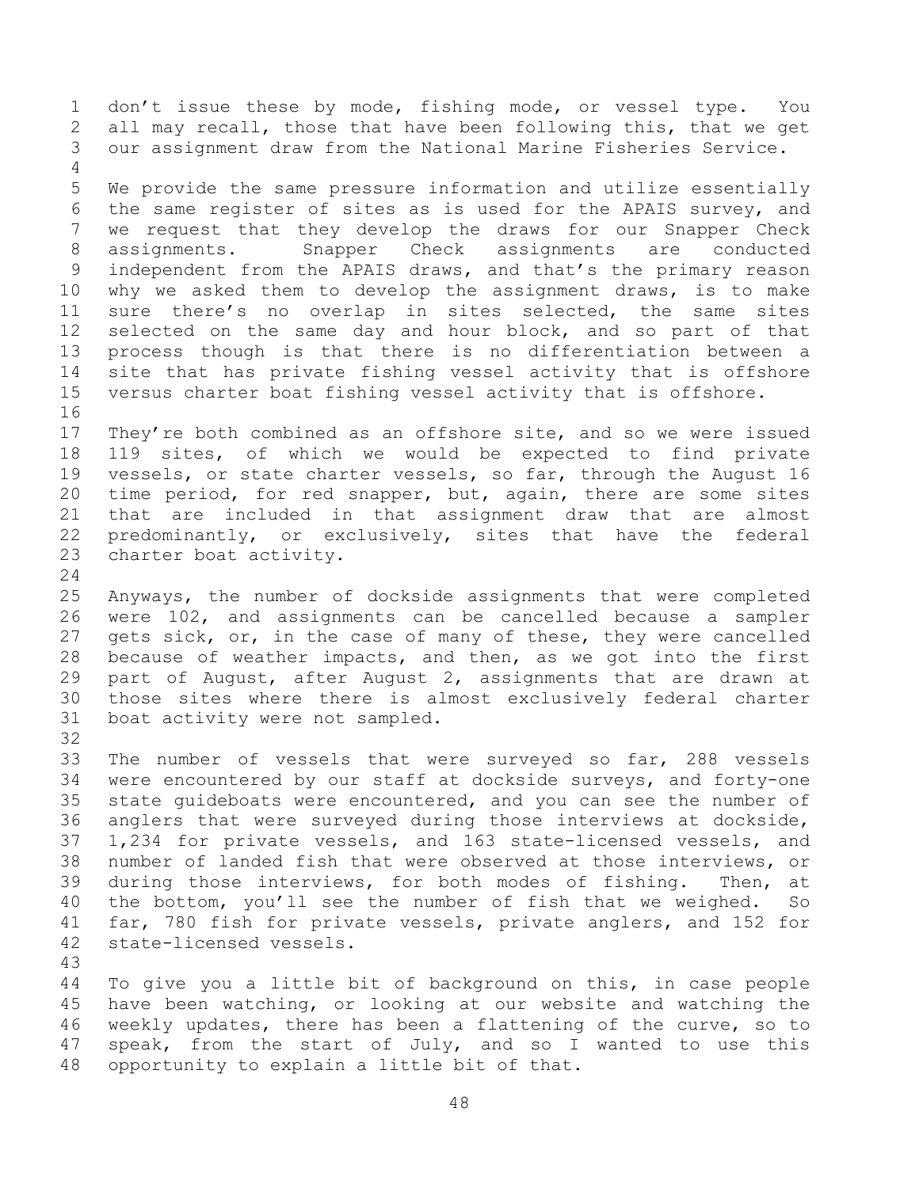don't issue these by mode, fishing mode, or vessel type. You all may recall, those that have been following this, that we get our assignment draw from the National Marine Fisheries Service.

We provide the same pressure information and utilize essentially the same register of sites as is used for the APAIS survey, and we request that they develop the draws for our Snapper Check assignments. Snapper Check assignments are conducted independent from the APAIS draws, and that's the primary reason why we asked them to develop the assignment draws, is to make sure there's no overlap in sites selected, the same sites selected on the same day and hour block, and so part of that process though is that there is no differentiation between a site that has private fishing vessel activity that is offshore versus charter boat fishing vessel activity that is offshore.

They're both combined as an offshore site, and so we were issued 119 sites, of which we would be expected to find private vessels, or state charter vessels, so far, through the August 16 time period, for red snapper, but, again, there are some sites that are included in that assignment draw that are almost predominantly, or exclusively, sites that have the federal charter boat activity.

Anyways, the number of dockside assignments that were completed were 102, and assignments can be cancelled because a sampler gets sick, or, in the case of many of these, they were cancelled because of weather impacts, and then, as we got into the first part of August, after August 2, assignments that are drawn at those sites where there is almost exclusively federal charter boat activity were not sampled.

The number of vessels that were surveyed so far, 288 vessels were encountered by our staff at dockside surveys, and forty-one state guideboats were encountered, and you can see the number of anglers that were surveyed during those interviews at dockside, 1,234 for private vessels, and 163 state-licensed vessels, and number of landed fish that were observed at those interviews, or during those interviews, for both modes of fishing. Then, at the bottom, you'll see the number of fish that we weighed. So far, 780 fish for private vessels, private anglers, and 152 for state-licensed vessels.

To give you a little bit of background on this, in case people have been watching, or looking at our website and watching the weekly updates, there has been a flattening of the curve, so to speak, from the start of July, and so I wanted to use this opportunity to explain a little bit of that.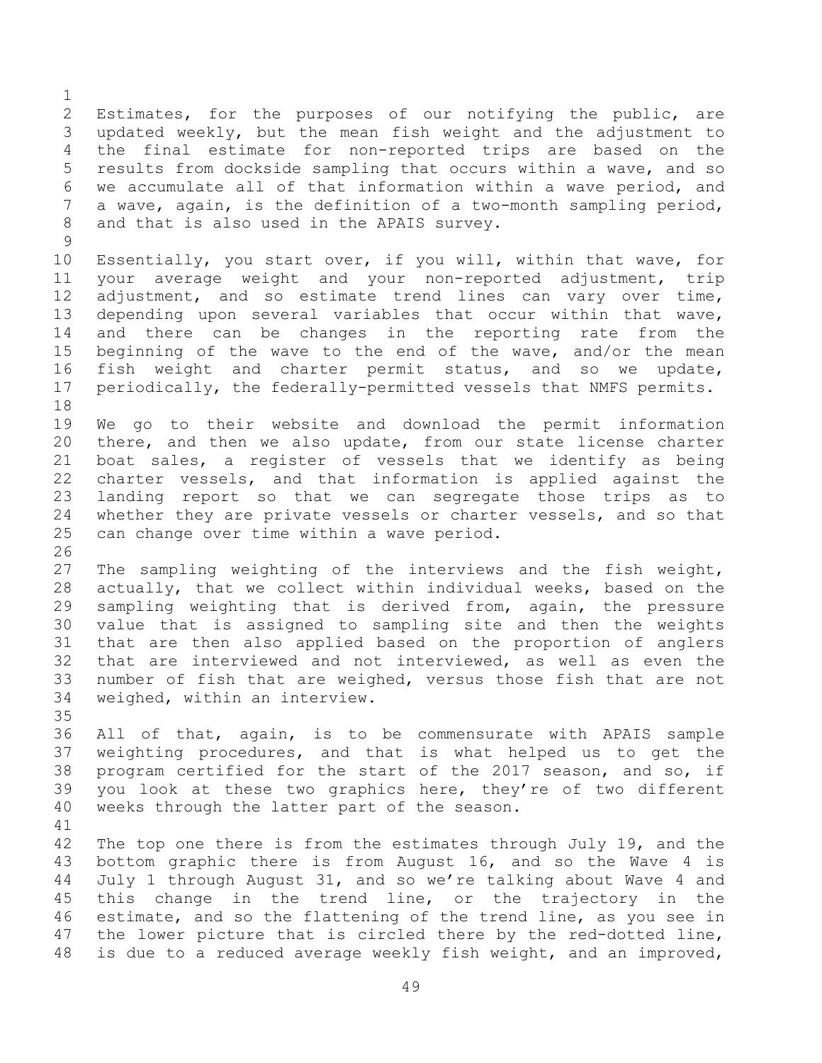Estimates, for the purposes of our notifying the public, are updated weekly, but the mean fish weight and the adjustment to the final estimate for non-reported trips are based on the results from dockside sampling that occurs within a wave, and so we accumulate all of that information within a wave period, and a wave, again, is the definition of a two-month sampling period, and that is also used in the APAIS survey.

Essentially, you start over, if you will, within that wave, for your average weight and your non-reported adjustment, trip adjustment, and so estimate trend lines can vary over time, depending upon several variables that occur within that wave, and there can be changes in the reporting rate from the beginning of the wave to the end of the wave, and/or the mean fish weight and charter permit status, and so we update, periodically, the federally-permitted vessels that NMFS permits.

We go to their website and download the permit information there, and then we also update, from our state license charter boat sales, a register of vessels that we identify as being charter vessels, and that information is applied against the landing report so that we can segregate those trips as to whether they are private vessels or charter vessels, and so that can change over time within a wave period.

The sampling weighting of the interviews and the fish weight, actually, that we collect within individual weeks, based on the sampling weighting that is derived from, again, the pressure value that is assigned to sampling site and then the weights that are then also applied based on the proportion of anglers that are interviewed and not interviewed, as well as even the number of fish that are weighed, versus those fish that are not weighed, within an interview.

All of that, again, is to be commensurate with APAIS sample weighting procedures, and that is what helped us to get the program certified for the start of the 2017 season, and so, if you look at these two graphics here, they're of two different weeks through the latter part of the season.

The top one there is from the estimates through July 19, and the bottom graphic there is from August 16, and so the Wave 4 is July 1 through August 31, and so we're talking about Wave 4 and this change in the trend line, or the trajectory in the estimate, and so the flattening of the trend line, as you see in the lower picture that is circled there by the red-dotted line, is due to a reduced average weekly fish weight, and an improved,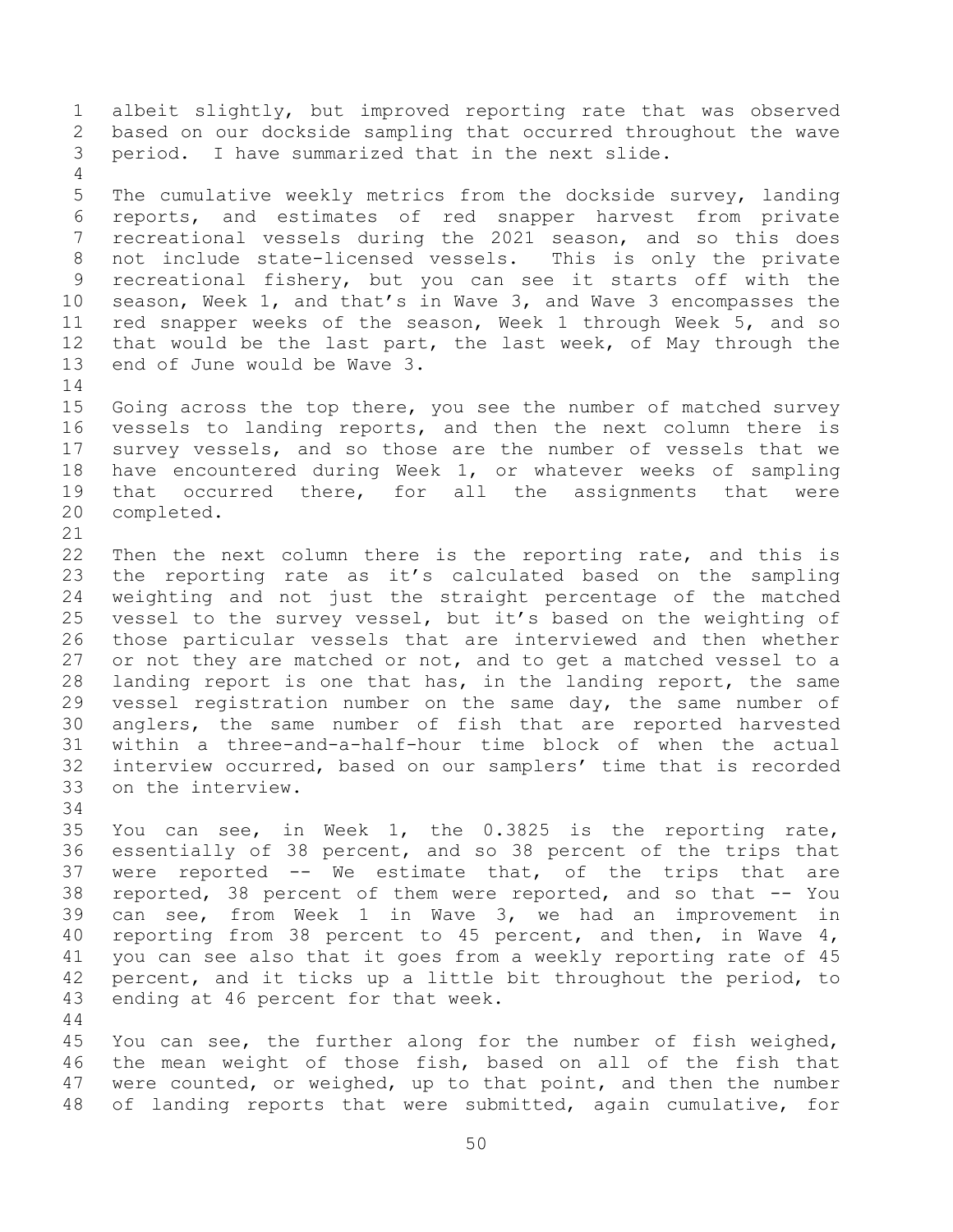albeit slightly, but improved reporting rate that was observed based on our dockside sampling that occurred throughout the wave period. I have summarized that in the next slide.

The cumulative weekly metrics from the dockside survey, landing reports, and estimates of red snapper harvest from private recreational vessels during the 2021 season, and so this does not include state-licensed vessels. This is only the private recreational fishery, but you can see it starts off with the season, Week 1, and that's in Wave 3, and Wave 3 encompasses the red snapper weeks of the season, Week 1 through Week 5, and so that would be the last part, the last week, of May through the end of June would be Wave 3.

Going across the top there, you see the number of matched survey vessels to landing reports, and then the next column there is survey vessels, and so those are the number of vessels that we have encountered during Week 1, or whatever weeks of sampling that occurred there, for all the assignments that were completed.

Then the next column there is the reporting rate, and this is the reporting rate as it's calculated based on the sampling weighting and not just the straight percentage of the matched vessel to the survey vessel, but it's based on the weighting of those particular vessels that are interviewed and then whether or not they are matched or not, and to get a matched vessel to a landing report is one that has, in the landing report, the same vessel registration number on the same day, the same number of anglers, the same number of fish that are reported harvested within a three-and-a-half-hour time block of when the actual interview occurred, based on our samplers' time that is recorded on the interview.

You can see, in Week 1, the 0.3825 is the reporting rate, essentially of 38 percent, and so 38 percent of the trips that were reported -- We estimate that, of the trips that are reported, 38 percent of them were reported, and so that -- You can see, from Week 1 in Wave 3, we had an improvement in reporting from 38 percent to 45 percent, and then, in Wave 4, you can see also that it goes from a weekly reporting rate of 45 percent, and it ticks up a little bit throughout the period, to ending at 46 percent for that week.

You can see, the further along for the number of fish weighed, the mean weight of those fish, based on all of the fish that were counted, or weighed, up to that point, and then the number of landing reports that were submitted, again cumulative, for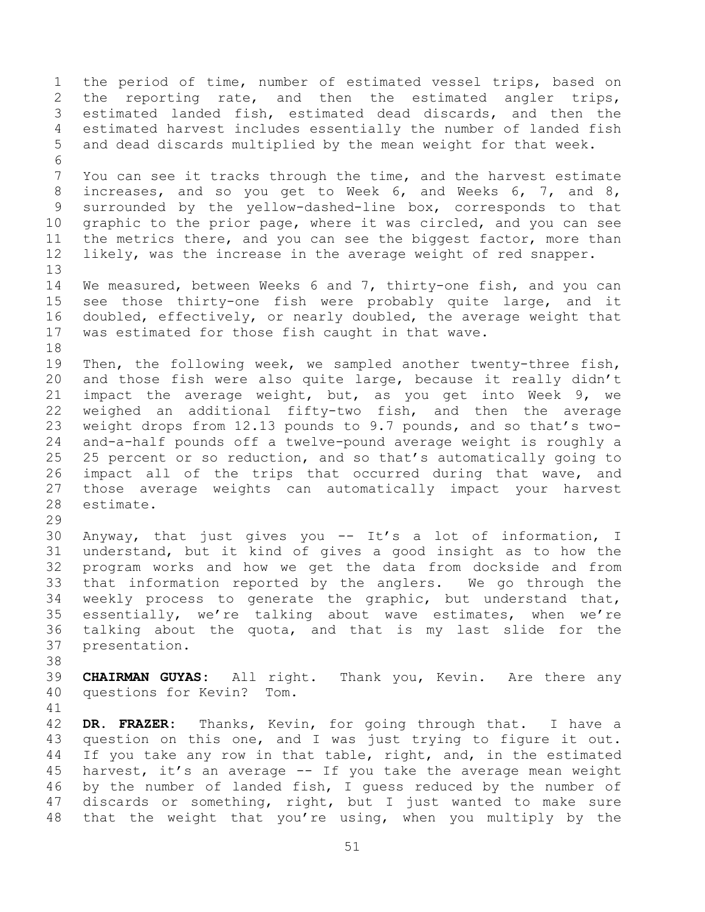the period of time, number of estimated vessel trips, based on the reporting rate, and then the estimated angler trips, estimated landed fish, estimated dead discards, and then the estimated harvest includes essentially the number of landed fish and dead discards multiplied by the mean weight for that week.

You can see it tracks through the time, and the harvest estimate increases, and so you get to Week 6, and Weeks 6, 7, and 8, surrounded by the yellow-dashed-line box, corresponds to that graphic to the prior page, where it was circled, and you can see the metrics there, and you can see the biggest factor, more than likely, was the increase in the average weight of red snapper.

We measured, between Weeks 6 and 7, thirty-one fish, and you can see those thirty-one fish were probably quite large, and it doubled, effectively, or nearly doubled, the average weight that was estimated for those fish caught in that wave.

Then, the following week, we sampled another twenty-three fish, and those fish were also quite large, because it really didn't impact the average weight, but, as you get into Week 9, we weighed an additional fifty-two fish, and then the average weight drops from 12.13 pounds to 9.7 pounds, and so that's two-and-a-half pounds off a twelve-pound average weight is roughly a 25 percent or so reduction, and so that's automatically going to impact all of the trips that occurred during that wave, and those average weights can automatically impact your harvest estimate.

Anyway, that just gives you -- It's a lot of information, I understand, but it kind of gives a good insight as to how the program works and how we get the data from dockside and from that information reported by the anglers. We go through the weekly process to generate the graphic, but understand that, essentially, we're talking about wave estimates, when we're talking about the quota, and that is my last slide for the presentation.

**CHAIRMAN GUYAS:** All right. Thank you, Kevin. Are there any questions for Kevin? Tom.

**DR. FRAZER:** Thanks, Kevin, for going through that. I have a question on this one, and I was just trying to figure it out. If you take any row in that table, right, and, in the estimated harvest, it's an average -- If you take the average mean weight by the number of landed fish, I guess reduced by the number of discards or something, right, but I just wanted to make sure that the weight that you're using, when you multiply by the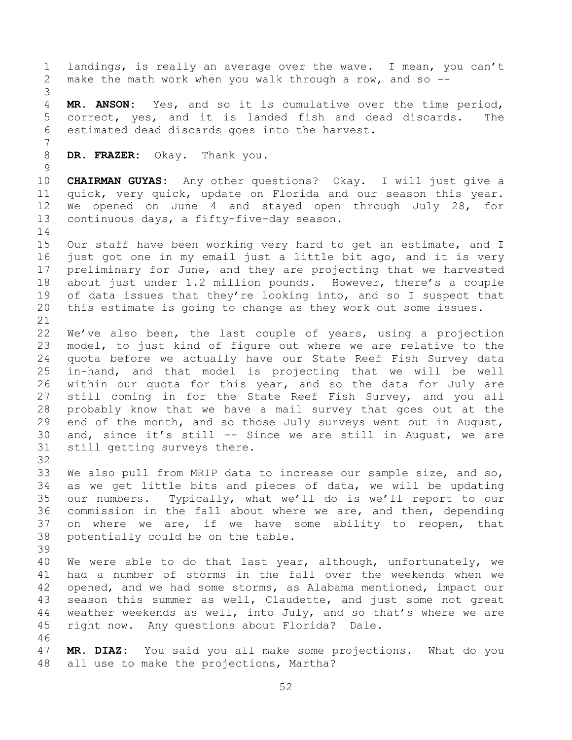landings, is really an average over the wave. I mean, you can't make the math work when you walk through a row, and so --

**MR. ANSON:** Yes, and so it is cumulative over the time period, correct, yes, and it is landed fish and dead discards. The estimated dead discards goes into the harvest.

**DR. FRAZER:** Okay. Thank you.

**CHAIRMAN GUYAS:** Any other questions? Okay. I will just give a quick, very quick, update on Florida and our season this year. We opened on June 4 and stayed open through July 28, for continuous days, a fifty-five-day season.

Our staff have been working very hard to get an estimate, and I just got one in my email just a little bit ago, and it is very preliminary for June, and they are projecting that we harvested about just under 1.2 million pounds. However, there's a couple of data issues that they're looking into, and so I suspect that this estimate is going to change as they work out some issues.

We've also been, the last couple of years, using a projection model, to just kind of figure out where we are relative to the quota before we actually have our State Reef Fish Survey data in-hand, and that model is projecting that we will be well within our quota for this year, and so the data for July are still coming in for the State Reef Fish Survey, and you all probably know that we have a mail survey that goes out at the end of the month, and so those July surveys went out in August, and, since it's still -- Since we are still in August, we are still getting surveys there.

We also pull from MRIP data to increase our sample size, and so, as we get little bits and pieces of data, we will be updating our numbers. Typically, what we'll do is we'll report to our commission in the fall about where we are, and then, depending on where we are, if we have some ability to reopen, that potentially could be on the table.

We were able to do that last year, although, unfortunately, we had a number of storms in the fall over the weekends when we opened, and we had some storms, as Alabama mentioned, impact our season this summer as well, Claudette, and just some not great weather weekends as well, into July, and so that's where we are right now. Any questions about Florida? Dale.

**MR. DIAZ:** You said you all make some projections. What do you all use to make the projections, Martha?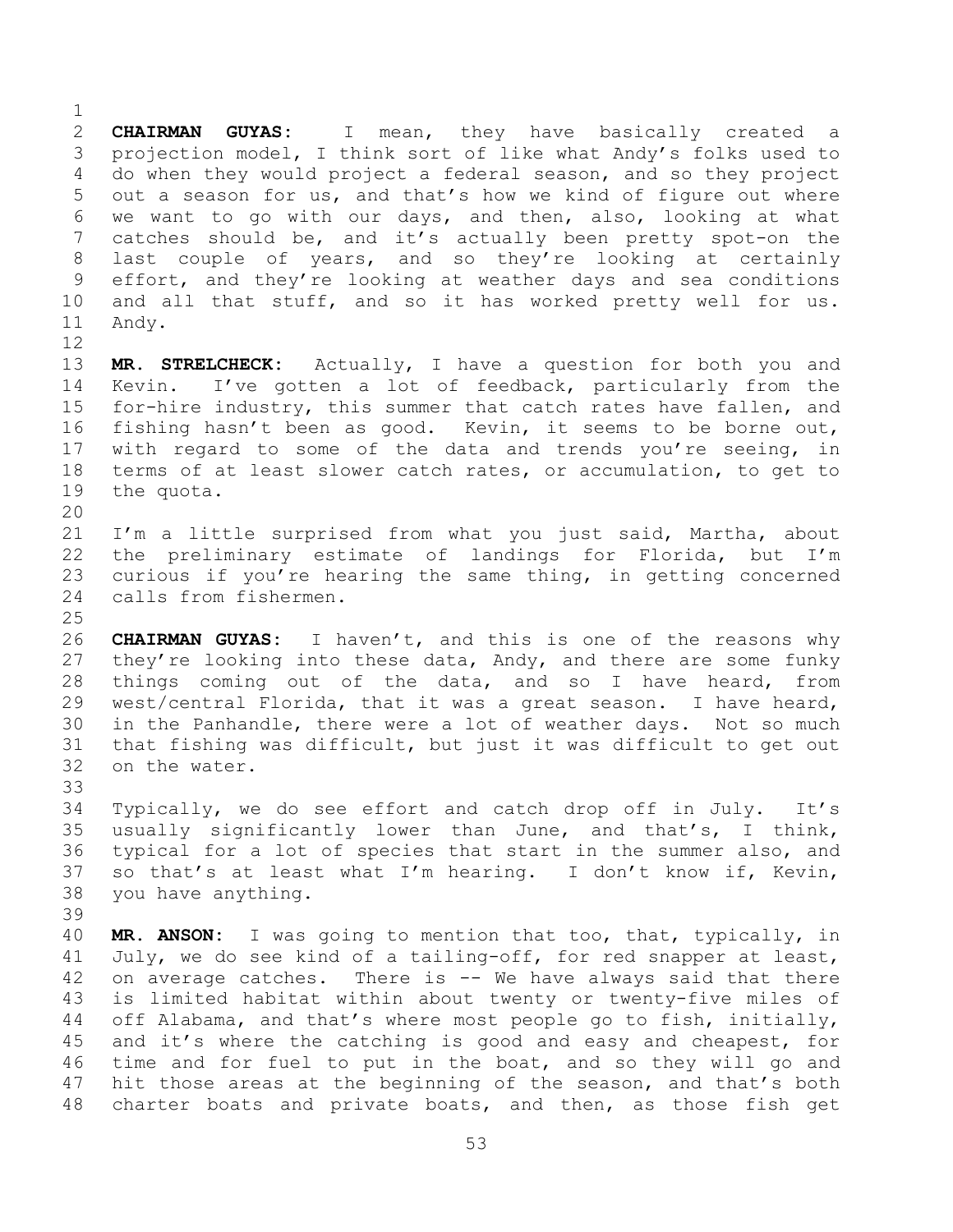**CHAIRMAN GUYAS:** I mean, they have basically created a projection model, I think sort of like what Andy's folks used to do when they would project a federal season, and so they project out a season for us, and that's how we kind of figure out where we want to go with our days, and then, also, looking at what catches should be, and it's actually been pretty spot-on the last couple of years, and so they're looking at certainly effort, and they're looking at weather days and sea conditions and all that stuff, and so it has worked pretty well for us. Andy.

**MR. STRELCHECK:** Actually, I have a question for both you and Kevin. I've gotten a lot of feedback, particularly from the for-hire industry, this summer that catch rates have fallen, and fishing hasn't been as good. Kevin, it seems to be borne out, with regard to some of the data and trends you're seeing, in terms of at least slower catch rates, or accumulation, to get to the quota.

I'm a little surprised from what you just said, Martha, about the preliminary estimate of landings for Florida, but I'm curious if you're hearing the same thing, in getting concerned calls from fishermen.

**CHAIRMAN GUYAS:** I haven't, and this is one of the reasons why they're looking into these data, Andy, and there are some funky things coming out of the data, and so I have heard, from west/central Florida, that it was a great season. I have heard, in the Panhandle, there were a lot of weather days. Not so much that fishing was difficult, but just it was difficult to get out on the water.

Typically, we do see effort and catch drop off in July. It's usually significantly lower than June, and that's, I think, typical for a lot of species that start in the summer also, and so that's at least what I'm hearing. I don't know if, Kevin, you have anything.

**MR. ANSON:** I was going to mention that too, that, typically, in July, we do see kind of a tailing-off, for red snapper at least, on average catches. There is -- We have always said that there is limited habitat within about twenty or twenty-five miles of off Alabama, and that's where most people go to fish, initially, and it's where the catching is good and easy and cheapest, for time and for fuel to put in the boat, and so they will go and hit those areas at the beginning of the season, and that's both charter boats and private boats, and then, as those fish get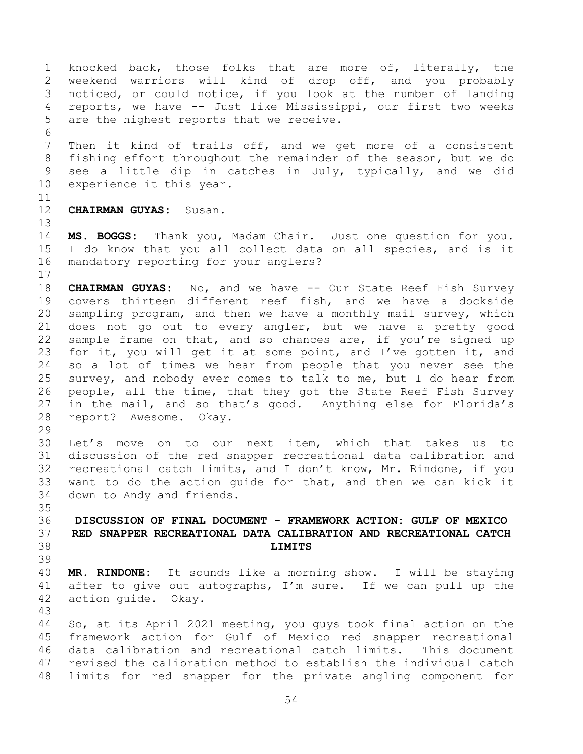knocked back, those folks that are more of, literally, the weekend warriors will kind of drop off, and you probably noticed, or could notice, if you look at the number of landing reports, we have -- Just like Mississippi, our first two weeks are the highest reports that we receive.

Then it kind of trails off, and we get more of a consistent fishing effort throughout the remainder of the season, but we do see a little dip in catches in July, typically, and we did experience it this year.

**CHAIRMAN GUYAS:** Susan.

**MS. BOGGS:** Thank you, Madam Chair. Just one question for you. I do know that you all collect data on all species, and is it mandatory reporting for your anglers?

**CHAIRMAN GUYAS:** No, and we have -- Our State Reef Fish Survey covers thirteen different reef fish, and we have a dockside sampling program, and then we have a monthly mail survey, which does not go out to every angler, but we have a pretty good sample frame on that, and so chances are, if you're signed up for it, you will get it at some point, and I've gotten it, and so a lot of times we hear from people that you never see the survey, and nobody ever comes to talk to me, but I do hear from people, all the time, that they got the State Reef Fish Survey in the mail, and so that's good. Anything else for Florida's report? Awesome. Okay.

Let's move on to our next item, which that takes us to discussion of the red snapper recreational data calibration and recreational catch limits, and I don't know, Mr. Rindone, if you want to do the action guide for that, and then we can kick it down to Andy and friends.

## DISCUSSION OF FINAL DOCUMENT - FRAMEWORK ACTION: GULF OF MEXICO RED SNAPPER RECREATIONAL DATA CALIBRATION AND RECREATIONAL CATCH LIMITS

**MR. RINDONE:** It sounds like a morning show. I will be staying after to give out autographs, I'm sure. If we can pull up the action guide. Okay.

So, at its April 2021 meeting, you guys took final action on the framework action for Gulf of Mexico red snapper recreational data calibration and recreational catch limits. This document revised the calibration method to establish the individual catch limits for red snapper for the private angling component for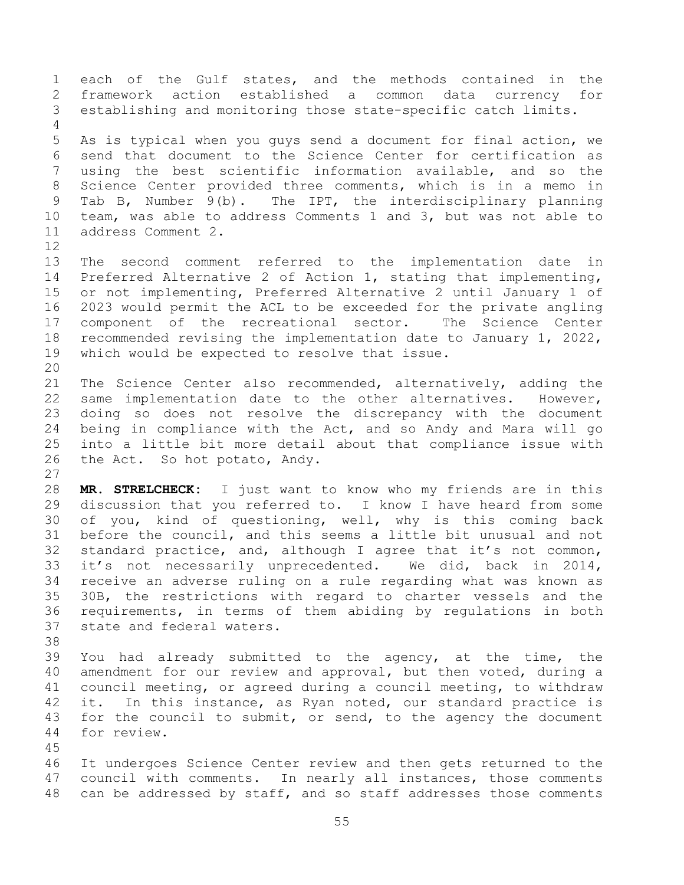each of the Gulf states, and the methods contained in the framework action established a common data currency for establishing and monitoring those state-specific catch limits.

As is typical when you guys send a document for final action, we send that document to the Science Center for certification as using the best scientific information available, and so the Science Center provided three comments, which is in a memo in Tab B, Number 9(b). The IPT, the interdisciplinary planning team, was able to address Comments 1 and 3, but was not able to address Comment 2.

The second comment referred to the implementation date in Preferred Alternative 2 of Action 1, stating that implementing, or not implementing, Preferred Alternative 2 until January 1 of 2023 would permit the ACL to be exceeded for the private angling component of the recreational sector. The Science Center recommended revising the implementation date to January 1, 2022, which would be expected to resolve that issue.

The Science Center also recommended, alternatively, adding the same implementation date to the other alternatives. However, doing so does not resolve the discrepancy with the document being in compliance with the Act, and so Andy and Mara will go into a little bit more detail about that compliance issue with the Act. So hot potato, Andy.

**MR. STRELCHECK:** I just want to know who my friends are in this discussion that you referred to. I know I have heard from some of you, kind of questioning, well, why is this coming back before the council, and this seems a little bit unusual and not standard practice, and, although I agree that it's not common, it's not necessarily unprecedented. We did, back in 2014, receive an adverse ruling on a rule regarding what was known as 30B, the restrictions with regard to charter vessels and the requirements, in terms of them abiding by regulations in both state and federal waters.

You had already submitted to the agency, at the time, the amendment for our review and approval, but then voted, during a council meeting, or agreed during a council meeting, to withdraw it. In this instance, as Ryan noted, our standard practice is for the council to submit, or send, to the agency the document for review.

It undergoes Science Center review and then gets returned to the council with comments. In nearly all instances, those comments can be addressed by staff, and so staff addresses those comments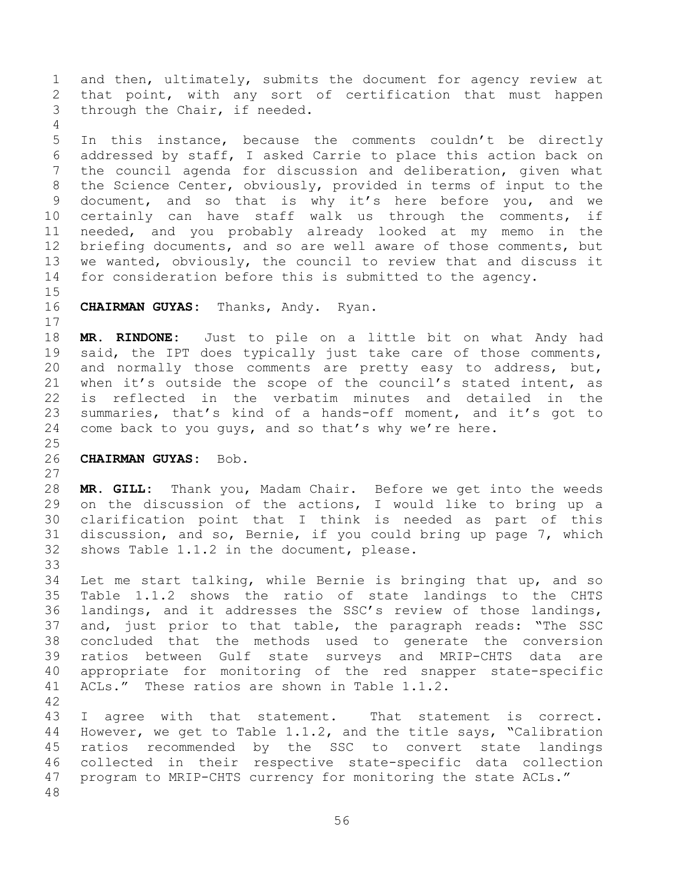and then, ultimately, submits the document for agency review at that point, with any sort of certification that must happen through the Chair, if needed.

In this instance, because the comments couldn't be directly addressed by staff, I asked Carrie to place this action back on the council agenda for discussion and deliberation, given what the Science Center, obviously, provided in terms of input to the document, and so that is why it's here before you, and we certainly can have staff walk us through the comments, if needed, and you probably already looked at my memo in the briefing documents, and so are well aware of those comments, but we wanted, obviously, the council to review that and discuss it for consideration before this is submitted to the agency.

**CHAIRMAN GUYAS:** Thanks, Andy. Ryan.

**MR. RINDONE:** Just to pile on a little bit on what Andy had said, the IPT does typically just take care of those comments, and normally those comments are pretty easy to address, but, when it's outside the scope of the council's stated intent, as is reflected in the verbatim minutes and detailed in the summaries, that's kind of a hands-off moment, and it's got to come back to you guys, and so that's why we're here.

**CHAIRMAN GUYAS:** Bob.

**MR. GILL:** Thank you, Madam Chair. Before we get into the weeds on the discussion of the actions, I would like to bring up a clarification point that I think is needed as part of this discussion, and so, Bernie, if you could bring up page 7, which shows Table 1.1.2 in the document, please.

Let me start talking, while Bernie is bringing that up, and so Table 1.1.2 shows the ratio of state landings to the CHTS landings, and it addresses the SSC's review of those landings, and, just prior to that table, the paragraph reads: "The SSC concluded that the methods used to generate the conversion ratios between Gulf state surveys and MRIP-CHTS data are appropriate for monitoring of the red snapper state-specific ACLs." These ratios are shown in Table 1.1.2.

I agree with that statement. That statement is correct. However, we get to Table 1.1.2, and the title says, "Calibration ratios recommended by the SSC to convert state landings collected in their respective state-specific data collection program to MRIP-CHTS currency for monitoring the state ACLs."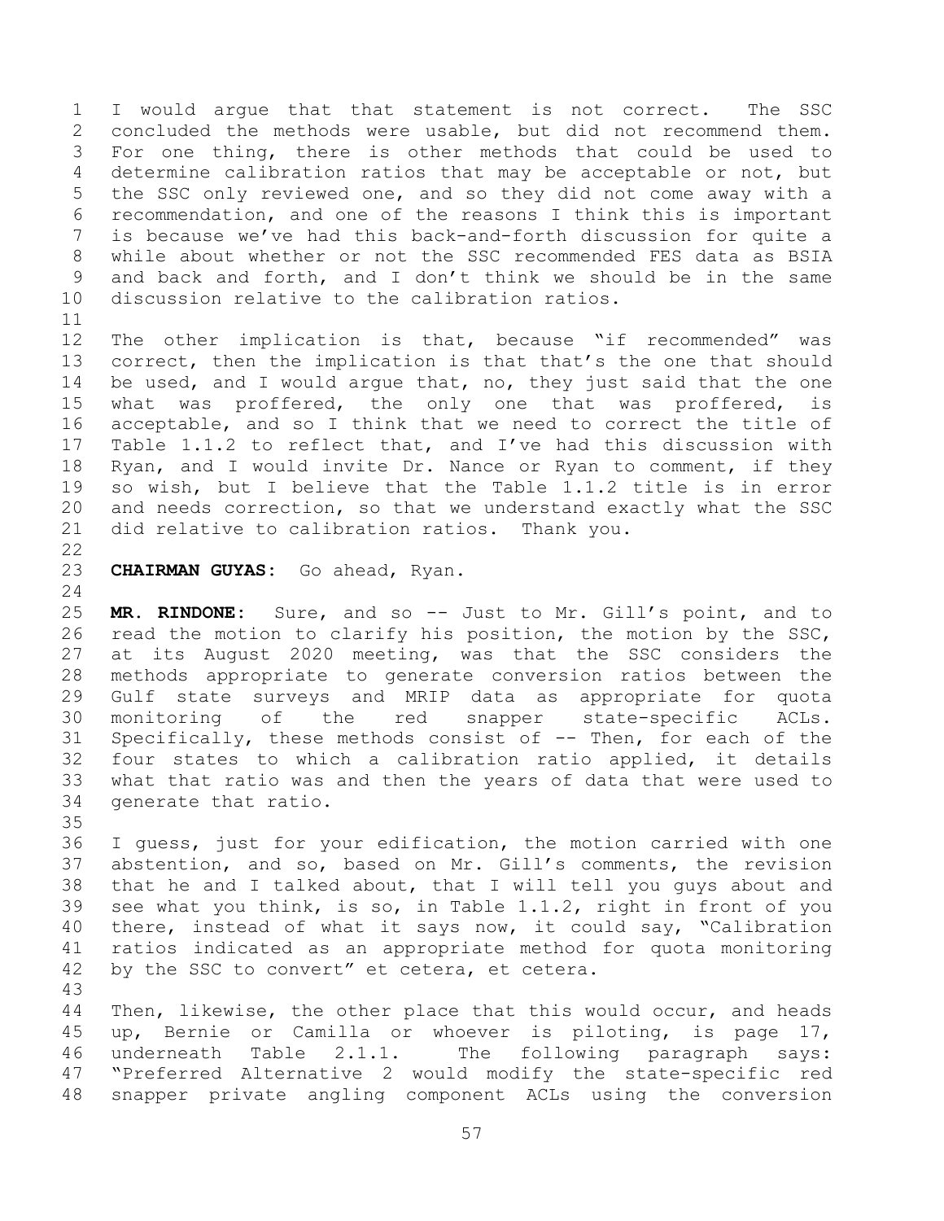I would argue that that statement is not correct. The SSC concluded the methods were usable, but did not recommend them. For one thing, there is other methods that could be used to determine calibration ratios that may be acceptable or not, but the SSC only reviewed one, and so they did not come away with a recommendation, and one of the reasons I think this is important is because we've had this back-and-forth discussion for quite a while about whether or not the SSC recommended FES data as BSIA and back and forth, and I don't think we should be in the same discussion relative to the calibration ratios.

The other implication is that, because "if recommended" was correct, then the implication is that that's the one that should be used, and I would argue that, no, they just said that the one what was proffered, the only one that was proffered, is acceptable, and so I think that we need to correct the title of Table 1.1.2 to reflect that, and I've had this discussion with Ryan, and I would invite Dr. Nance or Ryan to comment, if they so wish, but I believe that the Table 1.1.2 title is in error and needs correction, so that we understand exactly what the SSC did relative to calibration ratios. Thank you.

**CHAIRMAN GUYAS:** Go ahead, Ryan.

**MR. RINDONE:** Sure, and so -- Just to Mr. Gill's point, and to read the motion to clarify his position, the motion by the SSC, at its August 2020 meeting, was that the SSC considers the methods appropriate to generate conversion ratios between the Gulf state surveys and MRIP data as appropriate for quota monitoring of the red snapper state-specific ACLs. Specifically, these methods consist of -- Then, for each of the four states to which a calibration ratio applied, it details what that ratio was and then the years of data that were used to generate that ratio.

I guess, just for your edification, the motion carried with one abstention, and so, based on Mr. Gill's comments, the revision that he and I talked about, that I will tell you guys about and see what you think, is so, in Table 1.1.2, right in front of you there, instead of what it says now, it could say, "Calibration ratios indicated as an appropriate method for quota monitoring by the SSC to convert" et cetera, et cetera.

Then, likewise, the other place that this would occur, and heads up, Bernie or Camilla or whoever is piloting, is page 17, underneath Table 2.1.1. The following paragraph says: "Preferred Alternative 2 would modify the state-specific red snapper private angling component ACLs using the conversion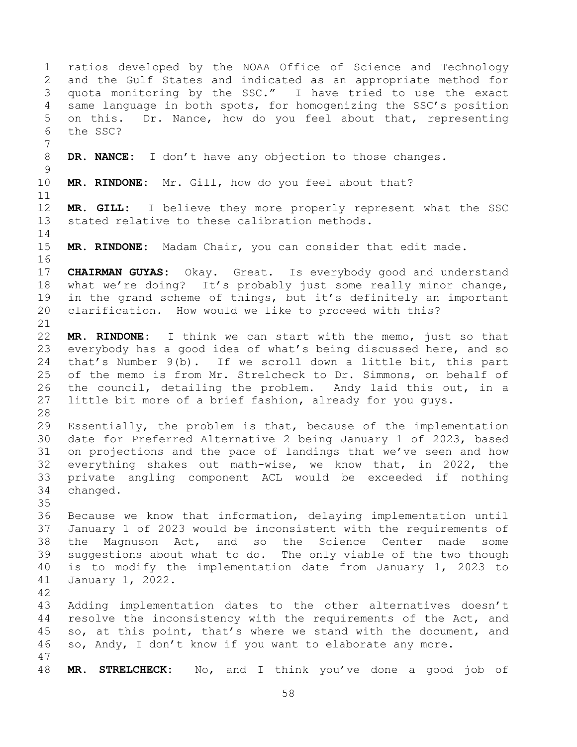ratios developed by the NOAA Office of Science and Technology and the Gulf States and indicated as an appropriate method for quota monitoring by the SSC." I have tried to use the exact same language in both spots, for homogenizing the SSC's position on this. Dr. Nance, how do you feel about that, representing the SSC?

**DR. NANCE:** I don't have any objection to those changes.

**MR. RINDONE:** Mr. Gill, how do you feel about that?

**MR. GILL:** I believe they more properly represent what the SSC stated relative to these calibration methods.

**MR. RINDONE:** Madam Chair, you can consider that edit made.

**CHAIRMAN GUYAS:** Okay. Great. Is everybody good and understand what we're doing? It's probably just some really minor change, in the grand scheme of things, but it's definitely an important clarification. How would we like to proceed with this?

**MR. RINDONE:** I think we can start with the memo, just so that everybody has a good idea of what's being discussed here, and so that's Number 9(b). If we scroll down a little bit, this part of the memo is from Mr. Strelcheck to Dr. Simmons, on behalf of the council, detailing the problem. Andy laid this out, in a little bit more of a brief fashion, already for you guys.

Essentially, the problem is that, because of the implementation date for Preferred Alternative 2 being January 1 of 2023, based on projections and the pace of landings that we've seen and how everything shakes out math-wise, we know that, in 2022, the private angling component ACL would be exceeded if nothing changed.

Because we know that information, delaying implementation until January 1 of 2023 would be inconsistent with the requirements of the Magnuson Act, and so the Science Center made some suggestions about what to do. The only viable of the two though is to modify the implementation date from January 1, 2023 to January 1, 2022.

Adding implementation dates to the other alternatives doesn't resolve the inconsistency with the requirements of the Act, and so, at this point, that's where we stand with the document, and so, Andy, I don't know if you want to elaborate any more.

**MR. STRELCHECK:** No, and I think you've done a good job of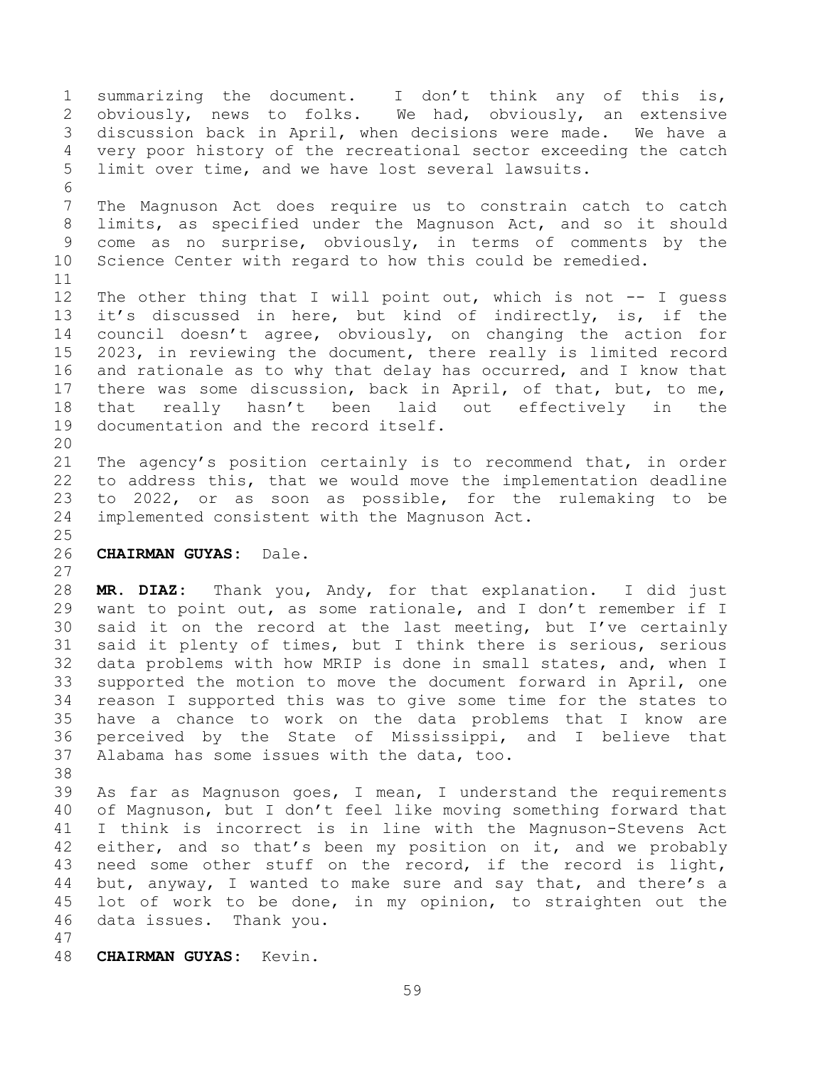summarizing the document. I don't think any of this is, obviously, news to folks. We had, obviously, an extensive discussion back in April, when decisions were made. We have a very poor history of the recreational sector exceeding the catch limit over time, and we have lost several lawsuits.

The Magnuson Act does require us to constrain catch to catch limits, as specified under the Magnuson Act, and so it should come as no surprise, obviously, in terms of comments by the Science Center with regard to how this could be remedied.

The other thing that I will point out, which is not -- I guess it's discussed in here, but kind of indirectly, is, if the council doesn't agree, obviously, on changing the action for 2023, in reviewing the document, there really is limited record and rationale as to why that delay has occurred, and I know that there was some discussion, back in April, of that, but, to me, that really hasn't been laid out effectively in the documentation and the record itself.

The agency's position certainly is to recommend that, in order to address this, that we would move the implementation deadline to 2022, or as soon as possible, for the rulemaking to be implemented consistent with the Magnuson Act.

**CHAIRMAN GUYAS:** Dale.

**MR. DIAZ:** Thank you, Andy, for that explanation. I did just want to point out, as some rationale, and I don't remember if I said it on the record at the last meeting, but I've certainly said it plenty of times, but I think there is serious, serious data problems with how MRIP is done in small states, and, when I supported the motion to move the document forward in April, one reason I supported this was to give some time for the states to have a chance to work on the data problems that I know are perceived by the State of Mississippi, and I believe that Alabama has some issues with the data, too.

As far as Magnuson goes, I mean, I understand the requirements of Magnuson, but I don't feel like moving something forward that I think is incorrect is in line with the Magnuson-Stevens Act either, and so that's been my position on it, and we probably need some other stuff on the record, if the record is light, but, anyway, I wanted to make sure and say that, and there's a lot of work to be done, in my opinion, to straighten out the data issues. Thank you.

**CHAIRMAN GUYAS:** Kevin.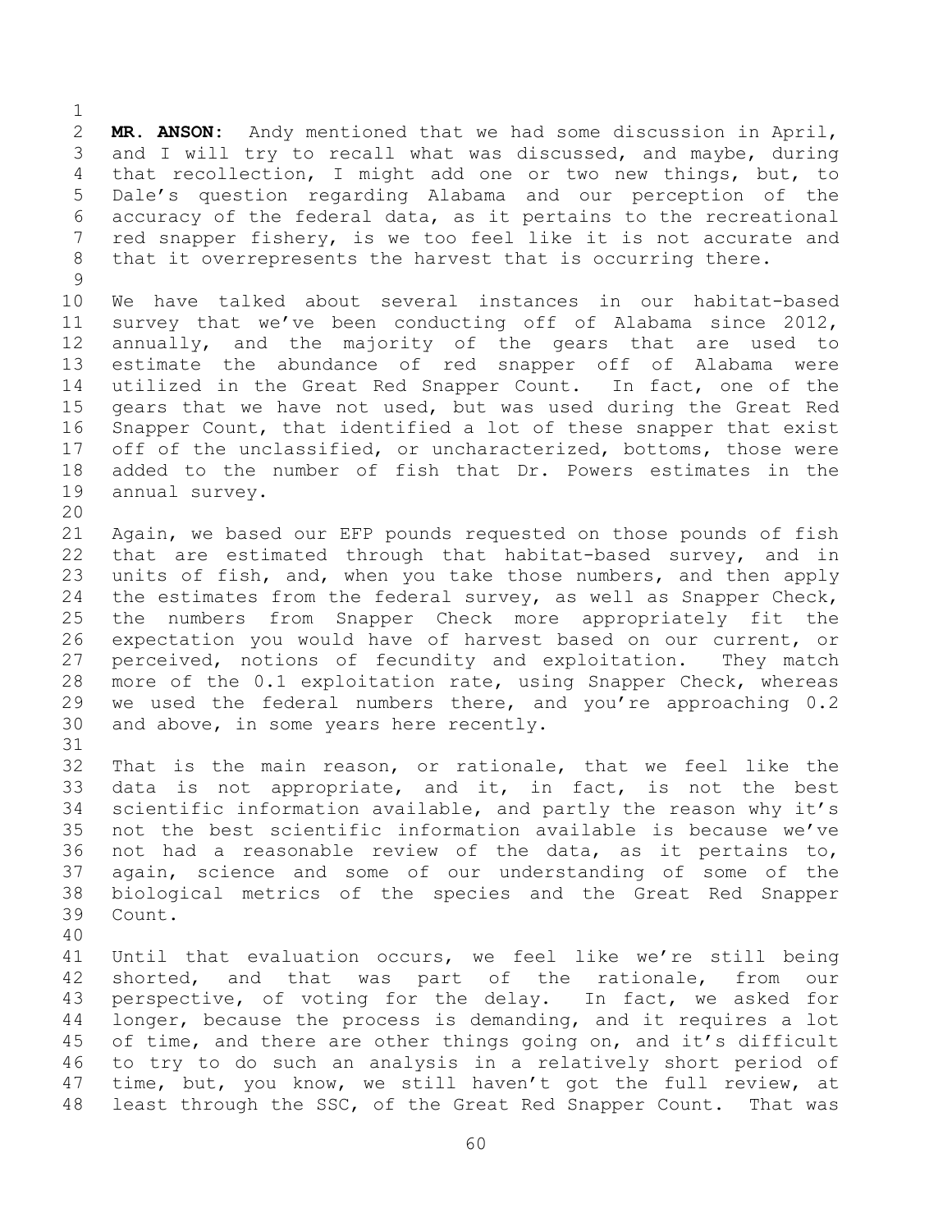**MR. ANSON:** Andy mentioned that we had some discussion in April, and I will try to recall what was discussed, and maybe, during that recollection, I might add one or two new things, but, to Dale's question regarding Alabama and our perception of the accuracy of the federal data, as it pertains to the recreational red snapper fishery, is we too feel like it is not accurate and that it overrepresents the harvest that is occurring there.

We have talked about several instances in our habitat-based survey that we've been conducting off of Alabama since 2012, annually, and the majority of the gears that are used to estimate the abundance of red snapper off of Alabama were utilized in the Great Red Snapper Count. In fact, one of the gears that we have not used, but was used during the Great Red Snapper Count, that identified a lot of these snapper that exist off of the unclassified, or uncharacterized, bottoms, those were added to the number of fish that Dr. Powers estimates in the annual survey.

Again, we based our EFP pounds requested on those pounds of fish that are estimated through that habitat-based survey, and in units of fish, and, when you take those numbers, and then apply the estimates from the federal survey, as well as Snapper Check, the numbers from Snapper Check more appropriately fit the expectation you would have of harvest based on our current, or perceived, notions of fecundity and exploitation. They match more of the 0.1 exploitation rate, using Snapper Check, whereas we used the federal numbers there, and you're approaching 0.2 and above, in some years here recently.

That is the main reason, or rationale, that we feel like the data is not appropriate, and it, in fact, is not the best scientific information available, and partly the reason why it's not the best scientific information available is because we've not had a reasonable review of the data, as it pertains to, again, science and some of our understanding of some of the biological metrics of the species and the Great Red Snapper Count.

Until that evaluation occurs, we feel like we're still being shorted, and that was part of the rationale, from our perspective, of voting for the delay. In fact, we asked for longer, because the process is demanding, and it requires a lot of time, and there are other things going on, and it's difficult to try to do such an analysis in a relatively short period of time, but, you know, we still haven't got the full review, at least through the SSC, of the Great Red Snapper Count. That was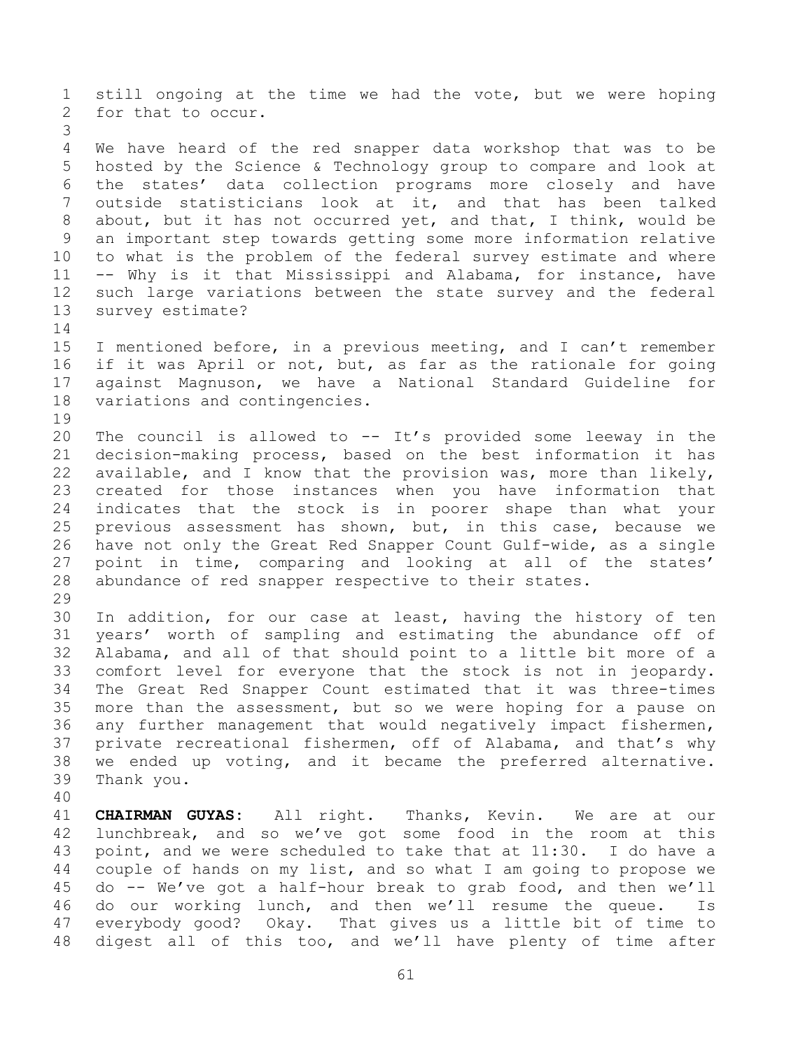still ongoing at the time we had the vote, but we were hoping for that to occur.

We have heard of the red snapper data workshop that was to be hosted by the Science & Technology group to compare and look at the states' data collection programs more closely and have outside statisticians look at it, and that has been talked about, but it has not occurred yet, and that, I think, would be an important step towards getting some more information relative to what is the problem of the federal survey estimate and where -- Why is it that Mississippi and Alabama, for instance, have such large variations between the state survey and the federal survey estimate?

I mentioned before, in a previous meeting, and I can't remember if it was April or not, but, as far as the rationale for going against Magnuson, we have a National Standard Guideline for variations and contingencies.

The council is allowed to -- It's provided some leeway in the decision-making process, based on the best information it has available, and I know that the provision was, more than likely, created for those instances when you have information that indicates that the stock is in poorer shape than what your previous assessment has shown, but, in this case, because we have not only the Great Red Snapper Count Gulf-wide, as a single point in time, comparing and looking at all of the states' abundance of red snapper respective to their states.

In addition, for our case at least, having the history of ten years' worth of sampling and estimating the abundance off of Alabama, and all of that should point to a little bit more of a comfort level for everyone that the stock is not in jeopardy. The Great Red Snapper Count estimated that it was three-times more than the assessment, but so we were hoping for a pause on any further management that would negatively impact fishermen, private recreational fishermen, off of Alabama, and that's why we ended up voting, and it became the preferred alternative. Thank you.

**CHAIRMAN GUYAS:** All right. Thanks, Kevin. We are at our lunchbreak, and so we've got some food in the room at this point, and we were scheduled to take that at 11:30. I do have a couple of hands on my list, and so what I am going to propose we do -- We've got a half-hour break to grab food, and then we'll do our working lunch, and then we'll resume the queue. Is everybody good? Okay. That gives us a little bit of time to digest all of this too, and we'll have plenty of time after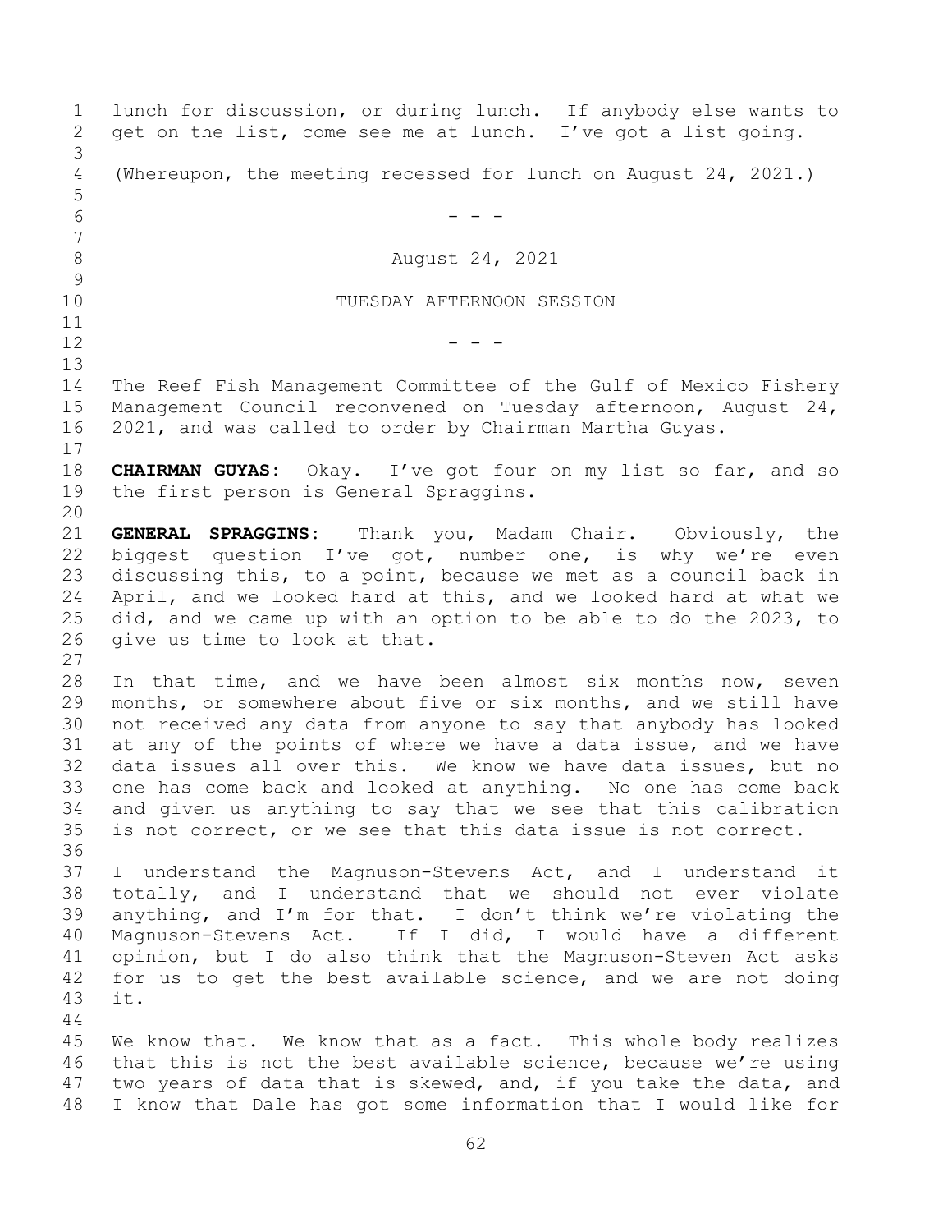lunch for discussion, or during lunch. If anybody else wants to get on the list, come see me at lunch. I've got a list going.

(Whereupon, the meeting recessed for lunch on August 24, 2021.)

- - -

August 24, 2021

TUESDAY AFTERNOON SESSION

- - -

The Reef Fish Management Committee of the Gulf of Mexico Fishery Management Council reconvened on Tuesday afternoon, August 24, 2021, and was called to order by Chairman Martha Guyas.

**CHAIRMAN GUYAS:** Okay. I've got four on my list so far, and so the first person is General Spraggins.

**GENERAL SPRAGGINS:** Thank you, Madam Chair. Obviously, the biggest question I've got, number one, is why we're even discussing this, to a point, because we met as a council back in April, and we looked hard at this, and we looked hard at what we did, and we came up with an option to be able to do the 2023, to give us time to look at that.

In that time, and we have been almost six months now, seven months, or somewhere about five or six months, and we still have not received any data from anyone to say that anybody has looked at any of the points of where we have a data issue, and we have data issues all over this. We know we have data issues, but no one has come back and looked at anything. No one has come back and given us anything to say that we see that this calibration is not correct, or we see that this data issue is not correct.

I understand the Magnuson-Stevens Act, and I understand it totally, and I understand that we should not ever violate anything, and I'm for that. I don't think we're violating the Magnuson-Stevens Act. If I did, I would have a different opinion, but I do also think that the Magnuson-Steven Act asks for us to get the best available science, and we are not doing it.

We know that. We know that as a fact. This whole body realizes that this is not the best available science, because we're using two years of data that is skewed, and, if you take the data, and I know that Dale has got some information that I would like for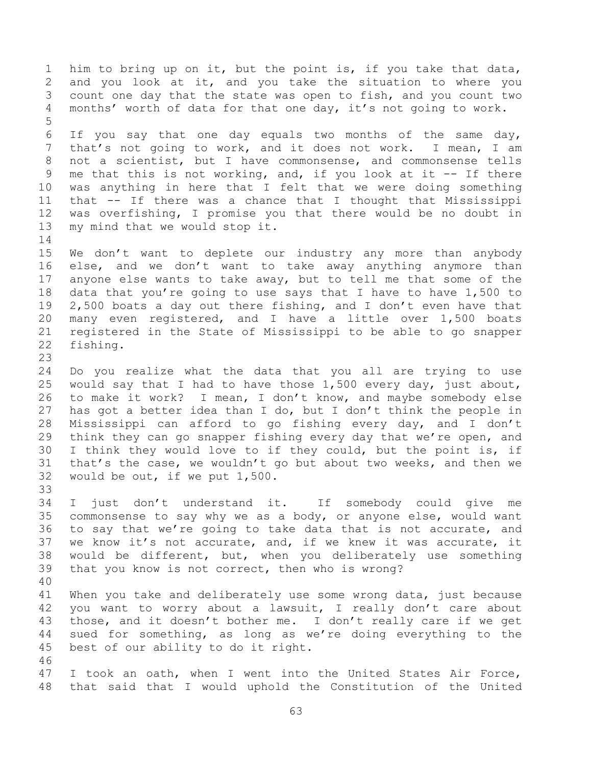him to bring up on it, but the point is, if you take that data, and you look at it, and you take the situation to where you count one day that the state was open to fish, and you count two months' worth of data for that one day, it's not going to work.

If you say that one day equals two months of the same day, that's not going to work, and it does not work. I mean, I am not a scientist, but I have commonsense, and commonsense tells me that this is not working, and, if you look at it -- If there was anything in here that I felt that we were doing something that -- If there was a chance that I thought that Mississippi was overfishing, I promise you that there would be no doubt in my mind that we would stop it.

We don't want to deplete our industry any more than anybody else, and we don't want to take away anything anymore than anyone else wants to take away, but to tell me that some of the data that you're going to use says that I have to have 1,500 to 2,500 boats a day out there fishing, and I don't even have that many even registered, and I have a little over 1,500 boats registered in the State of Mississippi to be able to go snapper fishing.

Do you realize what the data that you all are trying to use would say that I had to have those 1,500 every day, just about, to make it work? I mean, I don't know, and maybe somebody else has got a better idea than I do, but I don't think the people in Mississippi can afford to go fishing every day, and I don't think they can go snapper fishing every day that we're open, and I think they would love to if they could, but the point is, if that's the case, we wouldn't go but about two weeks, and then we would be out, if we put 1,500.

I just don't understand it. If somebody could give me commonsense to say why we as a body, or anyone else, would want to say that we're going to take data that is not accurate, and we know it's not accurate, and, if we knew it was accurate, it would be different, but, when you deliberately use something that you know is not correct, then who is wrong?

When you take and deliberately use some wrong data, just because you want to worry about a lawsuit, I really don't care about those, and it doesn't bother me. I don't really care if we get sued for something, as long as we're doing everything to the best of our ability to do it right.

I took an oath, when I went into the United States Air Force, that said that I would uphold the Constitution of the United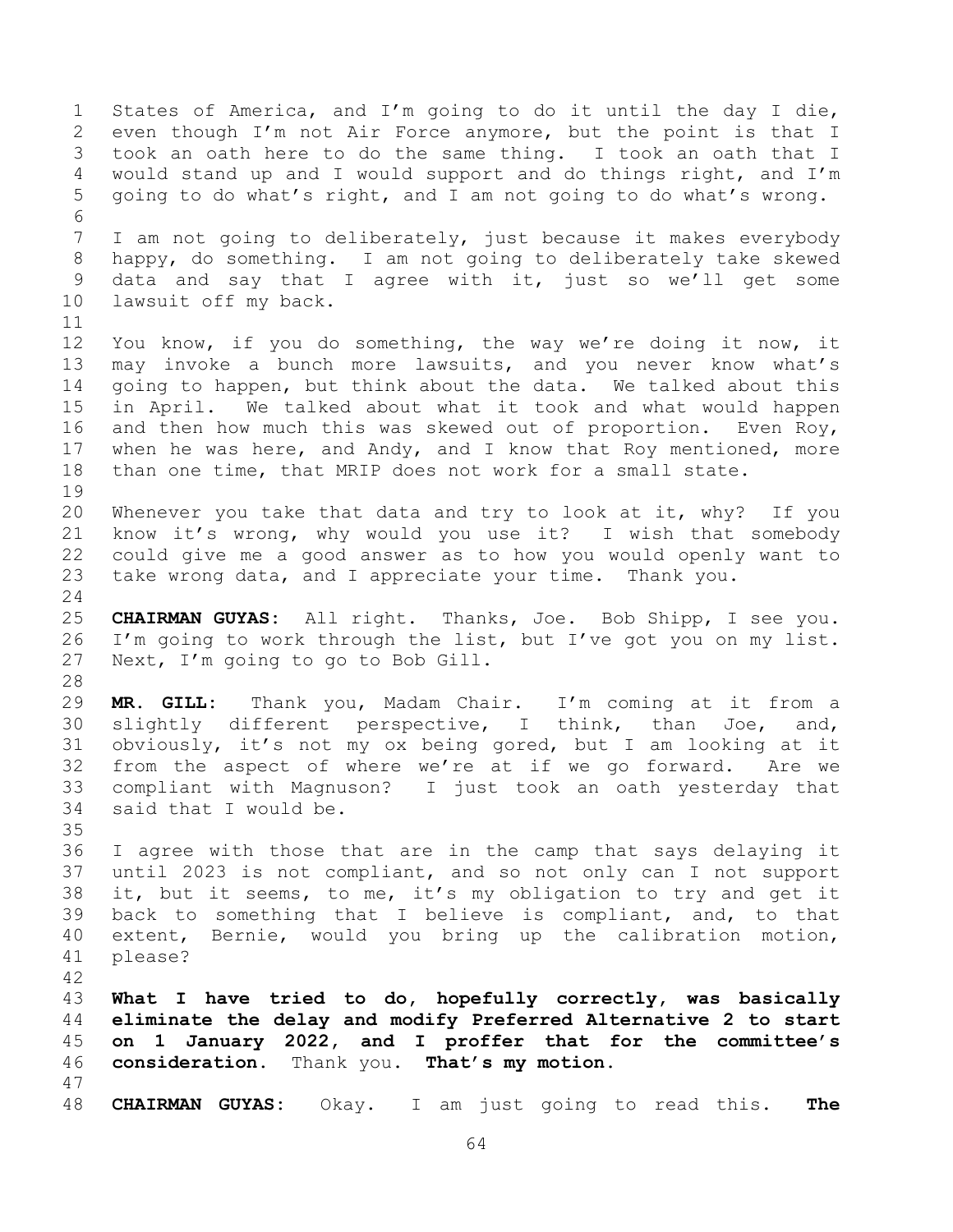States of America, and I'm going to do it until the day I die, even though I'm not Air Force anymore, but the point is that I took an oath here to do the same thing. I took an oath that I would stand up and I would support and do things right, and I'm going to do what's right, and I am not going to do what's wrong.

I am not going to deliberately, just because it makes everybody happy, do something. I am not going to deliberately take skewed data and say that I agree with it, just so we'll get some lawsuit off my back.

You know, if you do something, the way we're doing it now, it may invoke a bunch more lawsuits, and you never know what's going to happen, but think about the data. We talked about this in April. We talked about what it took and what would happen and then how much this was skewed out of proportion. Even Roy, when he was here, and Andy, and I know that Roy mentioned, more than one time, that MRIP does not work for a small state.

Whenever you take that data and try to look at it, why? If you know it's wrong, why would you use it? I wish that somebody could give me a good answer as to how you would openly want to take wrong data, and I appreciate your time. Thank you.

**CHAIRMAN GUYAS:** All right. Thanks, Joe. Bob Shipp, I see you. I'm going to work through the list, but I've got you on my list. Next, I'm going to go to Bob Gill.

**MR. GILL:** Thank you, Madam Chair. I'm coming at it from a slightly different perspective, I think, than Joe, and, obviously, it's not my ox being gored, but I am looking at it from the aspect of where we're at if we go forward. Are we compliant with Magnuson? I just took an oath yesterday that said that I would be.

I agree with those that are in the camp that says delaying it until 2023 is not compliant, and so not only can I not support it, but it seems, to me, it's my obligation to try and get it back to something that I believe is compliant, and, to that extent, Bernie, would you bring up the calibration motion, please?

**What I have tried to do, hopefully correctly, was basically eliminate the delay and modify Preferred Alternative 2 to start on 1 January 2022, and I proffer that for the committee's consideration.** Thank you. **That's my motion.**

**CHAIRMAN GUYAS:** Okay. I am just going to read this. **The**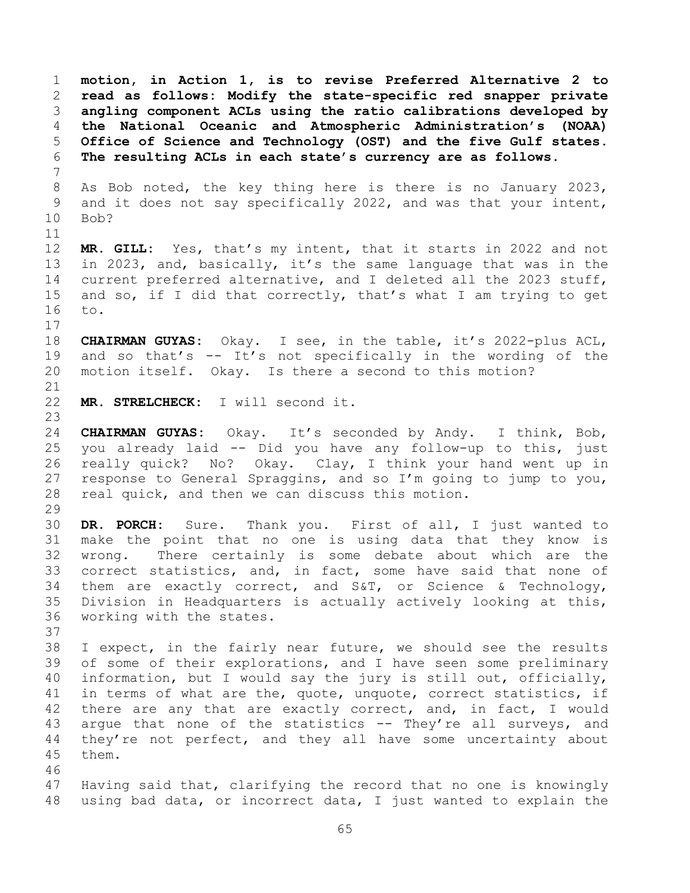**motion, in Action 1, is to revise Preferred Alternative 2 to read as follows: Modify the state-specific red snapper private angling component ACLs using the ratio calibrations developed by the National Oceanic and Atmospheric Administration's (NOAA) Office of Science and Technology (OST) and the five Gulf states. The resulting ACLs in each state's currency are as follows.**

As Bob noted, the key thing here is there is no January 2023, and it does not say specifically 2022, and was that your intent, Bob?

**MR. GILL:** Yes, that's my intent, that it starts in 2022 and not in 2023, and, basically, it's the same language that was in the current preferred alternative, and I deleted all the 2023 stuff, and so, if I did that correctly, that's what I am trying to get to.

**CHAIRMAN GUYAS:** Okay. I see, in the table, it's 2022-plus ACL, and so that's -- It's not specifically in the wording of the motion itself. Okay. Is there a second to this motion?

**MR. STRELCHECK:** I will second it.

**CHAIRMAN GUYAS:** Okay. It's seconded by Andy. I think, Bob, you already laid -- Did you have any follow-up to this, just really quick? No? Okay. Clay, I think your hand went up in response to General Spraggins, and so I'm going to jump to you, real quick, and then we can discuss this motion.

**DR. PORCH:** Sure. Thank you. First of all, I just wanted to make the point that no one is using data that they know is wrong. There certainly is some debate about which are the correct statistics, and, in fact, some have said that none of them are exactly correct, and S&T, or Science & Technology, Division in Headquarters is actually actively looking at this, working with the states.

I expect, in the fairly near future, we should see the results of some of their explorations, and I have seen some preliminary information, but I would say the jury is still out, officially, in terms of what are the, quote, unquote, correct statistics, if there are any that are exactly correct, and, in fact, I would argue that none of the statistics -- They're all surveys, and they're not perfect, and they all have some uncertainty about them.

Having said that, clarifying the record that no one is knowingly using bad data, or incorrect data, I just wanted to explain the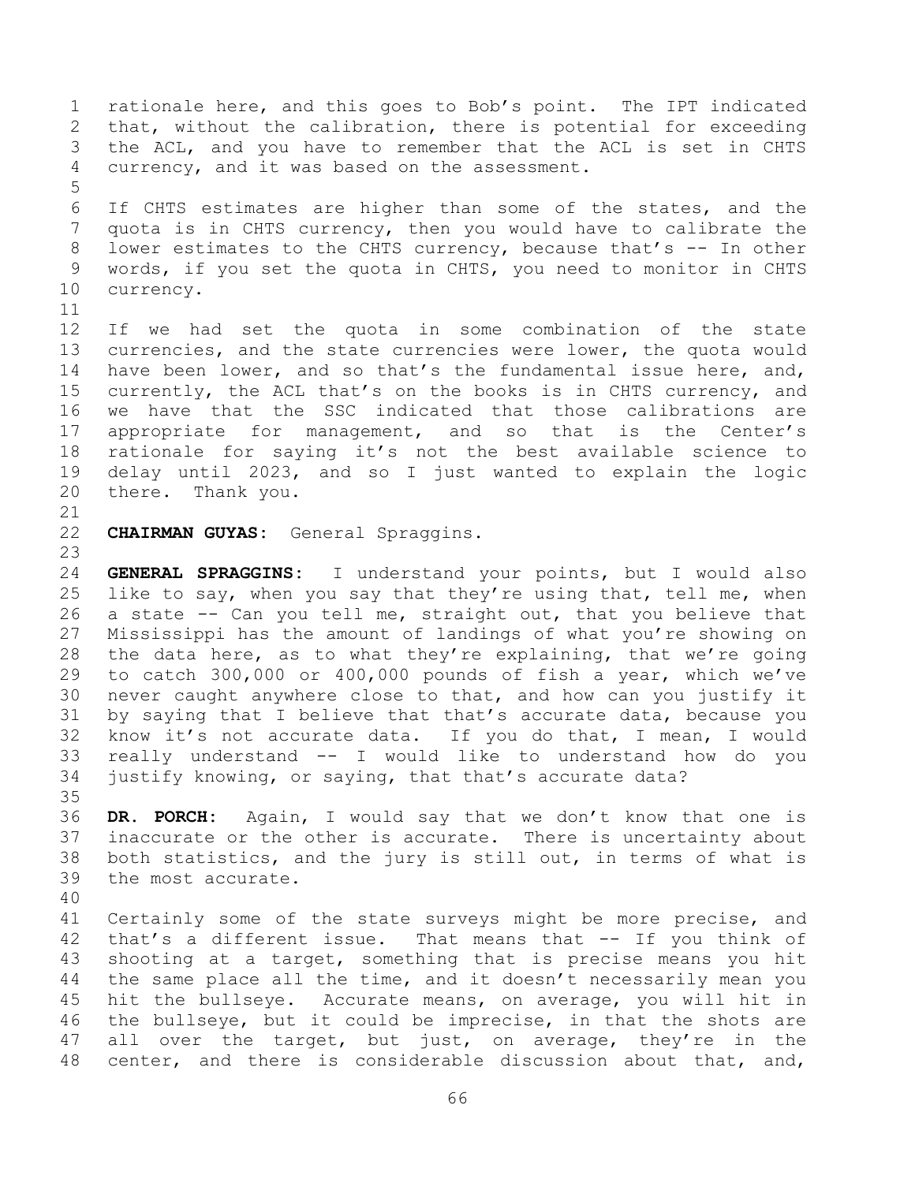rationale here, and this goes to Bob's point. The IPT indicated that, without the calibration, there is potential for exceeding the ACL, and you have to remember that the ACL is set in CHTS currency, and it was based on the assessment.

If CHTS estimates are higher than some of the states, and the quota is in CHTS currency, then you would have to calibrate the lower estimates to the CHTS currency, because that's -- In other words, if you set the quota in CHTS, you need to monitor in CHTS currency.

If we had set the quota in some combination of the state currencies, and the state currencies were lower, the quota would have been lower, and so that's the fundamental issue here, and, currently, the ACL that's on the books is in CHTS currency, and we have that the SSC indicated that those calibrations are appropriate for management, and so that is the Center's rationale for saying it's not the best available science to delay until 2023, and so I just wanted to explain the logic there. Thank you.

**CHAIRMAN GUYAS:** General Spraggins.

**GENERAL SPRAGGINS:** I understand your points, but I would also like to say, when you say that they're using that, tell me, when a state -- Can you tell me, straight out, that you believe that Mississippi has the amount of landings of what you're showing on the data here, as to what they're explaining, that we're going to catch 300,000 or 400,000 pounds of fish a year, which we've never caught anywhere close to that, and how can you justify it by saying that I believe that that's accurate data, because you know it's not accurate data. If you do that, I mean, I would really understand -- I would like to understand how do you justify knowing, or saying, that that's accurate data?

**DR. PORCH:** Again, I would say that we don't know that one is inaccurate or the other is accurate. There is uncertainty about both statistics, and the jury is still out, in terms of what is the most accurate.

Certainly some of the state surveys might be more precise, and that's a different issue. That means that -- If you think of shooting at a target, something that is precise means you hit the same place all the time, and it doesn't necessarily mean you hit the bullseye. Accurate means, on average, you will hit in the bullseye, but it could be imprecise, in that the shots are all over the target, but just, on average, they're in the center, and there is considerable discussion about that, and,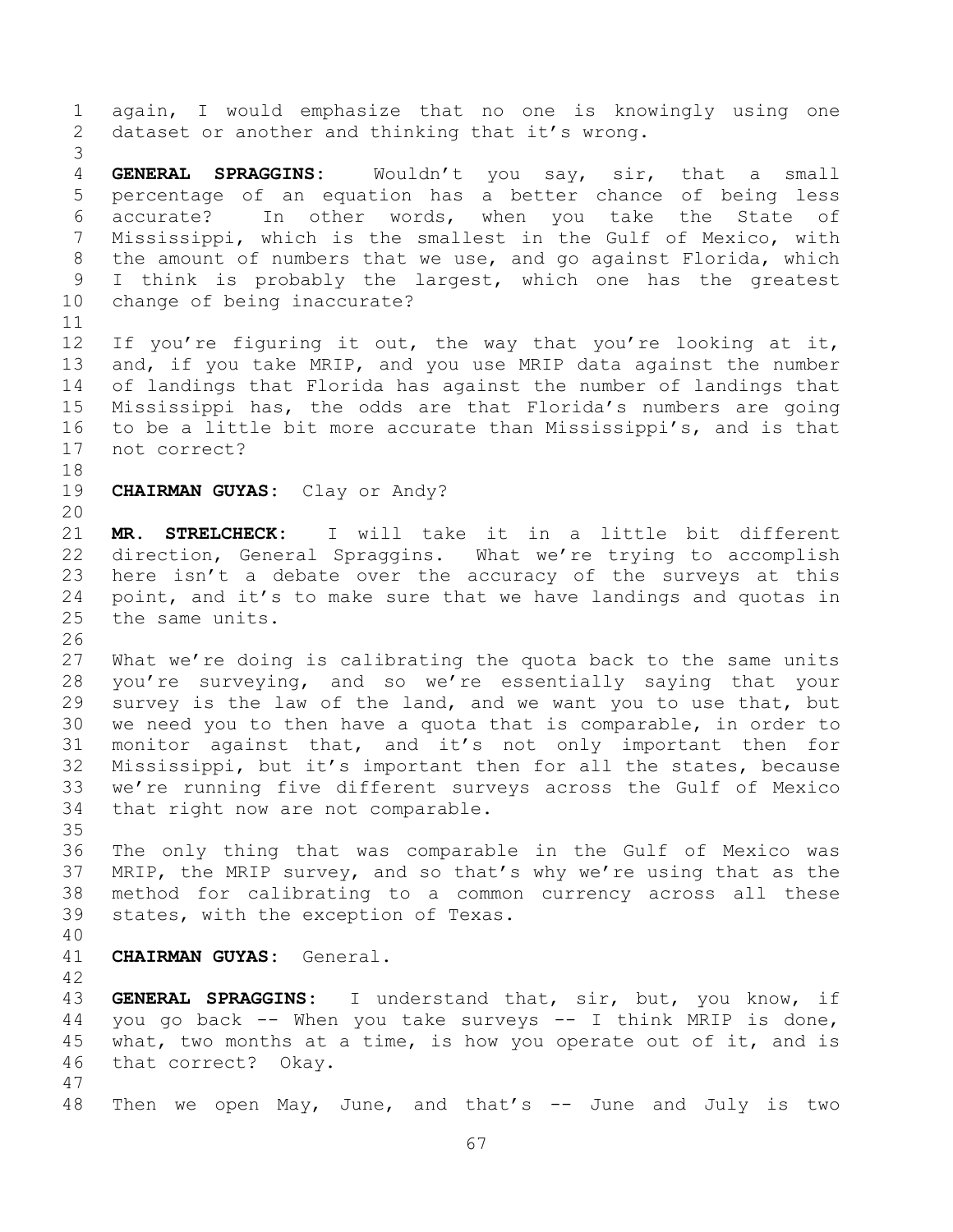again, I would emphasize that no one is knowingly using one dataset or another and thinking that it's wrong.

**GENERAL SPRAGGINS:** Wouldn't you say, sir, that a small percentage of an equation has a better chance of being less accurate? In other words, when you take the State of Mississippi, which is the smallest in the Gulf of Mexico, with the amount of numbers that we use, and go against Florida, which I think is probably the largest, which one has the greatest change of being inaccurate?

If you're figuring it out, the way that you're looking at it, and, if you take MRIP, and you use MRIP data against the number of landings that Florida has against the number of landings that Mississippi has, the odds are that Florida's numbers are going to be a little bit more accurate than Mississippi's, and is that not correct?

**CHAIRMAN GUYAS:** Clay or Andy?

**MR. STRELCHECK:** I will take it in a little bit different direction, General Spraggins. What we're trying to accomplish here isn't a debate over the accuracy of the surveys at this point, and it's to make sure that we have landings and quotas in the same units.

What we're doing is calibrating the quota back to the same units you're surveying, and so we're essentially saying that your survey is the law of the land, and we want you to use that, but we need you to then have a quota that is comparable, in order to monitor against that, and it's not only important then for Mississippi, but it's important then for all the states, because we're running five different surveys across the Gulf of Mexico that right now are not comparable.

The only thing that was comparable in the Gulf of Mexico was MRIP, the MRIP survey, and so that's why we're using that as the method for calibrating to a common currency across all these states, with the exception of Texas.

**CHAIRMAN GUYAS:** General.

**GENERAL SPRAGGINS:** I understand that, sir, but, you know, if you go back -- When you take surveys -- I think MRIP is done, what, two months at a time, is how you operate out of it, and is that correct? Okay.

Then we open May, June, and that's -- June and July is two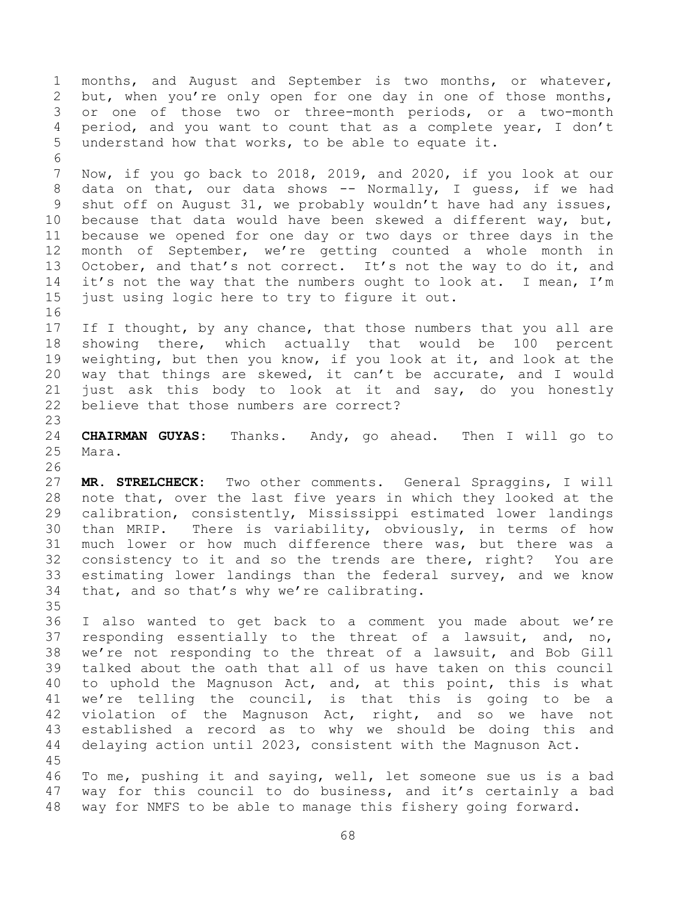months, and August and September is two months, or whatever, but, when you're only open for one day in one of those months, or one of those two or three-month periods, or a two-month period, and you want to count that as a complete year, I don't understand how that works, to be able to equate it.

Now, if you go back to 2018, 2019, and 2020, if you look at our data on that, our data shows -- Normally, I guess, if we had shut off on August 31, we probably wouldn't have had any issues, because that data would have been skewed a different way, but, because we opened for one day or two days or three days in the month of September, we're getting counted a whole month in October, and that's not correct. It's not the way to do it, and it's not the way that the numbers ought to look at. I mean, I'm just using logic here to try to figure it out.

If I thought, by any chance, that those numbers that you all are showing there, which actually that would be 100 percent weighting, but then you know, if you look at it, and look at the way that things are skewed, it can't be accurate, and I would just ask this body to look at it and say, do you honestly believe that those numbers are correct?

**CHAIRMAN GUYAS:** Thanks. Andy, go ahead. Then I will go to Mara.

**MR. STRELCHECK:** Two other comments. General Spraggins, I will note that, over the last five years in which they looked at the calibration, consistently, Mississippi estimated lower landings than MRIP. There is variability, obviously, in terms of how much lower or how much difference there was, but there was a consistency to it and so the trends are there, right? You are estimating lower landings than the federal survey, and we know that, and so that's why we're calibrating.

I also wanted to get back to a comment you made about we're responding essentially to the threat of a lawsuit, and, no, we're not responding to the threat of a lawsuit, and Bob Gill talked about the oath that all of us have taken on this council to uphold the Magnuson Act, and, at this point, this is what we're telling the council, is that this is going to be a violation of the Magnuson Act, right, and so we have not established a record as to why we should be doing this and delaying action until 2023, consistent with the Magnuson Act.

To me, pushing it and saying, well, let someone sue us is a bad way for this council to do business, and it's certainly a bad way for NMFS to be able to manage this fishery going forward.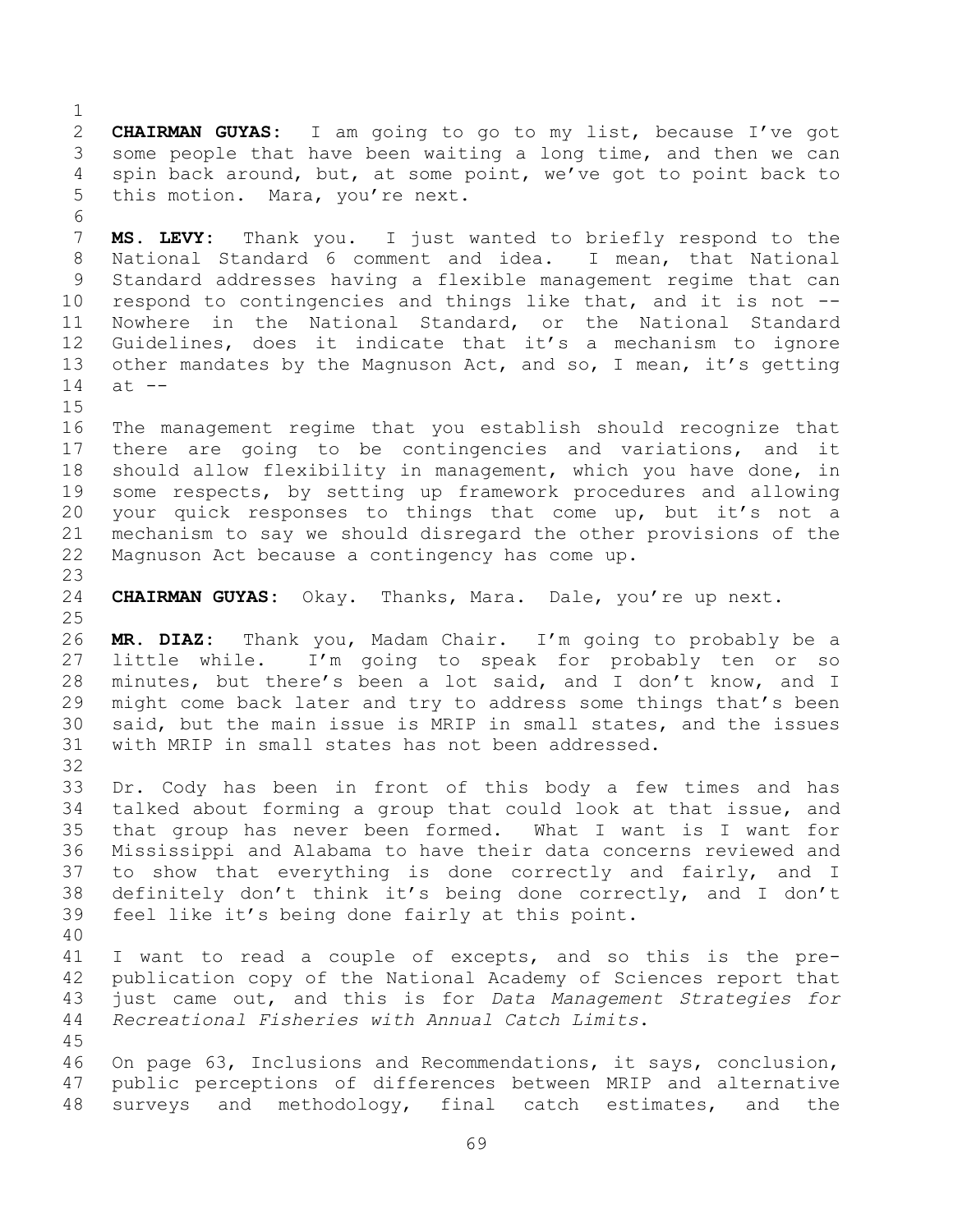**CHAIRMAN GUYAS:** I am going to go to my list, because I've got some people that have been waiting a long time, and then we can spin back around, but, at some point, we've got to point back to this motion. Mara, you're next.

**MS. LEVY:** Thank you. I just wanted to briefly respond to the National Standard 6 comment and idea. I mean, that National Standard addresses having a flexible management regime that can respond to contingencies and things like that, and it is not -- Nowhere in the National Standard, or the National Standard Guidelines, does it indicate that it's a mechanism to ignore other mandates by the Magnuson Act, and so, I mean, it's getting at --

The management regime that you establish should recognize that there are going to be contingencies and variations, and it should allow flexibility in management, which you have done, in some respects, by setting up framework procedures and allowing your quick responses to things that come up, but it's not a mechanism to say we should disregard the other provisions of the Magnuson Act because a contingency has come up.

**CHAIRMAN GUYAS:** Okay. Thanks, Mara. Dale, you're up next.

**MR. DIAZ:** Thank you, Madam Chair. I'm going to probably be a little while. I'm going to speak for probably ten or so minutes, but there's been a lot said, and I don't know, and I might come back later and try to address some things that's been said, but the main issue is MRIP in small states, and the issues with MRIP in small states has not been addressed.

Dr. Cody has been in front of this body a few times and has talked about forming a group that could look at that issue, and that group has never been formed. What I want is I want for Mississippi and Alabama to have their data concerns reviewed and to show that everything is done correctly and fairly, and I definitely don't think it's being done correctly, and I don't feel like it's being done fairly at this point.

I want to read a couple of excepts, and so this is the pre-publication copy of the National Academy of Sciences report that just came out, and this is for *Data Management Strategies for Recreational Fisheries with Annual Catch Limits*.

On page 63, Inclusions and Recommendations, it says, conclusion, public perceptions of differences between MRIP and alternative surveys and methodology, final catch estimates, and the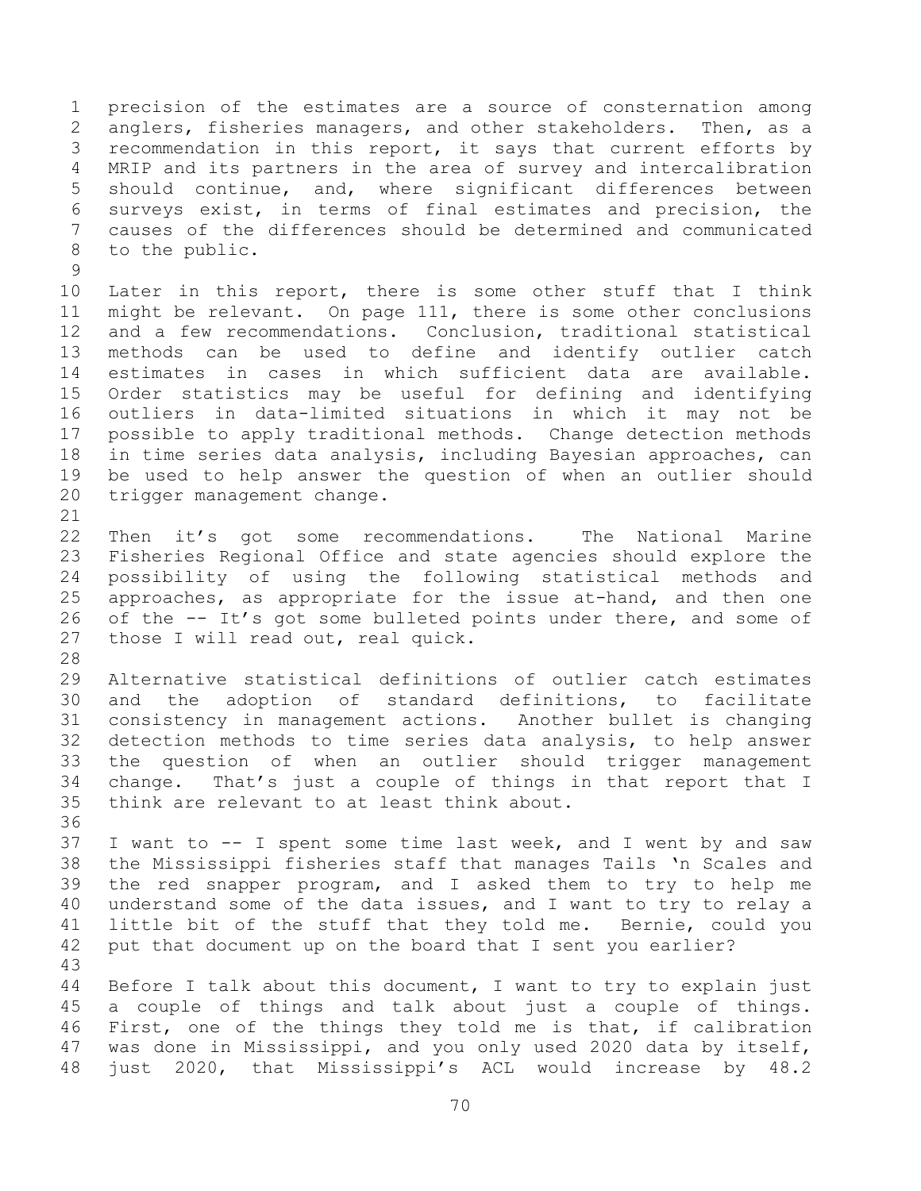precision of the estimates are a source of consternation among anglers, fisheries managers, and other stakeholders. Then, as a recommendation in this report, it says that current efforts by MRIP and its partners in the area of survey and intercalibration should continue, and, where significant differences between surveys exist, in terms of final estimates and precision, the causes of the differences should be determined and communicated to the public.

Later in this report, there is some other stuff that I think might be relevant. On page 111, there is some other conclusions and a few recommendations. Conclusion, traditional statistical methods can be used to define and identify outlier catch estimates in cases in which sufficient data are available. Order statistics may be useful for defining and identifying outliers in data-limited situations in which it may not be possible to apply traditional methods. Change detection methods in time series data analysis, including Bayesian approaches, can be used to help answer the question of when an outlier should trigger management change.

Then it's got some recommendations. The National Marine Fisheries Regional Office and state agencies should explore the possibility of using the following statistical methods and approaches, as appropriate for the issue at-hand, and then one of the -- It's got some bulleted points under there, and some of those I will read out, real quick.

Alternative statistical definitions of outlier catch estimates and the adoption of standard definitions, to facilitate consistency in management actions. Another bullet is changing detection methods to time series data analysis, to help answer the question of when an outlier should trigger management change. That's just a couple of things in that report that I think are relevant to at least think about.

I want to -- I spent some time last week, and I went by and saw the Mississippi fisheries staff that manages Tails 'n Scales and the red snapper program, and I asked them to try to help me understand some of the data issues, and I want to try to relay a little bit of the stuff that they told me. Bernie, could you put that document up on the board that I sent you earlier?

Before I talk about this document, I want to try to explain just a couple of things and talk about just a couple of things. First, one of the things they told me is that, if calibration was done in Mississippi, and you only used 2020 data by itself, just 2020, that Mississippi's ACL would increase by 48.2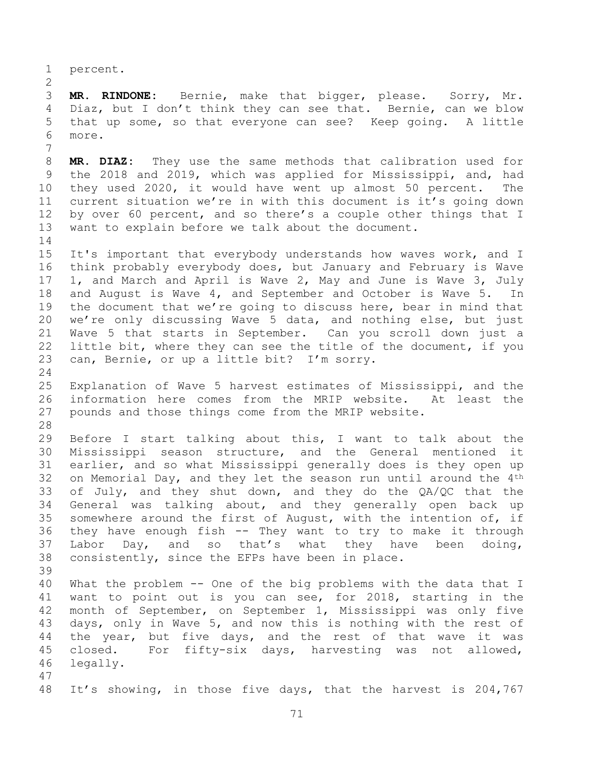percent.

**MR. RINDONE:** Bernie, make that bigger, please. Sorry, Mr. Diaz, but I don't think they can see that. Bernie, can we blow that up some, so that everyone can see? Keep going. A little more.

**MR. DIAZ:** They use the same methods that calibration used for the 2018 and 2019, which was applied for Mississippi, and, had they used 2020, it would have went up almost 50 percent. The current situation we're in with this document is it's going down by over 60 percent, and so there's a couple other things that I want to explain before we talk about the document.

It's important that everybody understands how waves work, and I think probably everybody does, but January and February is Wave 1, and March and April is Wave 2, May and June is Wave 3, July and August is Wave 4, and September and October is Wave 5. In the document that we're going to discuss here, bear in mind that we're only discussing Wave 5 data, and nothing else, but just Wave 5 that starts in September. Can you scroll down just a little bit, where they can see the title of the document, if you can, Bernie, or up a little bit? I'm sorry.

Explanation of Wave 5 harvest estimates of Mississippi, and the information here comes from the MRIP website. At least the pounds and those things come from the MRIP website.

Before I start talking about this, I want to talk about the Mississippi season structure, and the General mentioned it earlier, and so what Mississippi generally does is they open up on Memorial Day, and they let the season run until around the 4th of July, and they shut down, and they do the QA/QC that the General was talking about, and they generally open back up somewhere around the first of August, with the intention of, if they have enough fish -- They want to try to make it through Labor Day, and so that's what they have been doing, consistently, since the EFPs have been in place.

What the problem -- One of the big problems with the data that I want to point out is you can see, for 2018, starting in the month of September, on September 1, Mississippi was only five days, only in Wave 5, and now this is nothing with the rest of the year, but five days, and the rest of that wave it was closed. For fifty-six days, harvesting was not allowed, legally.

It's showing, in those five days, that the harvest is 204,767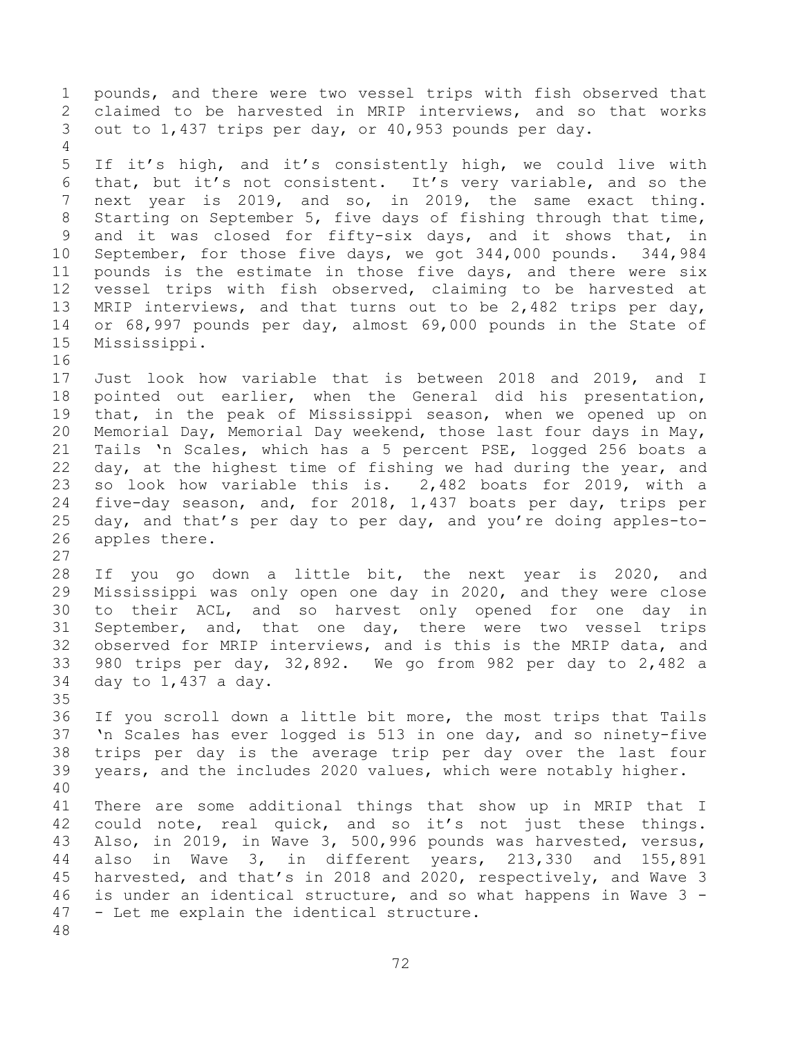pounds, and there were two vessel trips with fish observed that claimed to be harvested in MRIP interviews, and so that works out to 1,437 trips per day, or 40,953 pounds per day.

If it's high, and it's consistently high, we could live with that, but it's not consistent. It's very variable, and so the next year is 2019, and so, in 2019, the same exact thing. Starting on September 5, five days of fishing through that time, and it was closed for fifty-six days, and it shows that, in September, for those five days, we got 344,000 pounds. 344,984 pounds is the estimate in those five days, and there were six vessel trips with fish observed, claiming to be harvested at MRIP interviews, and that turns out to be 2,482 trips per day, or 68,997 pounds per day, almost 69,000 pounds in the State of Mississippi.

Just look how variable that is between 2018 and 2019, and I pointed out earlier, when the General did his presentation, that, in the peak of Mississippi season, when we opened up on Memorial Day, Memorial Day weekend, those last four days in May, Tails 'n Scales, which has a 5 percent PSE, logged 256 boats a day, at the highest time of fishing we had during the year, and so look how variable this is. 2,482 boats for 2019, with a five-day season, and, for 2018, 1,437 boats per day, trips per day, and that's per day to per day, and you're doing apples-to-apples there.

If you go down a little bit, the next year is 2020, and Mississippi was only open one day in 2020, and they were close to their ACL, and so harvest only opened for one day in September, and, that one day, there were two vessel trips observed for MRIP interviews, and is this is the MRIP data, and 980 trips per day, 32,892. We go from 982 per day to 2,482 a day to 1,437 a day.

If you scroll down a little bit more, the most trips that Tails 'n Scales has ever logged is 513 in one day, and so ninety-five trips per day is the average trip per day over the last four years, and the includes 2020 values, which were notably higher.

There are some additional things that show up in MRIP that I could note, real quick, and so it's not just these things. Also, in 2019, in Wave 3, 500,996 pounds was harvested, versus, also in Wave 3, in different years, 213,330 and 155,891 harvested, and that's in 2018 and 2020, respectively, and Wave 3 is under an identical structure, and so what happens in Wave 3 -- Let me explain the identical structure.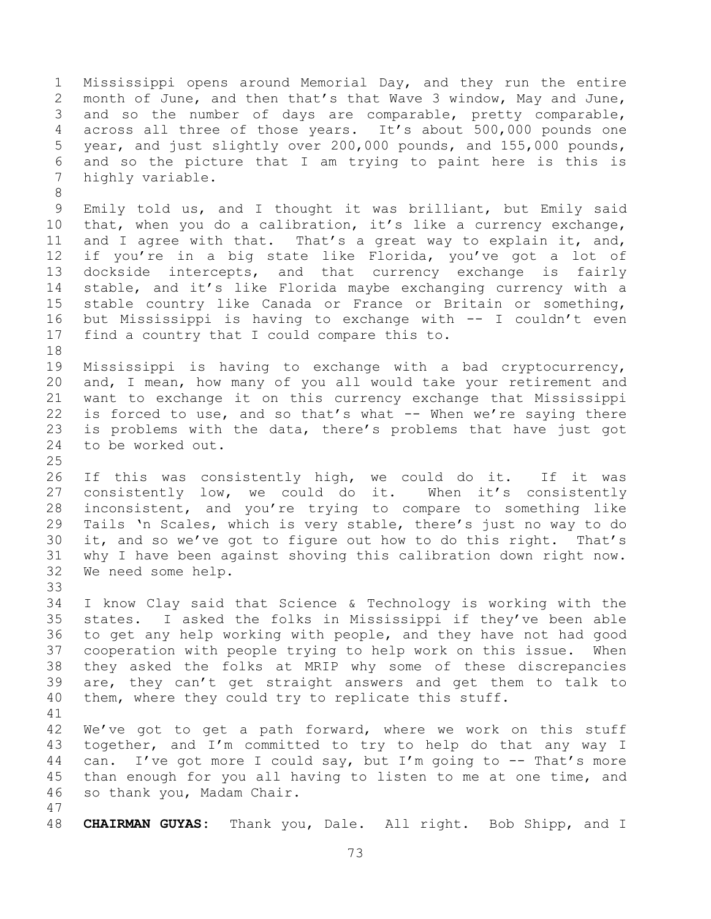Mississippi opens around Memorial Day, and they run the entire month of June, and then that's that Wave 3 window, May and June, and so the number of days are comparable, pretty comparable, across all three of those years. It's about 500,000 pounds one year, and just slightly over 200,000 pounds, and 155,000 pounds, and so the picture that I am trying to paint here is this is highly variable.

Emily told us, and I thought it was brilliant, but Emily said that, when you do a calibration, it's like a currency exchange, and I agree with that. That's a great way to explain it, and, if you're in a big state like Florida, you've got a lot of dockside intercepts, and that currency exchange is fairly stable, and it's like Florida maybe exchanging currency with a stable country like Canada or France or Britain or something, but Mississippi is having to exchange with -- I couldn't even find a country that I could compare this to.

Mississippi is having to exchange with a bad cryptocurrency, and, I mean, how many of you all would take your retirement and want to exchange it on this currency exchange that Mississippi is forced to use, and so that's what -- When we're saying there is problems with the data, there's problems that have just got to be worked out.

If this was consistently high, we could do it. If it was consistently low, we could do it. When it's consistently inconsistent, and you're trying to compare to something like Tails 'n Scales, which is very stable, there's just no way to do it, and so we've got to figure out how to do this right. That's why I have been against shoving this calibration down right now. We need some help.

I know Clay said that Science & Technology is working with the states. I asked the folks in Mississippi if they've been able to get any help working with people, and they have not had good cooperation with people trying to help work on this issue. When they asked the folks at MRIP why some of these discrepancies are, they can't get straight answers and get them to talk to them, where they could try to replicate this stuff.

We've got to get a path forward, where we work on this stuff together, and I'm committed to try to help do that any way I can. I've got more I could say, but I'm going to -- That's more than enough for you all having to listen to me at one time, and so thank you, Madam Chair.

**CHAIRMAN GUYAS:** Thank you, Dale. All right. Bob Shipp, and I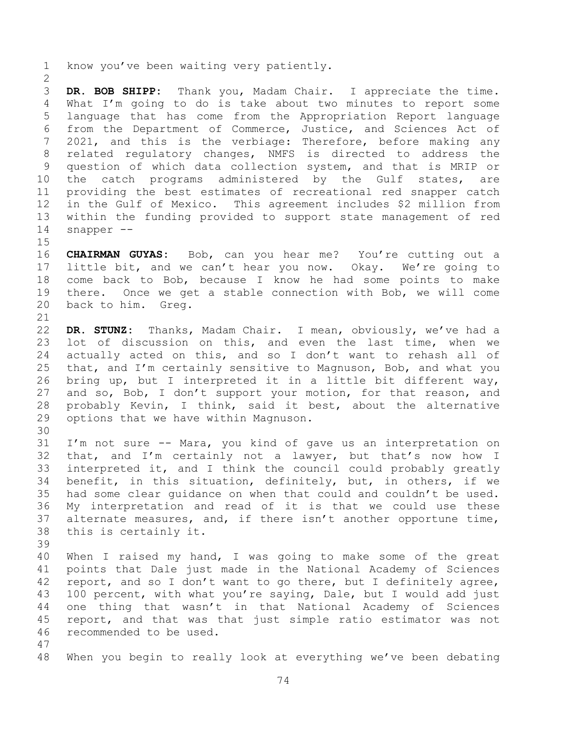know you've been waiting very patiently.

**DR. BOB SHIPP:** Thank you, Madam Chair. I appreciate the time. What I'm going to do is take about two minutes to report some language that has come from the Appropriation Report language from the Department of Commerce, Justice, and Sciences Act of 2021, and this is the verbiage: Therefore, before making any related regulatory changes, NMFS is directed to address the question of which data collection system, and that is MRIP or the catch programs administered by the Gulf states, are providing the best estimates of recreational red snapper catch in the Gulf of Mexico. This agreement includes $2 million from within the funding provided to support state management of red snapper --

**CHAIRMAN GUYAS:** Bob, can you hear me? You're cutting out a little bit, and we can't hear you now. Okay. We're going to come back to Bob, because I know he had some points to make there. Once we get a stable connection with Bob, we will come back to him. Greg.

**DR. STUNZ:** Thanks, Madam Chair. I mean, obviously, we've had a lot of discussion on this, and even the last time, when we actually acted on this, and so I don't want to rehash all of that, and I'm certainly sensitive to Magnuson, Bob, and what you bring up, but I interpreted it in a little bit different way, and so, Bob, I don't support your motion, for that reason, and probably Kevin, I think, said it best, about the alternative options that we have within Magnuson.

I'm not sure -- Mara, you kind of gave us an interpretation on that, and I'm certainly not a lawyer, but that's now how I interpreted it, and I think the council could probably greatly benefit, in this situation, definitely, but, in others, if we had some clear guidance on when that could and couldn't be used. My interpretation and read of it is that we could use these alternate measures, and, if there isn't another opportune time, this is certainly it.

When I raised my hand, I was going to make some of the great points that Dale just made in the National Academy of Sciences report, and so I don't want to go there, but I definitely agree, 100 percent, with what you're saying, Dale, but I would add just one thing that wasn't in that National Academy of Sciences report, and that was that just simple ratio estimator was not recommended to be used.

When you begin to really look at everything we've been debating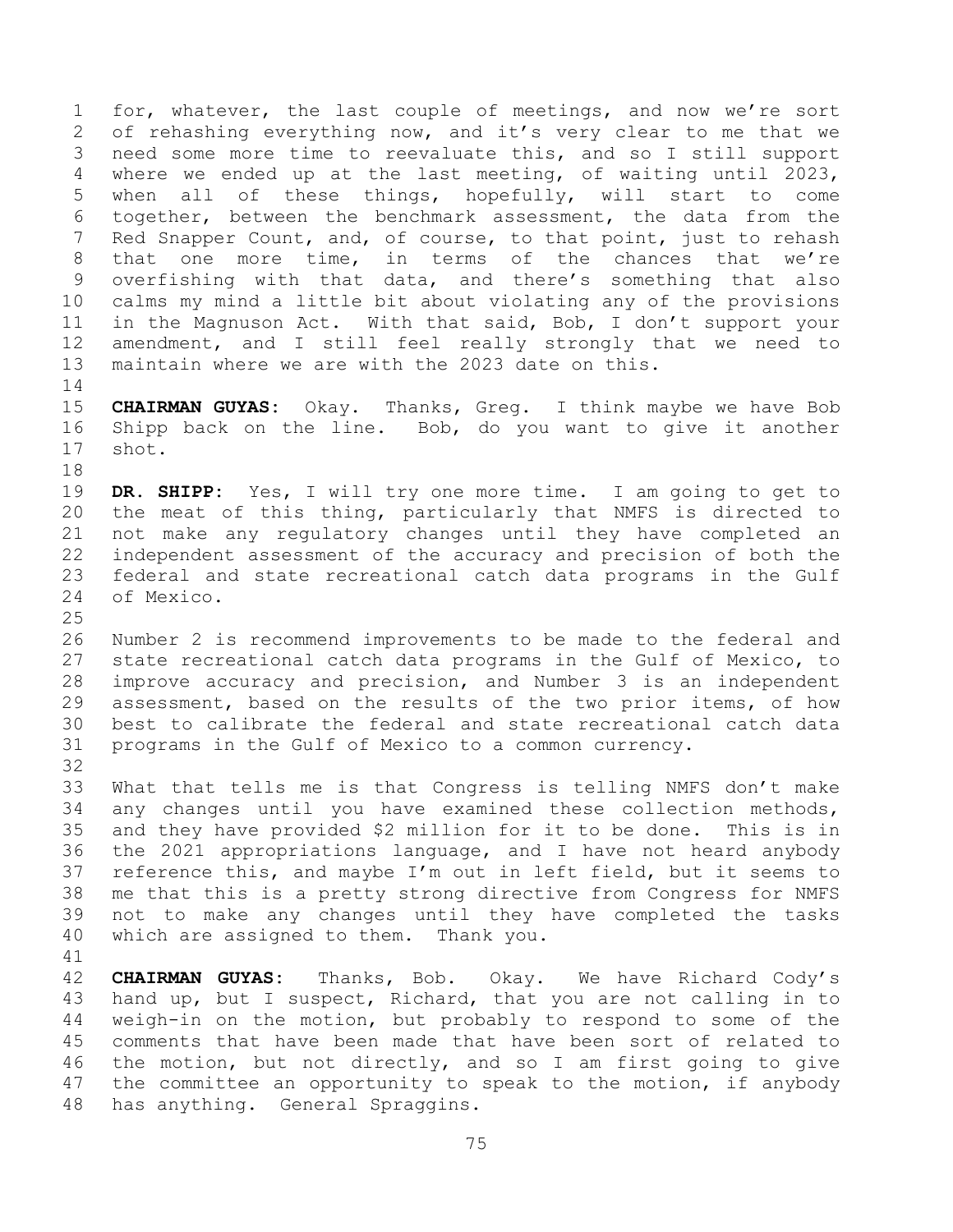for, whatever, the last couple of meetings, and now we're sort of rehashing everything now, and it's very clear to me that we need some more time to reevaluate this, and so I still support where we ended up at the last meeting, of waiting until 2023, when all of these things, hopefully, will start to come together, between the benchmark assessment, the data from the Red Snapper Count, and, of course, to that point, just to rehash that one more time, in terms of the chances that we're overfishing with that data, and there's something that also calms my mind a little bit about violating any of the provisions in the Magnuson Act. With that said, Bob, I don't support your amendment, and I still feel really strongly that we need to maintain where we are with the 2023 date on this.

**CHAIRMAN GUYAS:** Okay. Thanks, Greg. I think maybe we have Bob Shipp back on the line. Bob, do you want to give it another shot.

**DR. SHIPP:** Yes, I will try one more time. I am going to get to the meat of this thing, particularly that NMFS is directed to not make any regulatory changes until they have completed an independent assessment of the accuracy and precision of both the federal and state recreational catch data programs in the Gulf of Mexico.

Number 2 is recommend improvements to be made to the federal and state recreational catch data programs in the Gulf of Mexico, to improve accuracy and precision, and Number 3 is an independent assessment, based on the results of the two prior items, of how best to calibrate the federal and state recreational catch data programs in the Gulf of Mexico to a common currency.

What that tells me is that Congress is telling NMFS don't make any changes until you have examined these collection methods, and they have provided $2 million for it to be done. This is in the 2021 appropriations language, and I have not heard anybody reference this, and maybe I'm out in left field, but it seems to me that this is a pretty strong directive from Congress for NMFS not to make any changes until they have completed the tasks which are assigned to them. Thank you.

**CHAIRMAN GUYAS:** Thanks, Bob. Okay. We have Richard Cody's hand up, but I suspect, Richard, that you are not calling in to weigh-in on the motion, but probably to respond to some of the comments that have been made that have been sort of related to the motion, but not directly, and so I am first going to give the committee an opportunity to speak to the motion, if anybody has anything. General Spraggins.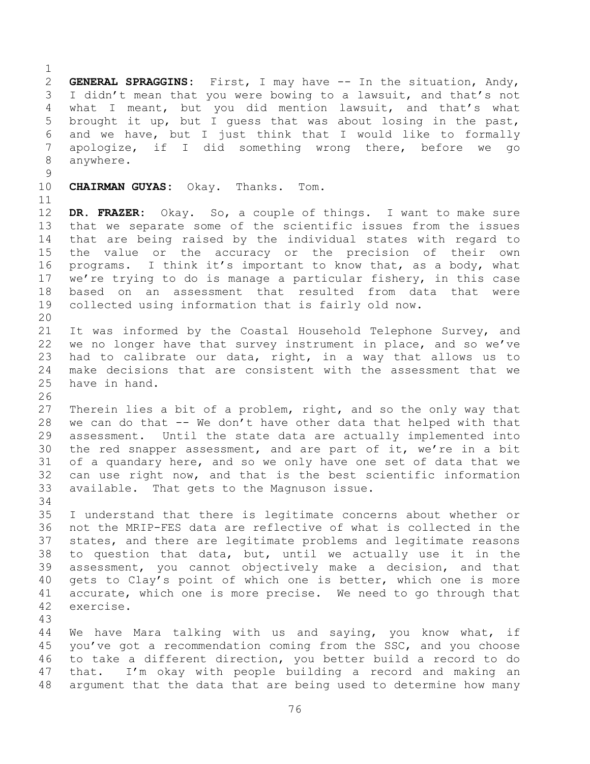**GENERAL SPRAGGINS:** First, I may have -- In the situation, Andy, I didn't mean that you were bowing to a lawsuit, and that's not what I meant, but you did mention lawsuit, and that's what brought it up, but I guess that was about losing in the past, and we have, but I just think that I would like to formally apologize, if I did something wrong there, before we go anywhere.

**CHAIRMAN GUYAS:** Okay. Thanks. Tom.

**DR. FRAZER:** Okay. So, a couple of things. I want to make sure that we separate some of the scientific issues from the issues that are being raised by the individual states with regard to the value or the accuracy or the precision of their own programs. I think it's important to know that, as a body, what we're trying to do is manage a particular fishery, in this case based on an assessment that resulted from data that were collected using information that is fairly old now.

It was informed by the Coastal Household Telephone Survey, and we no longer have that survey instrument in place, and so we've had to calibrate our data, right, in a way that allows us to make decisions that are consistent with the assessment that we have in hand.

Therein lies a bit of a problem, right, and so the only way that we can do that -- We don't have other data that helped with that assessment. Until the state data are actually implemented into the red snapper assessment, and are part of it, we're in a bit of a quandary here, and so we only have one set of data that we can use right now, and that is the best scientific information available. That gets to the Magnuson issue.

I understand that there is legitimate concerns about whether or not the MRIP-FES data are reflective of what is collected in the states, and there are legitimate problems and legitimate reasons to question that data, but, until we actually use it in the assessment, you cannot objectively make a decision, and that gets to Clay's point of which one is better, which one is more accurate, which one is more precise. We need to go through that exercise.

We have Mara talking with us and saying, you know what, if you've got a recommendation coming from the SSC, and you choose to take a different direction, you better build a record to do that. I'm okay with people building a record and making an argument that the data that are being used to determine how many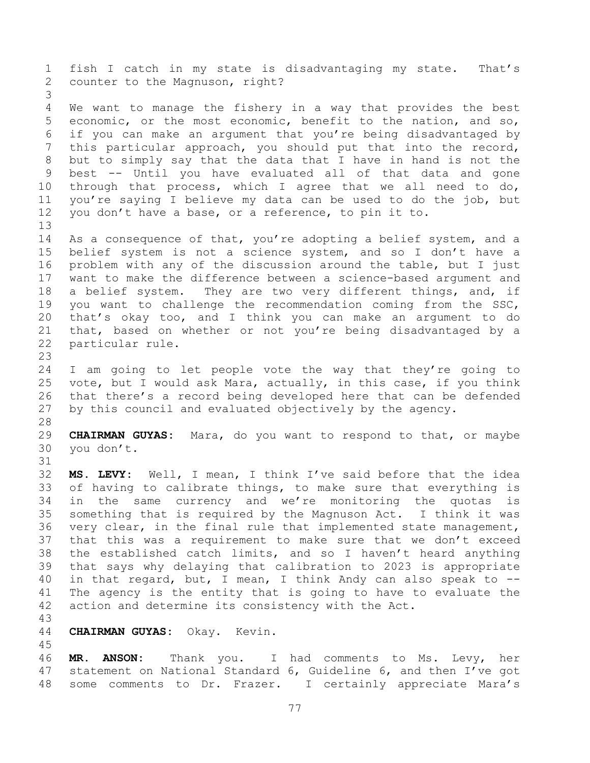fish I catch in my state is disadvantaging my state. That's counter to the Magnuson, right?

We want to manage the fishery in a way that provides the best economic, or the most economic, benefit to the nation, and so, if you can make an argument that you're being disadvantaged by this particular approach, you should put that into the record, but to simply say that the data that I have in hand is not the best -- Until you have evaluated all of that data and gone through that process, which I agree that we all need to do, you're saying I believe my data can be used to do the job, but you don't have a base, or a reference, to pin it to.

As a consequence of that, you're adopting a belief system, and a belief system is not a science system, and so I don't have a problem with any of the discussion around the table, but I just want to make the difference between a science-based argument and a belief system. They are two very different things, and, if you want to challenge the recommendation coming from the SSC, that's okay too, and I think you can make an argument to do that, based on whether or not you're being disadvantaged by a particular rule.

I am going to let people vote the way that they're going to vote, but I would ask Mara, actually, in this case, if you think that there's a record being developed here that can be defended by this council and evaluated objectively by the agency.

**CHAIRMAN GUYAS:** Mara, do you want to respond to that, or maybe you don't.

**MS. LEVY:** Well, I mean, I think I've said before that the idea of having to calibrate things, to make sure that everything is in the same currency and we're monitoring the quotas is something that is required by the Magnuson Act. I think it was very clear, in the final rule that implemented state management, that this was a requirement to make sure that we don't exceed the established catch limits, and so I haven't heard anything that says why delaying that calibration to 2023 is appropriate in that regard, but, I mean, I think Andy can also speak to -- The agency is the entity that is going to have to evaluate the action and determine its consistency with the Act.

**CHAIRMAN GUYAS:** Okay. Kevin.

**MR. ANSON:** Thank you. I had comments to Ms. Levy, her statement on National Standard 6, Guideline 6, and then I've got some comments to Dr. Frazer. I certainly appreciate Mara's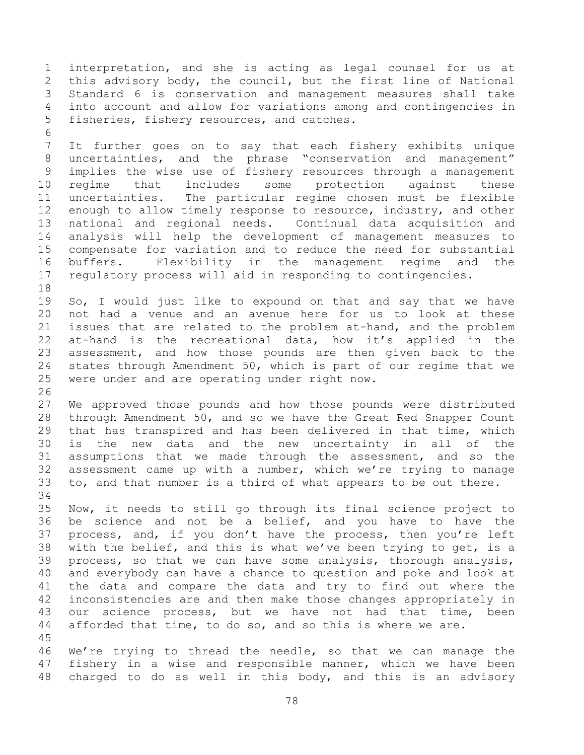interpretation, and she is acting as legal counsel for us at this advisory body, the council, but the first line of National Standard 6 is conservation and management measures shall take into account and allow for variations among and contingencies in fisheries, fishery resources, and catches.

It further goes on to say that each fishery exhibits unique uncertainties, and the phrase "conservation and management" implies the wise use of fishery resources through a management regime that includes some protection against these uncertainties. The particular regime chosen must be flexible enough to allow timely response to resource, industry, and other national and regional needs. Continual data acquisition and analysis will help the development of management measures to compensate for variation and to reduce the need for substantial buffers. Flexibility in the management regime and the regulatory process will aid in responding to contingencies.

So, I would just like to expound on that and say that we have not had a venue and an avenue here for us to look at these issues that are related to the problem at-hand, and the problem at-hand is the recreational data, how it's applied in the assessment, and how those pounds are then given back to the states through Amendment 50, which is part of our regime that we were under and are operating under right now.

We approved those pounds and how those pounds were distributed through Amendment 50, and so we have the Great Red Snapper Count that has transpired and has been delivered in that time, which is the new data and the new uncertainty in all of the assumptions that we made through the assessment, and so the assessment came up with a number, which we're trying to manage to, and that number is a third of what appears to be out there.

Now, it needs to still go through its final science project to be science and not be a belief, and you have to have the process, and, if you don't have the process, then you're left with the belief, and this is what we've been trying to get, is a process, so that we can have some analysis, thorough analysis, and everybody can have a chance to question and poke and look at the data and compare the data and try to find out where the inconsistencies are and then make those changes appropriately in our science process, but we have not had that time, been afforded that time, to do so, and so this is where we are.

We're trying to thread the needle, so that we can manage the fishery in a wise and responsible manner, which we have been charged to do as well in this body, and this is an advisory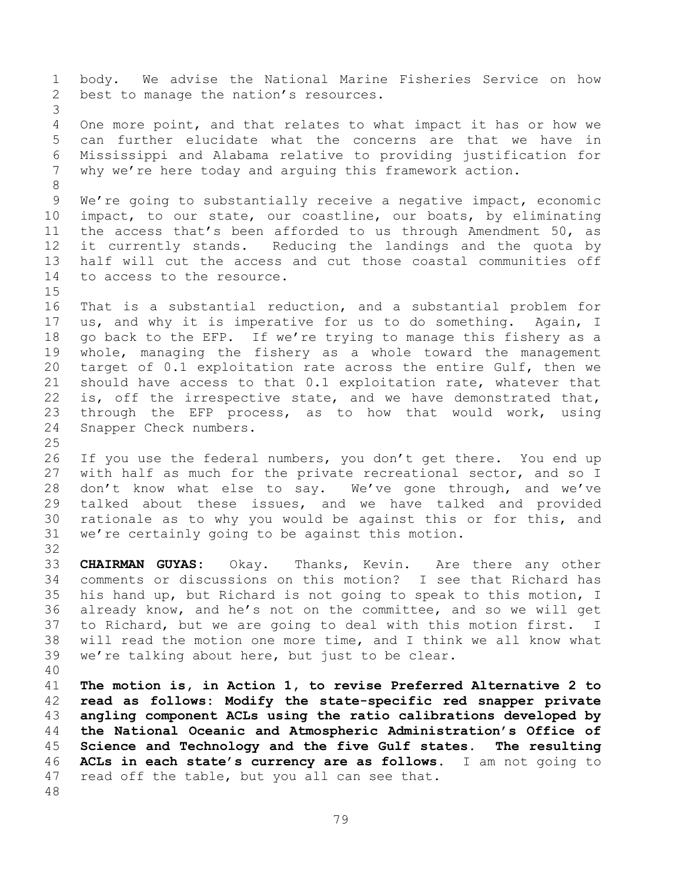body. We advise the National Marine Fisheries Service on how best to manage the nation's resources.

One more point, and that relates to what impact it has or how we can further elucidate what the concerns are that we have in Mississippi and Alabama relative to providing justification for why we're here today and arguing this framework action.

We're going to substantially receive a negative impact, economic impact, to our state, our coastline, our boats, by eliminating the access that's been afforded to us through Amendment 50, as it currently stands. Reducing the landings and the quota by half will cut the access and cut those coastal communities off to access to the resource.

That is a substantial reduction, and a substantial problem for us, and why it is imperative for us to do something. Again, I go back to the EFP. If we're trying to manage this fishery as a whole, managing the fishery as a whole toward the management target of 0.1 exploitation rate across the entire Gulf, then we should have access to that 0.1 exploitation rate, whatever that is, off the irrespective state, and we have demonstrated that, through the EFP process, as to how that would work, using Snapper Check numbers.

If you use the federal numbers, you don't get there. You end up with half as much for the private recreational sector, and so I don't know what else to say. We've gone through, and we've talked about these issues, and we have talked and provided rationale as to why you would be against this or for this, and we're certainly going to be against this motion.

**CHAIRMAN GUYAS:** Okay. Thanks, Kevin. Are there any other comments or discussions on this motion? I see that Richard has his hand up, but Richard is not going to speak to this motion, I already know, and he's not on the committee, and so we will get to Richard, but we are going to deal with this motion first. I will read the motion one more time, and I think we all know what we're talking about here, but just to be clear.

**The motion is, in Action 1, to revise Preferred Alternative 2 to read as follows: Modify the state-specific red snapper private angling component ACLs using the ratio calibrations developed by the National Oceanic and Atmospheric Administration's Office of Science and Technology and the five Gulf states. The resulting ACLs in each state's currency are as follows.** I am not going to read off the table, but you all can see that.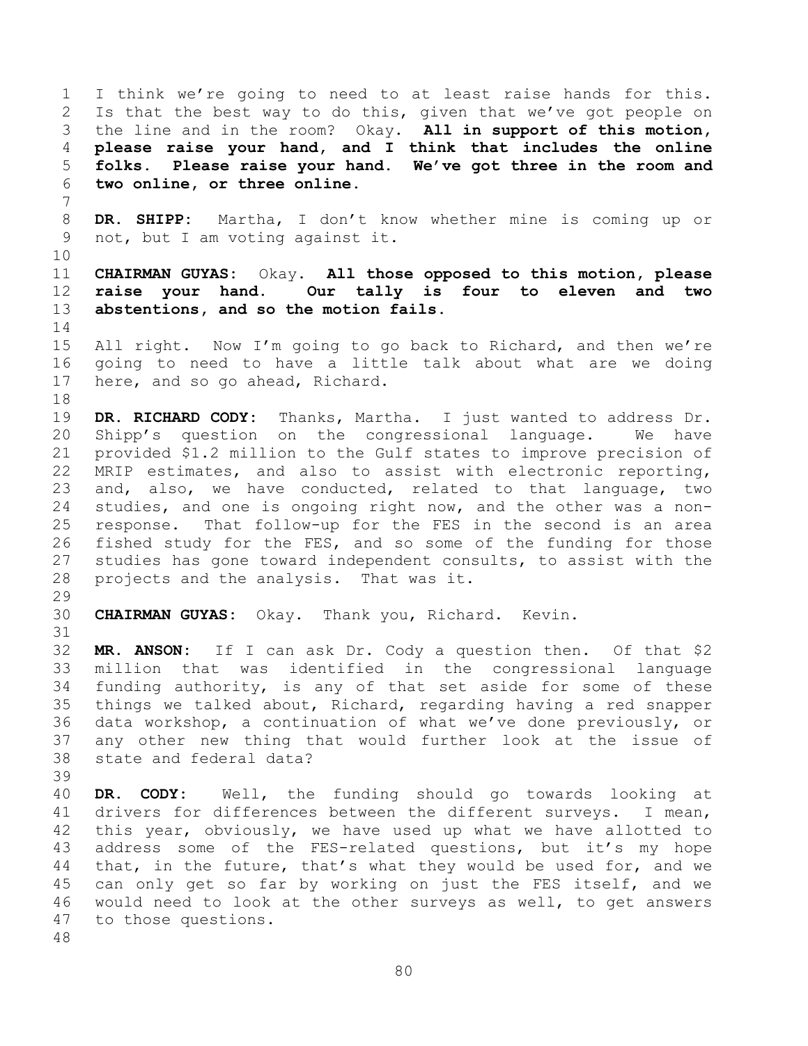I think we're going to need to at least raise hands for this. Is that the best way to do this, given that we've got people on the line and in the room? Okay. **All in support of this motion, please raise your hand, and I think that includes the online folks. Please raise your hand. We've got three in the room and two online, or three online.**

**DR. SHIPP:** Martha, I don't know whether mine is coming up or not, but I am voting against it.

**CHAIRMAN GUYAS:** Okay. **All those opposed to this motion, please raise your hand. Our tally is four to eleven and two abstentions, and so the motion fails.**

All right. Now I'm going to go back to Richard, and then we're going to need to have a little talk about what are we doing here, and so go ahead, Richard.

**DR. RICHARD CODY:** Thanks, Martha. I just wanted to address Dr. Shipp's question on the congressional language. We have provided $1.2 million to the Gulf states to improve precision of MRIP estimates, and also to assist with electronic reporting, and, also, we have conducted, related to that language, two studies, and one is ongoing right now, and the other was a non-response. That follow-up for the FES in the second is an area fished study for the FES, and so some of the funding for those studies has gone toward independent consults, to assist with the projects and the analysis. That was it.

**CHAIRMAN GUYAS:** Okay. Thank you, Richard. Kevin.

**MR. ANSON:** If I can ask Dr. Cody a question then. Of that $2 million that was identified in the congressional language funding authority, is any of that set aside for some of these things we talked about, Richard, regarding having a red snapper data workshop, a continuation of what we've done previously, or any other new thing that would further look at the issue of state and federal data?

**DR. CODY:** Well, the funding should go towards looking at drivers for differences between the different surveys. I mean, this year, obviously, we have used up what we have allotted to address some of the FES-related questions, but it's my hope that, in the future, that's what they would be used for, and we can only get so far by working on just the FES itself, and we would need to look at the other surveys as well, to get answers to those questions.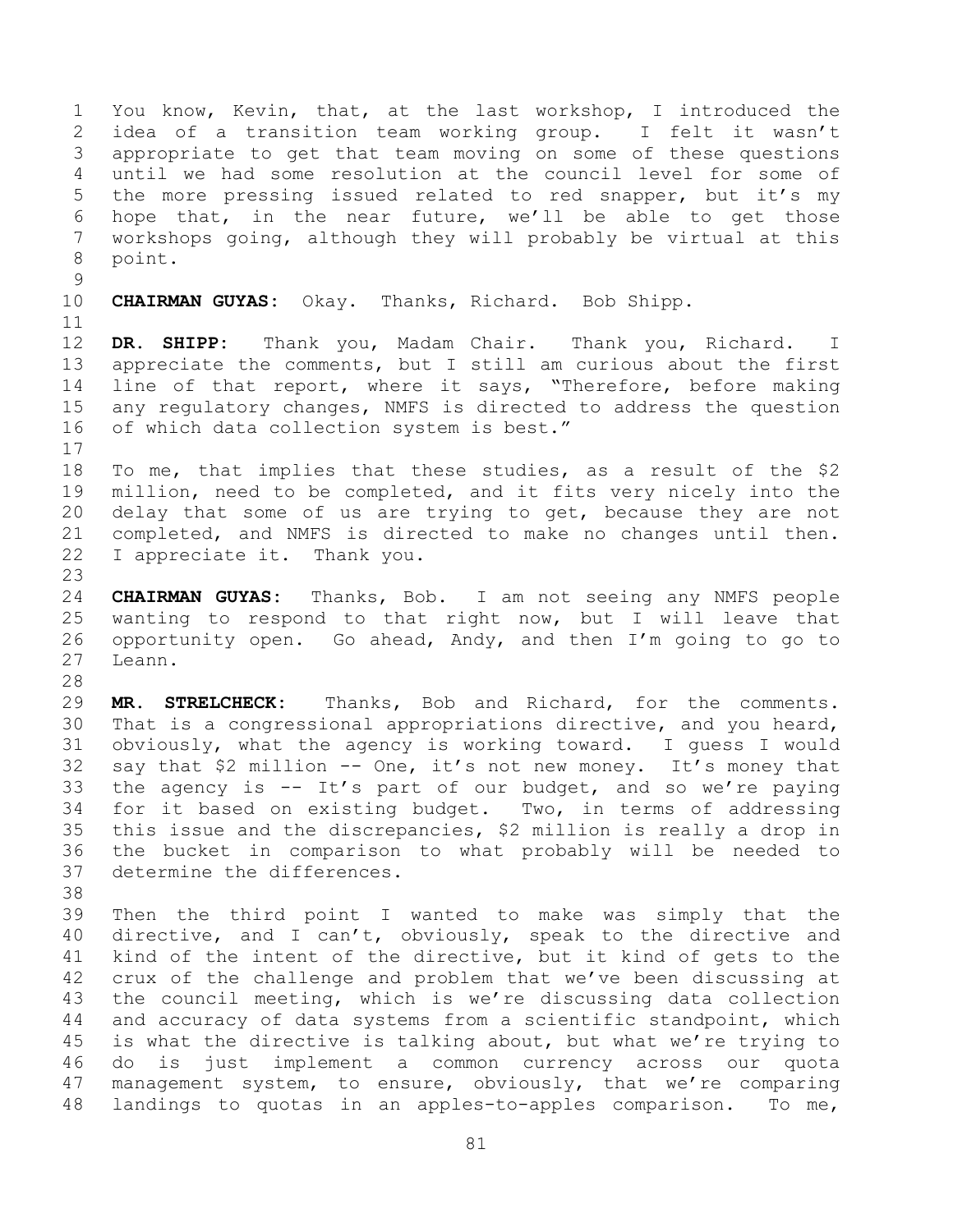You know, Kevin, that, at the last workshop, I introduced the idea of a transition team working group. I felt it wasn't appropriate to get that team moving on some of these questions until we had some resolution at the council level for some of the more pressing issued related to red snapper, but it's my hope that, in the near future, we'll be able to get those workshops going, although they will probably be virtual at this point.

**CHAIRMAN GUYAS:** Okay. Thanks, Richard. Bob Shipp.

**DR. SHIPP:** Thank you, Madam Chair. Thank you, Richard. I appreciate the comments, but I still am curious about the first line of that report, where it says, "Therefore, before making any regulatory changes, NMFS is directed to address the question of which data collection system is best."

To me, that implies that these studies, as a result of the $2 million, need to be completed, and it fits very nicely into the delay that some of us are trying to get, because they are not completed, and NMFS is directed to make no changes until then. I appreciate it. Thank you.

**CHAIRMAN GUYAS:** Thanks, Bob. I am not seeing any NMFS people wanting to respond to that right now, but I will leave that opportunity open. Go ahead, Andy, and then I'm going to go to Leann.

**MR. STRELCHECK:** Thanks, Bob and Richard, for the comments. That is a congressional appropriations directive, and you heard, obviously, what the agency is working toward. I guess I would say that $2 million -- One, it's not new money. It's money that the agency is -- It's part of our budget, and so we're paying for it based on existing budget. Two, in terms of addressing this issue and the discrepancies, $2 million is really a drop in the bucket in comparison to what probably will be needed to determine the differences.

Then the third point I wanted to make was simply that the directive, and I can't, obviously, speak to the directive and kind of the intent of the directive, but it kind of gets to the crux of the challenge and problem that we've been discussing at the council meeting, which is we're discussing data collection and accuracy of data systems from a scientific standpoint, which is what the directive is talking about, but what we're trying to do is just implement a common currency across our quota management system, to ensure, obviously, that we're comparing landings to quotas in an apples-to-apples comparison. To me,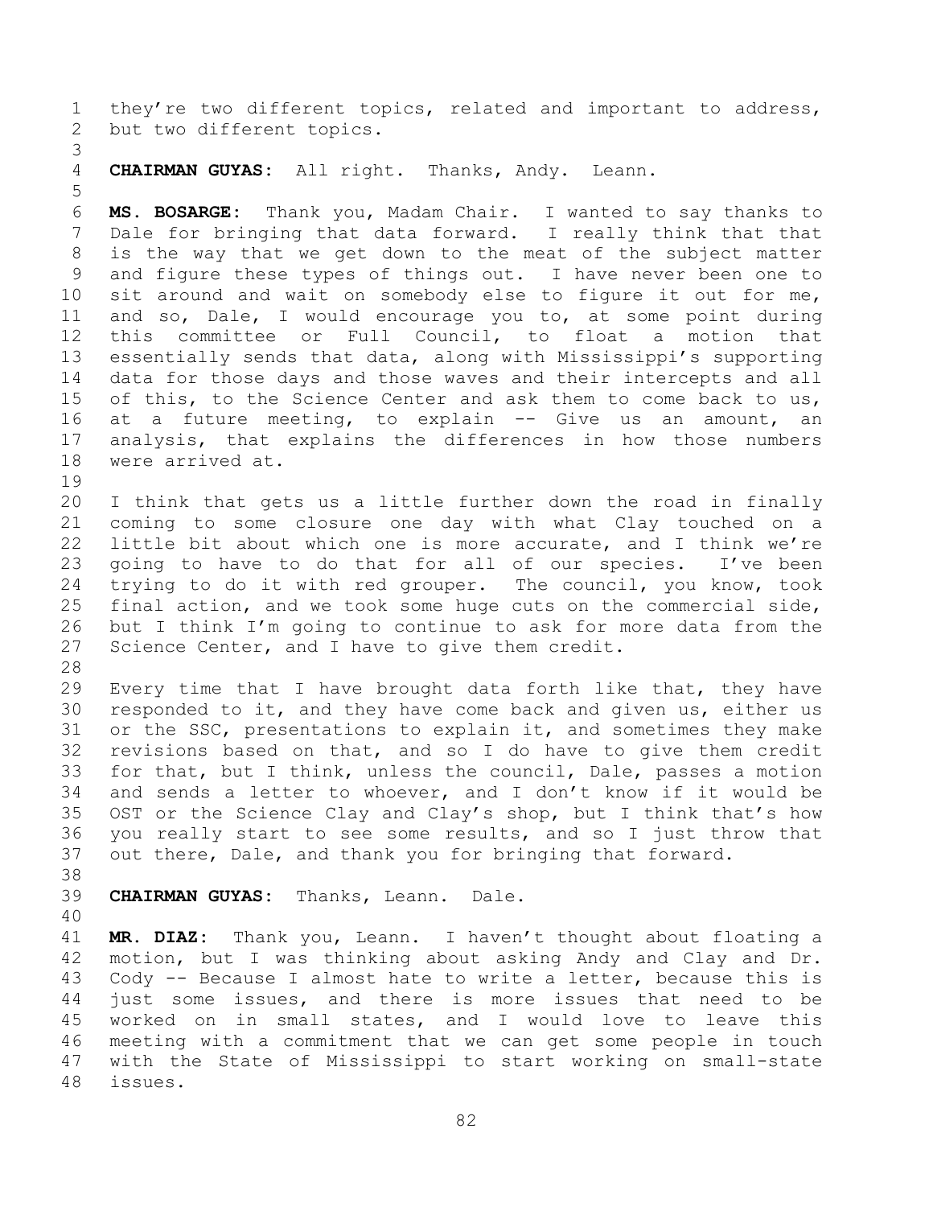they're two different topics, related and important to address, but two different topics.

**CHAIRMAN GUYAS:** All right. Thanks, Andy. Leann.

**MS. BOSARGE:** Thank you, Madam Chair. I wanted to say thanks to Dale for bringing that data forward. I really think that that is the way that we get down to the meat of the subject matter and figure these types of things out. I have never been one to sit around and wait on somebody else to figure it out for me, and so, Dale, I would encourage you to, at some point during this committee or Full Council, to float a motion that essentially sends that data, along with Mississippi's supporting data for those days and those waves and their intercepts and all of this, to the Science Center and ask them to come back to us, at a future meeting, to explain -- Give us an amount, an analysis, that explains the differences in how those numbers were arrived at.

I think that gets us a little further down the road in finally coming to some closure one day with what Clay touched on a little bit about which one is more accurate, and I think we're going to have to do that for all of our species. I've been trying to do it with red grouper. The council, you know, took final action, and we took some huge cuts on the commercial side, but I think I'm going to continue to ask for more data from the Science Center, and I have to give them credit.

Every time that I have brought data forth like that, they have responded to it, and they have come back and given us, either us or the SSC, presentations to explain it, and sometimes they make revisions based on that, and so I do have to give them credit for that, but I think, unless the council, Dale, passes a motion and sends a letter to whoever, and I don't know if it would be OST or the Science Clay and Clay's shop, but I think that's how you really start to see some results, and so I just throw that out there, Dale, and thank you for bringing that forward.

**CHAIRMAN GUYAS:** Thanks, Leann. Dale.

**MR. DIAZ:** Thank you, Leann. I haven't thought about floating a motion, but I was thinking about asking Andy and Clay and Dr. Cody -- Because I almost hate to write a letter, because this is just some issues, and there is more issues that need to be worked on in small states, and I would love to leave this meeting with a commitment that we can get some people in touch with the State of Mississippi to start working on small-state issues.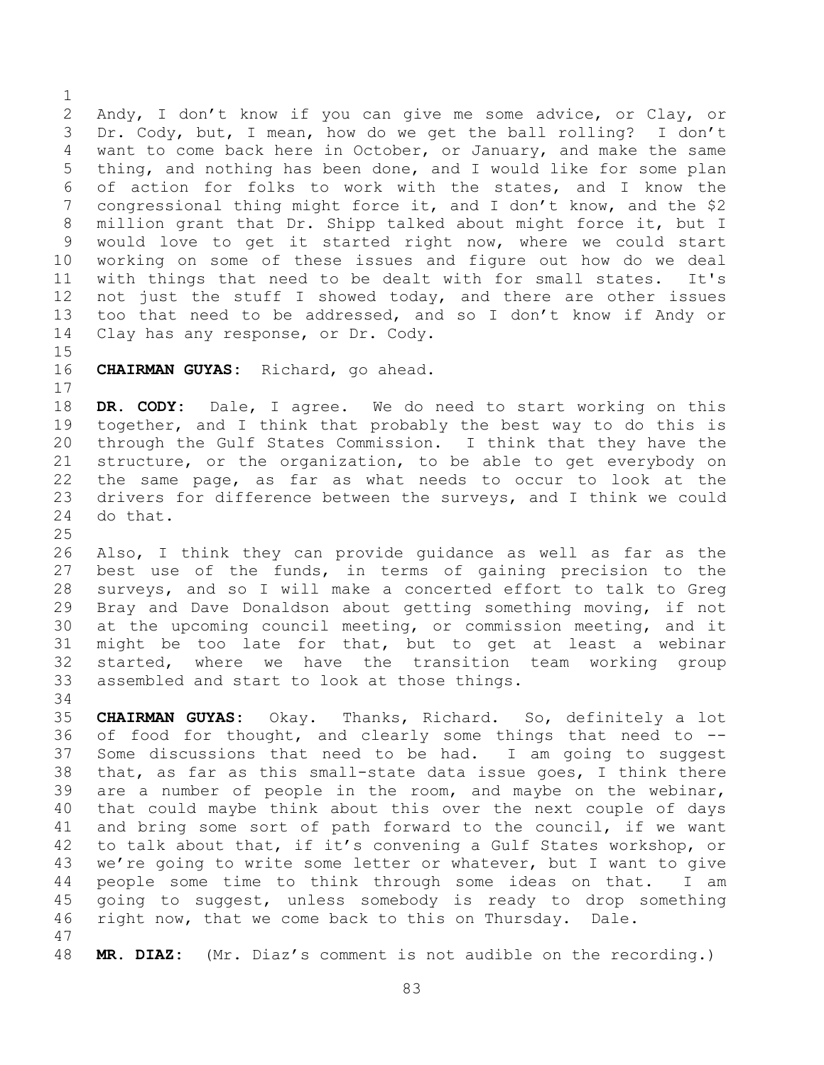Andy, I don't know if you can give me some advice, or Clay, or Dr. Cody, but, I mean, how do we get the ball rolling? I don't want to come back here in October, or January, and make the same thing, and nothing has been done, and I would like for some plan of action for folks to work with the states, and I know the congressional thing might force it, and I don't know, and the $2 million grant that Dr. Shipp talked about might force it, but I would love to get it started right now, where we could start working on some of these issues and figure out how do we deal with things that need to be dealt with for small states. It's not just the stuff I showed today, and there are other issues too that need to be addressed, and so I don't know if Andy or Clay has any response, or Dr. Cody.

**CHAIRMAN GUYAS:** Richard, go ahead.

**DR. CODY:** Dale, I agree. We do need to start working on this together, and I think that probably the best way to do this is through the Gulf States Commission. I think that they have the structure, or the organization, to be able to get everybody on the same page, as far as what needs to occur to look at the drivers for difference between the surveys, and I think we could do that.

Also, I think they can provide guidance as well as far as the best use of the funds, in terms of gaining precision to the surveys, and so I will make a concerted effort to talk to Greg Bray and Dave Donaldson about getting something moving, if not at the upcoming council meeting, or commission meeting, and it might be too late for that, but to get at least a webinar started, where we have the transition team working group assembled and start to look at those things.

**CHAIRMAN GUYAS:** Okay. Thanks, Richard. So, definitely a lot of food for thought, and clearly some things that need to -- Some discussions that need to be had. I am going to suggest that, as far as this small-state data issue goes, I think there are a number of people in the room, and maybe on the webinar, that could maybe think about this over the next couple of days and bring some sort of path forward to the council, if we want to talk about that, if it's convening a Gulf States workshop, or we're going to write some letter or whatever, but I want to give people some time to think through some ideas on that. I am going to suggest, unless somebody is ready to drop something right now, that we come back to this on Thursday. Dale.

**MR. DIAZ:** (Mr. Diaz's comment is not audible on the recording.)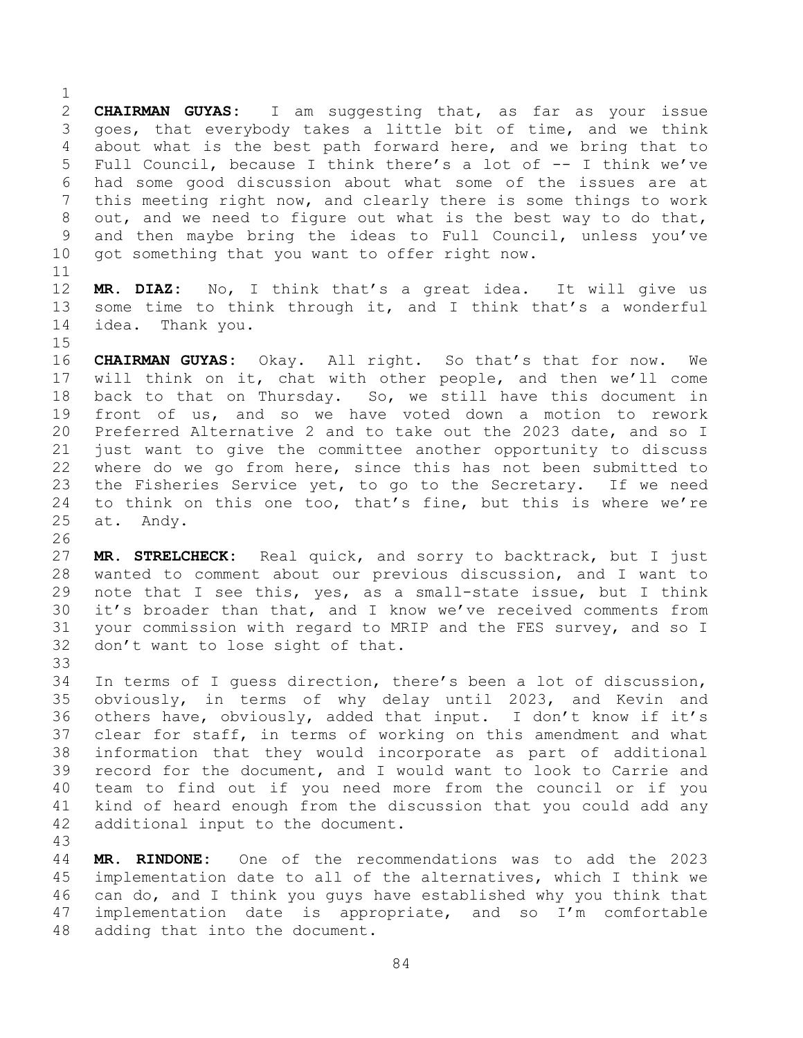**CHAIRMAN GUYAS:** I am suggesting that, as far as your issue goes, that everybody takes a little bit of time, and we think about what is the best path forward here, and we bring that to Full Council, because I think there's a lot of -- I think we've had some good discussion about what some of the issues are at this meeting right now, and clearly there is some things to work out, and we need to figure out what is the best way to do that, and then maybe bring the ideas to Full Council, unless you've got something that you want to offer right now.

**MR. DIAZ:** No, I think that's a great idea. It will give us some time to think through it, and I think that's a wonderful idea. Thank you.

**CHAIRMAN GUYAS:** Okay. All right. So that's that for now. We will think on it, chat with other people, and then we'll come back to that on Thursday. So, we still have this document in front of us, and so we have voted down a motion to rework Preferred Alternative 2 and to take out the 2023 date, and so I just want to give the committee another opportunity to discuss where do we go from here, since this has not been submitted to the Fisheries Service yet, to go to the Secretary. If we need to think on this one too, that's fine, but this is where we're at. Andy.

**MR. STRELCHECK:** Real quick, and sorry to backtrack, but I just wanted to comment about our previous discussion, and I want to note that I see this, yes, as a small-state issue, but I think it's broader than that, and I know we've received comments from your commission with regard to MRIP and the FES survey, and so I don't want to lose sight of that.

In terms of I guess direction, there's been a lot of discussion, obviously, in terms of why delay until 2023, and Kevin and others have, obviously, added that input. I don't know if it's clear for staff, in terms of working on this amendment and what information that they would incorporate as part of additional record for the document, and I would want to look to Carrie and team to find out if you need more from the council or if you kind of heard enough from the discussion that you could add any additional input to the document.

**MR. RINDONE:** One of the recommendations was to add the 2023 implementation date to all of the alternatives, which I think we can do, and I think you guys have established why you think that implementation date is appropriate, and so I'm comfortable adding that into the document.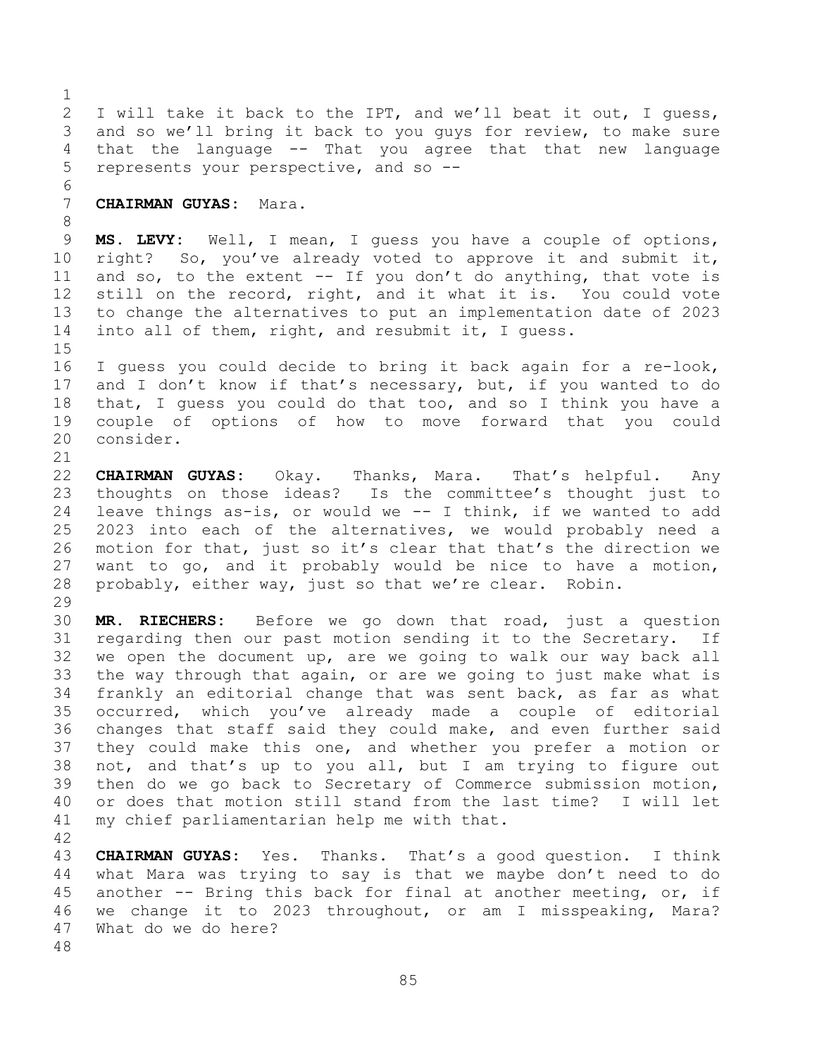I will take it back to the IPT, and we'll beat it out, I guess, and so we'll bring it back to you guys for review, to make sure that the language -- That you agree that that new language represents your perspective, and so --

**CHAIRMAN GUYAS:** Mara.

**MS. LEVY:** Well, I mean, I guess you have a couple of options, right? So, you've already voted to approve it and submit it, and so, to the extent -- If you don't do anything, that vote is still on the record, right, and it what it is. You could vote to change the alternatives to put an implementation date of 2023 into all of them, right, and resubmit it, I guess.

I guess you could decide to bring it back again for a re-look, and I don't know if that's necessary, but, if you wanted to do that, I guess you could do that too, and so I think you have a couple of options of how to move forward that you could consider.

**CHAIRMAN GUYAS:** Okay. Thanks, Mara. That's helpful. Any thoughts on those ideas? Is the committee's thought just to leave things as-is, or would we -- I think, if we wanted to add 2023 into each of the alternatives, we would probably need a motion for that, just so it's clear that that's the direction we want to go, and it probably would be nice to have a motion, probably, either way, just so that we're clear. Robin.

**MR. RIECHERS:** Before we go down that road, just a question regarding then our past motion sending it to the Secretary. If we open the document up, are we going to walk our way back all the way through that again, or are we going to just make what is frankly an editorial change that was sent back, as far as what occurred, which you've already made a couple of editorial changes that staff said they could make, and even further said they could make this one, and whether you prefer a motion or not, and that's up to you all, but I am trying to figure out then do we go back to Secretary of Commerce submission motion, or does that motion still stand from the last time? I will let my chief parliamentarian help me with that.

**CHAIRMAN GUYAS:** Yes. Thanks. That's a good question. I think what Mara was trying to say is that we maybe don't need to do another -- Bring this back for final at another meeting, or, if we change it to 2023 throughout, or am I misspeaking, Mara? What do we do here?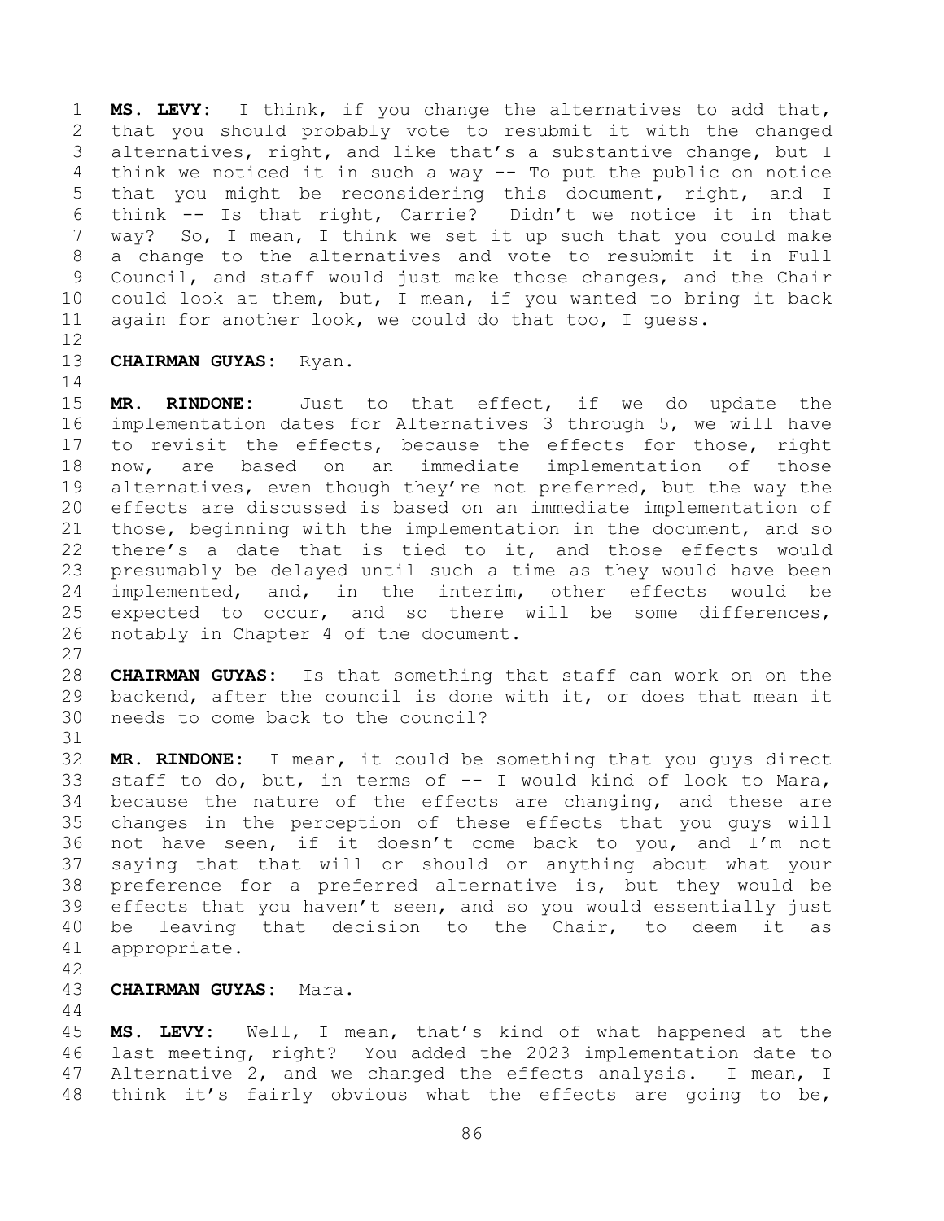**MS. LEVY:** I think, if you change the alternatives to add that, that you should probably vote to resubmit it with the changed alternatives, right, and like that's a substantive change, but I think we noticed it in such a way -- To put the public on notice that you might be reconsidering this document, right, and I think -- Is that right, Carrie? Didn't we notice it in that way? So, I mean, I think we set it up such that you could make a change to the alternatives and vote to resubmit it in Full Council, and staff would just make those changes, and the Chair could look at them, but, I mean, if you wanted to bring it back again for another look, we could do that too, I guess.

**CHAIRMAN GUYAS:** Ryan.

**MR. RINDONE:** Just to that effect, if we do update the implementation dates for Alternatives 3 through 5, we will have to revisit the effects, because the effects for those, right now, are based on an immediate implementation of those alternatives, even though they're not preferred, but the way the effects are discussed is based on an immediate implementation of those, beginning with the implementation in the document, and so there's a date that is tied to it, and those effects would presumably be delayed until such a time as they would have been implemented, and, in the interim, other effects would be expected to occur, and so there will be some differences, notably in Chapter 4 of the document.

**CHAIRMAN GUYAS:** Is that something that staff can work on on the backend, after the council is done with it, or does that mean it needs to come back to the council?

**MR. RINDONE:** I mean, it could be something that you guys direct staff to do, but, in terms of -- I would kind of look to Mara, because the nature of the effects are changing, and these are changes in the perception of these effects that you guys will not have seen, if it doesn't come back to you, and I'm not saying that that will or should or anything about what your preference for a preferred alternative is, but they would be effects that you haven't seen, and so you would essentially just be leaving that decision to the Chair, to deem it as appropriate.

**CHAIRMAN GUYAS:** Mara.

**MS. LEVY:** Well, I mean, that's kind of what happened at the last meeting, right? You added the 2023 implementation date to Alternative 2, and we changed the effects analysis. I mean, I think it's fairly obvious what the effects are going to be,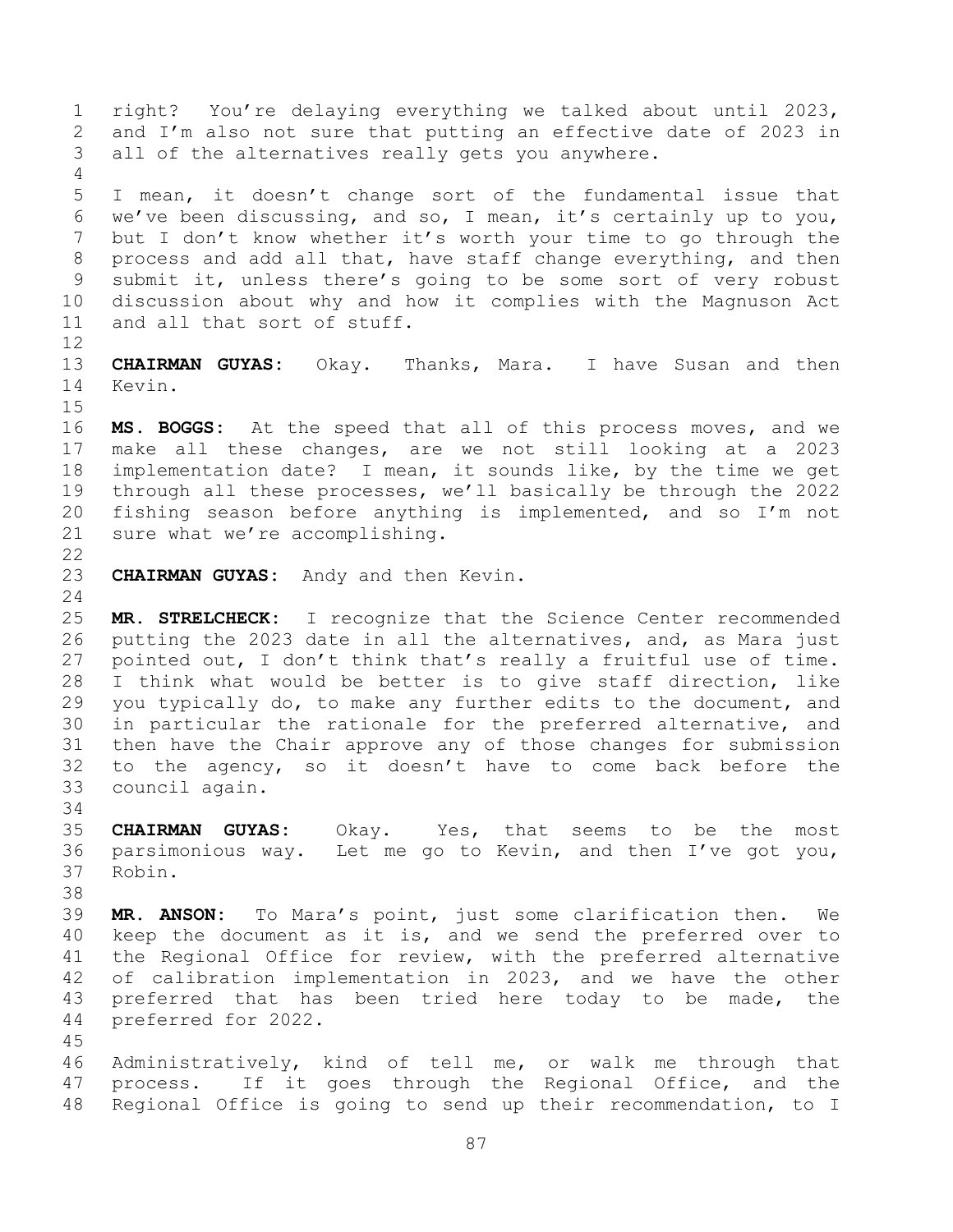right? You're delaying everything we talked about until 2023, and I'm also not sure that putting an effective date of 2023 in all of the alternatives really gets you anywhere.

I mean, it doesn't change sort of the fundamental issue that we've been discussing, and so, I mean, it's certainly up to you, but I don't know whether it's worth your time to go through the process and add all that, have staff change everything, and then submit it, unless there's going to be some sort of very robust discussion about why and how it complies with the Magnuson Act and all that sort of stuff.

**CHAIRMAN GUYAS:** Okay. Thanks, Mara. I have Susan and then Kevin.

**MS. BOGGS:** At the speed that all of this process moves, and we make all these changes, are we not still looking at a 2023 implementation date? I mean, it sounds like, by the time we get through all these processes, we'll basically be through the 2022 fishing season before anything is implemented, and so I'm not sure what we're accomplishing.

**CHAIRMAN GUYAS:** Andy and then Kevin.

**MR. STRELCHECK:** I recognize that the Science Center recommended putting the 2023 date in all the alternatives, and, as Mara just pointed out, I don't think that's really a fruitful use of time. I think what would be better is to give staff direction, like you typically do, to make any further edits to the document, and in particular the rationale for the preferred alternative, and then have the Chair approve any of those changes for submission to the agency, so it doesn't have to come back before the council again.

**CHAIRMAN GUYAS:** Okay. Yes, that seems to be the most parsimonious way. Let me go to Kevin, and then I've got you, Robin.

**MR. ANSON:** To Mara's point, just some clarification then. We keep the document as it is, and we send the preferred over to the Regional Office for review, with the preferred alternative of calibration implementation in 2023, and we have the other preferred that has been tried here today to be made, the preferred for 2022.

Administratively, kind of tell me, or walk me through that process. If it goes through the Regional Office, and the Regional Office is going to send up their recommendation, to I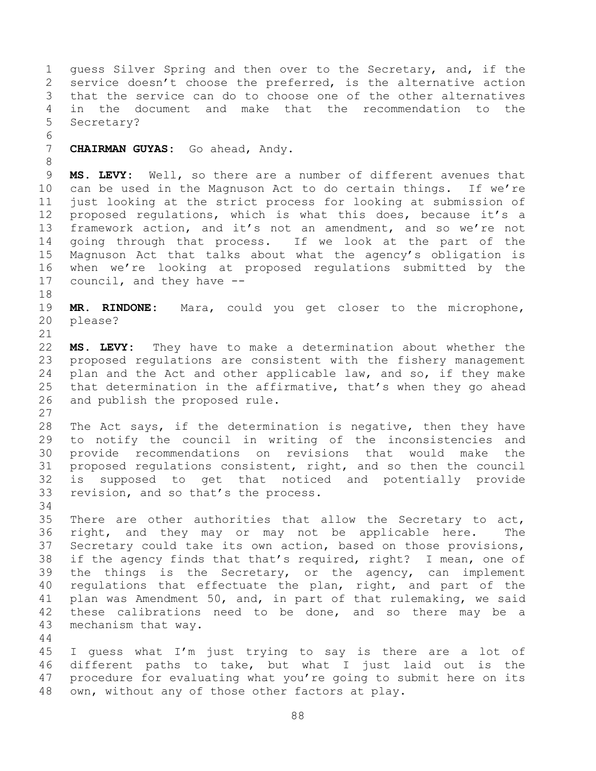guess Silver Spring and then over to the Secretary, and, if the service doesn't choose the preferred, is the alternative action that the service can do to choose one of the other alternatives in the document and make that the recommendation to the Secretary?

**CHAIRMAN GUYAS:** Go ahead, Andy.

**MS. LEVY:** Well, so there are a number of different avenues that can be used in the Magnuson Act to do certain things. If we're just looking at the strict process for looking at submission of proposed regulations, which is what this does, because it's a framework action, and it's not an amendment, and so we're not going through that process. If we look at the part of the Magnuson Act that talks about what the agency's obligation is when we're looking at proposed regulations submitted by the council, and they have --

**MR. RINDONE:** Mara, could you get closer to the microphone, please?

**MS. LEVY:** They have to make a determination about whether the proposed regulations are consistent with the fishery management plan and the Act and other applicable law, and so, if they make that determination in the affirmative, that's when they go ahead and publish the proposed rule.

The Act says, if the determination is negative, then they have to notify the council in writing of the inconsistencies and provide recommendations on revisions that would make the proposed regulations consistent, right, and so then the council is supposed to get that noticed and potentially provide revision, and so that's the process.

There are other authorities that allow the Secretary to act, right, and they may or may not be applicable here. The Secretary could take its own action, based on those provisions, if the agency finds that that's required, right? I mean, one of the things is the Secretary, or the agency, can implement regulations that effectuate the plan, right, and part of the plan was Amendment 50, and, in part of that rulemaking, we said these calibrations need to be done, and so there may be a mechanism that way.

I guess what I'm just trying to say is there are a lot of different paths to take, but what I just laid out is the procedure for evaluating what you're going to submit here on its own, without any of those other factors at play.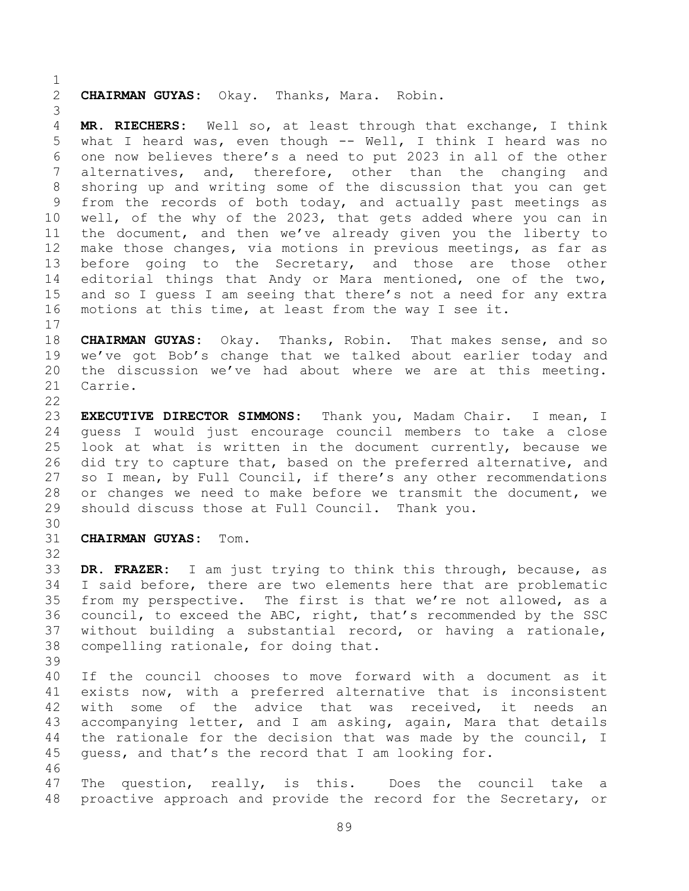**CHAIRMAN GUYAS:** Okay. Thanks, Mara. Robin.

**MR. RIECHERS:** Well so, at least through that exchange, I think what I heard was, even though -- Well, I think I heard was no one now believes there's a need to put 2023 in all of the other alternatives, and, therefore, other than the changing and shoring up and writing some of the discussion that you can get from the records of both today, and actually past meetings as well, of the why of the 2023, that gets added where you can in the document, and then we've already given you the liberty to make those changes, via motions in previous meetings, as far as before going to the Secretary, and those are those other editorial things that Andy or Mara mentioned, one of the two, and so I guess I am seeing that there's not a need for any extra motions at this time, at least from the way I see it.

**CHAIRMAN GUYAS:** Okay. Thanks, Robin. That makes sense, and so we've got Bob's change that we talked about earlier today and the discussion we've had about where we are at this meeting. Carrie.

**EXECUTIVE DIRECTOR SIMMONS:** Thank you, Madam Chair. I mean, I guess I would just encourage council members to take a close look at what is written in the document currently, because we did try to capture that, based on the preferred alternative, and so I mean, by Full Council, if there's any other recommendations or changes we need to make before we transmit the document, we should discuss those at Full Council. Thank you.

**CHAIRMAN GUYAS:** Tom.

**DR. FRAZER:** I am just trying to think this through, because, as I said before, there are two elements here that are problematic from my perspective. The first is that we're not allowed, as a council, to exceed the ABC, right, that's recommended by the SSC without building a substantial record, or having a rationale, compelling rationale, for doing that.

If the council chooses to move forward with a document as it exists now, with a preferred alternative that is inconsistent with some of the advice that was received, it needs an accompanying letter, and I am asking, again, Mara that details the rationale for the decision that was made by the council, I guess, and that's the record that I am looking for.

The question, really, is this. Does the council take a proactive approach and provide the record for the Secretary, or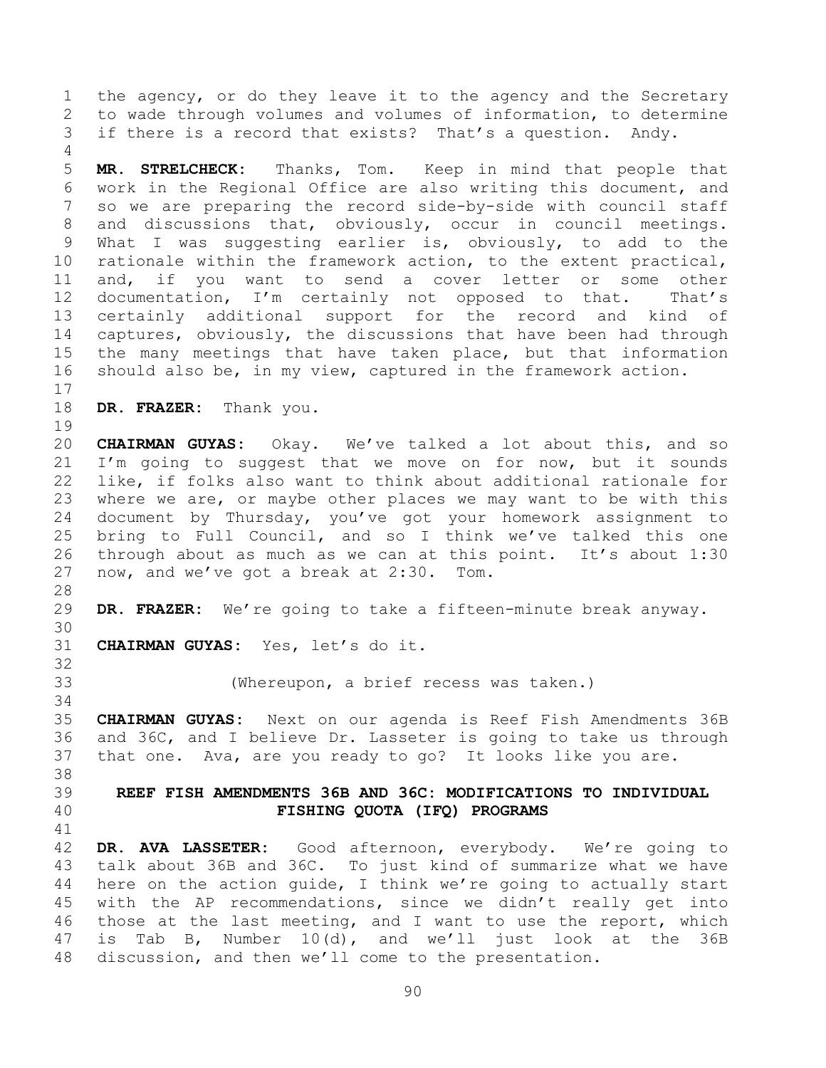the agency, or do they leave it to the agency and the Secretary to wade through volumes and volumes of information, to determine if there is a record that exists? That's a question. Andy.

**MR. STRELCHECK:** Thanks, Tom. Keep in mind that people that work in the Regional Office are also writing this document, and so we are preparing the record side-by-side with council staff and discussions that, obviously, occur in council meetings. What I was suggesting earlier is, obviously, to add to the rationale within the framework action, to the extent practical, and, if you want to send a cover letter or some other documentation, I'm certainly not opposed to that. That's certainly additional support for the record and kind of captures, obviously, the discussions that have been had through the many meetings that have taken place, but that information should also be, in my view, captured in the framework action.

**DR. FRAZER:** Thank you.

**CHAIRMAN GUYAS:** Okay. We've talked a lot about this, and so I'm going to suggest that we move on for now, but it sounds like, if folks also want to think about additional rationale for where we are, or maybe other places we may want to be with this document by Thursday, you've got your homework assignment to bring to Full Council, and so I think we've talked this one through about as much as we can at this point. It's about 1:30 now, and we've got a break at 2:30. Tom.

**DR. FRAZER:** We're going to take a fifteen-minute break anyway.

**CHAIRMAN GUYAS:** Yes, let's do it.

(Whereupon, a brief recess was taken.)

**CHAIRMAN GUYAS:** Next on our agenda is Reef Fish Amendments 36B and 36C, and I believe Dr. Lasseter is going to take us through that one. Ava, are you ready to go? It looks like you are.

## REEF FISH AMENDMENTS 36B AND 36C: MODIFICATIONS TO INDIVIDUAL FISHING QUOTA (IFQ) PROGRAMS

**DR. AVA LASSETER:** Good afternoon, everybody. We're going to talk about 36B and 36C. To just kind of summarize what we have here on the action guide, I think we're going to actually start with the AP recommendations, since we didn't really get into those at the last meeting, and I want to use the report, which is Tab B, Number 10(d), and we'll just look at the 36B discussion, and then we'll come to the presentation.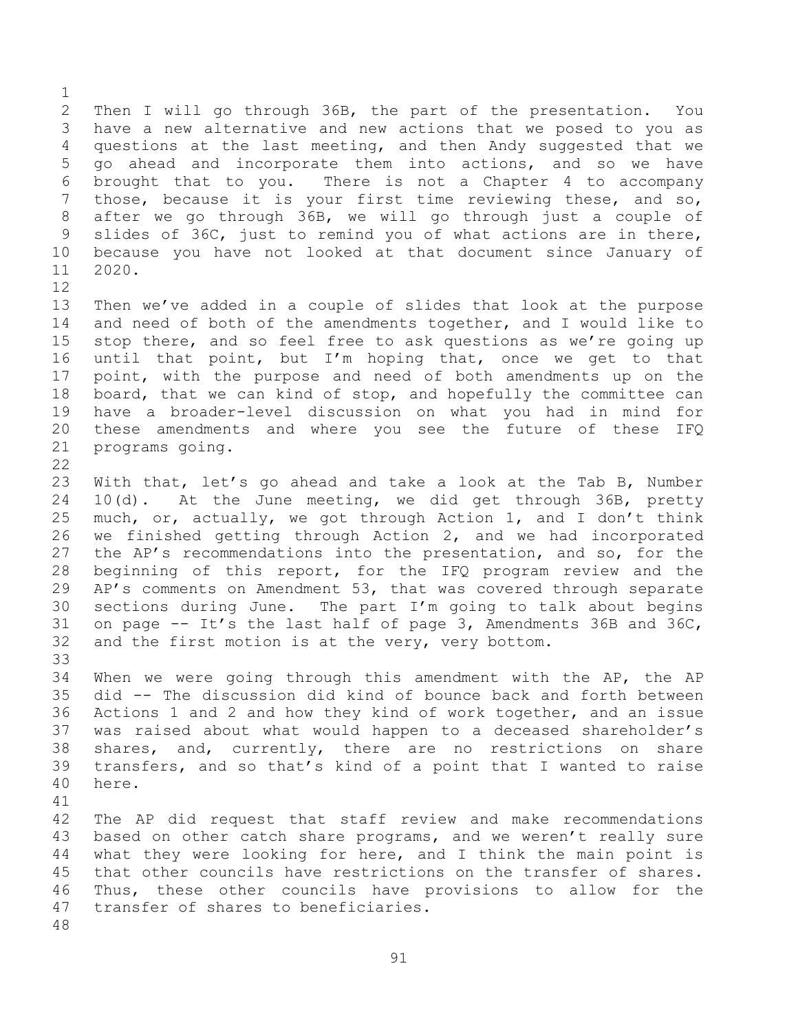Then I will go through 36B, the part of the presentation. You have a new alternative and new actions that we posed to you as questions at the last meeting, and then Andy suggested that we go ahead and incorporate them into actions, and so we have brought that to you. There is not a Chapter 4 to accompany those, because it is your first time reviewing these, and so, after we go through 36B, we will go through just a couple of slides of 36C, just to remind you of what actions are in there, because you have not looked at that document since January of 2020.

Then we've added in a couple of slides that look at the purpose and need of both of the amendments together, and I would like to stop there, and so feel free to ask questions as we're going up until that point, but I'm hoping that, once we get to that point, with the purpose and need of both amendments up on the board, that we can kind of stop, and hopefully the committee can have a broader-level discussion on what you had in mind for these amendments and where you see the future of these IFQ programs going.

With that, let's go ahead and take a look at the Tab B, Number 10(d). At the June meeting, we did get through 36B, pretty much, or, actually, we got through Action 1, and I don't think we finished getting through Action 2, and we had incorporated the AP's recommendations into the presentation, and so, for the beginning of this report, for the IFQ program review and the AP's comments on Amendment 53, that was covered through separate sections during June. The part I'm going to talk about begins on page -- It's the last half of page 3, Amendments 36B and 36C, and the first motion is at the very, very bottom.

When we were going through this amendment with the AP, the AP did -- The discussion did kind of bounce back and forth between Actions 1 and 2 and how they kind of work together, and an issue was raised about what would happen to a deceased shareholder's shares, and, currently, there are no restrictions on share transfers, and so that's kind of a point that I wanted to raise here.

The AP did request that staff review and make recommendations based on other catch share programs, and we weren't really sure what they were looking for here, and I think the main point is that other councils have restrictions on the transfer of shares. Thus, these other councils have provisions to allow for the transfer of shares to beneficiaries.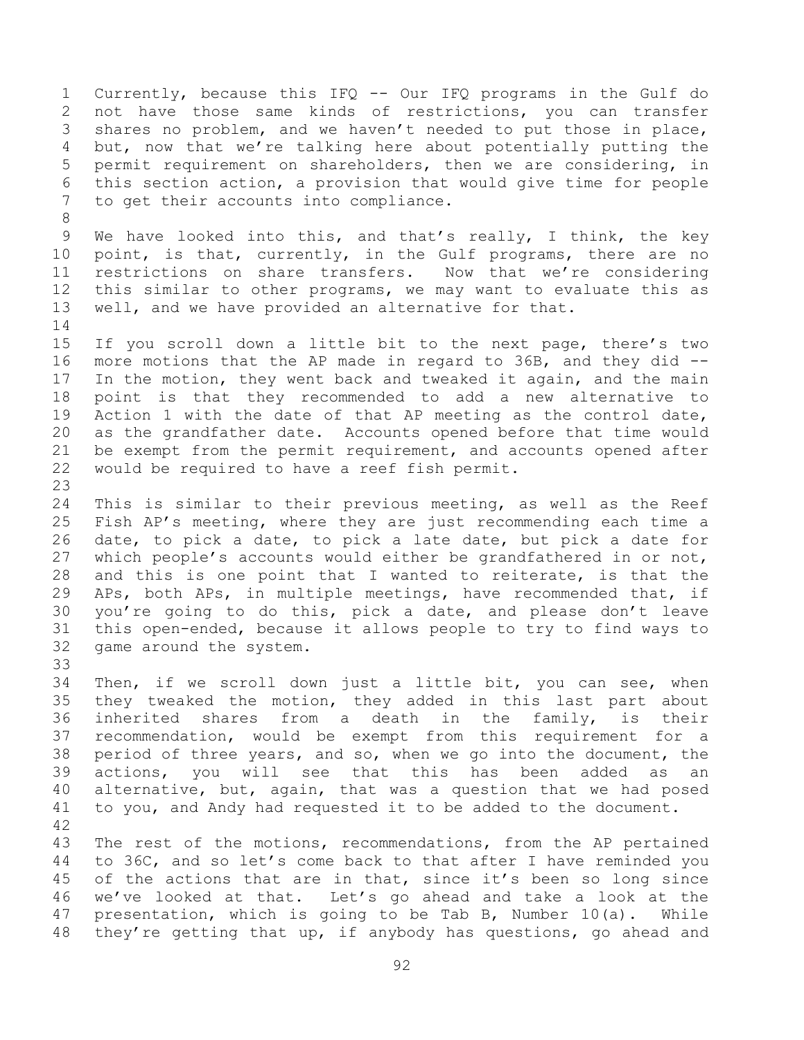Currently, because this IFQ -- Our IFQ programs in the Gulf do not have those same kinds of restrictions, you can transfer shares no problem, and we haven't needed to put those in place, but, now that we're talking here about potentially putting the permit requirement on shareholders, then we are considering, in this section action, a provision that would give time for people to get their accounts into compliance.

We have looked into this, and that's really, I think, the key point, is that, currently, in the Gulf programs, there are no restrictions on share transfers. Now that we're considering this similar to other programs, we may want to evaluate this as well, and we have provided an alternative for that.

If you scroll down a little bit to the next page, there's two more motions that the AP made in regard to 36B, and they did -- In the motion, they went back and tweaked it again, and the main point is that they recommended to add a new alternative to Action 1 with the date of that AP meeting as the control date, as the grandfather date. Accounts opened before that time would be exempt from the permit requirement, and accounts opened after would be required to have a reef fish permit.

This is similar to their previous meeting, as well as the Reef Fish AP's meeting, where they are just recommending each time a date, to pick a date, to pick a late date, but pick a date for which people's accounts would either be grandfathered in or not, and this is one point that I wanted to reiterate, is that the APs, both APs, in multiple meetings, have recommended that, if you're going to do this, pick a date, and please don't leave this open-ended, because it allows people to try to find ways to game around the system.

Then, if we scroll down just a little bit, you can see, when they tweaked the motion, they added in this last part about inherited shares from a death in the family, is their recommendation, would be exempt from this requirement for a period of three years, and so, when we go into the document, the actions, you will see that this has been added as an alternative, but, again, that was a question that we had posed to you, and Andy had requested it to be added to the document.

The rest of the motions, recommendations, from the AP pertained to 36C, and so let's come back to that after I have reminded you of the actions that are in that, since it's been so long since we've looked at that. Let's go ahead and take a look at the presentation, which is going to be Tab B, Number 10(a). While they're getting that up, if anybody has questions, go ahead and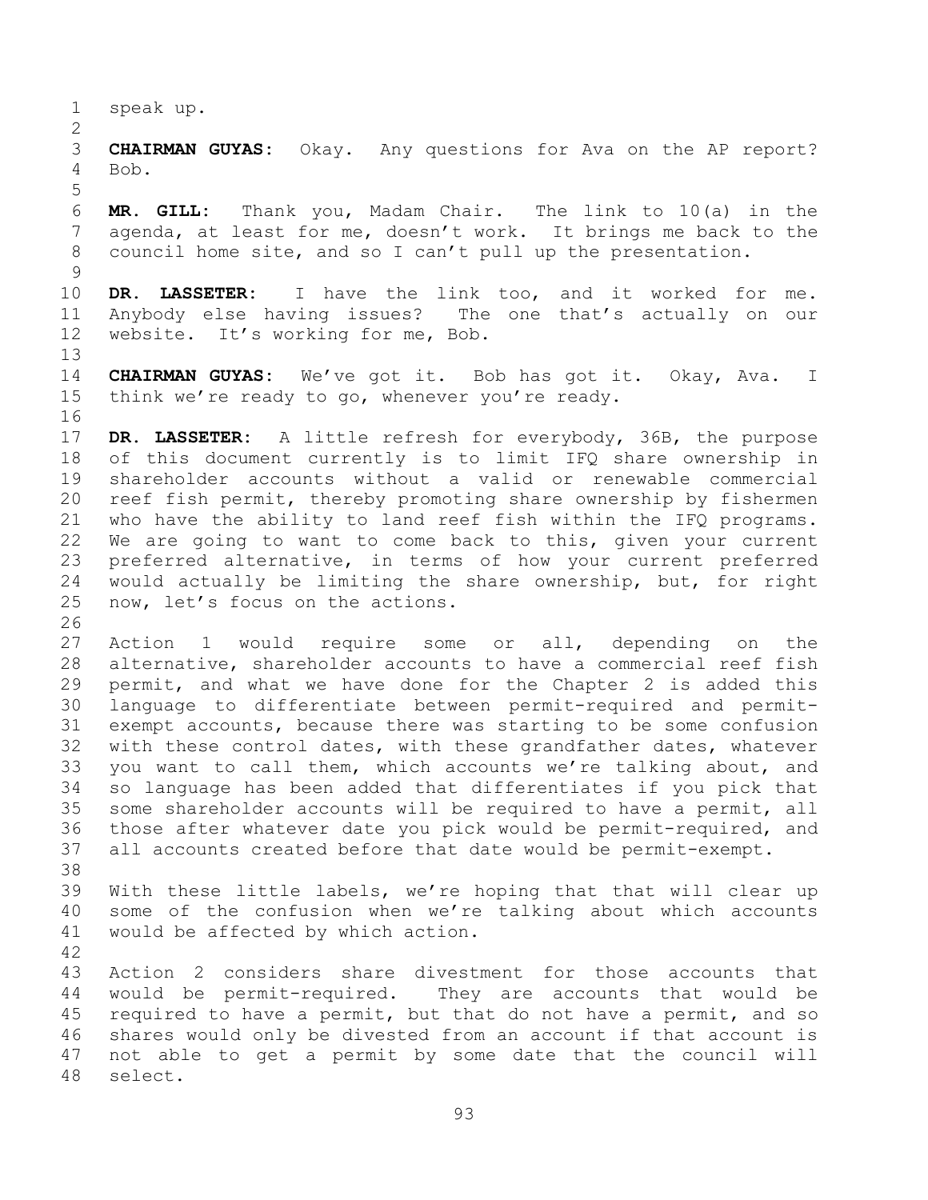speak up.

**CHAIRMAN GUYAS:** Okay. Any questions for Ava on the AP report? Bob.

**MR. GILL:** Thank you, Madam Chair. The link to 10(a) in the agenda, at least for me, doesn't work. It brings me back to the council home site, and so I can't pull up the presentation.

**DR. LASSETER:** I have the link too, and it worked for me. Anybody else having issues? The one that's actually on our website. It's working for me, Bob.

**CHAIRMAN GUYAS:** We've got it. Bob has got it. Okay, Ava. I think we're ready to go, whenever you're ready.

**DR. LASSETER:** A little refresh for everybody, 36B, the purpose of this document currently is to limit IFQ share ownership in shareholder accounts without a valid or renewable commercial reef fish permit, thereby promoting share ownership by fishermen who have the ability to land reef fish within the IFQ programs. We are going to want to come back to this, given your current preferred alternative, in terms of how your current preferred would actually be limiting the share ownership, but, for right now, let's focus on the actions.

Action 1 would require some or all, depending on the alternative, shareholder accounts to have a commercial reef fish permit, and what we have done for the Chapter 2 is added this language to differentiate between permit-required and permit-exempt accounts, because there was starting to be some confusion with these control dates, with these grandfather dates, whatever you want to call them, which accounts we're talking about, and so language has been added that differentiates if you pick that some shareholder accounts will be required to have a permit, all those after whatever date you pick would be permit-required, and all accounts created before that date would be permit-exempt.

With these little labels, we're hoping that that will clear up some of the confusion when we're talking about which accounts would be affected by which action.

Action 2 considers share divestment for those accounts that would be permit-required. They are accounts that would be required to have a permit, but that do not have a permit, and so shares would only be divested from an account if that account is not able to get a permit by some date that the council will select.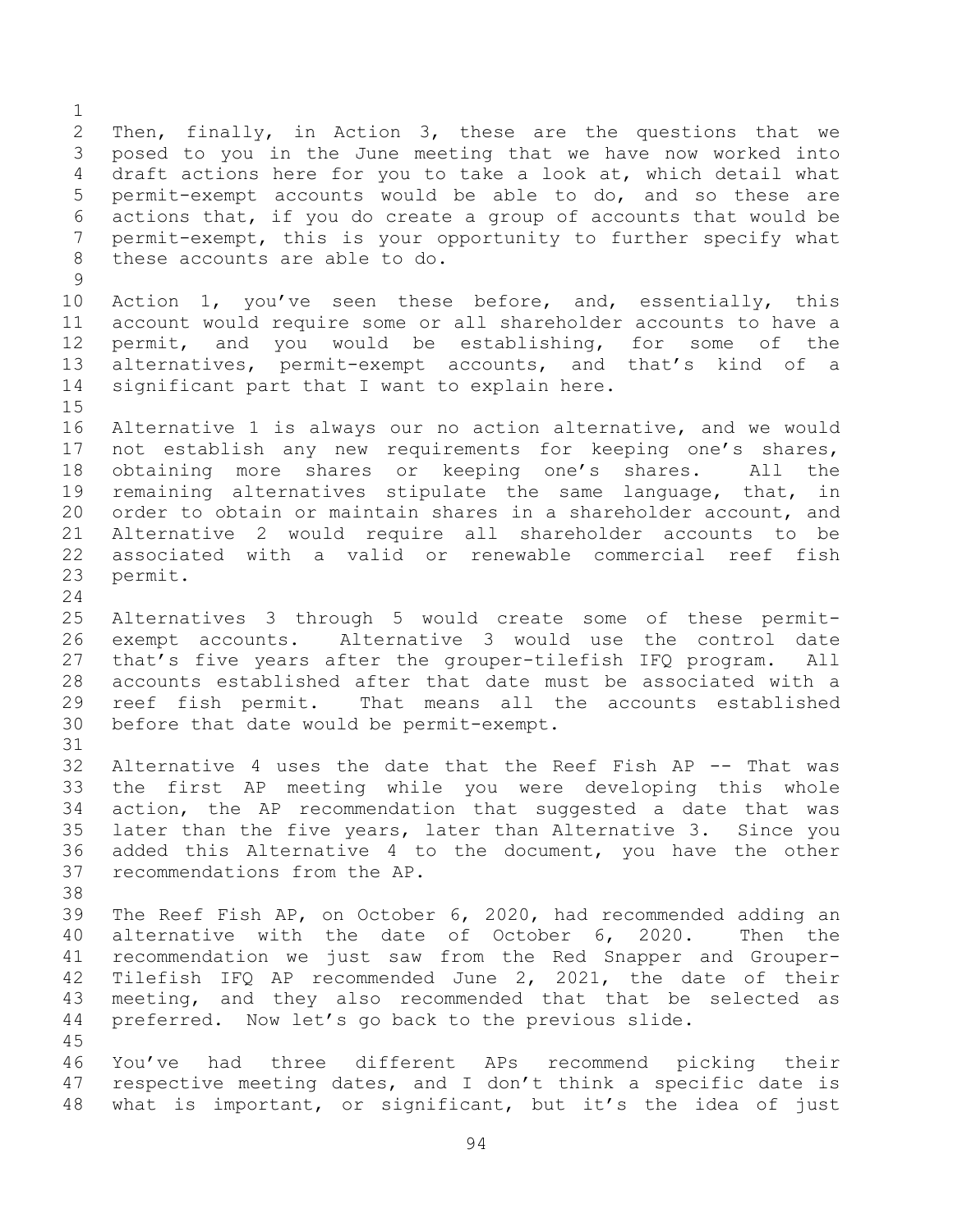Then, finally, in Action 3, these are the questions that we posed to you in the June meeting that we have now worked into draft actions here for you to take a look at, which detail what permit-exempt accounts would be able to do, and so these are actions that, if you do create a group of accounts that would be permit-exempt, this is your opportunity to further specify what these accounts are able to do.

Action 1, you've seen these before, and, essentially, this account would require some or all shareholder accounts to have a permit, and you would be establishing, for some of the alternatives, permit-exempt accounts, and that's kind of a significant part that I want to explain here.

Alternative 1 is always our no action alternative, and we would not establish any new requirements for keeping one's shares, obtaining more shares or keeping one's shares. All the remaining alternatives stipulate the same language, that, in order to obtain or maintain shares in a shareholder account, and Alternative 2 would require all shareholder accounts to be associated with a valid or renewable commercial reef fish permit.

Alternatives 3 through 5 would create some of these permit-exempt accounts. Alternative 3 would use the control date that's five years after the grouper-tilefish IFQ program. All accounts established after that date must be associated with a reef fish permit. That means all the accounts established before that date would be permit-exempt.

Alternative 4 uses the date that the Reef Fish AP -- That was the first AP meeting while you were developing this whole action, the AP recommendation that suggested a date that was later than the five years, later than Alternative 3. Since you added this Alternative 4 to the document, you have the other recommendations from the AP.

The Reef Fish AP, on October 6, 2020, had recommended adding an alternative with the date of October 6, 2020. Then the recommendation we just saw from the Red Snapper and Grouper-Tilefish IFQ AP recommended June 2, 2021, the date of their meeting, and they also recommended that that be selected as preferred. Now let's go back to the previous slide.

You've had three different APs recommend picking their respective meeting dates, and I don't think a specific date is what is important, or significant, but it's the idea of just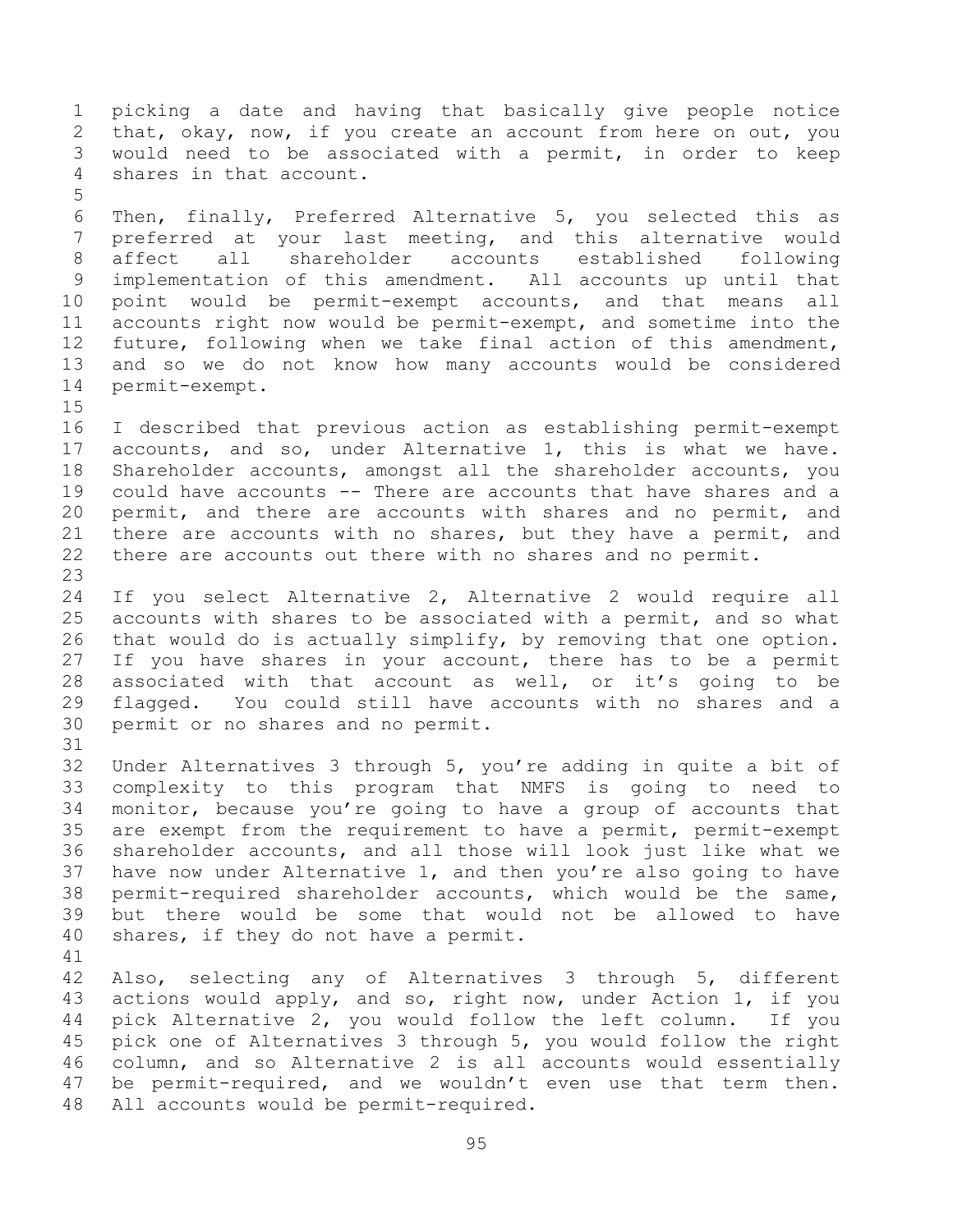picking a date and having that basically give people notice that, okay, now, if you create an account from here on out, you would need to be associated with a permit, in order to keep shares in that account.

Then, finally, Preferred Alternative 5, you selected this as preferred at your last meeting, and this alternative would affect all shareholder accounts established following implementation of this amendment. All accounts up until that point would be permit-exempt accounts, and that means all accounts right now would be permit-exempt, and sometime into the future, following when we take final action of this amendment, and so we do not know how many accounts would be considered permit-exempt.

I described that previous action as establishing permit-exempt accounts, and so, under Alternative 1, this is what we have. Shareholder accounts, amongst all the shareholder accounts, you could have accounts -- There are accounts that have shares and a permit, and there are accounts with shares and no permit, and there are accounts with no shares, but they have a permit, and there are accounts out there with no shares and no permit.

If you select Alternative 2, Alternative 2 would require all accounts with shares to be associated with a permit, and so what that would do is actually simplify, by removing that one option. If you have shares in your account, there has to be a permit associated with that account as well, or it's going to be flagged. You could still have accounts with no shares and a permit or no shares and no permit.

Under Alternatives 3 through 5, you're adding in quite a bit of complexity to this program that NMFS is going to need to monitor, because you're going to have a group of accounts that are exempt from the requirement to have a permit, permit-exempt shareholder accounts, and all those will look just like what we have now under Alternative 1, and then you're also going to have permit-required shareholder accounts, which would be the same, but there would be some that would not be allowed to have shares, if they do not have a permit.

Also, selecting any of Alternatives 3 through 5, different actions would apply, and so, right now, under Action 1, if you pick Alternative 2, you would follow the left column. If you pick one of Alternatives 3 through 5, you would follow the right column, and so Alternative 2 is all accounts would essentially be permit-required, and we wouldn't even use that term then. All accounts would be permit-required.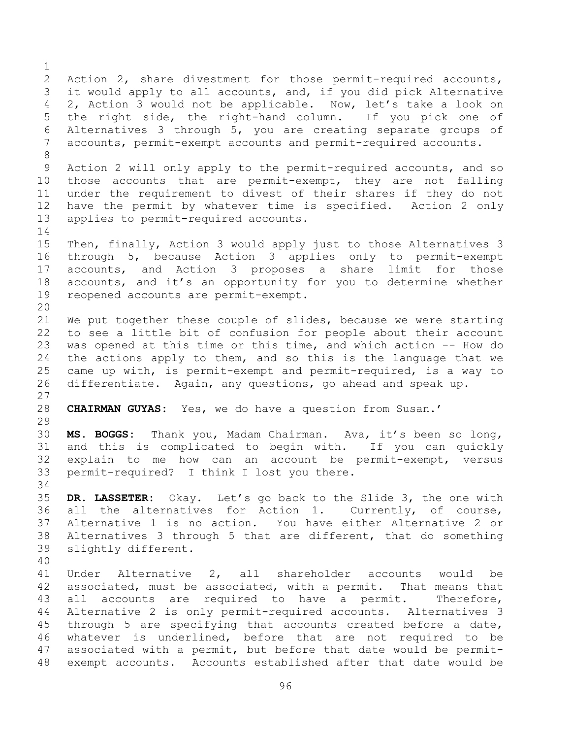Action 2, share divestment for those permit-required accounts, it would apply to all accounts, and, if you did pick Alternative 2, Action 3 would not be applicable. Now, let's take a look on the right side, the right-hand column. If you pick one of Alternatives 3 through 5, you are creating separate groups of accounts, permit-exempt accounts and permit-required accounts.

Action 2 will only apply to the permit-required accounts, and so those accounts that are permit-exempt, they are not falling under the requirement to divest of their shares if they do not have the permit by whatever time is specified. Action 2 only applies to permit-required accounts.

Then, finally, Action 3 would apply just to those Alternatives 3 through 5, because Action 3 applies only to permit-exempt accounts, and Action 3 proposes a share limit for those accounts, and it's an opportunity for you to determine whether reopened accounts are permit-exempt.

We put together these couple of slides, because we were starting to see a little bit of confusion for people about their account was opened at this time or this time, and which action -- How do the actions apply to them, and so this is the language that we came up with, is permit-exempt and permit-required, is a way to differentiate. Again, any questions, go ahead and speak up.

**CHAIRMAN GUYAS:** Yes, we do have a question from Susan.'

**MS. BOGGS:** Thank you, Madam Chairman. Ava, it's been so long, and this is complicated to begin with. If you can quickly explain to me how can an account be permit-exempt, versus permit-required? I think I lost you there.

**DR. LASSETER:** Okay. Let's go back to the Slide 3, the one with all the alternatives for Action 1. Currently, of course, Alternative 1 is no action. You have either Alternative 2 or Alternatives 3 through 5 that are different, that do something slightly different.

Under Alternative 2, all shareholder accounts would be associated, must be associated, with a permit. That means that all accounts are required to have a permit. Therefore, Alternative 2 is only permit-required accounts. Alternatives 3 through 5 are specifying that accounts created before a date, whatever is underlined, before that are not required to be associated with a permit, but before that date would be permit-exempt accounts. Accounts established after that date would be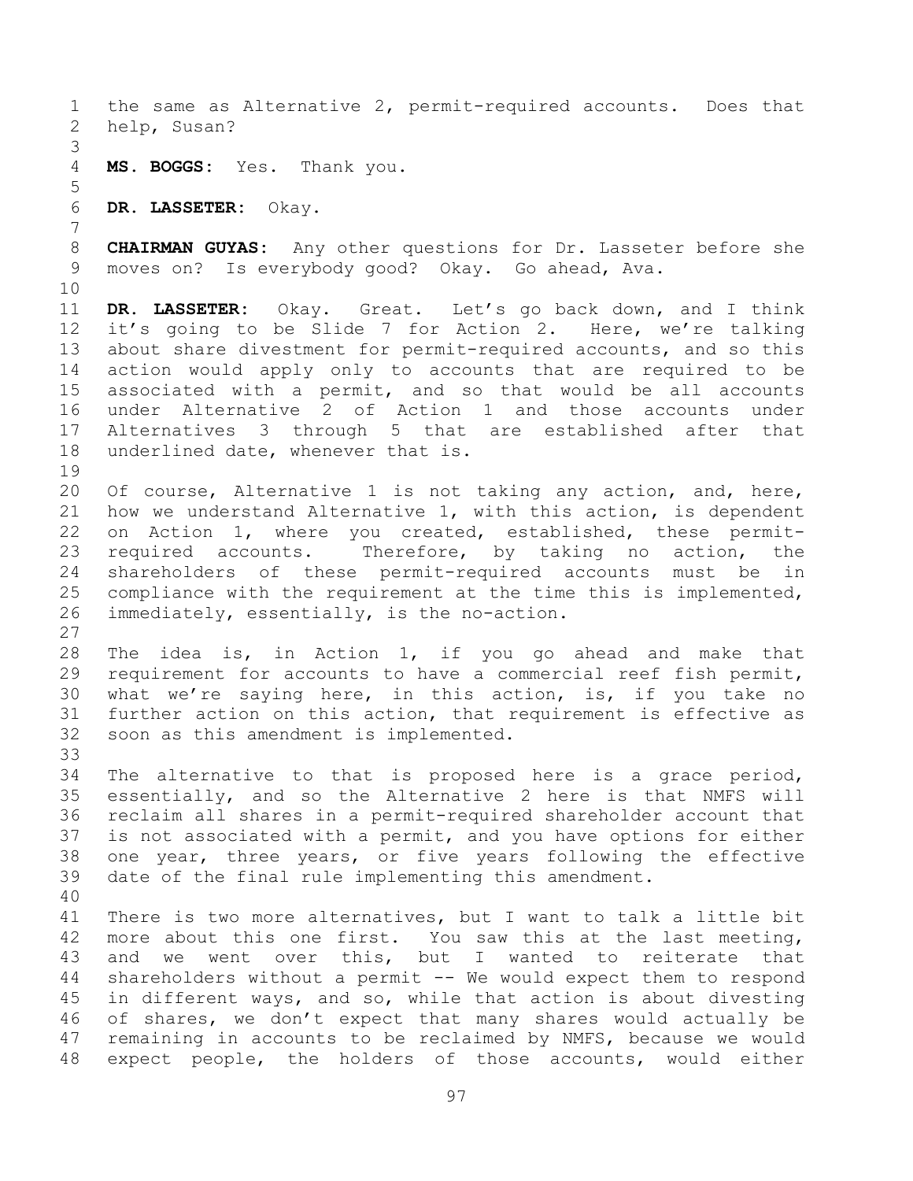the same as Alternative 2, permit-required accounts. Does that help, Susan?

**MS. BOGGS:** Yes. Thank you.

**DR. LASSETER:** Okay.

**CHAIRMAN GUYAS:** Any other questions for Dr. Lasseter before she moves on? Is everybody good? Okay. Go ahead, Ava.

**DR. LASSETER:** Okay. Great. Let's go back down, and I think it's going to be Slide 7 for Action 2. Here, we're talking about share divestment for permit-required accounts, and so this action would apply only to accounts that are required to be associated with a permit, and so that would be all accounts under Alternative 2 of Action 1 and those accounts under Alternatives 3 through 5 that are established after that underlined date, whenever that is.

Of course, Alternative 1 is not taking any action, and, here, how we understand Alternative 1, with this action, is dependent on Action 1, where you created, established, these permit-required accounts. Therefore, by taking no action, the shareholders of these permit-required accounts must be in compliance with the requirement at the time this is implemented, immediately, essentially, is the no-action.

The idea is, in Action 1, if you go ahead and make that requirement for accounts to have a commercial reef fish permit, what we're saying here, in this action, is, if you take no further action on this action, that requirement is effective as soon as this amendment is implemented.

The alternative to that is proposed here is a grace period, essentially, and so the Alternative 2 here is that NMFS will reclaim all shares in a permit-required shareholder account that is not associated with a permit, and you have options for either one year, three years, or five years following the effective date of the final rule implementing this amendment.

There is two more alternatives, but I want to talk a little bit more about this one first. You saw this at the last meeting, and we went over this, but I wanted to reiterate that shareholders without a permit -- We would expect them to respond in different ways, and so, while that action is about divesting of shares, we don't expect that many shares would actually be remaining in accounts to be reclaimed by NMFS, because we would expect people, the holders of those accounts, would either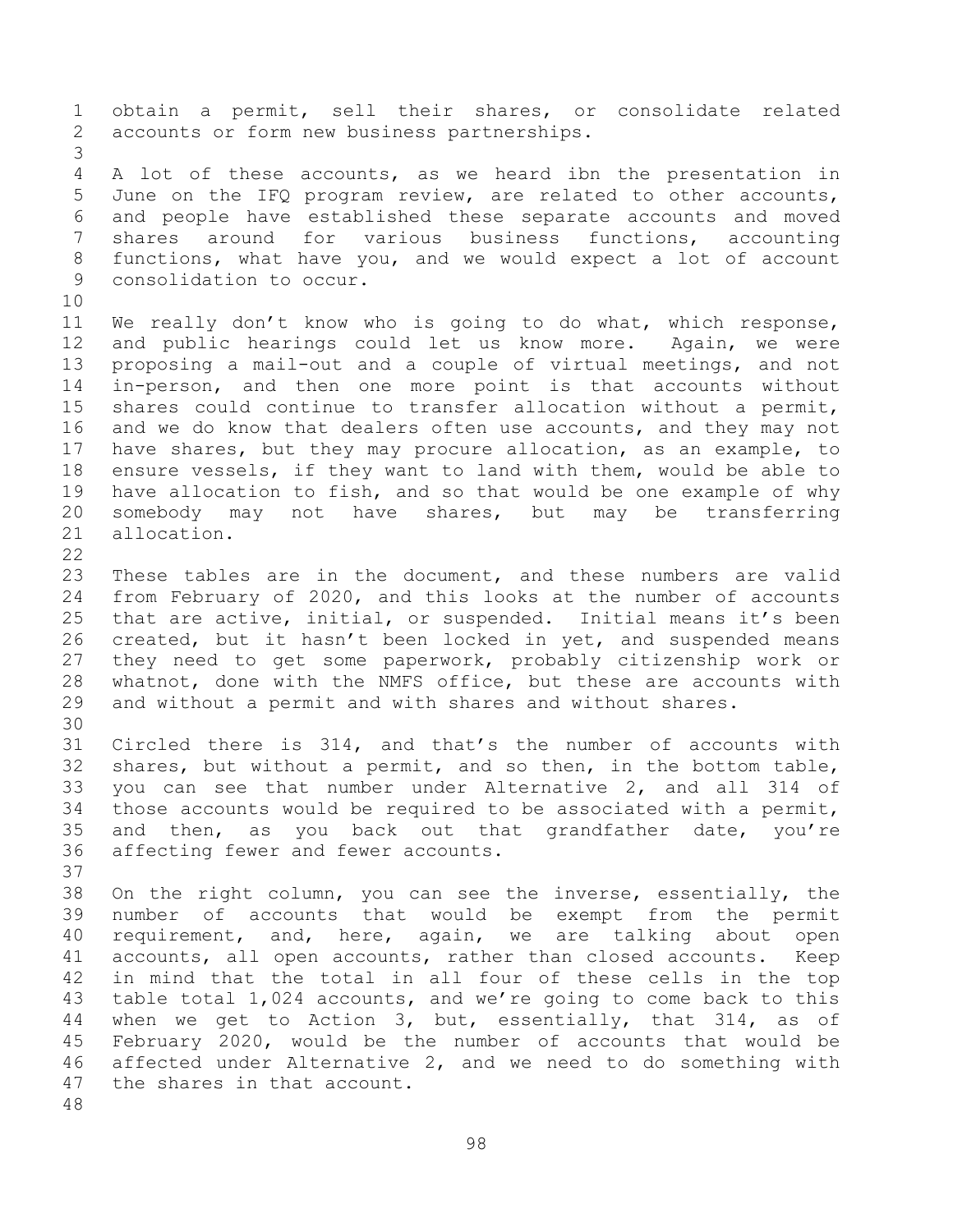obtain a permit, sell their shares, or consolidate related accounts or form new business partnerships.

A lot of these accounts, as we heard ibn the presentation in June on the IFQ program review, are related to other accounts, and people have established these separate accounts and moved shares around for various business functions, accounting functions, what have you, and we would expect a lot of account consolidation to occur.

We really don't know who is going to do what, which response, and public hearings could let us know more. Again, we were proposing a mail-out and a couple of virtual meetings, and not in-person, and then one more point is that accounts without shares could continue to transfer allocation without a permit, and we do know that dealers often use accounts, and they may not have shares, but they may procure allocation, as an example, to ensure vessels, if they want to land with them, would be able to have allocation to fish, and so that would be one example of why somebody may not have shares, but may be transferring allocation.

These tables are in the document, and these numbers are valid from February of 2020, and this looks at the number of accounts that are active, initial, or suspended. Initial means it's been created, but it hasn't been locked in yet, and suspended means they need to get some paperwork, probably citizenship work or whatnot, done with the NMFS office, but these are accounts with and without a permit and with shares and without shares.

Circled there is 314, and that's the number of accounts with shares, but without a permit, and so then, in the bottom table, you can see that number under Alternative 2, and all 314 of those accounts would be required to be associated with a permit, and then, as you back out that grandfather date, you're affecting fewer and fewer accounts.

On the right column, you can see the inverse, essentially, the number of accounts that would be exempt from the permit requirement, and, here, again, we are talking about open accounts, all open accounts, rather than closed accounts. Keep in mind that the total in all four of these cells in the top table total 1,024 accounts, and we're going to come back to this when we get to Action 3, but, essentially, that 314, as of February 2020, would be the number of accounts that would be affected under Alternative 2, and we need to do something with the shares in that account.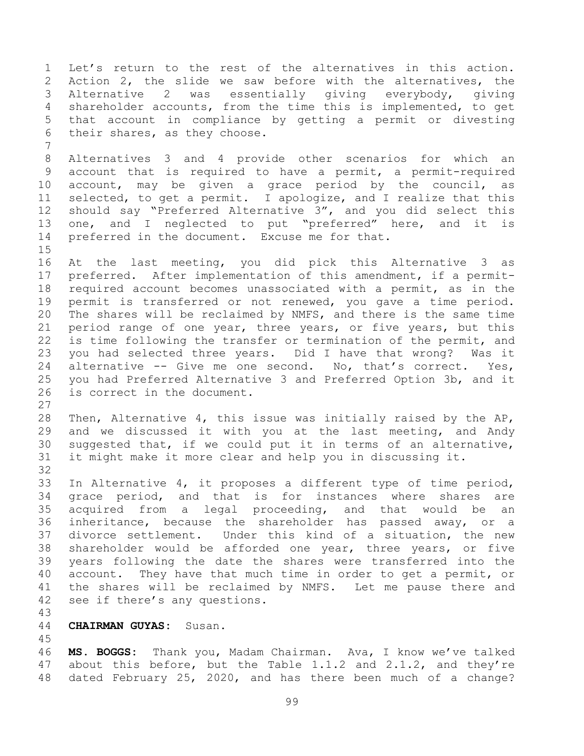Let's return to the rest of the alternatives in this action. Action 2, the slide we saw before with the alternatives, the Alternative 2 was essentially giving everybody, giving shareholder accounts, from the time this is implemented, to get that account in compliance by getting a permit or divesting their shares, as they choose.

Alternatives 3 and 4 provide other scenarios for which an account that is required to have a permit, a permit-required account, may be given a grace period by the council, as selected, to get a permit. I apologize, and I realize that this should say "Preferred Alternative 3", and you did select this one, and I neglected to put "preferred" here, and it is preferred in the document. Excuse me for that.

At the last meeting, you did pick this Alternative 3 as preferred. After implementation of this amendment, if a permit-required account becomes unassociated with a permit, as in the permit is transferred or not renewed, you gave a time period. The shares will be reclaimed by NMFS, and there is the same time period range of one year, three years, or five years, but this is time following the transfer or termination of the permit, and you had selected three years. Did I have that wrong? Was it alternative -- Give me one second. No, that's correct. Yes, you had Preferred Alternative 3 and Preferred Option 3b, and it is correct in the document.

Then, Alternative 4, this issue was initially raised by the AP, and we discussed it with you at the last meeting, and Andy suggested that, if we could put it in terms of an alternative, it might make it more clear and help you in discussing it.

In Alternative 4, it proposes a different type of time period, grace period, and that is for instances where shares are acquired from a legal proceeding, and that would be an inheritance, because the shareholder has passed away, or a divorce settlement. Under this kind of a situation, the new shareholder would be afforded one year, three years, or five years following the date the shares were transferred into the account. They have that much time in order to get a permit, or the shares will be reclaimed by NMFS. Let me pause there and see if there's any questions.

**CHAIRMAN GUYAS:** Susan.

**MS. BOGGS:** Thank you, Madam Chairman. Ava, I know we've talked about this before, but the Table 1.1.2 and 2.1.2, and they're dated February 25, 2020, and has there been much of a change?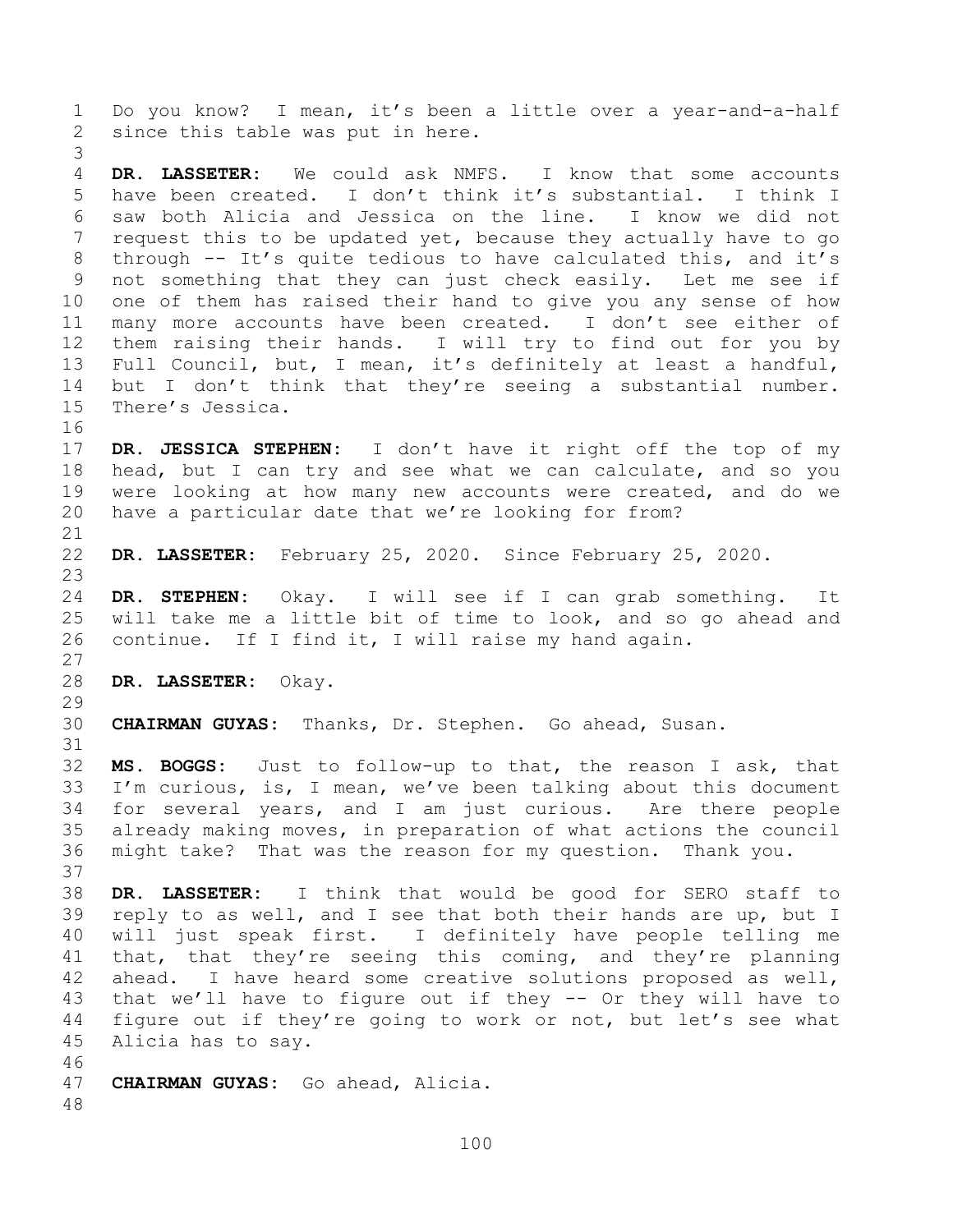Do you know? I mean, it's been a little over a year-and-a-half since this table was put in here.

**DR. LASSETER:** We could ask NMFS. I know that some accounts have been created. I don't think it's substantial. I think I saw both Alicia and Jessica on the line. I know we did not request this to be updated yet, because they actually have to go through -- It's quite tedious to have calculated this, and it's not something that they can just check easily. Let me see if one of them has raised their hand to give you any sense of how many more accounts have been created. I don't see either of them raising their hands. I will try to find out for you by Full Council, but, I mean, it's definitely at least a handful, but I don't think that they're seeing a substantial number. There's Jessica.

**DR. JESSICA STEPHEN:** I don't have it right off the top of my head, but I can try and see what we can calculate, and so you were looking at how many new accounts were created, and do we have a particular date that we're looking for from?

**DR. LASSETER:** February 25, 2020. Since February 25, 2020.

**DR. STEPHEN:** Okay. I will see if I can grab something. It will take me a little bit of time to look, and so go ahead and continue. If I find it, I will raise my hand again.

**DR. LASSETER:** Okay.

**CHAIRMAN GUYAS:** Thanks, Dr. Stephen. Go ahead, Susan.

**MS. BOGGS:** Just to follow-up to that, the reason I ask, that I'm curious, is, I mean, we've been talking about this document for several years, and I am just curious. Are there people already making moves, in preparation of what actions the council might take? That was the reason for my question. Thank you.

**DR. LASSETER:** I think that would be good for SERO staff to reply to as well, and I see that both their hands are up, but I will just speak first. I definitely have people telling me that, that they're seeing this coming, and they're planning ahead. I have heard some creative solutions proposed as well, that we'll have to figure out if they -- Or they will have to figure out if they're going to work or not, but let's see what Alicia has to say.

**CHAIRMAN GUYAS:** Go ahead, Alicia.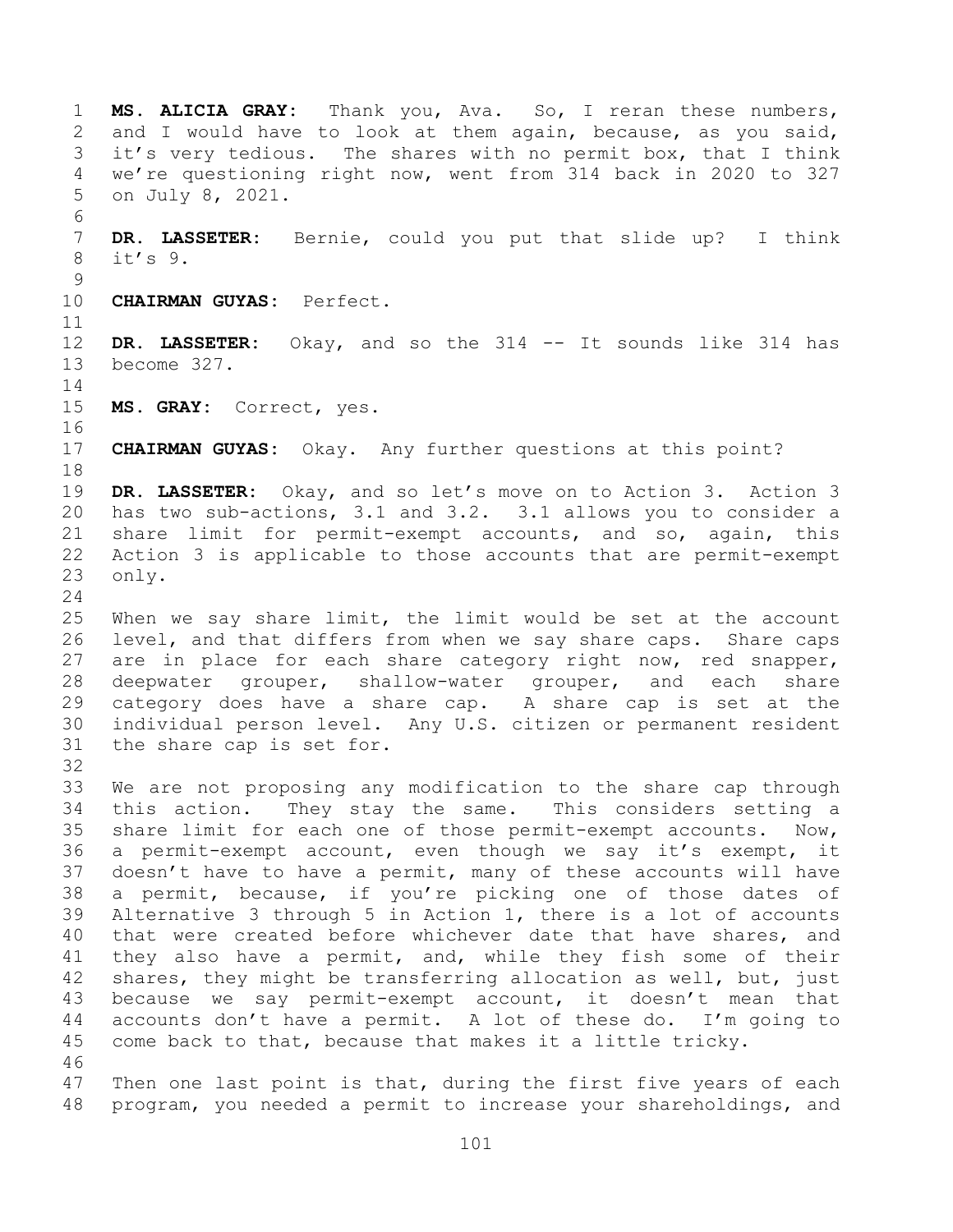**MS. ALICIA GRAY:** Thank you, Ava. So, I reran these numbers, and I would have to look at them again, because, as you said, it's very tedious. The shares with no permit box, that I think we're questioning right now, went from 314 back in 2020 to 327 on July 8, 2021.

**DR. LASSETER:** Bernie, could you put that slide up? I think it's 9.

**CHAIRMAN GUYAS:** Perfect.

**DR. LASSETER:** Okay, and so the 314 -- It sounds like 314 has become 327.

**MS. GRAY:** Correct, yes.

**CHAIRMAN GUYAS:** Okay. Any further questions at this point?

**DR. LASSETER:** Okay, and so let's move on to Action 3. Action 3 has two sub-actions, 3.1 and 3.2. 3.1 allows you to consider a share limit for permit-exempt accounts, and so, again, this Action 3 is applicable to those accounts that are permit-exempt only.

When we say share limit, the limit would be set at the account level, and that differs from when we say share caps. Share caps are in place for each share category right now, red snapper, deepwater grouper, shallow-water grouper, and each share category does have a share cap. A share cap is set at the individual person level. Any U.S. citizen or permanent resident the share cap is set for.

We are not proposing any modification to the share cap through this action. They stay the same. This considers setting a share limit for each one of those permit-exempt accounts. Now, a permit-exempt account, even though we say it's exempt, it doesn't have to have a permit, many of these accounts will have a permit, because, if you're picking one of those dates of Alternative 3 through 5 in Action 1, there is a lot of accounts that were created before whichever date that have shares, and they also have a permit, and, while they fish some of their shares, they might be transferring allocation as well, but, just because we say permit-exempt account, it doesn't mean that accounts don't have a permit. A lot of these do. I'm going to come back to that, because that makes it a little tricky.

Then one last point is that, during the first five years of each program, you needed a permit to increase your shareholdings, and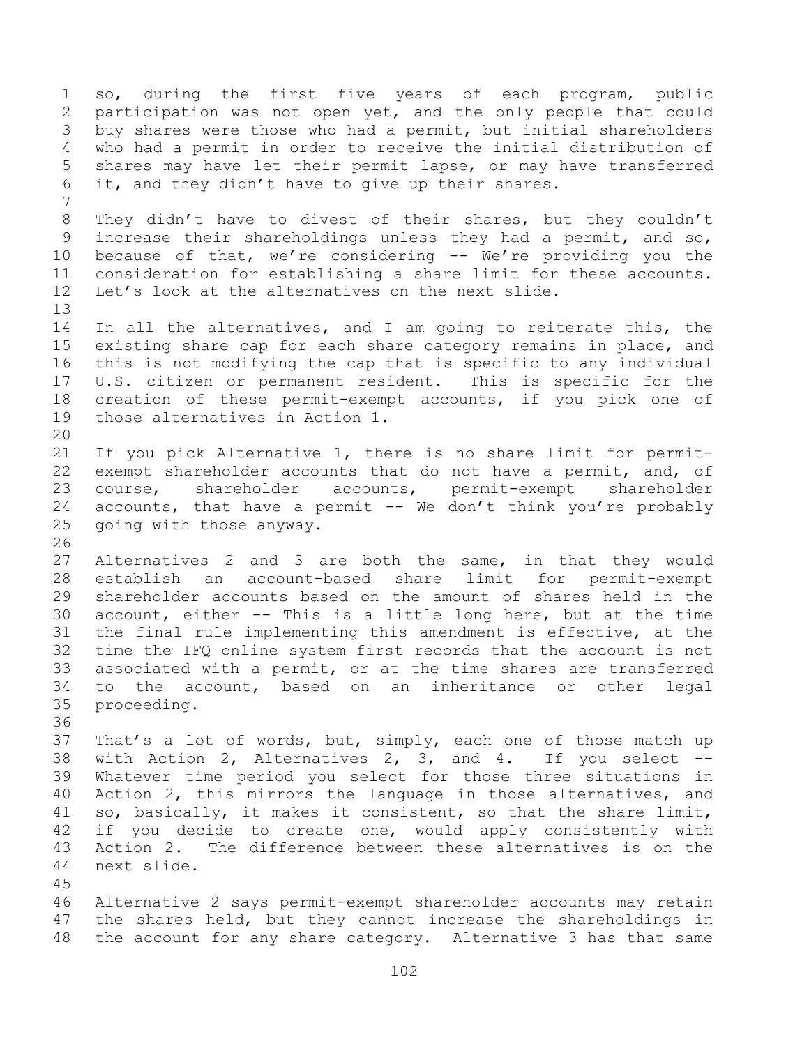so, during the first five years of each program, public participation was not open yet, and the only people that could buy shares were those who had a permit, but initial shareholders who had a permit in order to receive the initial distribution of shares may have let their permit lapse, or may have transferred it, and they didn't have to give up their shares.

They didn't have to divest of their shares, but they couldn't increase their shareholdings unless they had a permit, and so, because of that, we're considering -- We're providing you the consideration for establishing a share limit for these accounts. Let's look at the alternatives on the next slide.

In all the alternatives, and I am going to reiterate this, the existing share cap for each share category remains in place, and this is not modifying the cap that is specific to any individual U.S. citizen or permanent resident. This is specific for the creation of these permit-exempt accounts, if you pick one of those alternatives in Action 1.

If you pick Alternative 1, there is no share limit for permit-exempt shareholder accounts that do not have a permit, and, of course, shareholder accounts, permit-exempt shareholder accounts, that have a permit -- We don't think you're probably going with those anyway.

Alternatives 2 and 3 are both the same, in that they would establish an account-based share limit for permit-exempt shareholder accounts based on the amount of shares held in the account, either -- This is a little long here, but at the time the final rule implementing this amendment is effective, at the time the IFQ online system first records that the account is not associated with a permit, or at the time shares are transferred to the account, based on an inheritance or other legal proceeding.

That's a lot of words, but, simply, each one of those match up with Action 2, Alternatives 2, 3, and 4. If you select -- Whatever time period you select for those three situations in Action 2, this mirrors the language in those alternatives, and so, basically, it makes it consistent, so that the share limit, if you decide to create one, would apply consistently with Action 2. The difference between these alternatives is on the next slide.

Alternative 2 says permit-exempt shareholder accounts may retain the shares held, but they cannot increase the shareholdings in the account for any share category. Alternative 3 has that same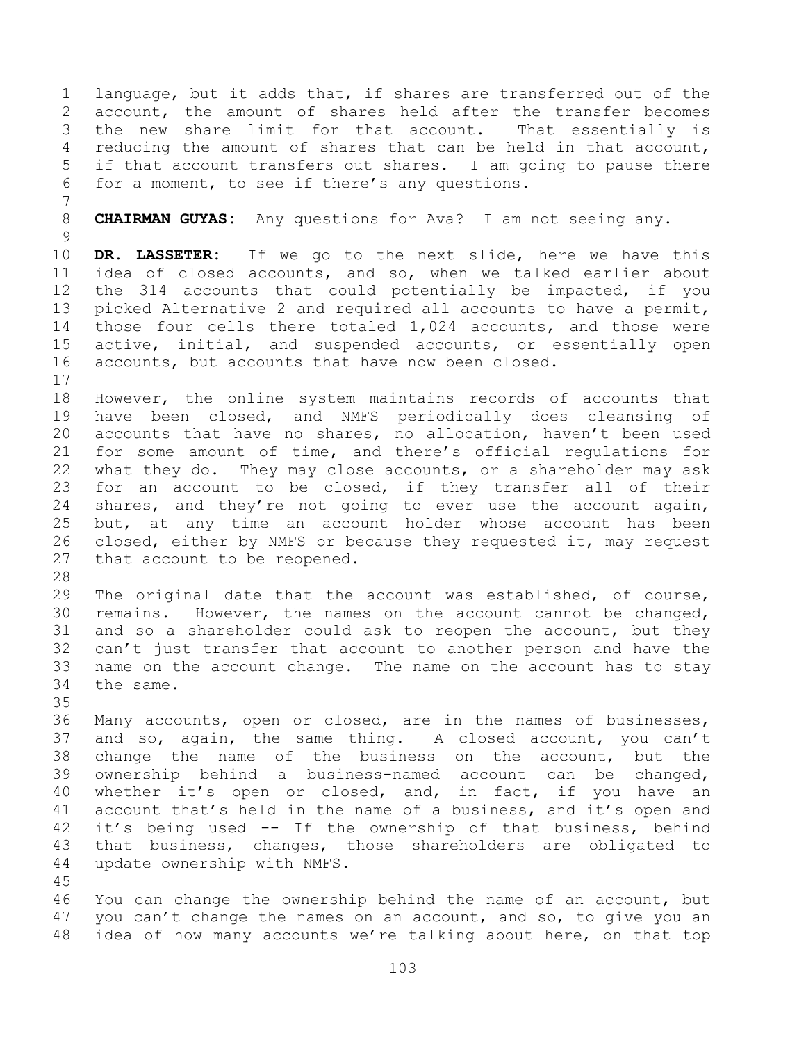language, but it adds that, if shares are transferred out of the account, the amount of shares held after the transfer becomes the new share limit for that account. That essentially is reducing the amount of shares that can be held in that account, if that account transfers out shares. I am going to pause there for a moment, to see if there's any questions.

**CHAIRMAN GUYAS:** Any questions for Ava? I am not seeing any.

**DR. LASSETER:** If we go to the next slide, here we have this idea of closed accounts, and so, when we talked earlier about the 314 accounts that could potentially be impacted, if you picked Alternative 2 and required all accounts to have a permit, those four cells there totaled 1,024 accounts, and those were active, initial, and suspended accounts, or essentially open accounts, but accounts that have now been closed.

However, the online system maintains records of accounts that have been closed, and NMFS periodically does cleansing of accounts that have no shares, no allocation, haven't been used for some amount of time, and there's official regulations for what they do. They may close accounts, or a shareholder may ask for an account to be closed, if they transfer all of their shares, and they're not going to ever use the account again, but, at any time an account holder whose account has been closed, either by NMFS or because they requested it, may request that account to be reopened.

The original date that the account was established, of course, remains. However, the names on the account cannot be changed, and so a shareholder could ask to reopen the account, but they can't just transfer that account to another person and have the name on the account change. The name on the account has to stay the same.

Many accounts, open or closed, are in the names of businesses, and so, again, the same thing. A closed account, you can't change the name of the business on the account, but the ownership behind a business-named account can be changed, whether it's open or closed, and, in fact, if you have an account that's held in the name of a business, and it's open and it's being used -- If the ownership of that business, behind that business, changes, those shareholders are obligated to update ownership with NMFS.

You can change the ownership behind the name of an account, but you can't change the names on an account, and so, to give you an idea of how many accounts we're talking about here, on that top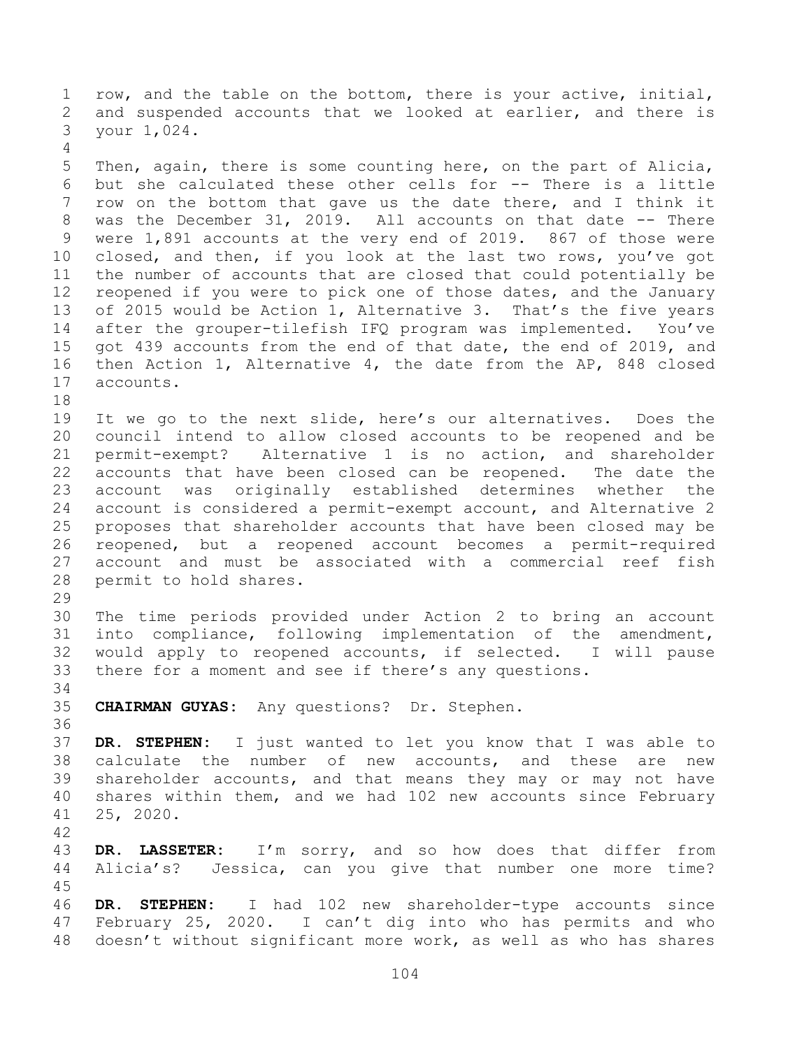row, and the table on the bottom, there is your active, initial, and suspended accounts that we looked at earlier, and there is your 1,024.

Then, again, there is some counting here, on the part of Alicia, but she calculated these other cells for -- There is a little row on the bottom that gave us the date there, and I think it was the December 31, 2019. All accounts on that date -- There were 1,891 accounts at the very end of 2019. 867 of those were closed, and then, if you look at the last two rows, you've got the number of accounts that are closed that could potentially be reopened if you were to pick one of those dates, and the January of 2015 would be Action 1, Alternative 3. That's the five years after the grouper-tilefish IFQ program was implemented. You've got 439 accounts from the end of that date, the end of 2019, and then Action 1, Alternative 4, the date from the AP, 848 closed accounts.

It we go to the next slide, here's our alternatives. Does the council intend to allow closed accounts to be reopened and be permit-exempt? Alternative 1 is no action, and shareholder accounts that have been closed can be reopened. The date the account was originally established determines whether the account is considered a permit-exempt account, and Alternative 2 proposes that shareholder accounts that have been closed may be reopened, but a reopened account becomes a permit-required account and must be associated with a commercial reef fish permit to hold shares.

The time periods provided under Action 2 to bring an account into compliance, following implementation of the amendment, would apply to reopened accounts, if selected. I will pause there for a moment and see if there's any questions.

**CHAIRMAN GUYAS:** Any questions? Dr. Stephen.

**DR. STEPHEN:** I just wanted to let you know that I was able to calculate the number of new accounts, and these are new shareholder accounts, and that means they may or may not have shares within them, and we had 102 new accounts since February 25, 2020.

**DR. LASSETER:** I'm sorry, and so how does that differ from Alicia's? Jessica, can you give that number one more time?

**DR. STEPHEN:** I had 102 new shareholder-type accounts since February 25, 2020. I can't dig into who has permits and who doesn't without significant more work, as well as who has shares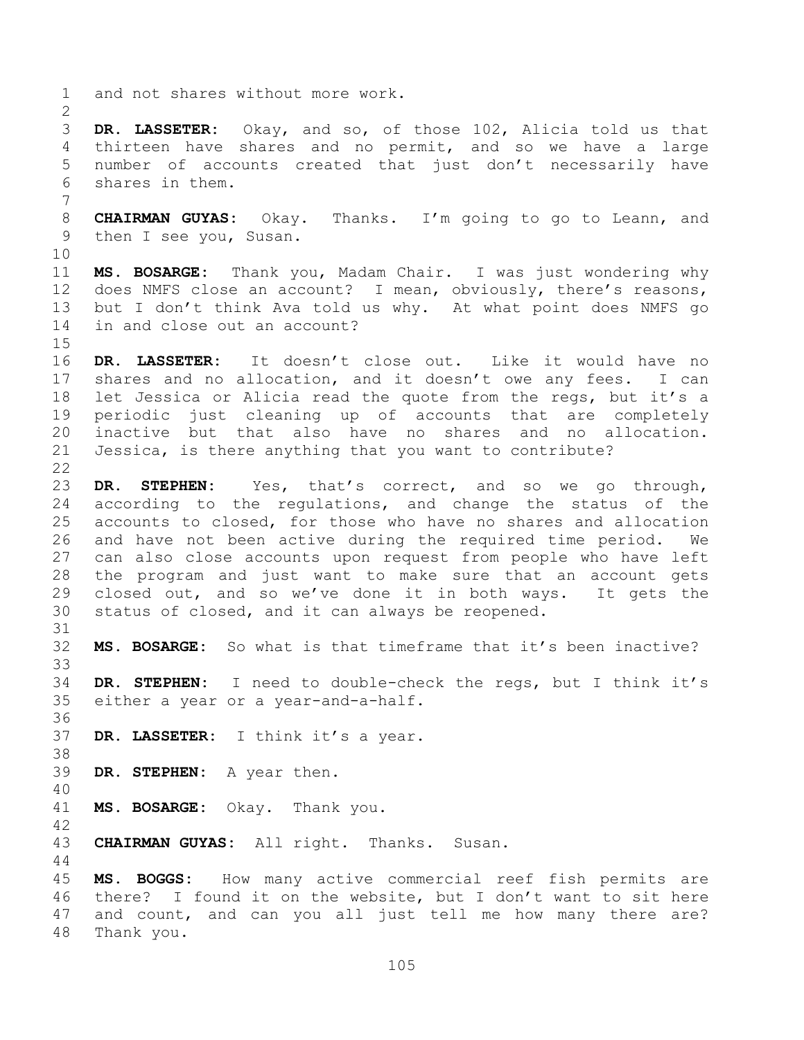and not shares without more work.

**DR. LASSETER:** Okay, and so, of those 102, Alicia told us that thirteen have shares and no permit, and so we have a large number of accounts created that just don't necessarily have shares in them.

**CHAIRMAN GUYAS:** Okay. Thanks. I'm going to go to Leann, and then I see you, Susan.

**MS. BOSARGE:** Thank you, Madam Chair. I was just wondering why does NMFS close an account? I mean, obviously, there's reasons, but I don't think Ava told us why. At what point does NMFS go in and close out an account?

**DR. LASSETER:** It doesn't close out. Like it would have no shares and no allocation, and it doesn't owe any fees. I can let Jessica or Alicia read the quote from the regs, but it's a periodic just cleaning up of accounts that are completely inactive but that also have no shares and no allocation. Jessica, is there anything that you want to contribute?

**DR. STEPHEN:** Yes, that's correct, and so we go through, according to the regulations, and change the status of the accounts to closed, for those who have no shares and allocation and have not been active during the required time period. We can also close accounts upon request from people who have left the program and just want to make sure that an account gets closed out, and so we've done it in both ways. It gets the status of closed, and it can always be reopened.

**MS. BOSARGE:** So what is that timeframe that it's been inactive?

**DR. STEPHEN:** I need to double-check the regs, but I think it's either a year or a year-and-a-half.

**DR. LASSETER:** I think it's a year.

**DR. STEPHEN:** A year then.

**MS. BOSARGE:** Okay. Thank you.

**CHAIRMAN GUYAS:** All right. Thanks. Susan.

**MS. BOGGS:** How many active commercial reef fish permits are there? I found it on the website, but I don't want to sit here and count, and can you all just tell me how many there are? Thank you.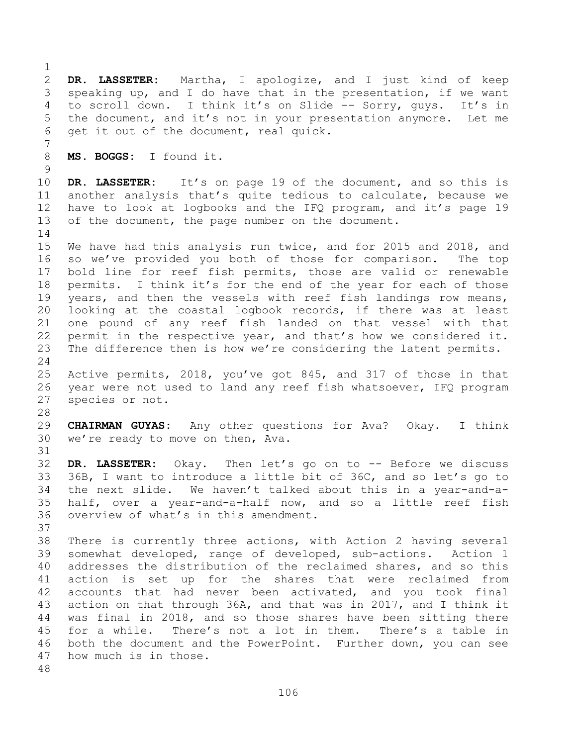**DR. LASSETER:** Martha, I apologize, and I just kind of keep speaking up, and I do have that in the presentation, if we want to scroll down. I think it's on Slide -- Sorry, guys. It's in the document, and it's not in your presentation anymore. Let me get it out of the document, real quick.

**MS. BOGGS:** I found it.

**DR. LASSETER:** It's on page 19 of the document, and so this is another analysis that's quite tedious to calculate, because we have to look at logbooks and the IFQ program, and it's page 19 of the document, the page number on the document.

We have had this analysis run twice, and for 2015 and 2018, and so we've provided you both of those for comparison. The top bold line for reef fish permits, those are valid or renewable permits. I think it's for the end of the year for each of those years, and then the vessels with reef fish landings row means, looking at the coastal logbook records, if there was at least one pound of any reef fish landed on that vessel with that permit in the respective year, and that's how we considered it. The difference then is how we're considering the latent permits.

Active permits, 2018, you've got 845, and 317 of those in that year were not used to land any reef fish whatsoever, IFQ program species or not.

**CHAIRMAN GUYAS:** Any other questions for Ava? Okay. I think we're ready to move on then, Ava.

**DR. LASSETER:** Okay. Then let's go on to -- Before we discuss 36B, I want to introduce a little bit of 36C, and so let's go to the next slide. We haven't talked about this in a year-and-a-half, over a year-and-a-half now, and so a little reef fish overview of what's in this amendment.

There is currently three actions, with Action 2 having several somewhat developed, range of developed, sub-actions. Action 1 addresses the distribution of the reclaimed shares, and so this action is set up for the shares that were reclaimed from accounts that had never been activated, and you took final action on that through 36A, and that was in 2017, and I think it was final in 2018, and so those shares have been sitting there for a while. There's not a lot in them. There's a table in both the document and the PowerPoint. Further down, you can see how much is in those.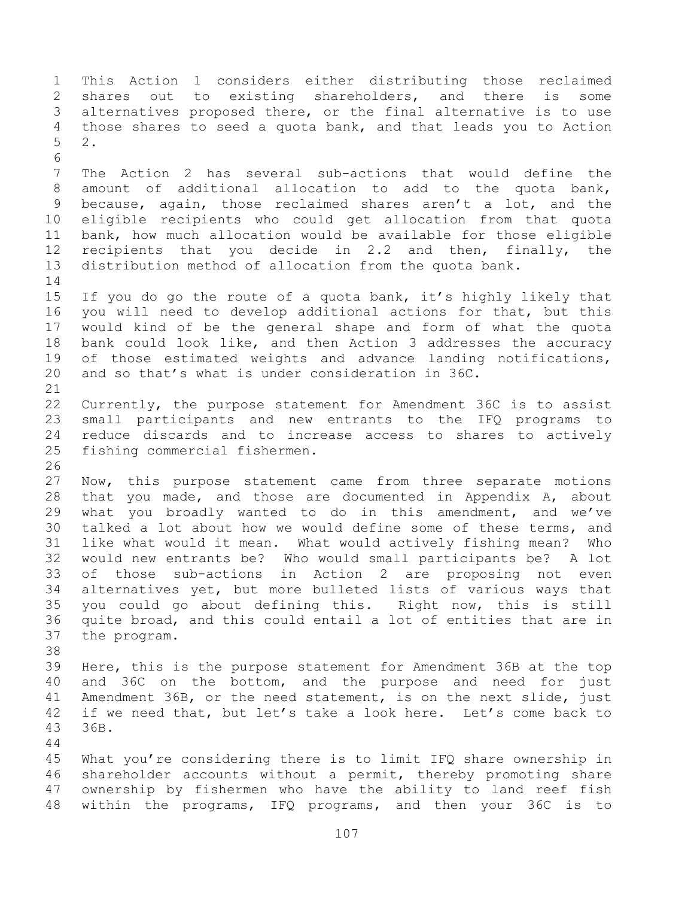This Action 1 considers either distributing those reclaimed shares out to existing shareholders, and there is some alternatives proposed there, or the final alternative is to use those shares to seed a quota bank, and that leads you to Action 2.

The Action 2 has several sub-actions that would define the amount of additional allocation to add to the quota bank, because, again, those reclaimed shares aren't a lot, and the eligible recipients who could get allocation from that quota bank, how much allocation would be available for those eligible recipients that you decide in 2.2 and then, finally, the distribution method of allocation from the quota bank.

If you do go the route of a quota bank, it's highly likely that you will need to develop additional actions for that, but this would kind of be the general shape and form of what the quota bank could look like, and then Action 3 addresses the accuracy of those estimated weights and advance landing notifications, and so that's what is under consideration in 36C.

Currently, the purpose statement for Amendment 36C is to assist small participants and new entrants to the IFQ programs to reduce discards and to increase access to shares to actively fishing commercial fishermen.

Now, this purpose statement came from three separate motions that you made, and those are documented in Appendix A, about what you broadly wanted to do in this amendment, and we've talked a lot about how we would define some of these terms, and like what would it mean. What would actively fishing mean? Who would new entrants be? Who would small participants be? A lot of those sub-actions in Action 2 are proposing not even alternatives yet, but more bulleted lists of various ways that you could go about defining this. Right now, this is still quite broad, and this could entail a lot of entities that are in the program.

Here, this is the purpose statement for Amendment 36B at the top and 36C on the bottom, and the purpose and need for just Amendment 36B, or the need statement, is on the next slide, just if we need that, but let's take a look here. Let's come back to 36B.

What you're considering there is to limit IFQ share ownership in shareholder accounts without a permit, thereby promoting share ownership by fishermen who have the ability to land reef fish within the programs, IFQ programs, and then your 36C is to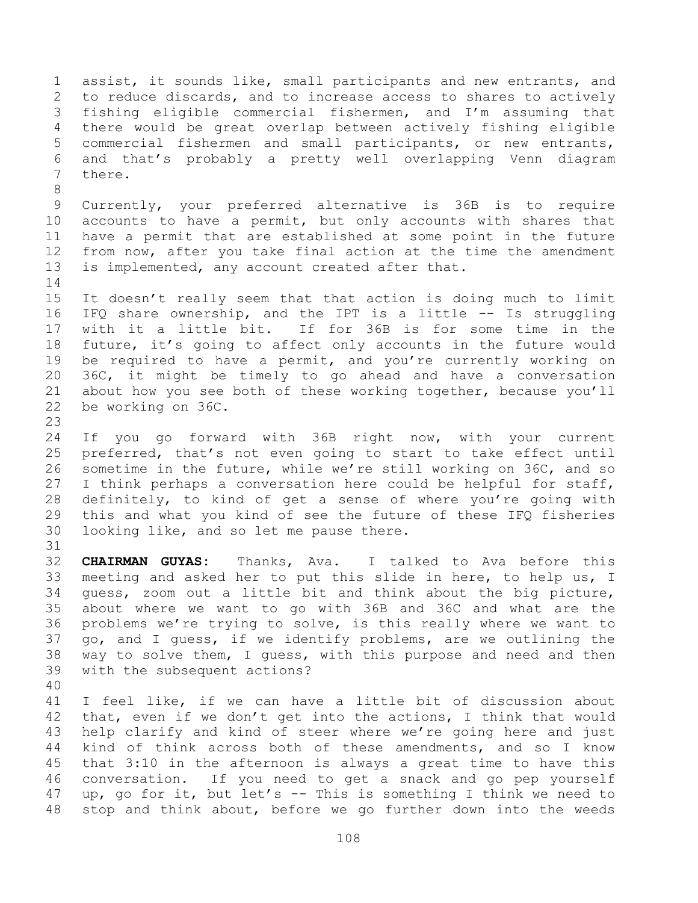assist, it sounds like, small participants and new entrants, and to reduce discards, and to increase access to shares to actively fishing eligible commercial fishermen, and I'm assuming that there would be great overlap between actively fishing eligible commercial fishermen and small participants, or new entrants, and that's probably a pretty well overlapping Venn diagram there.

Currently, your preferred alternative is 36B is to require accounts to have a permit, but only accounts with shares that have a permit that are established at some point in the future from now, after you take final action at the time the amendment is implemented, any account created after that.

It doesn't really seem that that action is doing much to limit IFQ share ownership, and the IPT is a little -- Is struggling with it a little bit. If for 36B is for some time in the future, it's going to affect only accounts in the future would be required to have a permit, and you're currently working on 36C, it might be timely to go ahead and have a conversation about how you see both of these working together, because you'll be working on 36C.

If you go forward with 36B right now, with your current preferred, that's not even going to start to take effect until sometime in the future, while we're still working on 36C, and so I think perhaps a conversation here could be helpful for staff, definitely, to kind of get a sense of where you're going with this and what you kind of see the future of these IFQ fisheries looking like, and so let me pause there.

**CHAIRMAN GUYAS:** Thanks, Ava. I talked to Ava before this meeting and asked her to put this slide in here, to help us, I guess, zoom out a little bit and think about the big picture, about where we want to go with 36B and 36C and what are the problems we're trying to solve, is this really where we want to go, and I guess, if we identify problems, are we outlining the way to solve them, I guess, with this purpose and need and then with the subsequent actions?

I feel like, if we can have a little bit of discussion about that, even if we don't get into the actions, I think that would help clarify and kind of steer where we're going here and just kind of think across both of these amendments, and so I know that 3:10 in the afternoon is always a great time to have this conversation. If you need to get a snack and go pep yourself up, go for it, but let's -- This is something I think we need to stop and think about, before we go further down into the weeds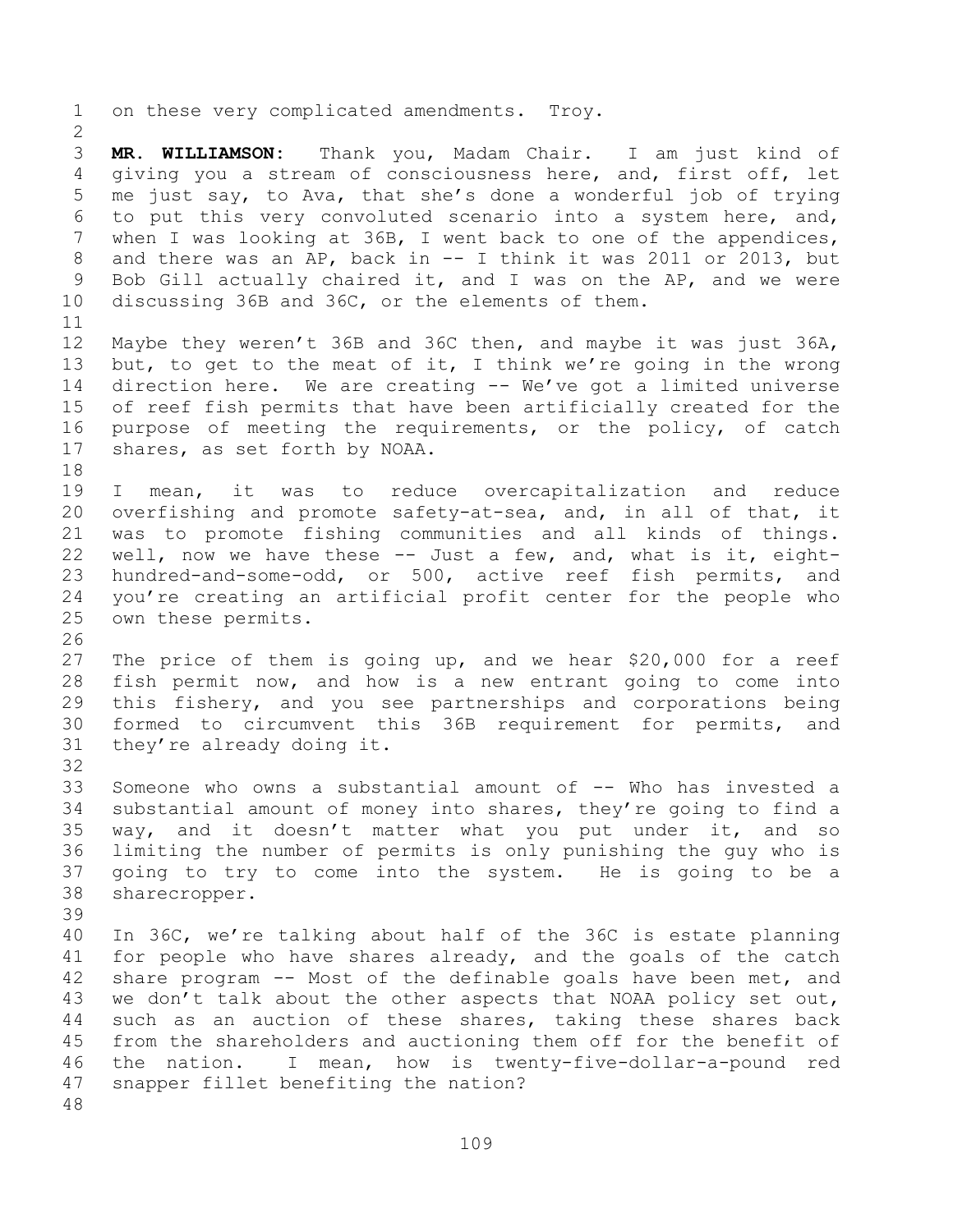on these very complicated amendments. Troy.

**MR. WILLIAMSON:** Thank you, Madam Chair. I am just kind of giving you a stream of consciousness here, and, first off, let me just say, to Ava, that she's done a wonderful job of trying to put this very convoluted scenario into a system here, and, when I was looking at 36B, I went back to one of the appendices, and there was an AP, back in -- I think it was 2011 or 2013, but Bob Gill actually chaired it, and I was on the AP, and we were discussing 36B and 36C, or the elements of them.

Maybe they weren't 36B and 36C then, and maybe it was just 36A, but, to get to the meat of it, I think we're going in the wrong direction here. We are creating -- We've got a limited universe of reef fish permits that have been artificially created for the purpose of meeting the requirements, or the policy, of catch shares, as set forth by NOAA.

I mean, it was to reduce overcapitalization and reduce overfishing and promote safety-at-sea, and, in all of that, it was to promote fishing communities and all kinds of things. well, now we have these -- Just a few, and, what is it, eight-hundred-and-some-odd, or 500, active reef fish permits, and you're creating an artificial profit center for the people who own these permits.

The price of them is going up, and we hear $20,000 for a reef fish permit now, and how is a new entrant going to come into this fishery, and you see partnerships and corporations being formed to circumvent this 36B requirement for permits, and they're already doing it.

Someone who owns a substantial amount of -- Who has invested a substantial amount of money into shares, they're going to find a way, and it doesn't matter what you put under it, and so limiting the number of permits is only punishing the guy who is going to try to come into the system. He is going to be a sharecropper.

In 36C, we're talking about half of the 36C is estate planning for people who have shares already, and the goals of the catch share program -- Most of the definable goals have been met, and we don't talk about the other aspects that NOAA policy set out, such as an auction of these shares, taking these shares back from the shareholders and auctioning them off for the benefit of the nation. I mean, how is twenty-five-dollar-a-pound red snapper fillet benefiting the nation?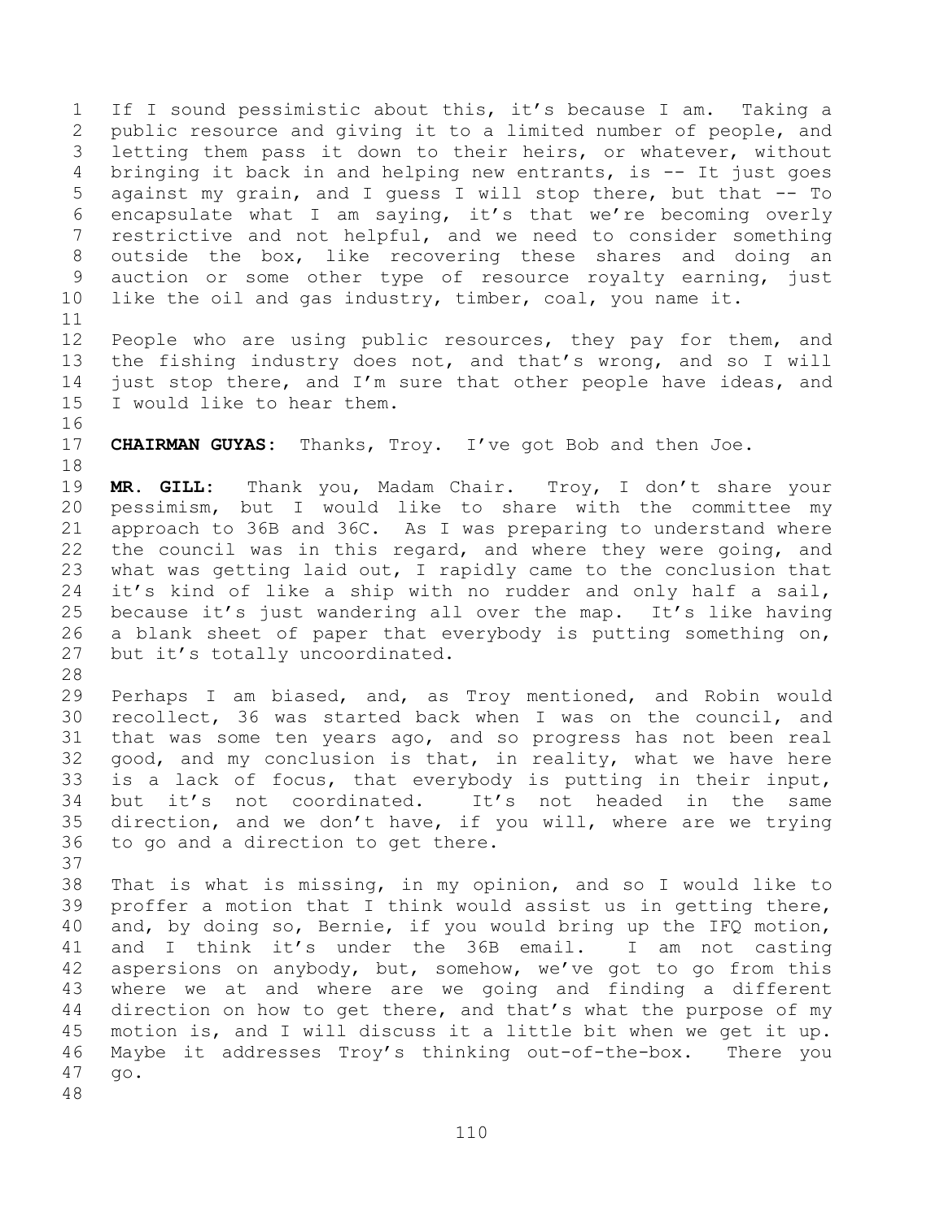If I sound pessimistic about this, it's because I am. Taking a public resource and giving it to a limited number of people, and letting them pass it down to their heirs, or whatever, without bringing it back in and helping new entrants, is -- It just goes against my grain, and I guess I will stop there, but that -- To encapsulate what I am saying, it's that we're becoming overly restrictive and not helpful, and we need to consider something outside the box, like recovering these shares and doing an auction or some other type of resource royalty earning, just like the oil and gas industry, timber, coal, you name it.

People who are using public resources, they pay for them, and the fishing industry does not, and that's wrong, and so I will just stop there, and I'm sure that other people have ideas, and I would like to hear them.

**CHAIRMAN GUYAS:** Thanks, Troy. I've got Bob and then Joe.

**MR. GILL:** Thank you, Madam Chair. Troy, I don't share your pessimism, but I would like to share with the committee my approach to 36B and 36C. As I was preparing to understand where the council was in this regard, and where they were going, and what was getting laid out, I rapidly came to the conclusion that it's kind of like a ship with no rudder and only half a sail, because it's just wandering all over the map. It's like having a blank sheet of paper that everybody is putting something on, but it's totally uncoordinated.

Perhaps I am biased, and, as Troy mentioned, and Robin would recollect, 36 was started back when I was on the council, and that was some ten years ago, and so progress has not been real good, and my conclusion is that, in reality, what we have here is a lack of focus, that everybody is putting in their input, but it's not coordinated. It's not headed in the same direction, and we don't have, if you will, where are we trying to go and a direction to get there.

That is what is missing, in my opinion, and so I would like to proffer a motion that I think would assist us in getting there, and, by doing so, Bernie, if you would bring up the IFQ motion, and I think it's under the 36B email. I am not casting aspersions on anybody, but, somehow, we've got to go from this where we at and where are we going and finding a different direction on how to get there, and that's what the purpose of my motion is, and I will discuss it a little bit when we get it up. Maybe it addresses Troy's thinking out-of-the-box. There you go.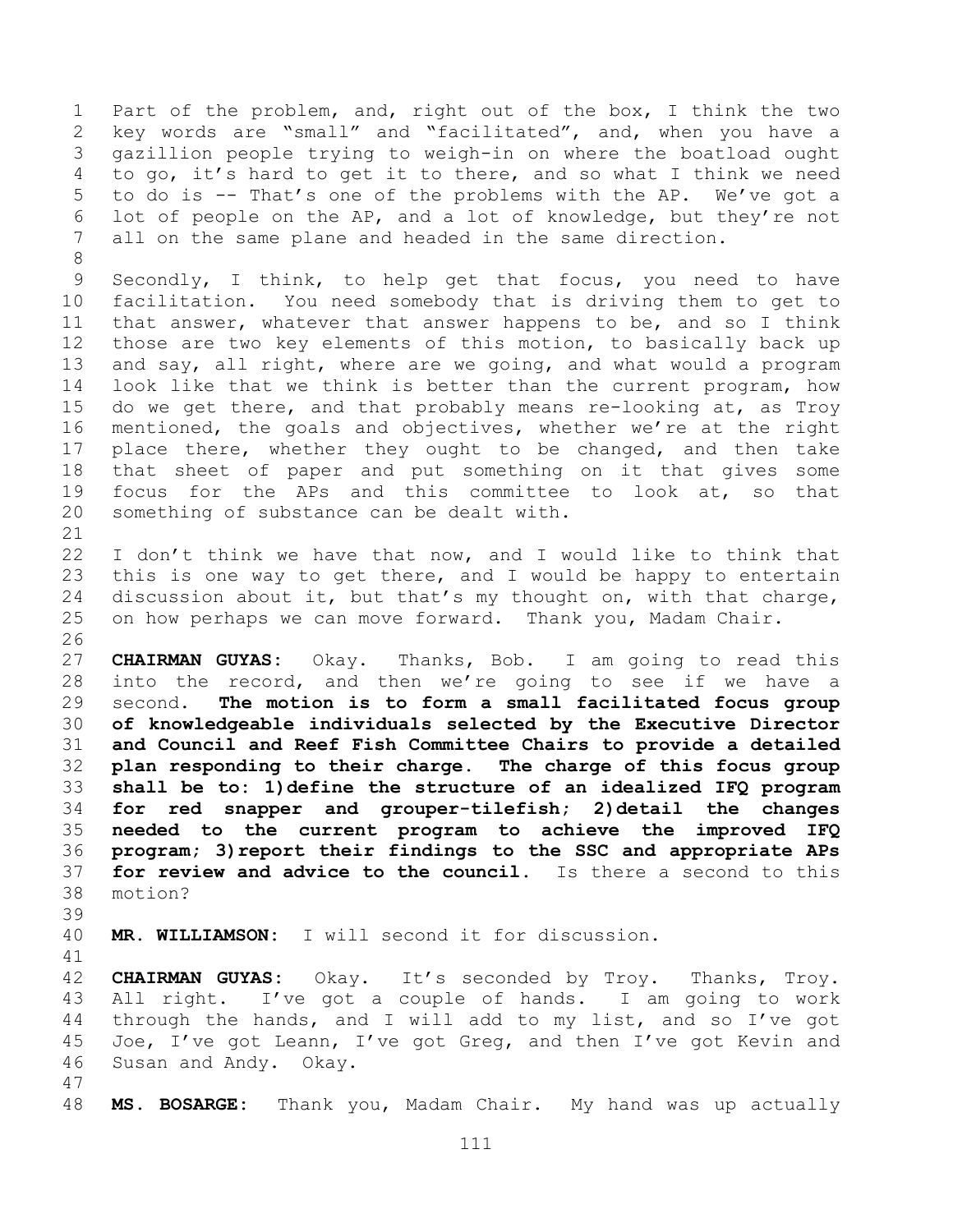Part of the problem, and, right out of the box, I think the two key words are "small" and "facilitated", and, when you have a gazillion people trying to weigh-in on where the boatload ought to go, it's hard to get it to there, and so what I think we need to do is -- That's one of the problems with the AP. We've got a lot of people on the AP, and a lot of knowledge, but they're not all on the same plane and headed in the same direction.

Secondly, I think, to help get that focus, you need to have facilitation. You need somebody that is driving them to get to that answer, whatever that answer happens to be, and so I think those are two key elements of this motion, to basically back up and say, all right, where are we going, and what would a program look like that we think is better than the current program, how do we get there, and that probably means re-looking at, as Troy mentioned, the goals and objectives, whether we're at the right place there, whether they ought to be changed, and then take that sheet of paper and put something on it that gives some focus for the APs and this committee to look at, so that something of substance can be dealt with.

I don't think we have that now, and I would like to think that this is one way to get there, and I would be happy to entertain discussion about it, but that's my thought on, with that charge, on how perhaps we can move forward. Thank you, Madam Chair.

**CHAIRMAN GUYAS:** Okay. Thanks, Bob. I am going to read this into the record, and then we're going to see if we have a second. **The motion is to form a small facilitated focus group of knowledgeable individuals selected by the Executive Director and Council and Reef Fish Committee Chairs to provide a detailed plan responding to their charge. The charge of this focus group shall be to: 1) define the structure of an idealized IFQ program for red snapper and grouper-tilefish; 2) detail the changes needed to the current program to achieve the improved IFQ program; 3) report their findings to the SSC and appropriate APs for review and advice to the council.** Is there a second to this motion?

**MR. WILLIAMSON:** I will second it for discussion.

**CHAIRMAN GUYAS:** Okay. It's seconded by Troy. Thanks, Troy. All right. I've got a couple of hands. I am going to work through the hands, and I will add to my list, and so I've got Joe, I've got Leann, I've got Greg, and then I've got Kevin and Susan and Andy. Okay.

**MS. BOSARGE:** Thank you, Madam Chair. My hand was up actually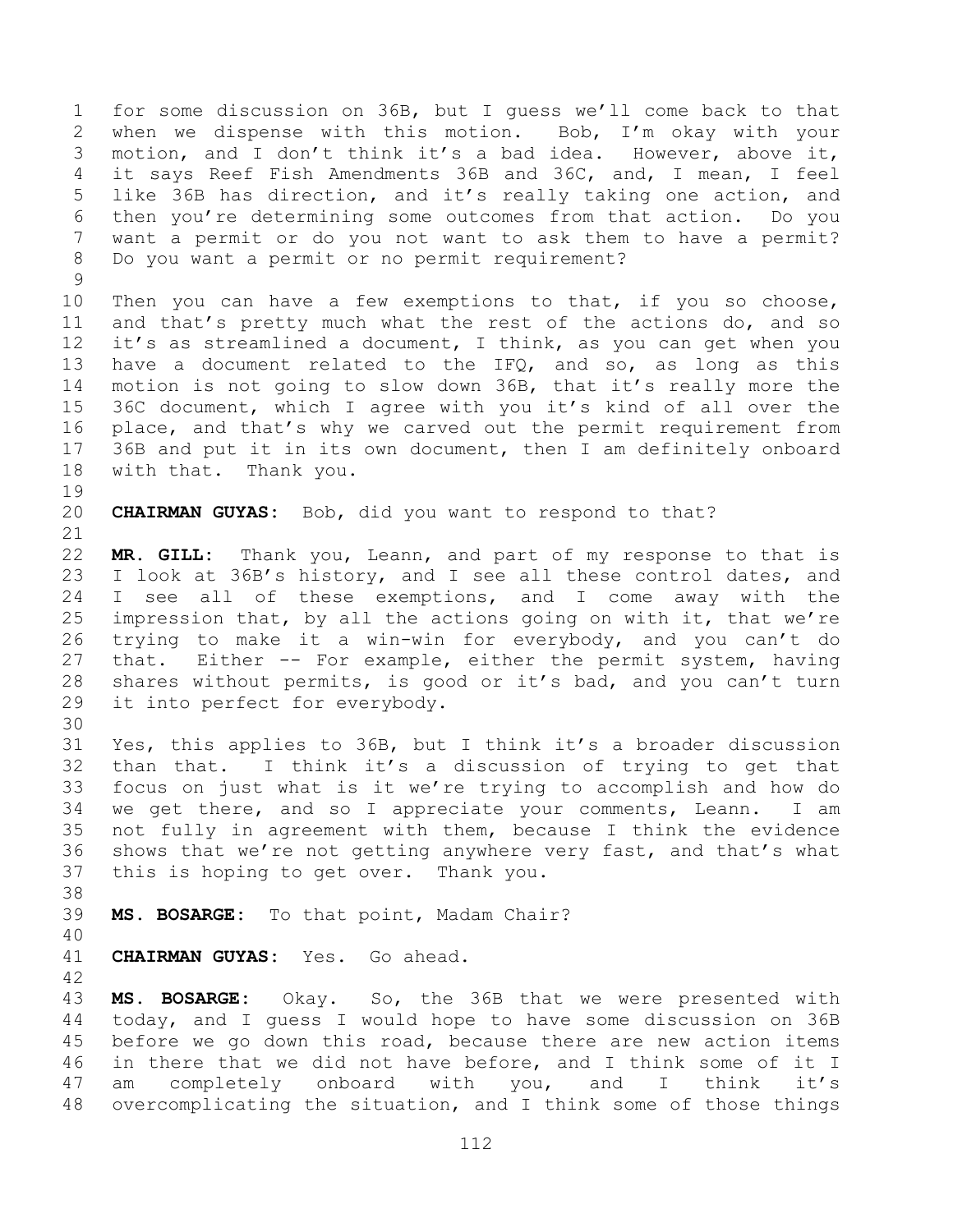for some discussion on 36B, but I guess we'll come back to that when we dispense with this motion. Bob, I'm okay with your motion, and I don't think it's a bad idea. However, above it, it says Reef Fish Amendments 36B and 36C, and, I mean, I feel like 36B has direction, and it's really taking one action, and then you're determining some outcomes from that action. Do you want a permit or do you not want to ask them to have a permit? Do you want a permit or no permit requirement?

Then you can have a few exemptions to that, if you so choose, and that's pretty much what the rest of the actions do, and so it's as streamlined a document, I think, as you can get when you have a document related to the IFQ, and so, as long as this motion is not going to slow down 36B, that it's really more the 36C document, which I agree with you it's kind of all over the place, and that's why we carved out the permit requirement from 36B and put it in its own document, then I am definitely onboard with that. Thank you.

**CHAIRMAN GUYAS:** Bob, did you want to respond to that?

**MR. GILL:** Thank you, Leann, and part of my response to that is I look at 36B's history, and I see all these control dates, and I see all of these exemptions, and I come away with the impression that, by all the actions going on with it, that we're trying to make it a win-win for everybody, and you can't do that. Either -- For example, either the permit system, having shares without permits, is good or it's bad, and you can't turn it into perfect for everybody.

Yes, this applies to 36B, but I think it's a broader discussion than that. I think it's a discussion of trying to get that focus on just what is it we're trying to accomplish and how do we get there, and so I appreciate your comments, Leann. I am not fully in agreement with them, because I think the evidence shows that we're not getting anywhere very fast, and that's what this is hoping to get over. Thank you.

**MS. BOSARGE:** To that point, Madam Chair?

**CHAIRMAN GUYAS:** Yes. Go ahead.

**MS. BOSARGE:** Okay. So, the 36B that we were presented with today, and I guess I would hope to have some discussion on 36B before we go down this road, because there are new action items in there that we did not have before, and I think some of it I am completely onboard with you, and I think it's overcomplicating the situation, and I think some of those things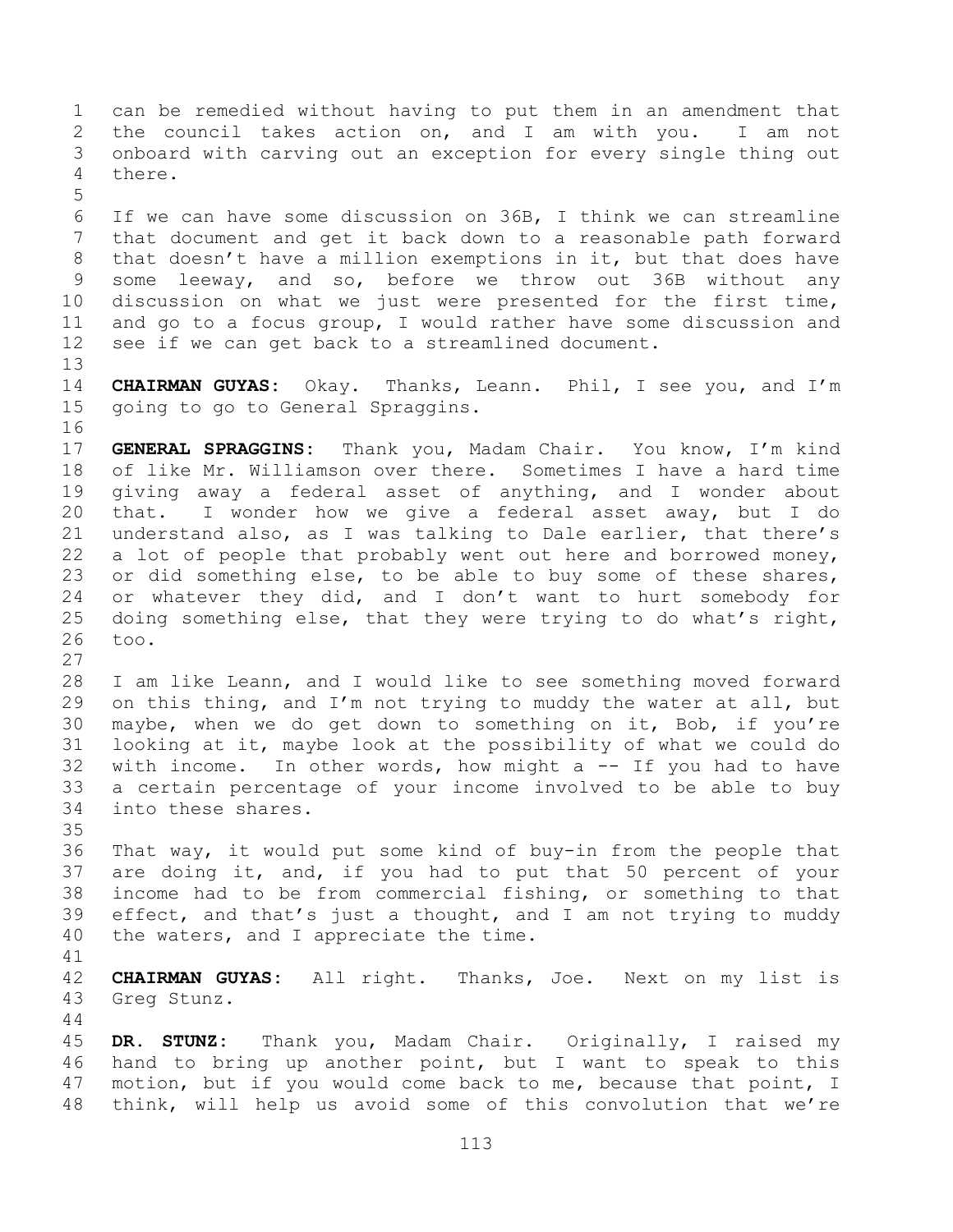can be remedied without having to put them in an amendment that the council takes action on, and I am with you. I am not onboard with carving out an exception for every single thing out there.

If we can have some discussion on 36B, I think we can streamline that document and get it back down to a reasonable path forward that doesn't have a million exemptions in it, but that does have some leeway, and so, before we throw out 36B without any discussion on what we just were presented for the first time, and go to a focus group, I would rather have some discussion and see if we can get back to a streamlined document.

**CHAIRMAN GUYAS:** Okay. Thanks, Leann. Phil, I see you, and I'm going to go to General Spraggins.

**GENERAL SPRAGGINS:** Thank you, Madam Chair. You know, I'm kind of like Mr. Williamson over there. Sometimes I have a hard time giving away a federal asset of anything, and I wonder about that. I wonder how we give a federal asset away, but I do understand also, as I was talking to Dale earlier, that there's a lot of people that probably went out here and borrowed money, or did something else, to be able to buy some of these shares, or whatever they did, and I don't want to hurt somebody for doing something else, that they were trying to do what's right, too.

I am like Leann, and I would like to see something moved forward on this thing, and I'm not trying to muddy the water at all, but maybe, when we do get down to something on it, Bob, if you're looking at it, maybe look at the possibility of what we could do with income. In other words, how might a -- If you had to have a certain percentage of your income involved to be able to buy into these shares.

That way, it would put some kind of buy-in from the people that are doing it, and, if you had to put that 50 percent of your income had to be from commercial fishing, or something to that effect, and that's just a thought, and I am not trying to muddy the waters, and I appreciate the time.

**CHAIRMAN GUYAS:** All right. Thanks, Joe. Next on my list is Greg Stunz.

**DR. STUNZ:** Thank you, Madam Chair. Originally, I raised my hand to bring up another point, but I want to speak to this motion, but if you would come back to me, because that point, I think, will help us avoid some of this convolution that we're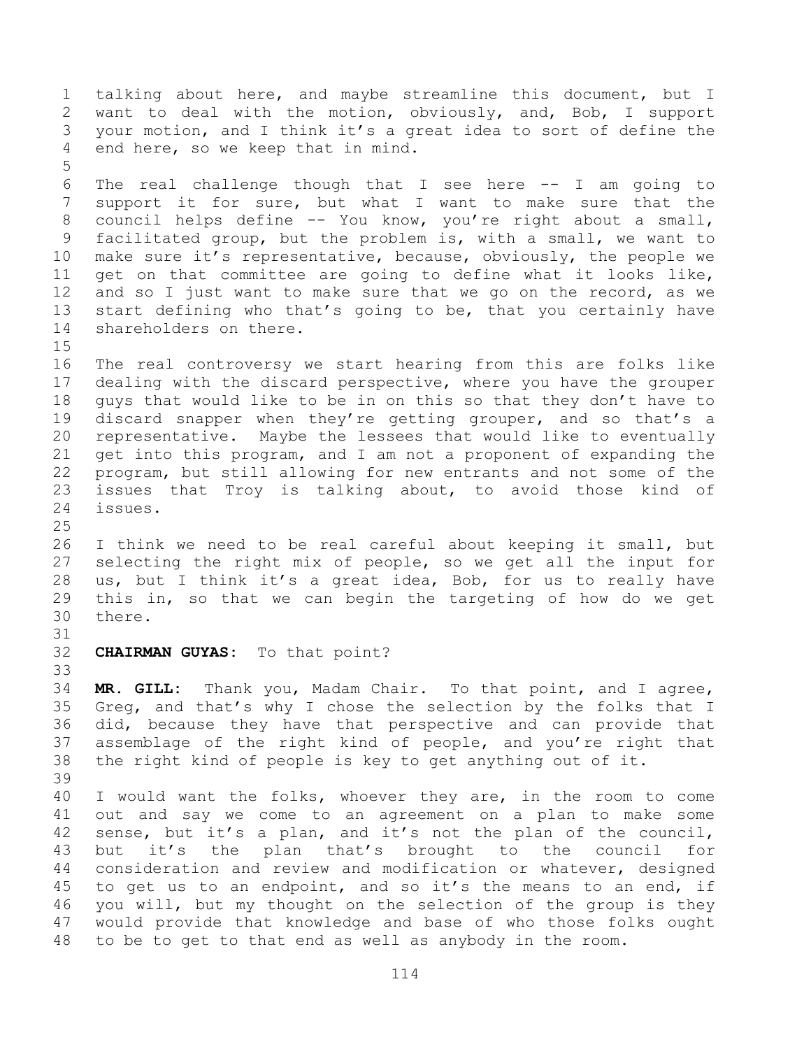talking about here, and maybe streamline this document, but I want to deal with the motion, obviously, and, Bob, I support your motion, and I think it's a great idea to sort of define the end here, so we keep that in mind.

The real challenge though that I see here -- I am going to support it for sure, but what I want to make sure that the council helps define -- You know, you're right about a small, facilitated group, but the problem is, with a small, we want to make sure it's representative, because, obviously, the people we get on that committee are going to define what it looks like, and so I just want to make sure that we go on the record, as we start defining who that's going to be, that you certainly have shareholders on there.

The real controversy we start hearing from this are folks like dealing with the discard perspective, where you have the grouper guys that would like to be in on this so that they don't have to discard snapper when they're getting grouper, and so that's a representative. Maybe the lessees that would like to eventually get into this program, and I am not a proponent of expanding the program, but still allowing for new entrants and not some of the issues that Troy is talking about, to avoid those kind of issues.

I think we need to be real careful about keeping it small, but selecting the right mix of people, so we get all the input for us, but I think it's a great idea, Bob, for us to really have this in, so that we can begin the targeting of how do we get there.

**CHAIRMAN GUYAS:** To that point?

**MR. GILL:** Thank you, Madam Chair. To that point, and I agree, Greg, and that's why I chose the selection by the folks that I did, because they have that perspective and can provide that assemblage of the right kind of people, and you're right that the right kind of people is key to get anything out of it.

I would want the folks, whoever they are, in the room to come out and say we come to an agreement on a plan to make some sense, but it's a plan, and it's not the plan of the council, but it's the plan that's brought to the council for consideration and review and modification or whatever, designed to get us to an endpoint, and so it's the means to an end, if you will, but my thought on the selection of the group is they would provide that knowledge and base of who those folks ought to be to get to that end as well as anybody in the room.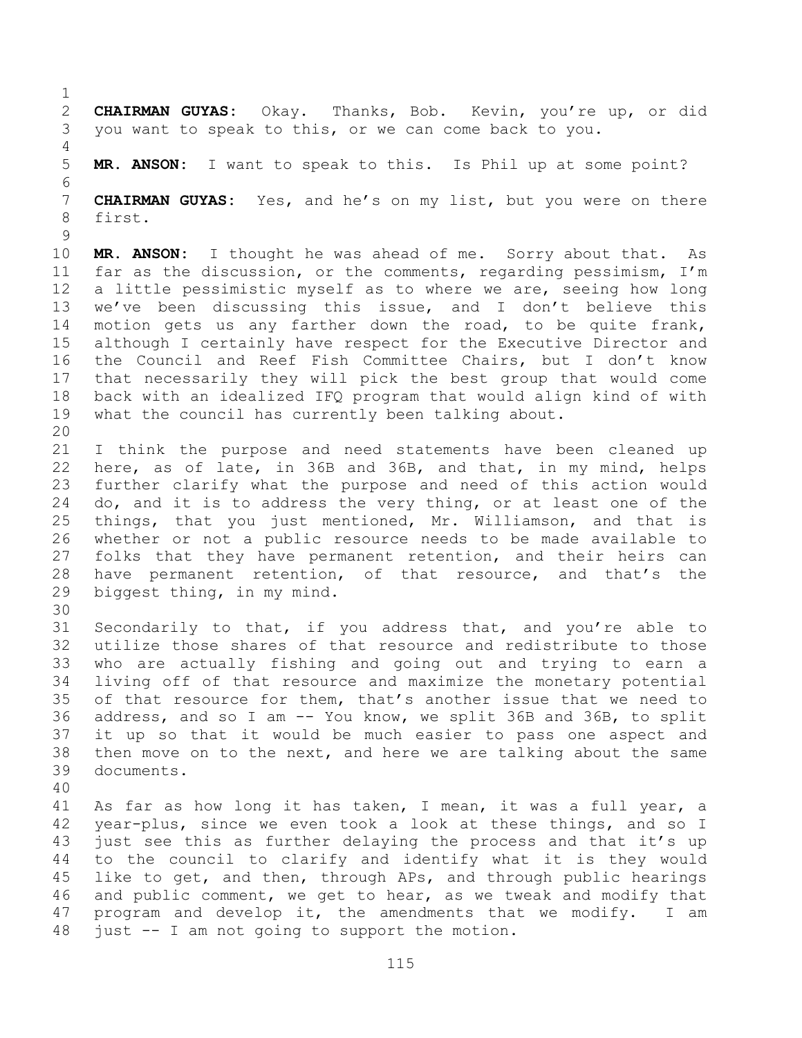**CHAIRMAN GUYAS:** Okay. Thanks, Bob. Kevin, you're up, or did you want to speak to this, or we can come back to you.

**MR. ANSON:** I want to speak to this. Is Phil up at some point?

**CHAIRMAN GUYAS:** Yes, and he's on my list, but you were on there first.

**MR. ANSON:** I thought he was ahead of me. Sorry about that. As far as the discussion, or the comments, regarding pessimism, I'm a little pessimistic myself as to where we are, seeing how long we've been discussing this issue, and I don't believe this motion gets us any farther down the road, to be quite frank, although I certainly have respect for the Executive Director and the Council and Reef Fish Committee Chairs, but I don't know that necessarily they will pick the best group that would come back with an idealized IFQ program that would align kind of with what the council has currently been talking about.

I think the purpose and need statements have been cleaned up here, as of late, in 36B and 36B, and that, in my mind, helps further clarify what the purpose and need of this action would do, and it is to address the very thing, or at least one of the things, that you just mentioned, Mr. Williamson, and that is whether or not a public resource needs to be made available to folks that they have permanent retention, and their heirs can have permanent retention, of that resource, and that's the biggest thing, in my mind.

Secondarily to that, if you address that, and you're able to utilize those shares of that resource and redistribute to those who are actually fishing and going out and trying to earn a living off of that resource and maximize the monetary potential of that resource for them, that's another issue that we need to address, and so I am -- You know, we split 36B and 36B, to split it up so that it would be much easier to pass one aspect and then move on to the next, and here we are talking about the same documents.

As far as how long it has taken, I mean, it was a full year, a year-plus, since we even took a look at these things, and so I just see this as further delaying the process and that it's up to the council to clarify and identify what it is they would like to get, and then, through APs, and through public hearings and public comment, we get to hear, as we tweak and modify that program and develop it, the amendments that we modify. I am just -- I am not going to support the motion.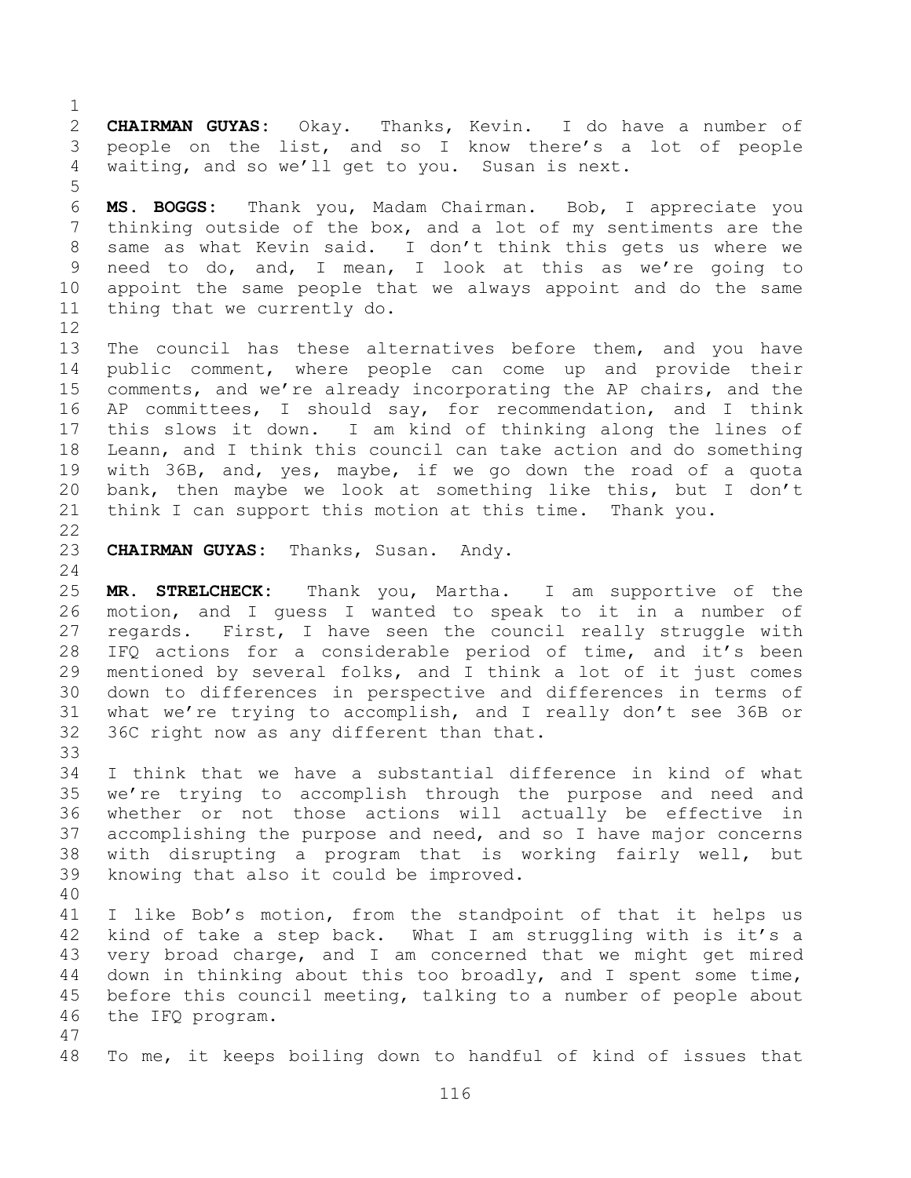**CHAIRMAN GUYAS:** Okay. Thanks, Kevin. I do have a number of people on the list, and so I know there's a lot of people waiting, and so we'll get to you. Susan is next.

**MS. BOGGS:** Thank you, Madam Chairman. Bob, I appreciate you thinking outside of the box, and a lot of my sentiments are the same as what Kevin said. I don't think this gets us where we need to do, and, I mean, I look at this as we're going to appoint the same people that we always appoint and do the same thing that we currently do.

The council has these alternatives before them, and you have public comment, where people can come up and provide their comments, and we're already incorporating the AP chairs, and the AP committees, I should say, for recommendation, and I think this slows it down. I am kind of thinking along the lines of Leann, and I think this council can take action and do something with 36B, and, yes, maybe, if we go down the road of a quota bank, then maybe we look at something like this, but I don't think I can support this motion at this time. Thank you.

**CHAIRMAN GUYAS:** Thanks, Susan. Andy.

**MR. STRELCHECK:** Thank you, Martha. I am supportive of the motion, and I guess I wanted to speak to it in a number of regards. First, I have seen the council really struggle with IFQ actions for a considerable period of time, and it's been mentioned by several folks, and I think a lot of it just comes down to differences in perspective and differences in terms of what we're trying to accomplish, and I really don't see 36B or 36C right now as any different than that.

I think that we have a substantial difference in kind of what we're trying to accomplish through the purpose and need and whether or not those actions will actually be effective in accomplishing the purpose and need, and so I have major concerns with disrupting a program that is working fairly well, but knowing that also it could be improved.

I like Bob's motion, from the standpoint of that it helps us kind of take a step back. What I am struggling with is it's a very broad charge, and I am concerned that we might get mired down in thinking about this too broadly, and I spent some time, before this council meeting, talking to a number of people about the IFQ program.

To me, it keeps boiling down to handful of kind of issues that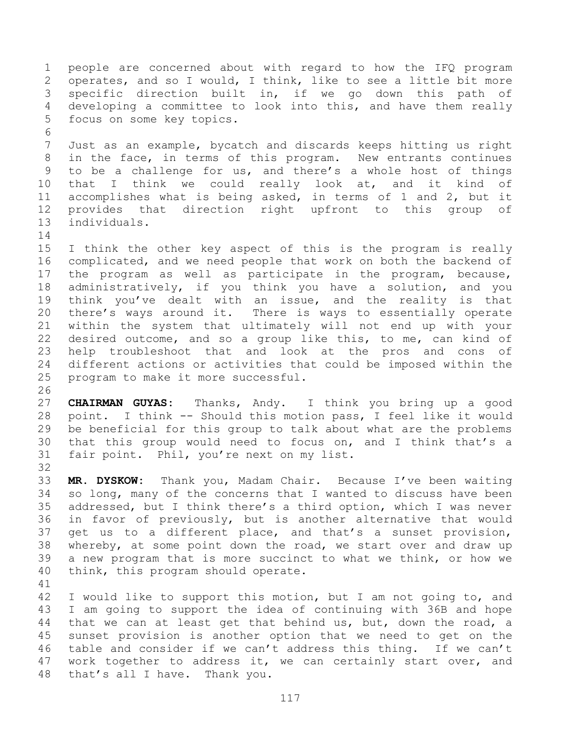people are concerned about with regard to how the IFQ program operates, and so I would, I think, like to see a little bit more specific direction built in, if we go down this path of developing a committee to look into this, and have them really focus on some key topics.

Just as an example, bycatch and discards keeps hitting us right in the face, in terms of this program. New entrants continues to be a challenge for us, and there's a whole host of things that I think we could really look at, and it kind of accomplishes what is being asked, in terms of 1 and 2, but it provides that direction right upfront to this group of individuals.

I think the other key aspect of this is the program is really complicated, and we need people that work on both the backend of the program as well as participate in the program, because, administratively, if you think you have a solution, and you think you've dealt with an issue, and the reality is that there's ways around it. There is ways to essentially operate within the system that ultimately will not end up with your desired outcome, and so a group like this, to me, can kind of help troubleshoot that and look at the pros and cons of different actions or activities that could be imposed within the program to make it more successful.

**CHAIRMAN GUYAS:** Thanks, Andy. I think you bring up a good point. I think -- Should this motion pass, I feel like it would be beneficial for this group to talk about what are the problems that this group would need to focus on, and I think that's a fair point. Phil, you're next on my list.

**MR. DYSKOW:** Thank you, Madam Chair. Because I've been waiting so long, many of the concerns that I wanted to discuss have been addressed, but I think there's a third option, which I was never in favor of previously, but is another alternative that would get us to a different place, and that's a sunset provision, whereby, at some point down the road, we start over and draw up a new program that is more succinct to what we think, or how we think, this program should operate.

I would like to support this motion, but I am not going to, and I am going to support the idea of continuing with 36B and hope that we can at least get that behind us, but, down the road, a sunset provision is another option that we need to get on the table and consider if we can't address this thing. If we can't work together to address it, we can certainly start over, and that's all I have. Thank you.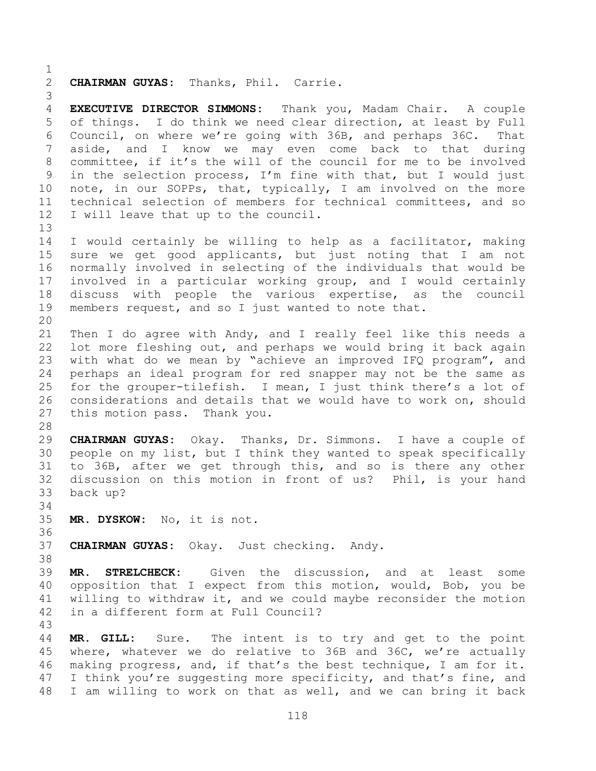**CHAIRMAN GUYAS:** Thanks, Phil. Carrie.

**EXECUTIVE DIRECTOR SIMMONS:** Thank you, Madam Chair. A couple of things. I do think we need clear direction, at least by Full Council, on where we're going with 36B, and perhaps 36C. That aside, and I know we may even come back to that during committee, if it's the will of the council for me to be involved in the selection process, I'm fine with that, but I would just note, in our SOPPs, that, typically, I am involved on the more technical selection of members for technical committees, and so I will leave that up to the council.

I would certainly be willing to help as a facilitator, making sure we get good applicants, but just noting that I am not normally involved in selecting of the individuals that would be involved in a particular working group, and I would certainly discuss with people the various expertise, as the council members request, and so I just wanted to note that.

Then I do agree with Andy, and I really feel like this needs a lot more fleshing out, and perhaps we would bring it back again with what do we mean by "achieve an improved IFQ program", and perhaps an ideal program for red snapper may not be the same as for the grouper-tilefish. I mean, I just think there's a lot of considerations and details that we would have to work on, should this motion pass. Thank you.

**CHAIRMAN GUYAS:** Okay. Thanks, Dr. Simmons. I have a couple of people on my list, but I think they wanted to speak specifically to 36B, after we get through this, and so is there any other discussion on this motion in front of us? Phil, is your hand back up?

**MR. DYSKOW:** No, it is not.

**CHAIRMAN GUYAS:** Okay. Just checking. Andy.

**MR. STRELCHECK:** Given the discussion, and at least some opposition that I expect from this motion, would, Bob, you be willing to withdraw it, and we could maybe reconsider the motion in a different form at Full Council?

**MR. GILL:** Sure. The intent is to try and get to the point where, whatever we do relative to 36B and 36C, we're actually making progress, and, if that's the best technique, I am for it. I think you're suggesting more specificity, and that's fine, and I am willing to work on that as well, and we can bring it back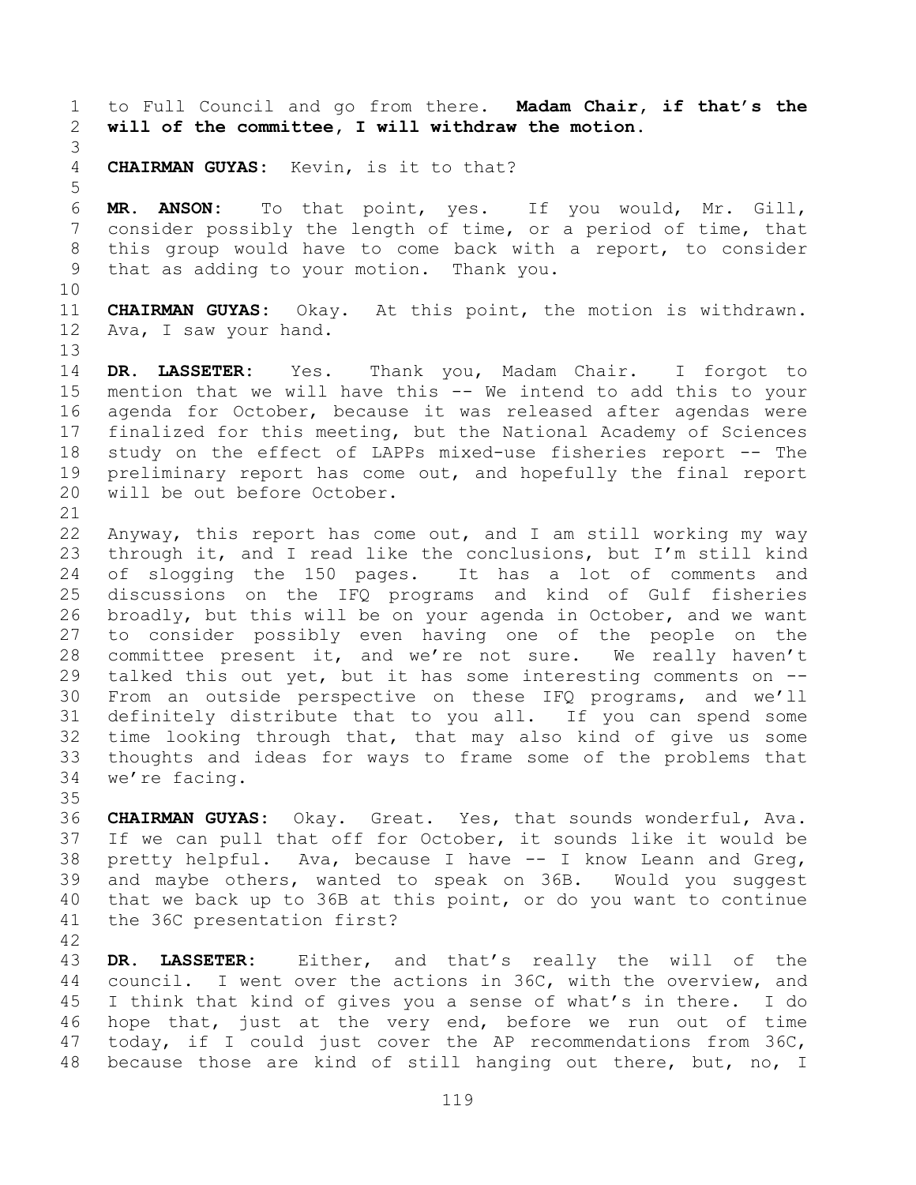to Full Council and go from there. **Madam Chair, if that's the will of the committee, I will withdraw the motion.**

**CHAIRMAN GUYAS:** Kevin, is it to that?

**MR. ANSON:** To that point, yes. If you would, Mr. Gill, consider possibly the length of time, or a period of time, that this group would have to come back with a report, to consider that as adding to your motion. Thank you.

**CHAIRMAN GUYAS:** Okay. At this point, the motion is withdrawn. Ava, I saw your hand.

**DR. LASSETER:** Yes. Thank you, Madam Chair. I forgot to mention that we will have this -- We intend to add this to your agenda for October, because it was released after agendas were finalized for this meeting, but the National Academy of Sciences study on the effect of LAPPs mixed-use fisheries report -- The preliminary report has come out, and hopefully the final report will be out before October.

Anyway, this report has come out, and I am still working my way through it, and I read like the conclusions, but I'm still kind of slogging the 150 pages. It has a lot of comments and discussions on the IFQ programs and kind of Gulf fisheries broadly, but this will be on your agenda in October, and we want to consider possibly even having one of the people on the committee present it, and we're not sure. We really haven't talked this out yet, but it has some interesting comments on -- From an outside perspective on these IFQ programs, and we'll definitely distribute that to you all. If you can spend some time looking through that, that may also kind of give us some thoughts and ideas for ways to frame some of the problems that we're facing.

**CHAIRMAN GUYAS:** Okay. Great. Yes, that sounds wonderful, Ava. If we can pull that off for October, it sounds like it would be pretty helpful. Ava, because I have -- I know Leann and Greg, and maybe others, wanted to speak on 36B. Would you suggest that we back up to 36B at this point, or do you want to continue the 36C presentation first?

**DR. LASSETER:** Either, and that's really the will of the council. I went over the actions in 36C, with the overview, and I think that kind of gives you a sense of what's in there. I do hope that, just at the very end, before we run out of time today, if I could just cover the AP recommendations from 36C, because those are kind of still hanging out there, but, no, I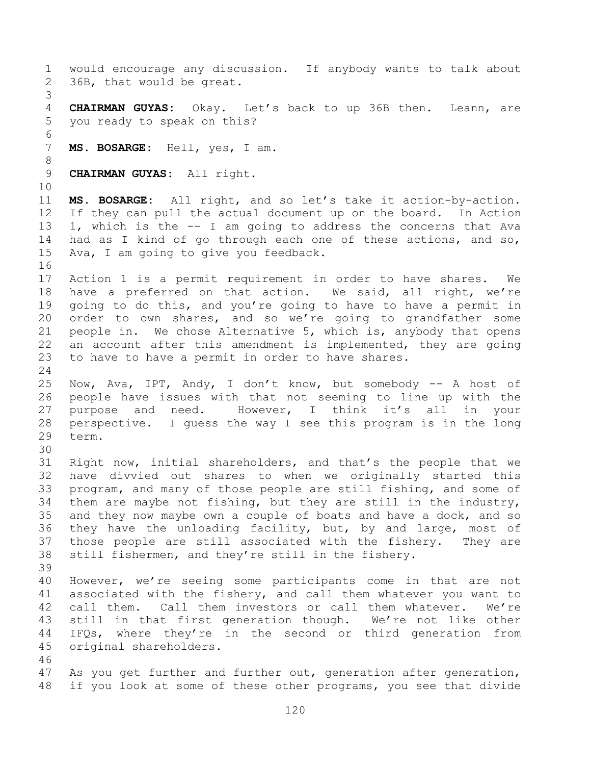would encourage any discussion. If anybody wants to talk about 36B, that would be great.

**CHAIRMAN GUYAS:** Okay. Let's back to up 36B then. Leann, are you ready to speak on this?

**MS. BOSARGE:** Hell, yes, I am.

**CHAIRMAN GUYAS:** All right.

**MS. BOSARGE:** All right, and so let's take it action-by-action. If they can pull the actual document up on the board. In Action 1, which is the -- I am going to address the concerns that Ava had as I kind of go through each one of these actions, and so, Ava, I am going to give you feedback.

Action 1 is a permit requirement in order to have shares. We have a preferred on that action. We said, all right, we're going to do this, and you're going to have to have a permit in order to own shares, and so we're going to grandfather some people in. We chose Alternative 5, which is, anybody that opens an account after this amendment is implemented, they are going to have to have a permit in order to have shares.

Now, Ava, IPT, Andy, I don't know, but somebody -- A host of people have issues with that not seeming to line up with the purpose and need. However, I think it's all in your perspective. I guess the way I see this program is in the long term.

Right now, initial shareholders, and that's the people that we have divvied out shares to when we originally started this program, and many of those people are still fishing, and some of them are maybe not fishing, but they are still in the industry, and they now maybe own a couple of boats and have a dock, and so they have the unloading facility, but, by and large, most of those people are still associated with the fishery. They are still fishermen, and they're still in the fishery.

However, we're seeing some participants come in that are not associated with the fishery, and call them whatever you want to call them. Call them investors or call them whatever. We're still in that first generation though. We're not like other IFQs, where they're in the second or third generation from original shareholders.

As you get further and further out, generation after generation, if you look at some of these other programs, you see that divide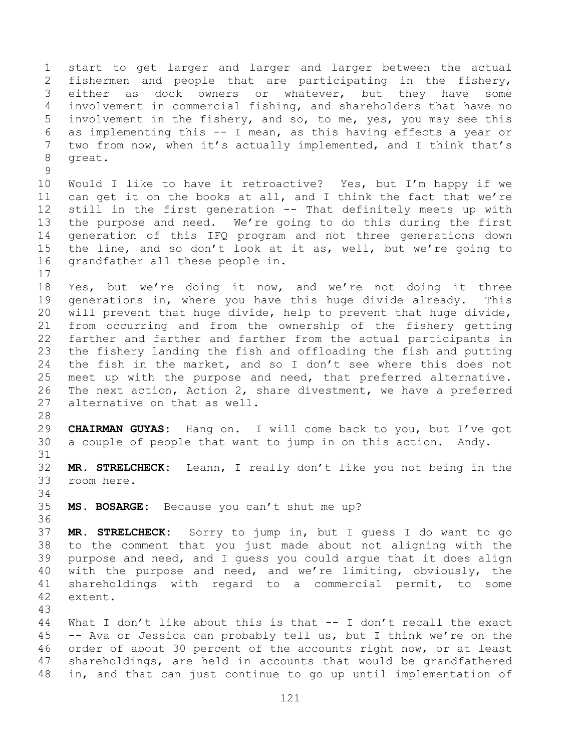start to get larger and larger and larger between the actual fishermen and people that are participating in the fishery, either as dock owners or whatever, but they have some involvement in commercial fishing, and shareholders that have no involvement in the fishery, and so, to me, yes, you may see this as implementing this -- I mean, as this having effects a year or two from now, when it's actually implemented, and I think that's great.

Would I like to have it retroactive? Yes, but I'm happy if we can get it on the books at all, and I think the fact that we're still in the first generation -- That definitely meets up with the purpose and need. We're going to do this during the first generation of this IFQ program and not three generations down the line, and so don't look at it as, well, but we're going to grandfather all these people in.

Yes, but we're doing it now, and we're not doing it three generations in, where you have this huge divide already. This will prevent that huge divide, help to prevent that huge divide, from occurring and from the ownership of the fishery getting farther and farther and farther from the actual participants in the fishery landing the fish and offloading the fish and putting the fish in the market, and so I don't see where this does not meet up with the purpose and need, that preferred alternative. The next action, Action 2, share divestment, we have a preferred alternative on that as well.

**CHAIRMAN GUYAS:** Hang on. I will come back to you, but I've got a couple of people that want to jump in on this action. Andy.

**MR. STRELCHECK:** Leann, I really don't like you not being in the room here.

**MS. BOSARGE:** Because you can't shut me up?

**MR. STRELCHECK:** Sorry to jump in, but I guess I do want to go to the comment that you just made about not aligning with the purpose and need, and I guess you could argue that it does align with the purpose and need, and we're limiting, obviously, the shareholdings with regard to a commercial permit, to some extent.

What I don't like about this is that -- I don't recall the exact -- Ava or Jessica can probably tell us, but I think we're on the order of about 30 percent of the accounts right now, or at least shareholdings, are held in accounts that would be grandfathered in, and that can just continue to go up until implementation of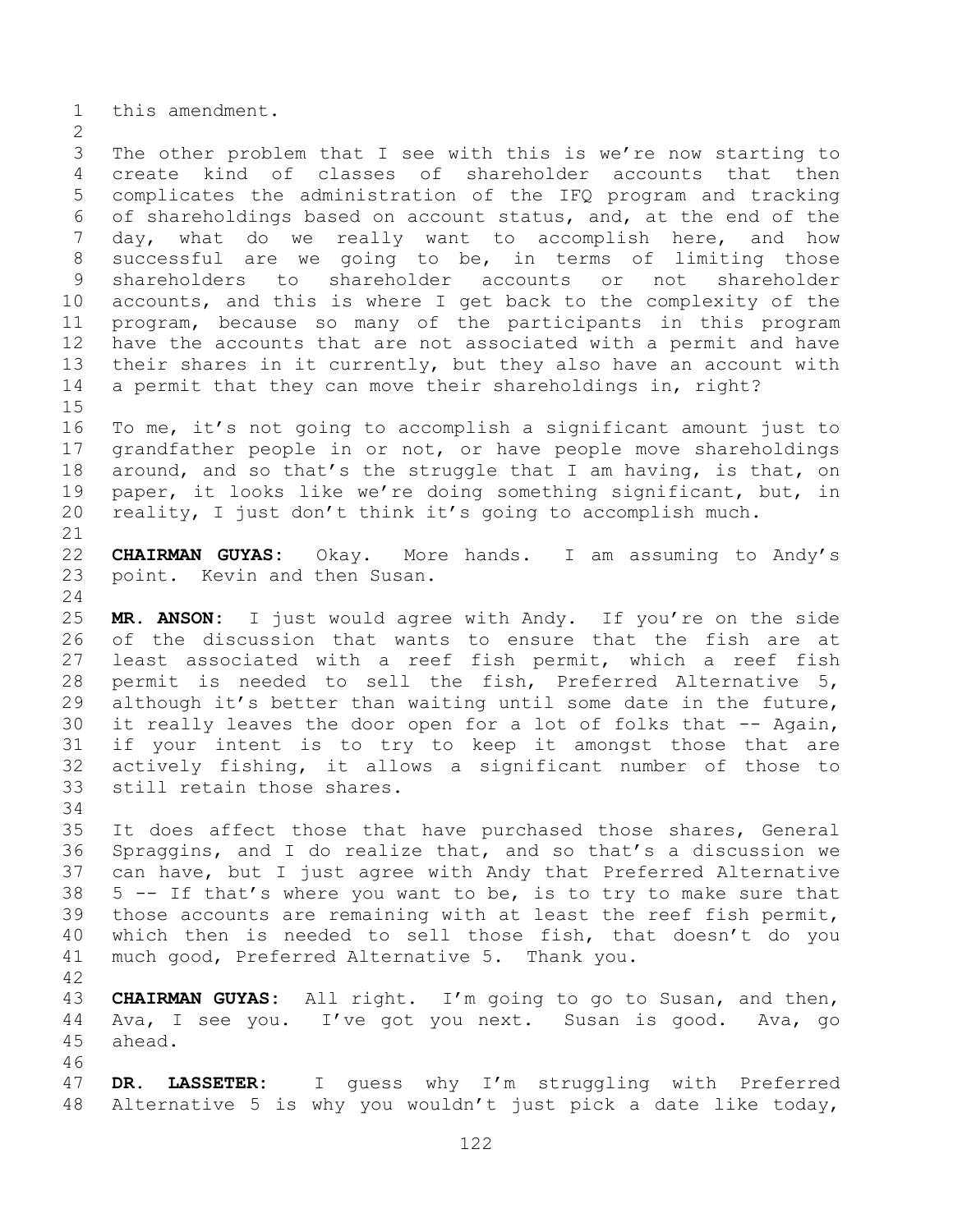this amendment.

The other problem that I see with this is we're now starting to create kind of classes of shareholder accounts that then complicates the administration of the IFQ program and tracking of shareholdings based on account status, and, at the end of the day, what do we really want to accomplish here, and how successful are we going to be, in terms of limiting those shareholders to shareholder accounts or not shareholder accounts, and this is where I get back to the complexity of the program, because so many of the participants in this program have the accounts that are not associated with a permit and have their shares in it currently, but they also have an account with a permit that they can move their shareholdings in, right?

To me, it's not going to accomplish a significant amount just to grandfather people in or not, or have people move shareholdings around, and so that's the struggle that I am having, is that, on paper, it looks like we're doing something significant, but, in reality, I just don't think it's going to accomplish much.

**CHAIRMAN GUYAS:** Okay. More hands. I am assuming to Andy's point. Kevin and then Susan.

**MR. ANSON:** I just would agree with Andy. If you're on the side of the discussion that wants to ensure that the fish are at least associated with a reef fish permit, which a reef fish permit is needed to sell the fish, Preferred Alternative 5, although it's better than waiting until some date in the future, it really leaves the door open for a lot of folks that -- Again, if your intent is to try to keep it amongst those that are actively fishing, it allows a significant number of those to still retain those shares.

It does affect those that have purchased those shares, General Spraggins, and I do realize that, and so that's a discussion we can have, but I just agree with Andy that Preferred Alternative 5 -- If that's where you want to be, is to try to make sure that those accounts are remaining with at least the reef fish permit, which then is needed to sell those fish, that doesn't do you much good, Preferred Alternative 5. Thank you.

**CHAIRMAN GUYAS:** All right. I'm going to go to Susan, and then, Ava, I see you. I've got you next. Susan is good. Ava, go ahead.

**DR. LASSETER:** I guess why I'm struggling with Preferred Alternative 5 is why you wouldn't just pick a date like today,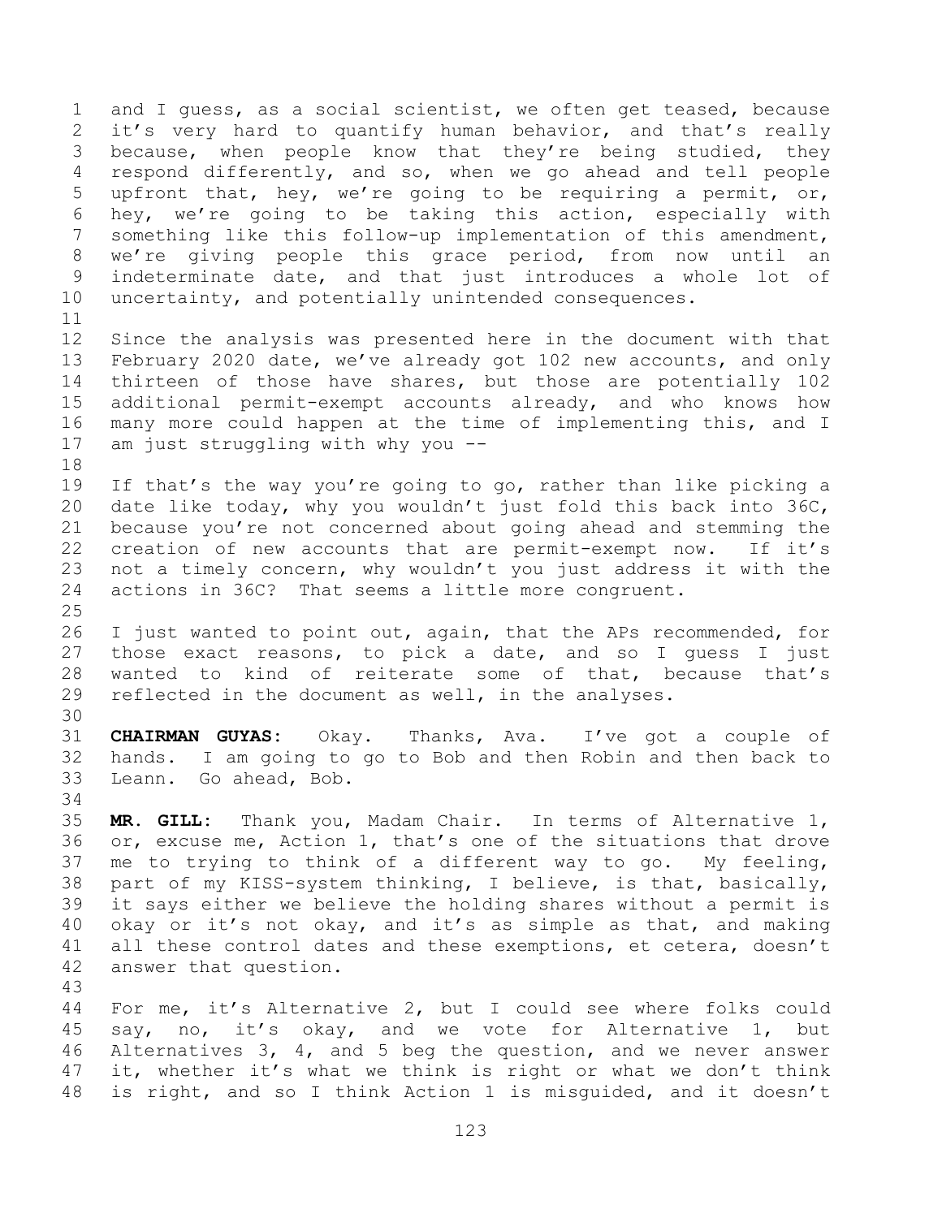and I guess, as a social scientist, we often get teased, because it's very hard to quantify human behavior, and that's really because, when people know that they're being studied, they respond differently, and so, when we go ahead and tell people upfront that, hey, we're going to be requiring a permit, or, hey, we're going to be taking this action, especially with something like this follow-up implementation of this amendment, we're giving people this grace period, from now until an indeterminate date, and that just introduces a whole lot of uncertainty, and potentially unintended consequences.

Since the analysis was presented here in the document with that February 2020 date, we've already got 102 new accounts, and only thirteen of those have shares, but those are potentially 102 additional permit-exempt accounts already, and who knows how many more could happen at the time of implementing this, and I am just struggling with why you --

If that's the way you're going to go, rather than like picking a date like today, why you wouldn't just fold this back into 36C, because you're not concerned about going ahead and stemming the creation of new accounts that are permit-exempt now. If it's not a timely concern, why wouldn't you just address it with the actions in 36C? That seems a little more congruent.

I just wanted to point out, again, that the APs recommended, for those exact reasons, to pick a date, and so I guess I just wanted to kind of reiterate some of that, because that's reflected in the document as well, in the analyses.

**CHAIRMAN GUYAS:** Okay. Thanks, Ava. I've got a couple of hands. I am going to go to Bob and then Robin and then back to Leann. Go ahead, Bob.

**MR. GILL:** Thank you, Madam Chair. In terms of Alternative 1, or, excuse me, Action 1, that's one of the situations that drove me to trying to think of a different way to go. My feeling, part of my KISS-system thinking, I believe, is that, basically, it says either we believe the holding shares without a permit is okay or it's not okay, and it's as simple as that, and making all these control dates and these exemptions, et cetera, doesn't answer that question.

For me, it's Alternative 2, but I could see where folks could say, no, it's okay, and we vote for Alternative 1, but Alternatives 3, 4, and 5 beg the question, and we never answer it, whether it's what we think is right or what we don't think is right, and so I think Action 1 is misguided, and it doesn't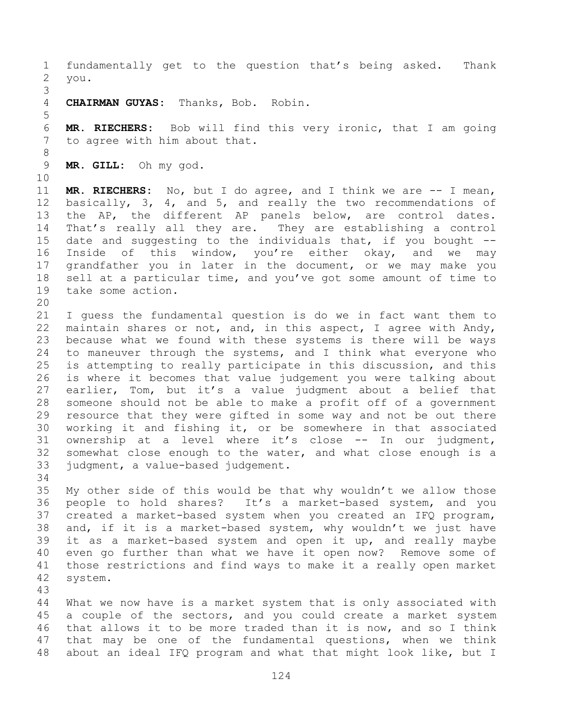fundamentally get to the question that's being asked. Thank you.

**CHAIRMAN GUYAS:** Thanks, Bob. Robin.

**MR. RIECHERS:** Bob will find this very ironic, that I am going to agree with him about that.

**MR. GILL:** Oh my god.

**MR. RIECHERS:** No, but I do agree, and I think we are -- I mean, basically, 3, 4, and 5, and really the two recommendations of the AP, the different AP panels below, are control dates. That's really all they are. They are establishing a control date and suggesting to the individuals that, if you bought -- Inside of this window, you're either okay, and we may grandfather you in later in the document, or we may make you sell at a particular time, and you've got some amount of time to take some action.

I guess the fundamental question is do we in fact want them to maintain shares or not, and, in this aspect, I agree with Andy, because what we found with these systems is there will be ways to maneuver through the systems, and I think what everyone who is attempting to really participate in this discussion, and this is where it becomes that value judgement you were talking about earlier, Tom, but it's a value judgment about a belief that someone should not be able to make a profit off of a government resource that they were gifted in some way and not be out there working it and fishing it, or be somewhere in that associated ownership at a level where it's close -- In our judgment, somewhat close enough to the water, and what close enough is a judgment, a value-based judgement.

My other side of this would be that why wouldn't we allow those people to hold shares? It's a market-based system, and you created a market-based system when you created an IFQ program, and, if it is a market-based system, why wouldn't we just have it as a market-based system and open it up, and really maybe even go further than what we have it open now? Remove some of those restrictions and find ways to make it a really open market system.

What we now have is a market system that is only associated with a couple of the sectors, and you could create a market system that allows it to be more traded than it is now, and so I think that may be one of the fundamental questions, when we think about an ideal IFQ program and what that might look like, but I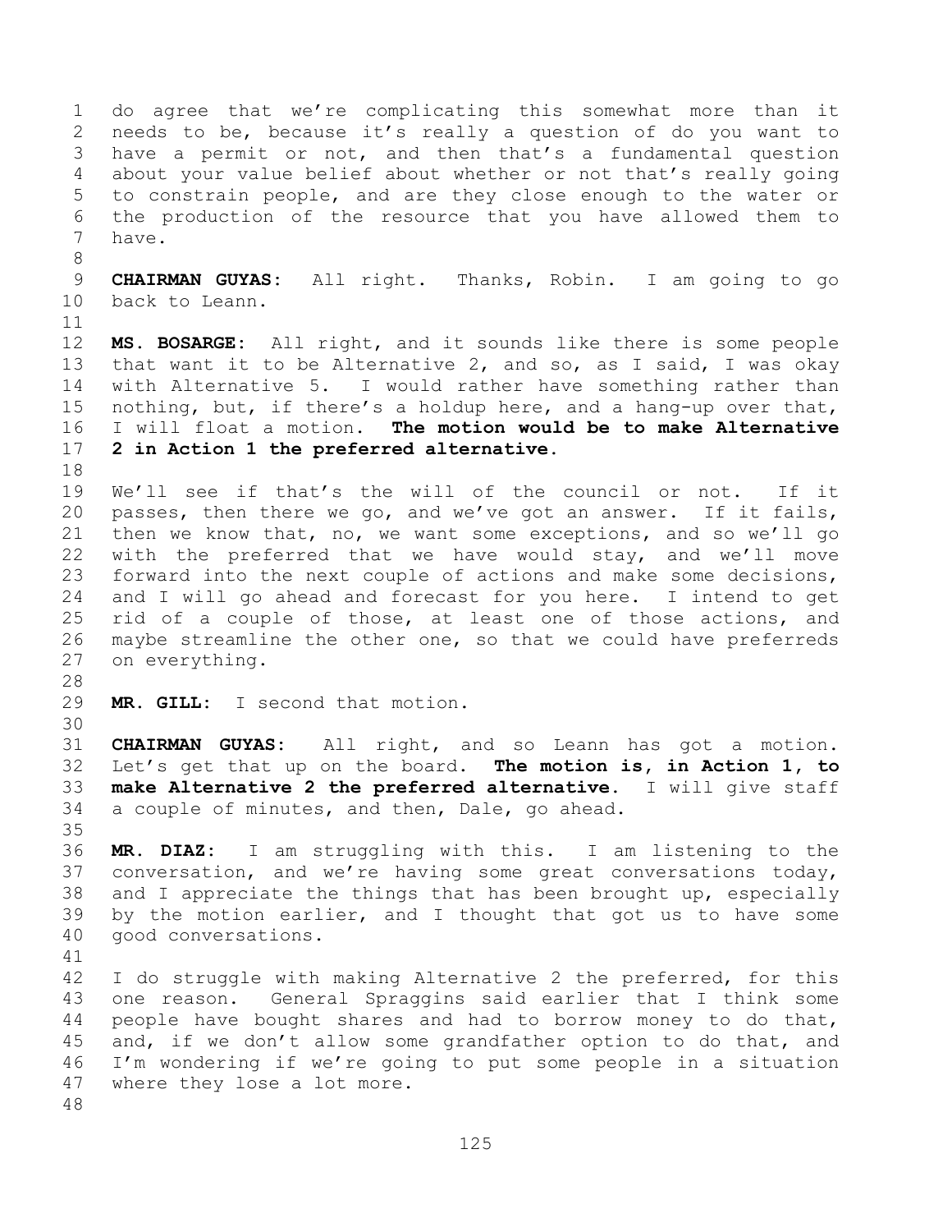do agree that we're complicating this somewhat more than it needs to be, because it's really a question of do you want to have a permit or not, and then that's a fundamental question about your value belief about whether or not that's really going to constrain people, and are they close enough to the water or the production of the resource that you have allowed them to have.

**CHAIRMAN GUYAS:** All right. Thanks, Robin. I am going to go back to Leann.

**MS. BOSARGE:** All right, and it sounds like there is some people that want it to be Alternative 2, and so, as I said, I was okay with Alternative 5. I would rather have something rather than nothing, but, if there's a holdup here, and a hang-up over that, I will float a motion. **The motion would be to make Alternative 2 in Action 1 the preferred alternative.**

We'll see if that's the will of the council or not. If it passes, then there we go, and we've got an answer. If it fails, then we know that, no, we want some exceptions, and so we'll go with the preferred that we have would stay, and we'll move forward into the next couple of actions and make some decisions, and I will go ahead and forecast for you here. I intend to get rid of a couple of those, at least one of those actions, and maybe streamline the other one, so that we could have preferreds on everything.

**MR. GILL:** I second that motion.

**CHAIRMAN GUYAS:** All right, and so Leann has got a motion. Let's get that up on the board. **The motion is, in Action 1, to make Alternative 2 the preferred alternative.** I will give staff a couple of minutes, and then, Dale, go ahead.

**MR. DIAZ:** I am struggling with this. I am listening to the conversation, and we're having some great conversations today, and I appreciate the things that has been brought up, especially by the motion earlier, and I thought that got us to have some good conversations.

I do struggle with making Alternative 2 the preferred, for this one reason. General Spraggins said earlier that I think some people have bought shares and had to borrow money to do that, and, if we don't allow some grandfather option to do that, and I'm wondering if we're going to put some people in a situation where they lose a lot more.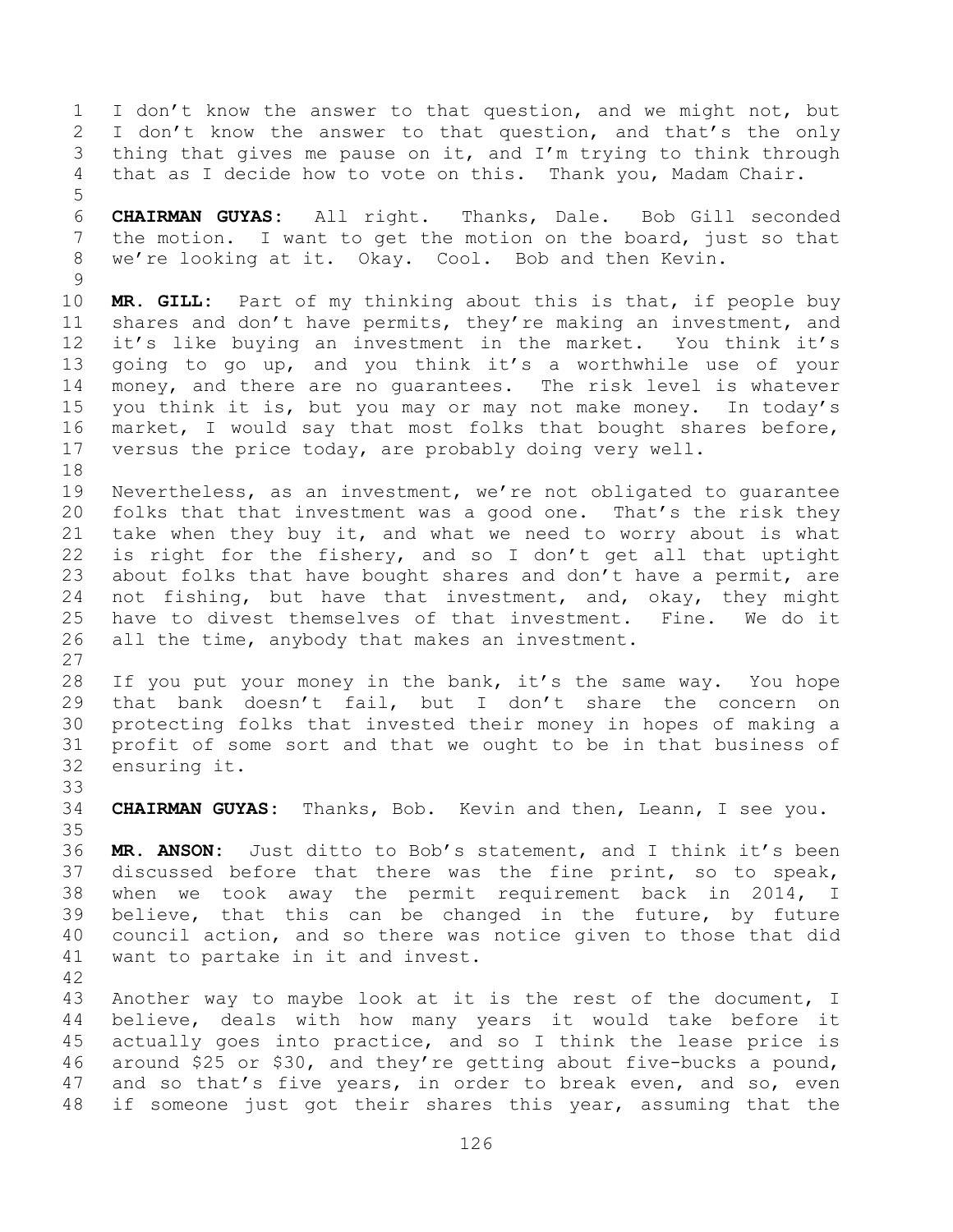I don't know the answer to that question, and we might not, but I don't know the answer to that question, and that's the only thing that gives me pause on it, and I'm trying to think through that as I decide how to vote on this. Thank you, Madam Chair.

**CHAIRMAN GUYAS:** All right. Thanks, Dale. Bob Gill seconded the motion. I want to get the motion on the board, just so that we're looking at it. Okay. Cool. Bob and then Kevin.

**MR. GILL:** Part of my thinking about this is that, if people buy shares and don't have permits, they're making an investment, and it's like buying an investment in the market. You think it's going to go up, and you think it's a worthwhile use of your money, and there are no guarantees. The risk level is whatever you think it is, but you may or may not make money. In today's market, I would say that most folks that bought shares before, versus the price today, are probably doing very well.

Nevertheless, as an investment, we're not obligated to guarantee folks that that investment was a good one. That's the risk they take when they buy it, and what we need to worry about is what is right for the fishery, and so I don't get all that uptight about folks that have bought shares and don't have a permit, are not fishing, but have that investment, and, okay, they might have to divest themselves of that investment. Fine. We do it all the time, anybody that makes an investment.

If you put your money in the bank, it's the same way. You hope that bank doesn't fail, but I don't share the concern on protecting folks that invested their money in hopes of making a profit of some sort and that we ought to be in that business of ensuring it.

**CHAIRMAN GUYAS:** Thanks, Bob. Kevin and then, Leann, I see you.

**MR. ANSON:** Just ditto to Bob's statement, and I think it's been discussed before that there was the fine print, so to speak, when we took away the permit requirement back in 2014, I believe, that this can be changed in the future, by future council action, and so there was notice given to those that did want to partake in it and invest.

Another way to maybe look at it is the rest of the document, I believe, deals with how many years it would take before it actually goes into practice, and so I think the lease price is around $25 or $30, and they're getting about five-bucks a pound, and so that's five years, in order to break even, and so, even if someone just got their shares this year, assuming that the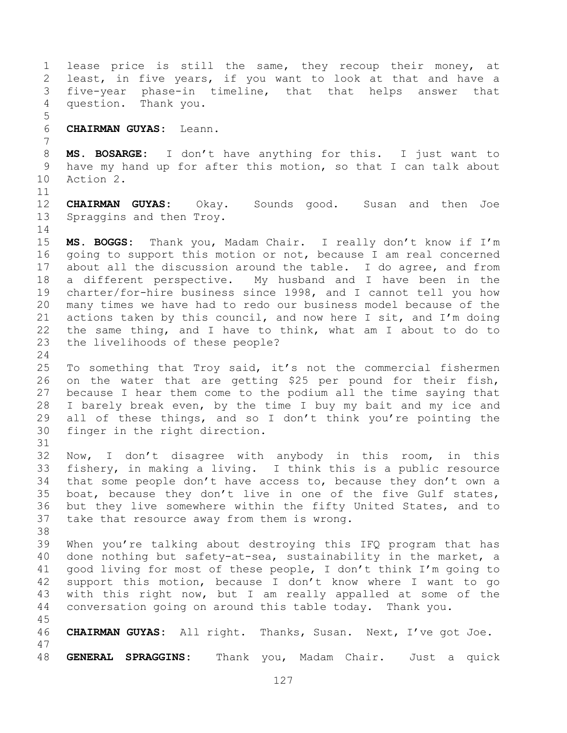lease price is still the same, they recoup their money, at least, in five years, if you want to look at that and have a five-year phase-in timeline, that that helps answer that question. Thank you.

**CHAIRMAN GUYAS:** Leann.

**MS. BOSARGE:** I don't have anything for this. I just want to have my hand up for after this motion, so that I can talk about Action 2.

**CHAIRMAN GUYAS:** Okay. Sounds good. Susan and then Joe Spraggins and then Troy.

**MS. BOGGS:** Thank you, Madam Chair. I really don't know if I'm going to support this motion or not, because I am real concerned about all the discussion around the table. I do agree, and from a different perspective. My husband and I have been in the charter/for-hire business since 1998, and I cannot tell you how many times we have had to redo our business model because of the actions taken by this council, and now here I sit, and I'm doing the same thing, and I have to think, what am I about to do to the livelihoods of these people?

To something that Troy said, it's not the commercial fishermen on the water that are getting $25 per pound for their fish, because I hear them come to the podium all the time saying that I barely break even, by the time I buy my bait and my ice and all of these things, and so I don't think you're pointing the finger in the right direction.

Now, I don't disagree with anybody in this room, in this fishery, in making a living. I think this is a public resource that some people don't have access to, because they don't own a boat, because they don't live in one of the five Gulf states, but they live somewhere within the fifty United States, and to take that resource away from them is wrong.

When you're talking about destroying this IFQ program that has done nothing but safety-at-sea, sustainability in the market, a good living for most of these people, I don't think I'm going to support this motion, because I don't know where I want to go with this right now, but I am really appalled at some of the conversation going on around this table today. Thank you.

**CHAIRMAN GUYAS:** All right. Thanks, Susan. Next, I've got Joe.

**GENERAL SPRAGGINS:** Thank you, Madam Chair. Just a quick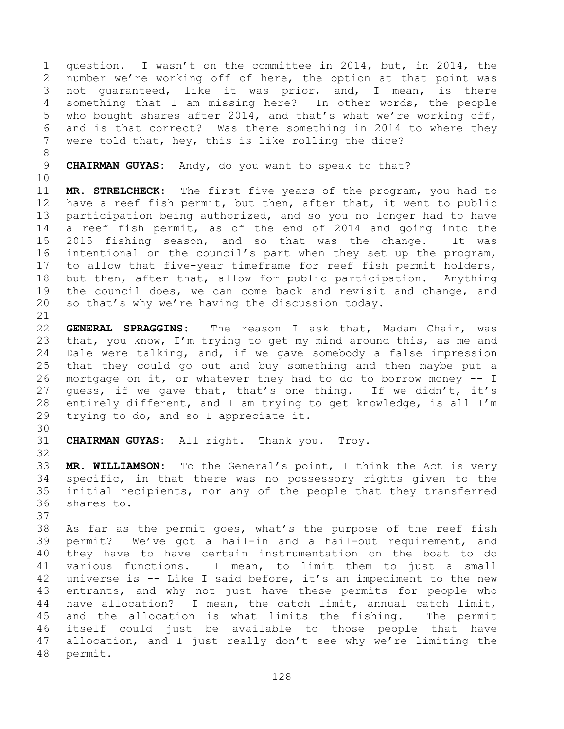question. I wasn't on the committee in 2014, but, in 2014, the number we're working off of here, the option at that point was not guaranteed, like it was prior, and, I mean, is there something that I am missing here? In other words, the people who bought shares after 2014, and that's what we're working off, and is that correct? Was there something in 2014 to where they were told that, hey, this is like rolling the dice?

**CHAIRMAN GUYAS:** Andy, do you want to speak to that?

**MR. STRELCHECK:** The first five years of the program, you had to have a reef fish permit, but then, after that, it went to public participation being authorized, and so you no longer had to have a reef fish permit, as of the end of 2014 and going into the 2015 fishing season, and so that was the change. It was intentional on the council's part when they set up the program, to allow that five-year timeframe for reef fish permit holders, but then, after that, allow for public participation. Anything the council does, we can come back and revisit and change, and so that's why we're having the discussion today.

**GENERAL SPRAGGINS:** The reason I ask that, Madam Chair, was that, you know, I'm trying to get my mind around this, as me and Dale were talking, and, if we gave somebody a false impression that they could go out and buy something and then maybe put a mortgage on it, or whatever they had to do to borrow money -- I guess, if we gave that, that's one thing. If we didn't, it's entirely different, and I am trying to get knowledge, is all I'm trying to do, and so I appreciate it.

**CHAIRMAN GUYAS:** All right. Thank you. Troy.

**MR. WILLIAMSON:** To the General's point, I think the Act is very specific, in that there was no possessory rights given to the initial recipients, nor any of the people that they transferred shares to.

As far as the permit goes, what's the purpose of the reef fish permit? We've got a hail-in and a hail-out requirement, and they have to have certain instrumentation on the boat to do various functions. I mean, to limit them to just a small universe is -- Like I said before, it's an impediment to the new entrants, and why not just have these permits for people who have allocation? I mean, the catch limit, annual catch limit, and the allocation is what limits the fishing. The permit itself could just be available to those people that have allocation, and I just really don't see why we're limiting the permit.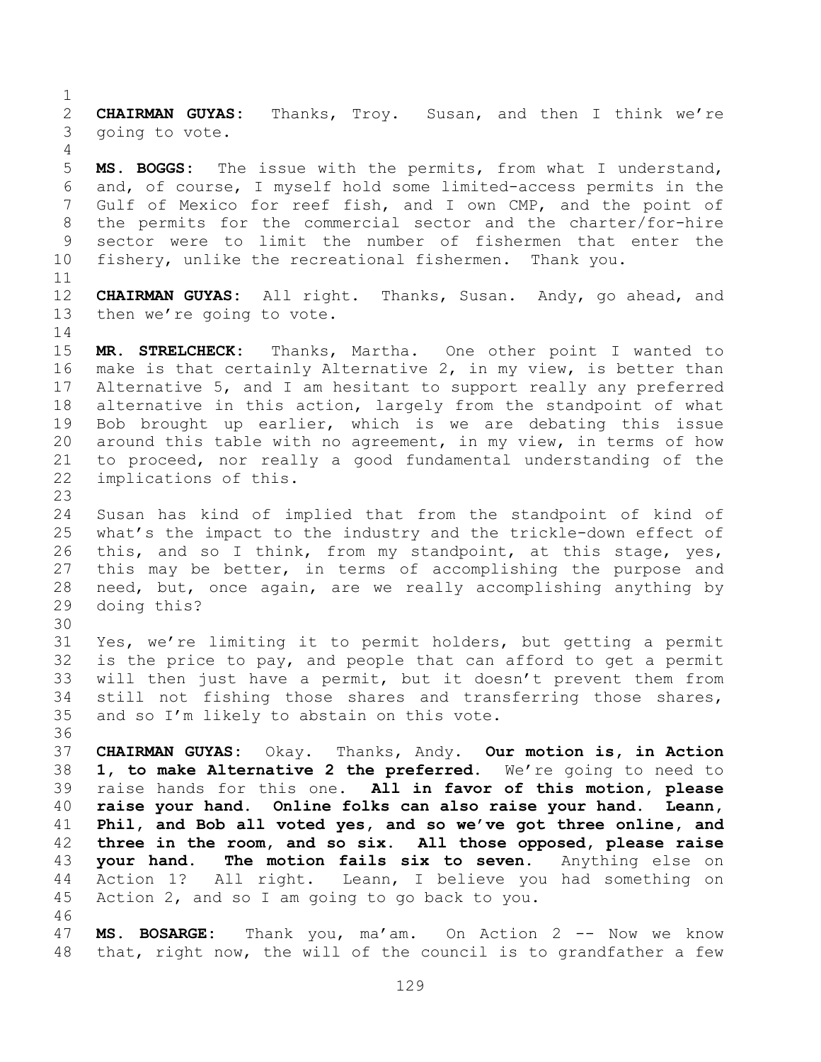**CHAIRMAN GUYAS:** Thanks, Troy. Susan, and then I think we're going to vote.

**MS. BOGGS:** The issue with the permits, from what I understand, and, of course, I myself hold some limited-access permits in the Gulf of Mexico for reef fish, and I own CMP, and the point of the permits for the commercial sector and the charter/for-hire sector were to limit the number of fishermen that enter the fishery, unlike the recreational fishermen. Thank you.

**CHAIRMAN GUYAS:** All right. Thanks, Susan. Andy, go ahead, and then we're going to vote.

**MR. STRELCHECK:** Thanks, Martha. One other point I wanted to make is that certainly Alternative 2, in my view, is better than Alternative 5, and I am hesitant to support really any preferred alternative in this action, largely from the standpoint of what Bob brought up earlier, which is we are debating this issue around this table with no agreement, in my view, in terms of how to proceed, nor really a good fundamental understanding of the implications of this.

Susan has kind of implied that from the standpoint of kind of what's the impact to the industry and the trickle-down effect of this, and so I think, from my standpoint, at this stage, yes, this may be better, in terms of accomplishing the purpose and need, but, once again, are we really accomplishing anything by doing this?

Yes, we're limiting it to permit holders, but getting a permit is the price to pay, and people that can afford to get a permit will then just have a permit, but it doesn't prevent them from still not fishing those shares and transferring those shares, and so I'm likely to abstain on this vote.

**CHAIRMAN GUYAS:** Okay. Thanks, Andy. **Our motion is, in Action 1, to make Alternative 2 the preferred.** We're going to need to raise hands for this one. **All in favor of this motion, please raise your hand. Online folks can also raise your hand. Leann, Phil, and Bob all voted yes, and so we've got three online, and three in the room, and so six. All those opposed, please raise your hand. The motion fails six to seven.** Anything else on Action 1? All right. Leann, I believe you had something on Action 2, and so I am going to go back to you.

**MS. BOSARGE:** Thank you, ma'am. On Action 2 -- Now we know that, right now, the will of the council is to grandfather a few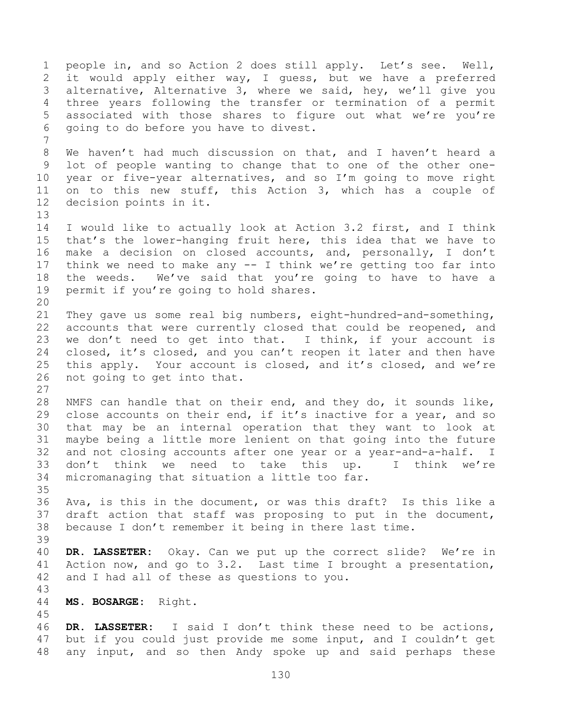people in, and so Action 2 does still apply. Let's see. Well, it would apply either way, I guess, but we have a preferred alternative, Alternative 3, where we said, hey, we'll give you three years following the transfer or termination of a permit associated with those shares to figure out what we're you're going to do before you have to divest.

We haven't had much discussion on that, and I haven't heard a lot of people wanting to change that to one of the other one-year or five-year alternatives, and so I'm going to move right on to this new stuff, this Action 3, which has a couple of decision points in it.

I would like to actually look at Action 3.2 first, and I think that's the lower-hanging fruit here, this idea that we have to make a decision on closed accounts, and, personally, I don't think we need to make any -- I think we're getting too far into the weeds. We've said that you're going to have to have a permit if you're going to hold shares.

They gave us some real big numbers, eight-hundred-and-something, accounts that were currently closed that could be reopened, and we don't need to get into that. I think, if your account is closed, it's closed, and you can't reopen it later and then have this apply. Your account is closed, and it's closed, and we're not going to get into that.

NMFS can handle that on their end, and they do, it sounds like, close accounts on their end, if it's inactive for a year, and so that may be an internal operation that they want to look at maybe being a little more lenient on that going into the future and not closing accounts after one year or a year-and-a-half. I don't think we need to take this up. I think we're micromanaging that situation a little too far.

Ava, is this in the document, or was this draft? Is this like a draft action that staff was proposing to put in the document, because I don't remember it being in there last time.

**DR. LASSETER:** Okay. Can we put up the correct slide? We're in Action now, and go to 3.2. Last time I brought a presentation, and I had all of these as questions to you.

**MS. BOSARGE:** Right.

**DR. LASSETER:** I said I don't think these need to be actions, but if you could just provide me some input, and I couldn't get any input, and so then Andy spoke up and said perhaps these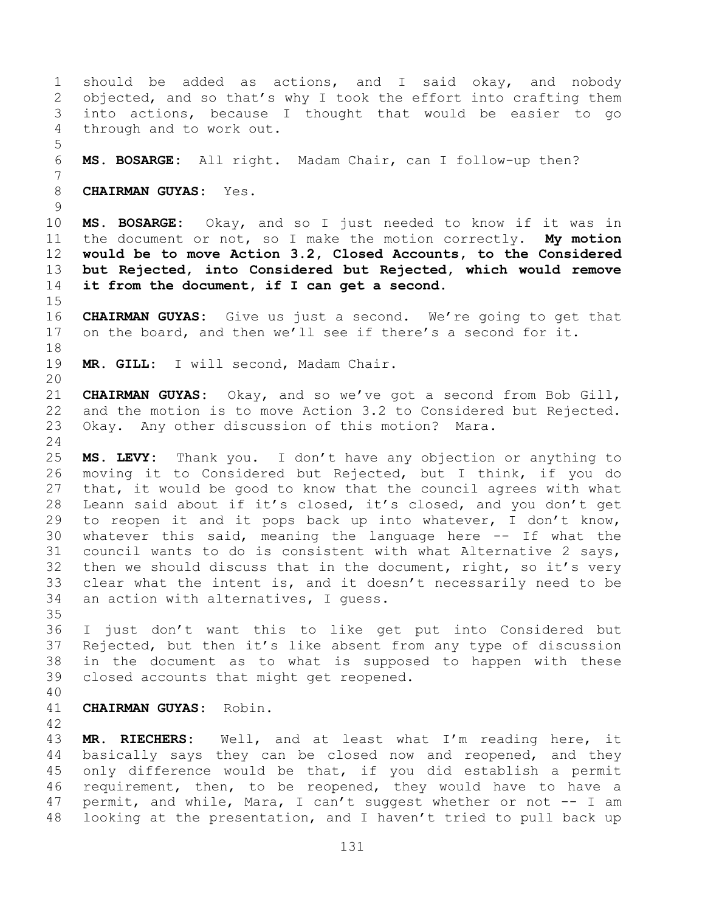should be added as actions, and I said okay, and nobody objected, and so that's why I took the effort into crafting them into actions, because I thought that would be easier to go through and to work out.

**MS. BOSARGE:** All right. Madam Chair, can I follow-up then?

**CHAIRMAN GUYAS:** Yes.

**MS. BOSARGE:** Okay, and so I just needed to know if it was in the document or not, so I make the motion correctly. **My motion would be to move Action 3.2, Closed Accounts, to the Considered but Rejected, into Considered but Rejected, which would remove it from the document, if I can get a second.**

**CHAIRMAN GUYAS:** Give us just a second. We're going to get that on the board, and then we'll see if there's a second for it.

**MR. GILL:** I will second, Madam Chair.

**CHAIRMAN GUYAS:** Okay, and so we've got a second from Bob Gill, and the motion is to move Action 3.2 to Considered but Rejected. Okay. Any other discussion of this motion? Mara.

**MS. LEVY:** Thank you. I don't have any objection or anything to moving it to Considered but Rejected, but I think, if you do that, it would be good to know that the council agrees with what Leann said about if it's closed, it's closed, and you don't get to reopen it and it pops back up into whatever, I don't know, whatever this said, meaning the language here -- If what the council wants to do is consistent with what Alternative 2 says, then we should discuss that in the document, right, so it's very clear what the intent is, and it doesn't necessarily need to be an action with alternatives, I guess.

I just don't want this to like get put into Considered but Rejected, but then it's like absent from any type of discussion in the document as to what is supposed to happen with these closed accounts that might get reopened.

**CHAIRMAN GUYAS:** Robin.

**MR. RIECHERS:** Well, and at least what I'm reading here, it basically says they can be closed now and reopened, and they only difference would be that, if you did establish a permit requirement, then, to be reopened, they would have to have a permit, and while, Mara, I can't suggest whether or not -- I am looking at the presentation, and I haven't tried to pull back up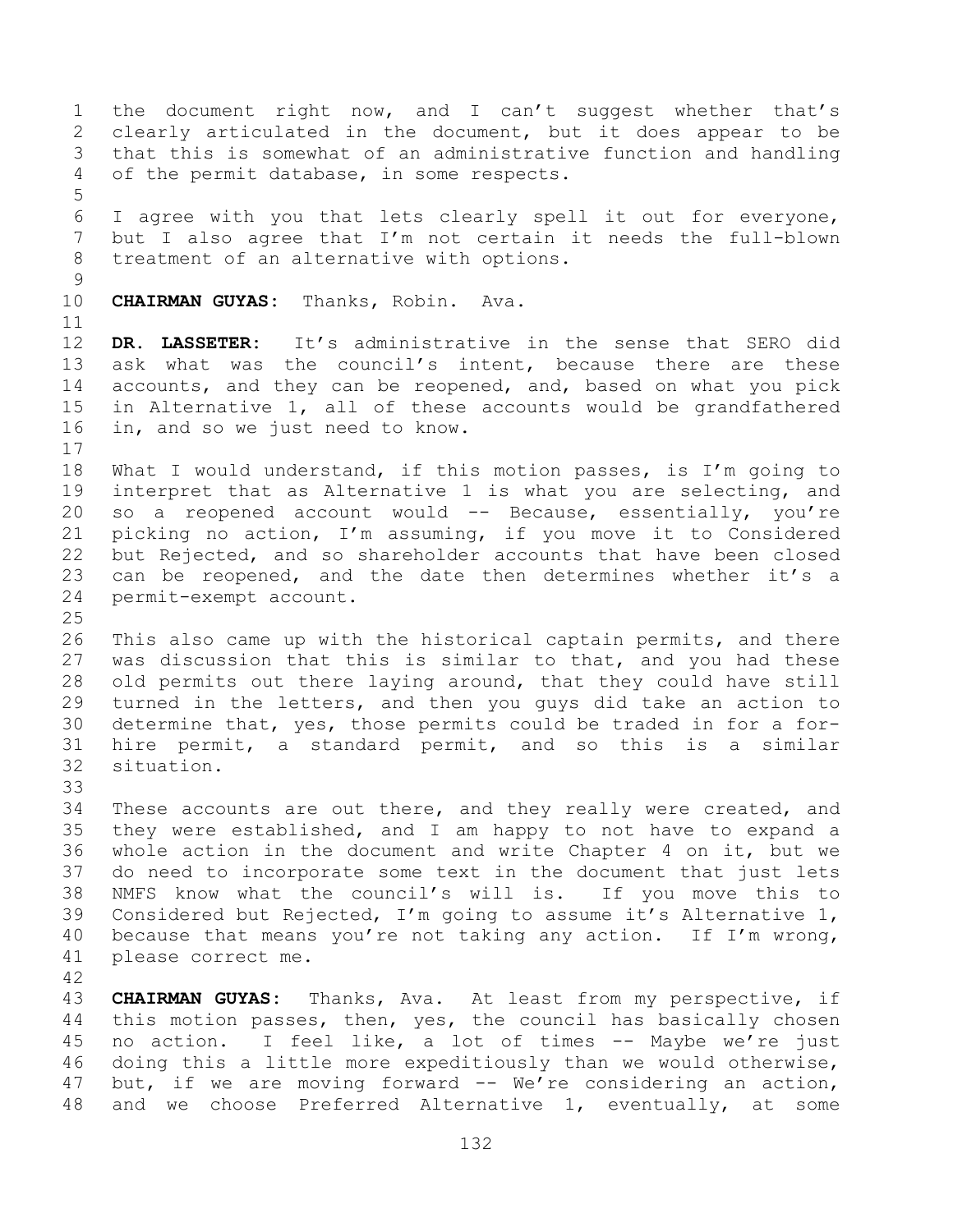the document right now, and I can't suggest whether that's clearly articulated in the document, but it does appear to be that this is somewhat of an administrative function and handling of the permit database, in some respects.

I agree with you that lets clearly spell it out for everyone, but I also agree that I'm not certain it needs the full-blown treatment of an alternative with options.

**CHAIRMAN GUYAS:** Thanks, Robin. Ava.

**DR. LASSETER:** It's administrative in the sense that SERO did ask what was the council's intent, because there are these accounts, and they can be reopened, and, based on what you pick in Alternative 1, all of these accounts would be grandfathered in, and so we just need to know.

What I would understand, if this motion passes, is I'm going to interpret that as Alternative 1 is what you are selecting, and so a reopened account would -- Because, essentially, you're picking no action, I'm assuming, if you move it to Considered but Rejected, and so shareholder accounts that have been closed can be reopened, and the date then determines whether it's a permit-exempt account.

This also came up with the historical captain permits, and there was discussion that this is similar to that, and you had these old permits out there laying around, that they could have still turned in the letters, and then you guys did take an action to determine that, yes, those permits could be traded in for a for-hire permit, a standard permit, and so this is a similar situation.

These accounts are out there, and they really were created, and they were established, and I am happy to not have to expand a whole action in the document and write Chapter 4 on it, but we do need to incorporate some text in the document that just lets NMFS know what the council's will is. If you move this to Considered but Rejected, I'm going to assume it's Alternative 1, because that means you're not taking any action. If I'm wrong, please correct me.

**CHAIRMAN GUYAS:** Thanks, Ava. At least from my perspective, if this motion passes, then, yes, the council has basically chosen no action. I feel like, a lot of times -- Maybe we're just doing this a little more expeditiously than we would otherwise, but, if we are moving forward -- We're considering an action, and we choose Preferred Alternative 1, eventually, at some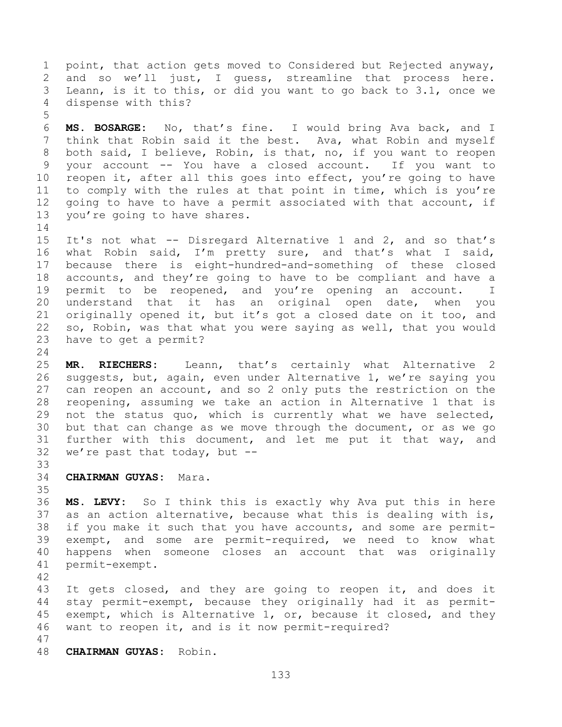point, that action gets moved to Considered but Rejected anyway, and so we'll just, I guess, streamline that process here. Leann, is it to this, or did you want to go back to 3.1, once we dispense with this?

**MS. BOSARGE:** No, that's fine. I would bring Ava back, and I think that Robin said it the best. Ava, what Robin and myself both said, I believe, Robin, is that, no, if you want to reopen your account -- You have a closed account. If you want to reopen it, after all this goes into effect, you're going to have to comply with the rules at that point in time, which is you're going to have to have a permit associated with that account, if you're going to have shares.

It's not what -- Disregard Alternative 1 and 2, and so that's what Robin said, I'm pretty sure, and that's what I said, because there is eight-hundred-and-something of these closed accounts, and they're going to have to be compliant and have a permit to be reopened, and you're opening an account. I understand that it has an original open date, when you originally opened it, but it's got a closed date on it too, and so, Robin, was that what you were saying as well, that you would have to get a permit?

**MR. RIECHERS:** Leann, that's certainly what Alternative 2 suggests, but, again, even under Alternative 1, we're saying you can reopen an account, and so 2 only puts the restriction on the reopening, assuming we take an action in Alternative 1 that is not the status quo, which is currently what we have selected, but that can change as we move through the document, or as we go further with this document, and let me put it that way, and we're past that today, but --

**CHAIRMAN GUYAS:** Mara.

**MS. LEVY:** So I think this is exactly why Ava put this in here as an action alternative, because what this is dealing with is, if you make it such that you have accounts, and some are permit-exempt, and some are permit-required, we need to know what happens when someone closes an account that was originally permit-exempt.

It gets closed, and they are going to reopen it, and does it stay permit-exempt, because they originally had it as permit-exempt, which is Alternative 1, or, because it closed, and they want to reopen it, and is it now permit-required?

**CHAIRMAN GUYAS:** Robin.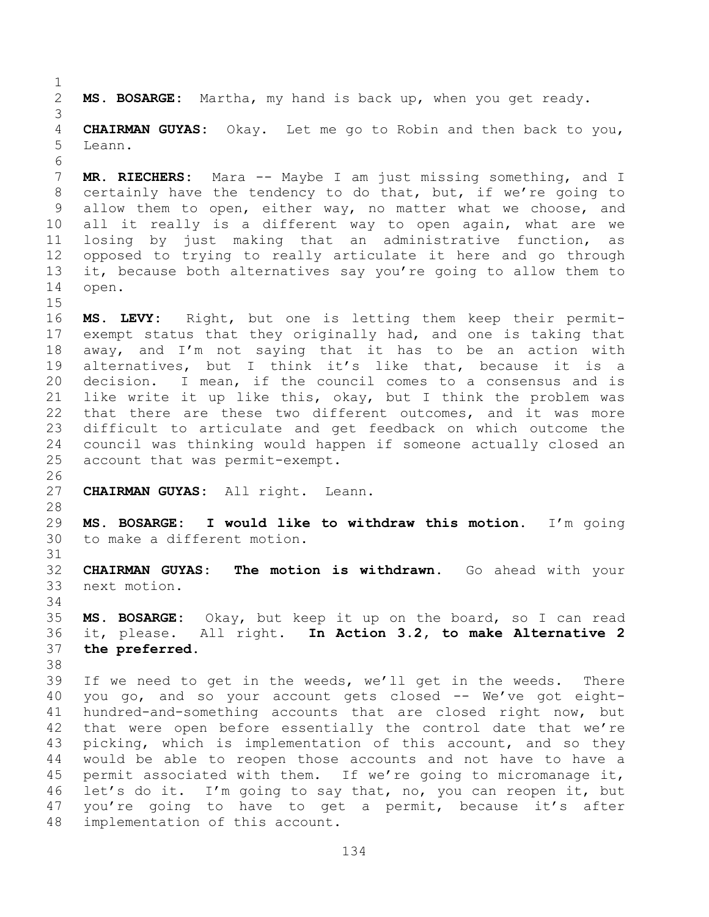**MS. BOSARGE:** Martha, my hand is back up, when you get ready.

**CHAIRMAN GUYAS:** Okay. Let me go to Robin and then back to you, Leann.

**MR. RIECHERS:** Mara -- Maybe I am just missing something, and I certainly have the tendency to do that, but, if we're going to allow them to open, either way, no matter what we choose, and all it really is a different way to open again, what are we losing by just making that an administrative function, as opposed to trying to really articulate it here and go through it, because both alternatives say you're going to allow them to open.

**MS. LEVY:** Right, but one is letting them keep their permit-exempt status that they originally had, and one is taking that away, and I'm not saying that it has to be an action with alternatives, but I think it's like that, because it is a decision. I mean, if the council comes to a consensus and is like write it up like this, okay, but I think the problem was that there are these two different outcomes, and it was more difficult to articulate and get feedback on which outcome the council was thinking would happen if someone actually closed an account that was permit-exempt.

**CHAIRMAN GUYAS:** All right. Leann.

**MS. BOSARGE:** **I would like to withdraw this motion.** I'm going to make a different motion.

**CHAIRMAN GUYAS:** **The motion is withdrawn.** Go ahead with your next motion.

**MS. BOSARGE:** Okay, but keep it up on the board, so I can read it, please. All right. **In Action 3.2, to make Alternative 2 the preferred.**

If we need to get in the weeds, we'll get in the weeds. There you go, and so your account gets closed -- We've got eight-hundred-and-something accounts that are closed right now, but that were open before essentially the control date that we're picking, which is implementation of this account, and so they would be able to reopen those accounts and not have to have a permit associated with them. If we're going to micromanage it, let's do it. I'm going to say that, no, you can reopen it, but you're going to have to get a permit, because it's after implementation of this account.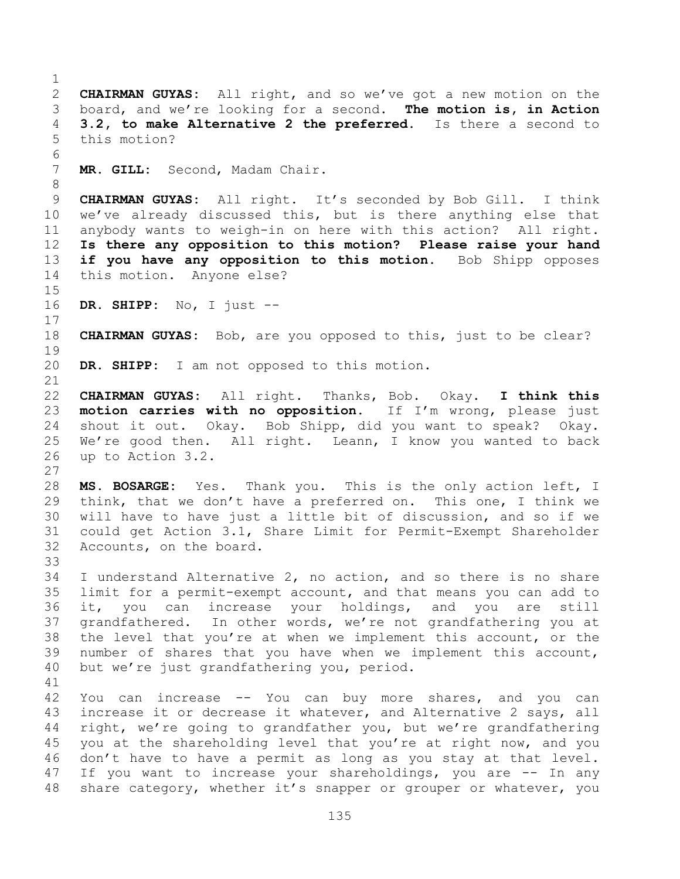**CHAIRMAN GUYAS:** All right, and so we've got a new motion on the board, and we're looking for a second. **The motion is, in Action 3.2, to make Alternative 2 the preferred.** Is there a second to this motion?

**MR. GILL:** Second, Madam Chair.

**CHAIRMAN GUYAS:** All right. It's seconded by Bob Gill. I think we've already discussed this, but is there anything else that anybody wants to weigh-in on here with this action? All right. **Is there any opposition to this motion? Please raise your hand if you have any opposition to this motion.** Bob Shipp opposes this motion. Anyone else?

**DR. SHIPP:** No, I just --

**CHAIRMAN GUYAS:** Bob, are you opposed to this, just to be clear?

**DR. SHIPP:** I am not opposed to this motion.

**CHAIRMAN GUYAS:** All right. Thanks, Bob. Okay. **I think this motion carries with no opposition.** If I'm wrong, please just shout it out. Okay. Bob Shipp, did you want to speak? Okay. We're good then. All right. Leann, I know you wanted to back up to Action 3.2.

**MS. BOSARGE:** Yes. Thank you. This is the only action left, I think, that we don't have a preferred on. This one, I think we will have to have just a little bit of discussion, and so if we could get Action 3.1, Share Limit for Permit-Exempt Shareholder Accounts, on the board.

I understand Alternative 2, no action, and so there is no share limit for a permit-exempt account, and that means you can add to it, you can increase your holdings, and you are still grandfathered. In other words, we're not grandfathering you at the level that you're at when we implement this account, or the number of shares that you have when we implement this account, but we're just grandfathering you, period.

You can increase -- You can buy more shares, and you can increase it or decrease it whatever, and Alternative 2 says, all right, we're going to grandfather you, but we're grandfathering you at the shareholding level that you're at right now, and you don't have to have a permit as long as you stay at that level. If you want to increase your shareholdings, you are -- In any share category, whether it's snapper or grouper or whatever, you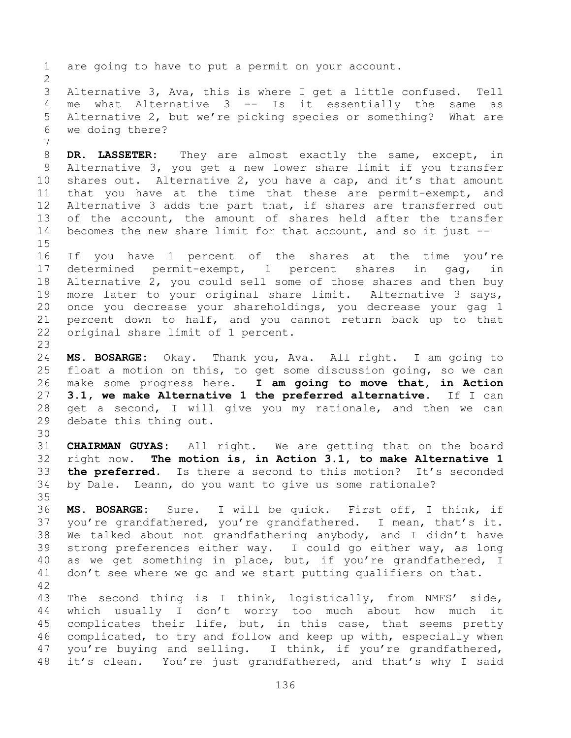are going to have to put a permit on your account.

Alternative 3, Ava, this is where I get a little confused. Tell me what Alternative 3 -- Is it essentially the same as Alternative 2, but we're picking species or something? What are we doing there?

**DR. LASSETER:** They are almost exactly the same, except, in Alternative 3, you get a new lower share limit if you transfer shares out. Alternative 2, you have a cap, and it's that amount that you have at the time that these are permit-exempt, and Alternative 3 adds the part that, if shares are transferred out of the account, the amount of shares held after the transfer becomes the new share limit for that account, and so it just --

If you have 1 percent of the shares at the time you're determined permit-exempt, 1 percent shares in gag, in Alternative 2, you could sell some of those shares and then buy more later to your original share limit. Alternative 3 says, once you decrease your shareholdings, you decrease your gag 1 percent down to half, and you cannot return back up to that original share limit of 1 percent.

**MS. BOSARGE:** Okay. Thank you, Ava. All right. I am going to float a motion on this, to get some discussion going, so we can make some progress here. **I am going to move that, in Action 3.1, we make Alternative 1 the preferred alternative.** If I can get a second, I will give you my rationale, and then we can debate this thing out.

**CHAIRMAN GUYAS:** All right. We are getting that on the board right now. **The motion is, in Action 3.1, to make Alternative 1 the preferred.** Is there a second to this motion? It's seconded by Dale. Leann, do you want to give us some rationale?

**MS. BOSARGE:** Sure. I will be quick. First off, I think, if you're grandfathered, you're grandfathered. I mean, that's it. We talked about not grandfathering anybody, and I didn't have strong preferences either way. I could go either way, as long as we get something in place, but, if you're grandfathered, I don't see where we go and we start putting qualifiers on that.

The second thing is I think, logistically, from NMFS' side, which usually I don't worry too much about how much it complicates their life, but, in this case, that seems pretty complicated, to try and follow and keep up with, especially when you're buying and selling. I think, if you're grandfathered, it's clean. You're just grandfathered, and that's why I said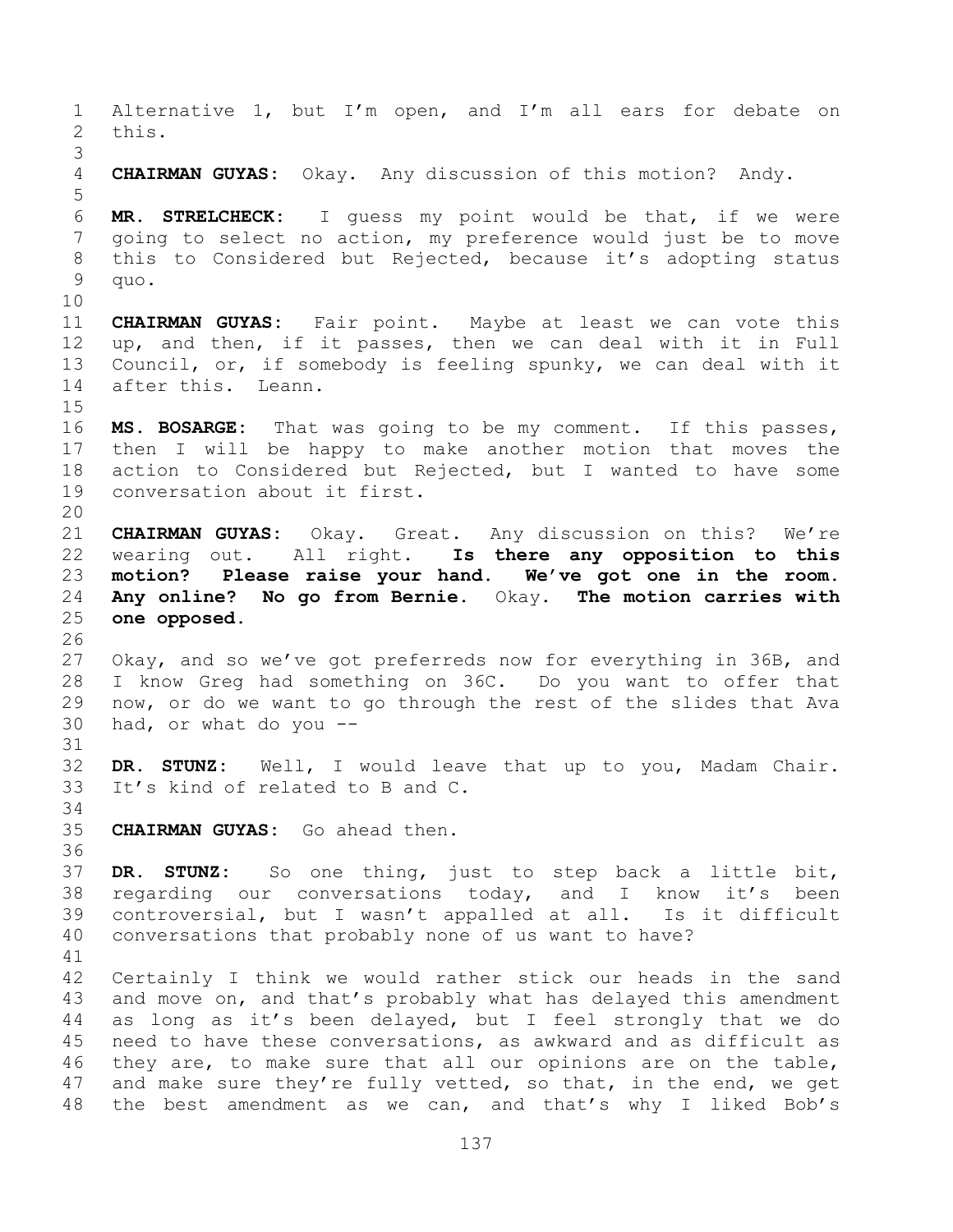Alternative 1, but I'm open, and I'm all ears for debate on this.

**CHAIRMAN GUYAS:** Okay. Any discussion of this motion? Andy.

**MR. STRELCHECK:** I guess my point would be that, if we were going to select no action, my preference would just be to move this to Considered but Rejected, because it's adopting status quo.

**CHAIRMAN GUYAS:** Fair point. Maybe at least we can vote this up, and then, if it passes, then we can deal with it in Full Council, or, if somebody is feeling spunky, we can deal with it after this. Leann.

**MS. BOSARGE:** That was going to be my comment. If this passes, then I will be happy to make another motion that moves the action to Considered but Rejected, but I wanted to have some conversation about it first.

**CHAIRMAN GUYAS:** Okay. Great. Any discussion on this? We're wearing out. All right. **Is there any opposition to this motion? Please raise your hand. We've got one in the room. Any online? No go from Bernie.** Okay. **The motion carries with one opposed.**

Okay, and so we've got preferreds now for everything in 36B, and I know Greg had something on 36C. Do you want to offer that now, or do we want to go through the rest of the slides that Ava had, or what do you --

**DR. STUNZ:** Well, I would leave that up to you, Madam Chair. It's kind of related to B and C.

**CHAIRMAN GUYAS:** Go ahead then.

**DR. STUNZ:** So one thing, just to step back a little bit, regarding our conversations today, and I know it's been controversial, but I wasn't appalled at all. Is it difficult conversations that probably none of us want to have?

Certainly I think we would rather stick our heads in the sand and move on, and that's probably what has delayed this amendment as long as it's been delayed, but I feel strongly that we do need to have these conversations, as awkward and as difficult as they are, to make sure that all our opinions are on the table, and make sure they're fully vetted, so that, in the end, we get the best amendment as we can, and that's why I liked Bob's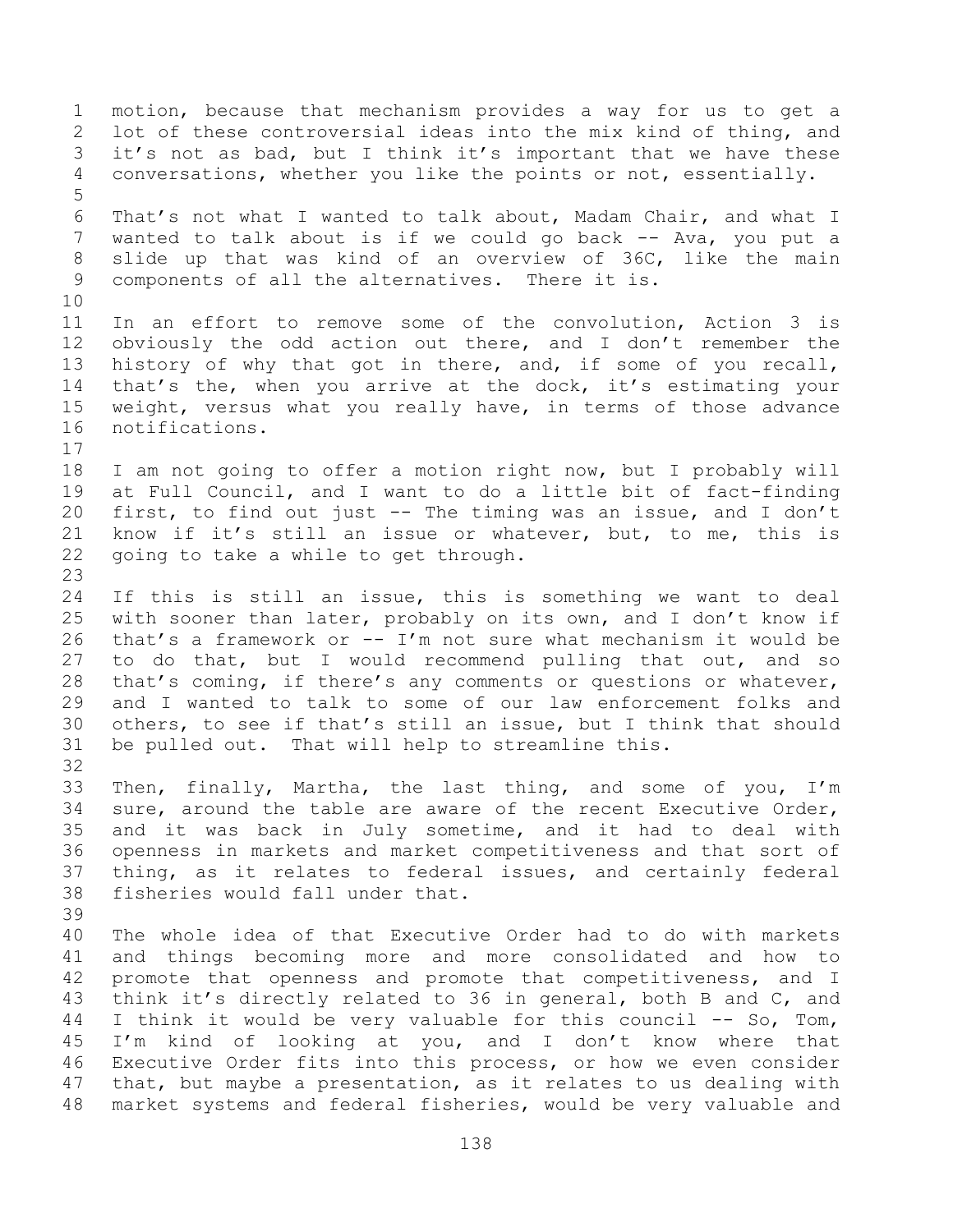motion, because that mechanism provides a way for us to get a lot of these controversial ideas into the mix kind of thing, and it's not as bad, but I think it's important that we have these conversations, whether you like the points or not, essentially.

That's not what I wanted to talk about, Madam Chair, and what I wanted to talk about is if we could go back -- Ava, you put a slide up that was kind of an overview of 36C, like the main components of all the alternatives. There it is.

In an effort to remove some of the convolution, Action 3 is obviously the odd action out there, and I don't remember the history of why that got in there, and, if some of you recall, that's the, when you arrive at the dock, it's estimating your weight, versus what you really have, in terms of those advance notifications.

I am not going to offer a motion right now, but I probably will at Full Council, and I want to do a little bit of fact-finding first, to find out just -- The timing was an issue, and I don't know if it's still an issue or whatever, but, to me, this is going to take a while to get through.

If this is still an issue, this is something we want to deal with sooner than later, probably on its own, and I don't know if that's a framework or -- I'm not sure what mechanism it would be to do that, but I would recommend pulling that out, and so that's coming, if there's any comments or questions or whatever, and I wanted to talk to some of our law enforcement folks and others, to see if that's still an issue, but I think that should be pulled out. That will help to streamline this.

Then, finally, Martha, the last thing, and some of you, I'm sure, around the table are aware of the recent Executive Order, and it was back in July sometime, and it had to deal with openness in markets and market competitiveness and that sort of thing, as it relates to federal issues, and certainly federal fisheries would fall under that.

The whole idea of that Executive Order had to do with markets and things becoming more and more consolidated and how to promote that openness and promote that competitiveness, and I think it's directly related to 36 in general, both B and C, and I think it would be very valuable for this council -- So, Tom, I'm kind of looking at you, and I don't know where that Executive Order fits into this process, or how we even consider that, but maybe a presentation, as it relates to us dealing with market systems and federal fisheries, would be very valuable and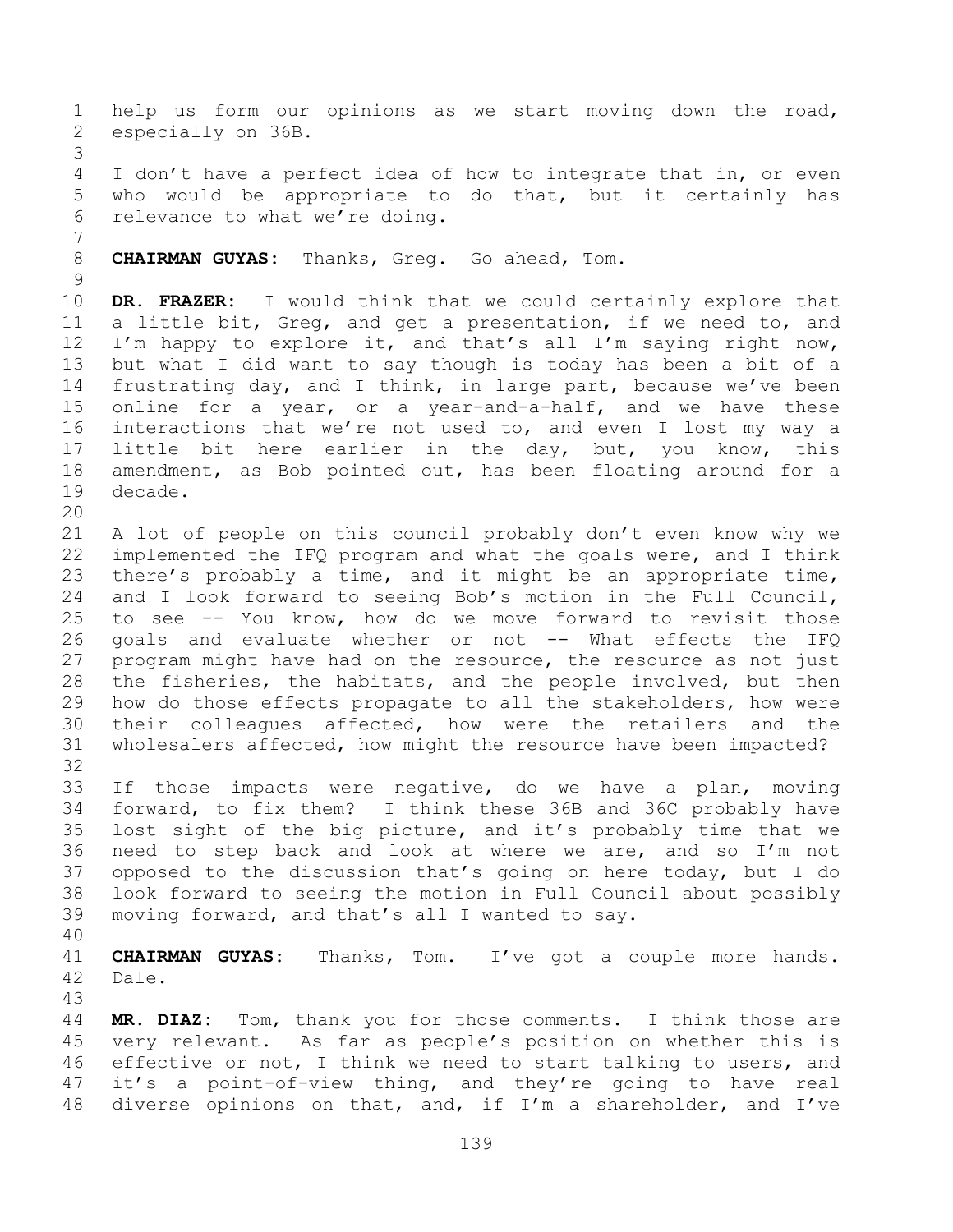help us form our opinions as we start moving down the road, especially on 36B.

I don't have a perfect idea of how to integrate that in, or even who would be appropriate to do that, but it certainly has relevance to what we're doing.

**CHAIRMAN GUYAS:** Thanks, Greg. Go ahead, Tom.

**DR. FRAZER:** I would think that we could certainly explore that a little bit, Greg, and get a presentation, if we need to, and I'm happy to explore it, and that's all I'm saying right now, but what I did want to say though is today has been a bit of a frustrating day, and I think, in large part, because we've been online for a year, or a year-and-a-half, and we have these interactions that we're not used to, and even I lost my way a little bit here earlier in the day, but, you know, this amendment, as Bob pointed out, has been floating around for a decade.

A lot of people on this council probably don't even know why we implemented the IFQ program and what the goals were, and I think there's probably a time, and it might be an appropriate time, and I look forward to seeing Bob's motion in the Full Council, to see -- You know, how do we move forward to revisit those goals and evaluate whether or not -- What effects the IFQ program might have had on the resource, the resource as not just the fisheries, the habitats, and the people involved, but then how do those effects propagate to all the stakeholders, how were their colleagues affected, how were the retailers and the wholesalers affected, how might the resource have been impacted?

If those impacts were negative, do we have a plan, moving forward, to fix them? I think these 36B and 36C probably have lost sight of the big picture, and it's probably time that we need to step back and look at where we are, and so I'm not opposed to the discussion that's going on here today, but I do look forward to seeing the motion in Full Council about possibly moving forward, and that's all I wanted to say.

**CHAIRMAN GUYAS:** Thanks, Tom. I've got a couple more hands. Dale.

**MR. DIAZ:** Tom, thank you for those comments. I think those are very relevant. As far as people's position on whether this is effective or not, I think we need to start talking to users, and it's a point-of-view thing, and they're going to have real diverse opinions on that, and, if I'm a shareholder, and I've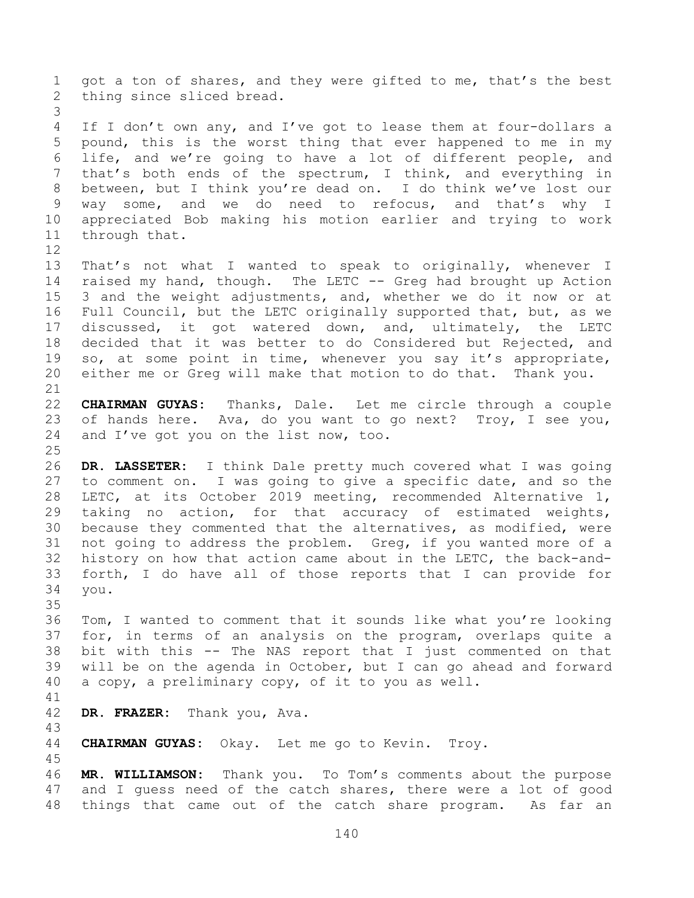got a ton of shares, and they were gifted to me, that's the best thing since sliced bread.

If I don't own any, and I've got to lease them at four-dollars a pound, this is the worst thing that ever happened to me in my life, and we're going to have a lot of different people, and that's both ends of the spectrum, I think, and everything in between, but I think you're dead on. I do think we've lost our way some, and we do need to refocus, and that's why I appreciated Bob making his motion earlier and trying to work through that.

That's not what I wanted to speak to originally, whenever I raised my hand, though. The LETC -- Greg had brought up Action 3 and the weight adjustments, and, whether we do it now or at Full Council, but the LETC originally supported that, but, as we discussed, it got watered down, and, ultimately, the LETC decided that it was better to do Considered but Rejected, and so, at some point in time, whenever you say it's appropriate, either me or Greg will make that motion to do that. Thank you.

**CHAIRMAN GUYAS:** Thanks, Dale. Let me circle through a couple of hands here. Ava, do you want to go next? Troy, I see you, and I've got you on the list now, too.

**DR. LASSETER:** I think Dale pretty much covered what I was going to comment on. I was going to give a specific date, and so the LETC, at its October 2019 meeting, recommended Alternative 1, taking no action, for that accuracy of estimated weights, because they commented that the alternatives, as modified, were not going to address the problem. Greg, if you wanted more of a history on how that action came about in the LETC, the back-and-forth, I do have all of those reports that I can provide for you.

Tom, I wanted to comment that it sounds like what you're looking for, in terms of an analysis on the program, overlaps quite a bit with this -- The NAS report that I just commented on that will be on the agenda in October, but I can go ahead and forward a copy, a preliminary copy, of it to you as well.

**DR. FRAZER:** Thank you, Ava.

**CHAIRMAN GUYAS:** Okay. Let me go to Kevin. Troy.

**MR. WILLIAMSON:** Thank you. To Tom's comments about the purpose and I guess need of the catch shares, there were a lot of good things that came out of the catch share program. As far an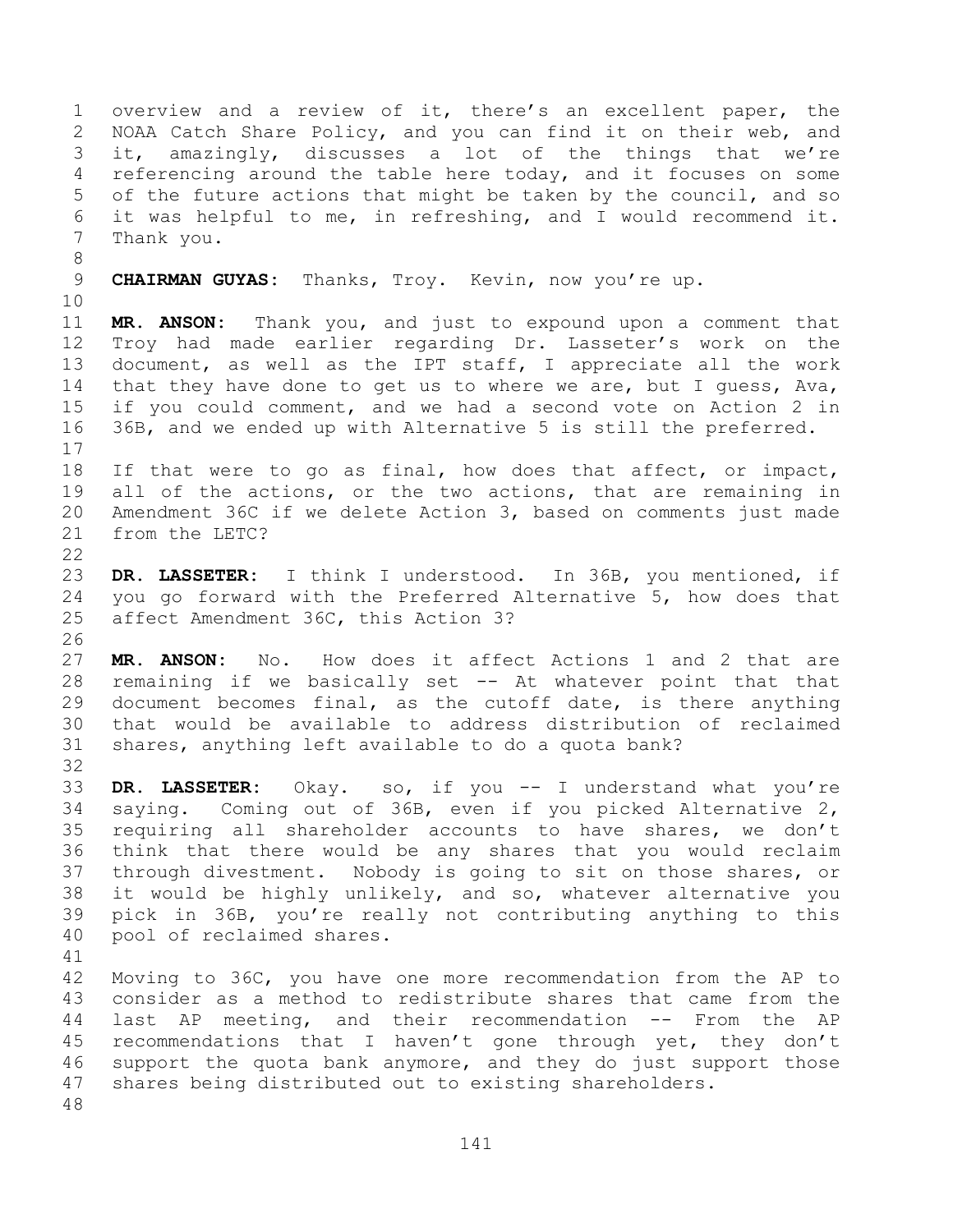overview and a review of it, there's an excellent paper, the NOAA Catch Share Policy, and you can find it on their web, and it, amazingly, discusses a lot of the things that we're referencing around the table here today, and it focuses on some of the future actions that might be taken by the council, and so it was helpful to me, in refreshing, and I would recommend it. Thank you.

**CHAIRMAN GUYAS:** Thanks, Troy. Kevin, now you're up.

**MR. ANSON:** Thank you, and just to expound upon a comment that Troy had made earlier regarding Dr. Lasseter's work on the document, as well as the IPT staff, I appreciate all the work that they have done to get us to where we are, but I guess, Ava, if you could comment, and we had a second vote on Action 2 in 36B, and we ended up with Alternative 5 is still the preferred.

If that were to go as final, how does that affect, or impact, all of the actions, or the two actions, that are remaining in Amendment 36C if we delete Action 3, based on comments just made from the LETC?

**DR. LASSETER:** I think I understood. In 36B, you mentioned, if you go forward with the Preferred Alternative 5, how does that affect Amendment 36C, this Action 3?

**MR. ANSON:** No. How does it affect Actions 1 and 2 that are remaining if we basically set -- At whatever point that that document becomes final, as the cutoff date, is there anything that would be available to address distribution of reclaimed shares, anything left available to do a quota bank?

**DR. LASSETER:** Okay. so, if you -- I understand what you're saying. Coming out of 36B, even if you picked Alternative 2, requiring all shareholder accounts to have shares, we don't think that there would be any shares that you would reclaim through divestment. Nobody is going to sit on those shares, or it would be highly unlikely, and so, whatever alternative you pick in 36B, you're really not contributing anything to this pool of reclaimed shares.

Moving to 36C, you have one more recommendation from the AP to consider as a method to redistribute shares that came from the last AP meeting, and their recommendation -- From the AP recommendations that I haven't gone through yet, they don't support the quota bank anymore, and they do just support those shares being distributed out to existing shareholders.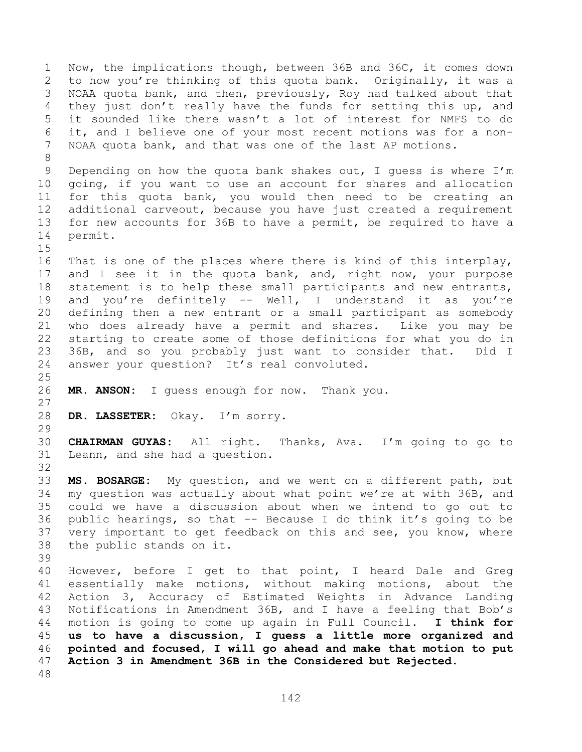Now, the implications though, between 36B and 36C, it comes down to how you're thinking of this quota bank. Originally, it was a NOAA quota bank, and then, previously, Roy had talked about that they just don't really have the funds for setting this up, and it sounded like there wasn't a lot of interest for NMFS to do it, and I believe one of your most recent motions was for a non-NOAA quota bank, and that was one of the last AP motions.

Depending on how the quota bank shakes out, I guess is where I'm going, if you want to use an account for shares and allocation for this quota bank, you would then need to be creating an additional carveout, because you have just created a requirement for new accounts for 36B to have a permit, be required to have a permit.

That is one of the places where there is kind of this interplay, and I see it in the quota bank, and, right now, your purpose statement is to help these small participants and new entrants, and you're definitely -- Well, I understand it as you're defining then a new entrant or a small participant as somebody who does already have a permit and shares. Like you may be starting to create some of those definitions for what you do in 36B, and so you probably just want to consider that. Did I answer your question? It's real convoluted.

**MR. ANSON:** I guess enough for now. Thank you.

**DR. LASSETER:** Okay. I'm sorry.

**CHAIRMAN GUYAS:** All right. Thanks, Ava. I'm going to go to Leann, and she had a question.

**MS. BOSARGE:** My question, and we went on a different path, but my question was actually about what point we're at with 36B, and could we have a discussion about when we intend to go out to public hearings, so that -- Because I do think it's going to be very important to get feedback on this and see, you know, where the public stands on it.

However, before I get to that point, I heard Dale and Greg essentially make motions, without making motions, about the Action 3, Accuracy of Estimated Weights in Advance Landing Notifications in Amendment 36B, and I have a feeling that Bob's motion is going to come up again in Full Council. **I think for us to have a discussion, I guess a little more organized and pointed and focused, I will go ahead and make that motion to put Action 3 in Amendment 36B in the Considered but Rejected.**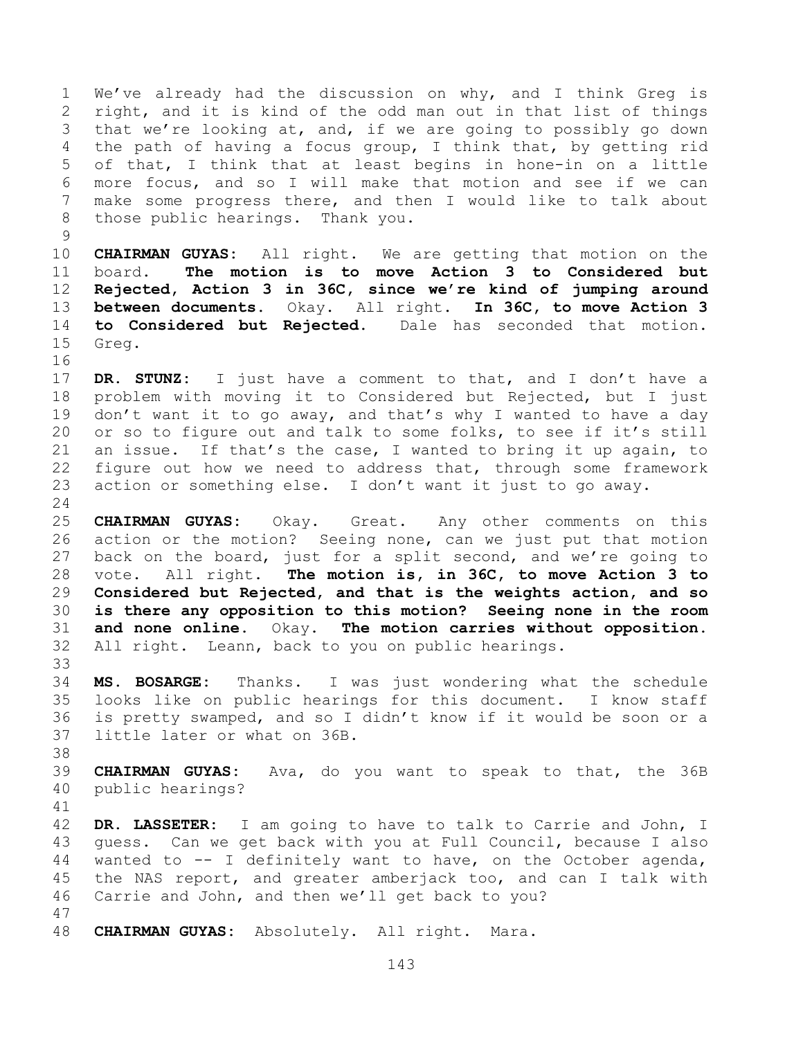We've already had the discussion on why, and I think Greg is right, and it is kind of the odd man out in that list of things that we're looking at, and, if we are going to possibly go down the path of having a focus group, I think that, by getting rid of that, I think that at least begins in hone-in on a little more focus, and so I will make that motion and see if we can make some progress there, and then I would like to talk about those public hearings. Thank you.

**CHAIRMAN GUYAS:** All right. We are getting that motion on the board. **The motion is to move Action 3 to Considered but Rejected, Action 3 in 36C, since we're kind of jumping around between documents.** Okay. All right. **In 36C, to move Action 3 to Considered but Rejected.** Dale has seconded that motion. Greg.

**DR. STUNZ:** I just have a comment to that, and I don't have a problem with moving it to Considered but Rejected, but I just don't want it to go away, and that's why I wanted to have a day or so to figure out and talk to some folks, to see if it's still an issue. If that's the case, I wanted to bring it up again, to figure out how we need to address that, through some framework action or something else. I don't want it just to go away.

**CHAIRMAN GUYAS:** Okay. Great. Any other comments on this action or the motion? Seeing none, can we just put that motion back on the board, just for a split second, and we're going to vote. All right. **The motion is, in 36C, to move Action 3 to Considered but Rejected, and that is the weights action, and so is there any opposition to this motion? Seeing none in the room and none online.** Okay. **The motion carries without opposition.** All right. Leann, back to you on public hearings.

**MS. BOSARGE:** Thanks. I was just wondering what the schedule looks like on public hearings for this document. I know staff is pretty swamped, and so I didn't know if it would be soon or a little later or what on 36B.

**CHAIRMAN GUYAS:** Ava, do you want to speak to that, the 36B public hearings?

**DR. LASSETER:** I am going to have to talk to Carrie and John, I guess. Can we get back with you at Full Council, because I also wanted to -- I definitely want to have, on the October agenda, the NAS report, and greater amberjack too, and can I talk with Carrie and John, and then we'll get back to you?

**CHAIRMAN GUYAS:** Absolutely. All right. Mara.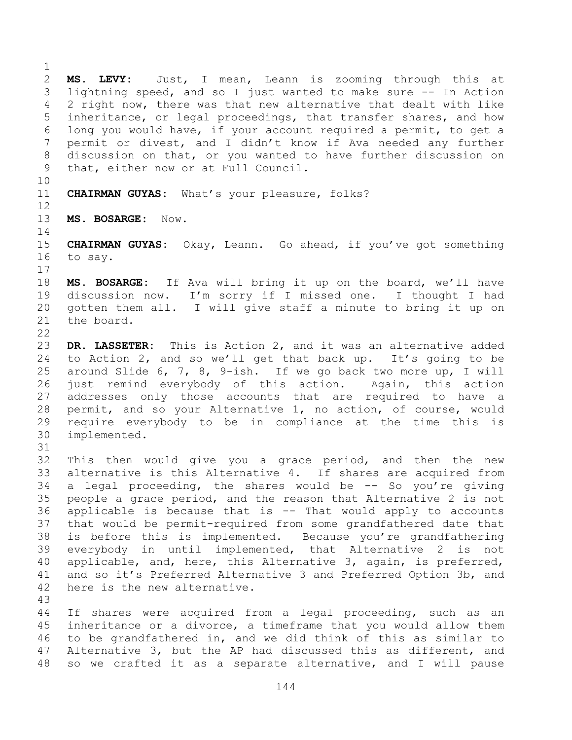**MS. LEVY:** Just, I mean, Leann is zooming through this at lightning speed, and so I just wanted to make sure -- In Action 2 right now, there was that new alternative that dealt with like inheritance, or legal proceedings, that transfer shares, and how long you would have, if your account required a permit, to get a permit or divest, and I didn't know if Ava needed any further discussion on that, or you wanted to have further discussion on that, either now or at Full Council.

**CHAIRMAN GUYAS:** What's your pleasure, folks?

**MS. BOSARGE:** Now.

**CHAIRMAN GUYAS:** Okay, Leann. Go ahead, if you've got something to say.

**MS. BOSARGE:** If Ava will bring it up on the board, we'll have discussion now. I'm sorry if I missed one. I thought I had gotten them all. I will give staff a minute to bring it up on the board.

**DR. LASSETER:** This is Action 2, and it was an alternative added to Action 2, and so we'll get that back up. It's going to be around Slide 6, 7, 8, 9-ish. If we go back two more up, I will just remind everybody of this action. Again, this action addresses only those accounts that are required to have a permit, and so your Alternative 1, no action, of course, would require everybody to be in compliance at the time this is implemented.

This then would give you a grace period, and then the new alternative is this Alternative 4. If shares are acquired from a legal proceeding, the shares would be -- So you're giving people a grace period, and the reason that Alternative 2 is not applicable is because that is -- That would apply to accounts that would be permit-required from some grandfathered date that is before this is implemented. Because you're grandfathering everybody in until implemented, that Alternative 2 is not applicable, and, here, this Alternative 3, again, is preferred, and so it's Preferred Alternative 3 and Preferred Option 3b, and here is the new alternative.

If shares were acquired from a legal proceeding, such as an inheritance or a divorce, a timeframe that you would allow them to be grandfathered in, and we did think of this as similar to Alternative 3, but the AP had discussed this as different, and so we crafted it as a separate alternative, and I will pause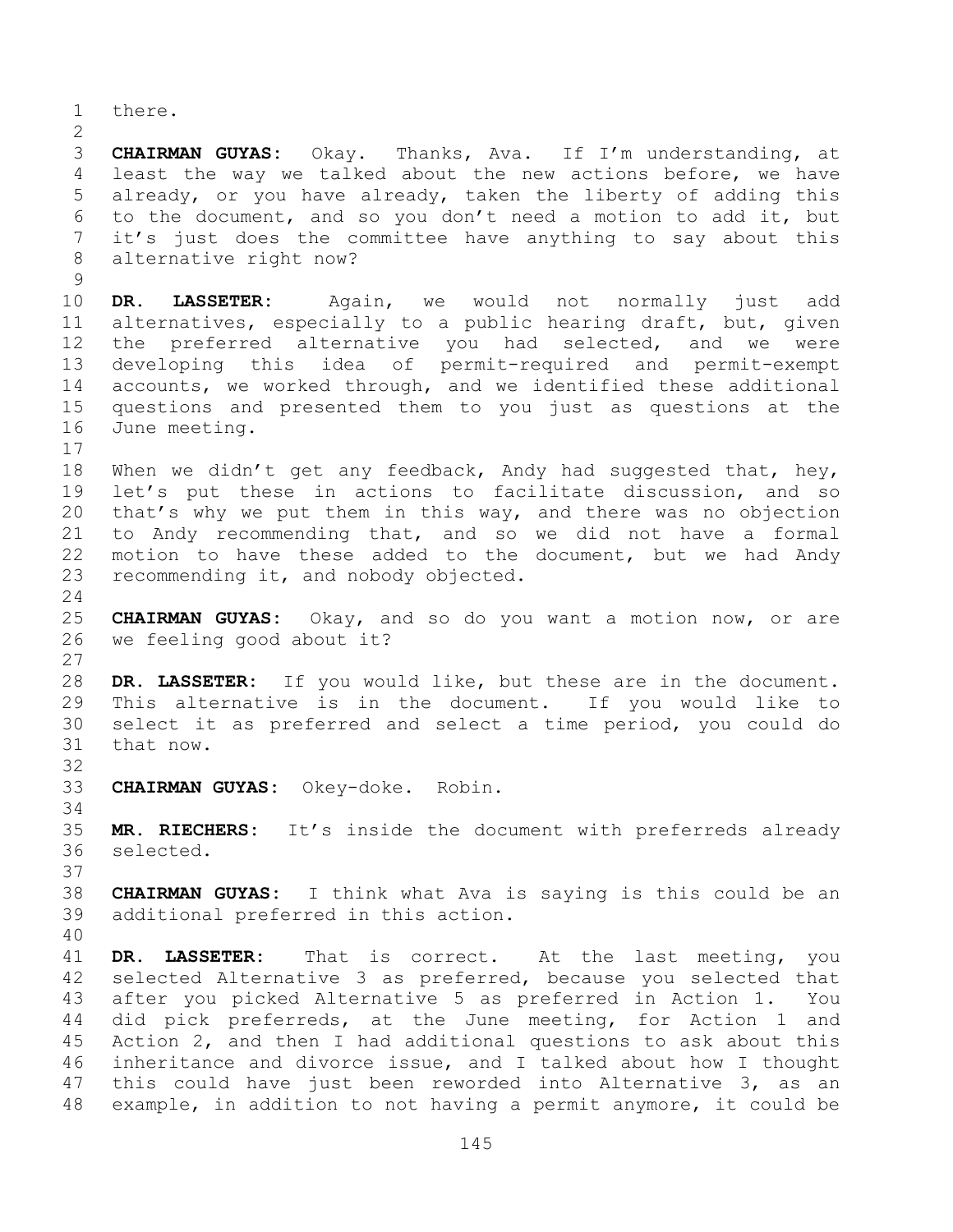there.

**CHAIRMAN GUYAS:** Okay. Thanks, Ava. If I'm understanding, at least the way we talked about the new actions before, we have already, or you have already, taken the liberty of adding this to the document, and so you don't need a motion to add it, but it's just does the committee have anything to say about this alternative right now?

**DR. LASSETER:** Again, we would not normally just add alternatives, especially to a public hearing draft, but, given the preferred alternative you had selected, and we were developing this idea of permit-required and permit-exempt accounts, we worked through, and we identified these additional questions and presented them to you just as questions at the June meeting.

When we didn't get any feedback, Andy had suggested that, hey, let's put these in actions to facilitate discussion, and so that's why we put them in this way, and there was no objection to Andy recommending that, and so we did not have a formal motion to have these added to the document, but we had Andy recommending it, and nobody objected.

**CHAIRMAN GUYAS:** Okay, and so do you want a motion now, or are we feeling good about it?

**DR. LASSETER:** If you would like, but these are in the document. This alternative is in the document. If you would like to select it as preferred and select a time period, you could do that now.

**CHAIRMAN GUYAS:** Okey-doke. Robin.

**MR. RIECHERS:** It's inside the document with preferreds already selected.

**CHAIRMAN GUYAS:** I think what Ava is saying is this could be an additional preferred in this action.

**DR. LASSETER:** That is correct. At the last meeting, you selected Alternative 3 as preferred, because you selected that after you picked Alternative 5 as preferred in Action 1. You did pick preferreds, at the June meeting, for Action 1 and Action 2, and then I had additional questions to ask about this inheritance and divorce issue, and I talked about how I thought this could have just been reworded into Alternative 3, as an example, in addition to not having a permit anymore, it could be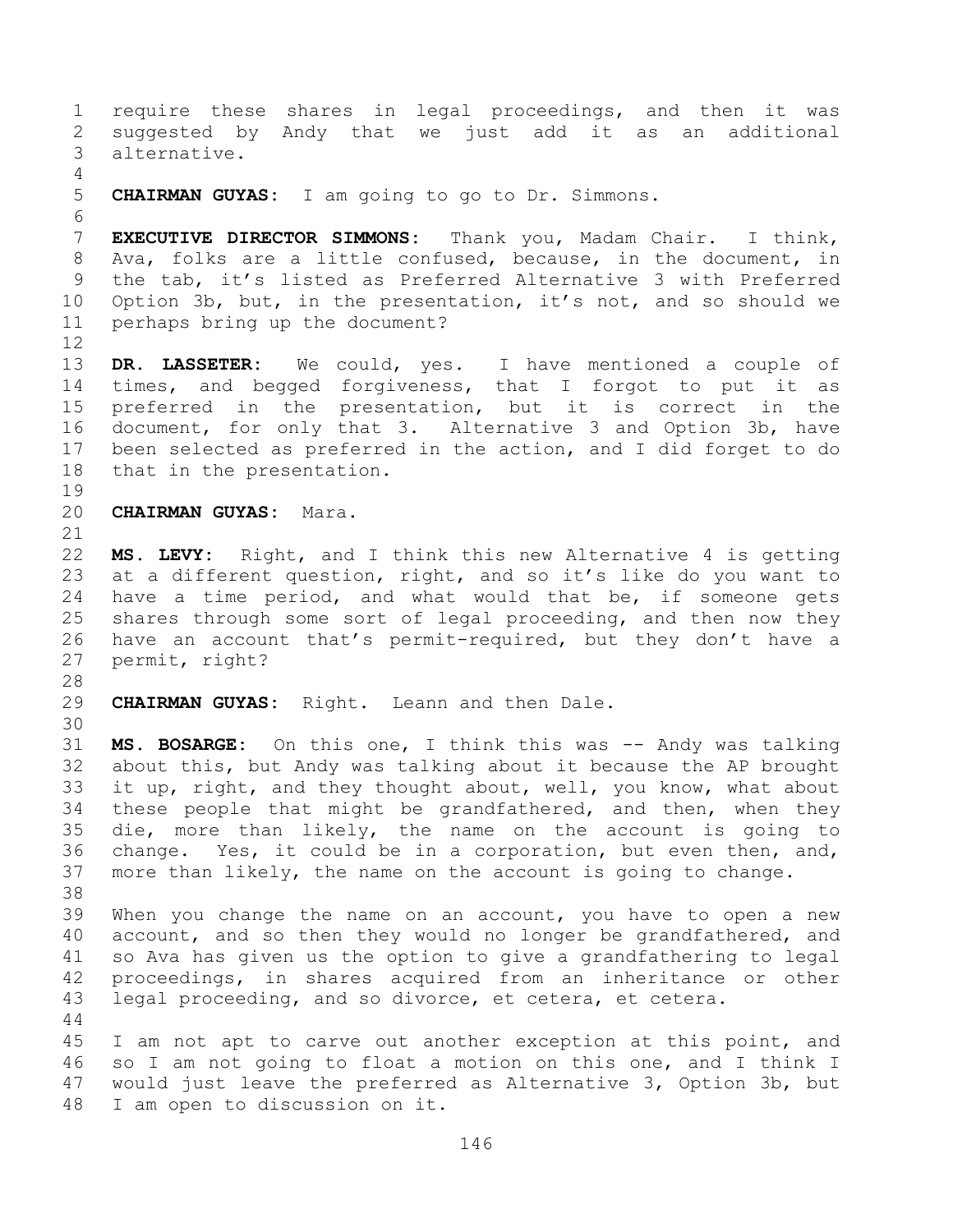require these shares in legal proceedings, and then it was suggested by Andy that we just add it as an additional alternative.

**CHAIRMAN GUYAS:** I am going to go to Dr. Simmons.

**EXECUTIVE DIRECTOR SIMMONS:** Thank you, Madam Chair. I think, Ava, folks are a little confused, because, in the document, in the tab, it's listed as Preferred Alternative 3 with Preferred Option 3b, but, in the presentation, it's not, and so should we perhaps bring up the document?

**DR. LASSETER:** We could, yes. I have mentioned a couple of times, and begged forgiveness, that I forgot to put it as preferred in the presentation, but it is correct in the document, for only that 3. Alternative 3 and Option 3b, have been selected as preferred in the action, and I did forget to do that in the presentation.

**CHAIRMAN GUYAS:** Mara.

**MS. LEVY:** Right, and I think this new Alternative 4 is getting at a different question, right, and so it's like do you want to have a time period, and what would that be, if someone gets shares through some sort of legal proceeding, and then now they have an account that's permit-required, but they don't have a permit, right?

**CHAIRMAN GUYAS:** Right. Leann and then Dale.

**MS. BOSARGE:** On this one, I think this was -- Andy was talking about this, but Andy was talking about it because the AP brought it up, right, and they thought about, well, you know, what about these people that might be grandfathered, and then, when they die, more than likely, the name on the account is going to change. Yes, it could be in a corporation, but even then, and, more than likely, the name on the account is going to change.

When you change the name on an account, you have to open a new account, and so then they would no longer be grandfathered, and so Ava has given us the option to give a grandfathering to legal proceedings, in shares acquired from an inheritance or other legal proceeding, and so divorce, et cetera, et cetera.

I am not apt to carve out another exception at this point, and so I am not going to float a motion on this one, and I think I would just leave the preferred as Alternative 3, Option 3b, but I am open to discussion on it.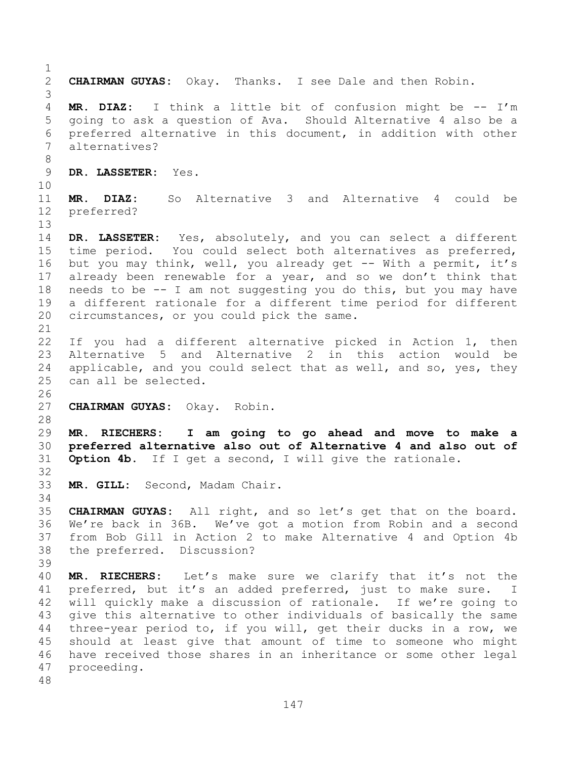**CHAIRMAN GUYAS:** Okay. Thanks. I see Dale and then Robin.

**MR. DIAZ:** I think a little bit of confusion might be -- I'm going to ask a question of Ava. Should Alternative 4 also be a preferred alternative in this document, in addition with other alternatives?

**DR. LASSETER:** Yes.

**MR. DIAZ:** So Alternative 3 and Alternative 4 could be preferred?

**DR. LASSETER:** Yes, absolutely, and you can select a different time period. You could select both alternatives as preferred, but you may think, well, you already get -- With a permit, it's already been renewable for a year, and so we don't think that needs to be -- I am not suggesting you do this, but you may have a different rationale for a different time period for different circumstances, or you could pick the same.

If you had a different alternative picked in Action 1, then Alternative 5 and Alternative 2 in this action would be applicable, and you could select that as well, and so, yes, they can all be selected.

**CHAIRMAN GUYAS:** Okay. Robin.

**MR. RIECHERS:** **I am going to go ahead and move to make a preferred alternative also out of Alternative 4 and also out of Option 4b.** If I get a second, I will give the rationale.

**MR. GILL:** Second, Madam Chair.

**CHAIRMAN GUYAS:** All right, and so let's get that on the board. We're back in 36B. We've got a motion from Robin and a second from Bob Gill in Action 2 to make Alternative 4 and Option 4b the preferred. Discussion?

**MR. RIECHERS:** Let's make sure we clarify that it's not the preferred, but it's an added preferred, just to make sure. I will quickly make a discussion of rationale. If we're going to give this alternative to other individuals of basically the same three-year period to, if you will, get their ducks in a row, we should at least give that amount of time to someone who might have received those shares in an inheritance or some other legal proceeding.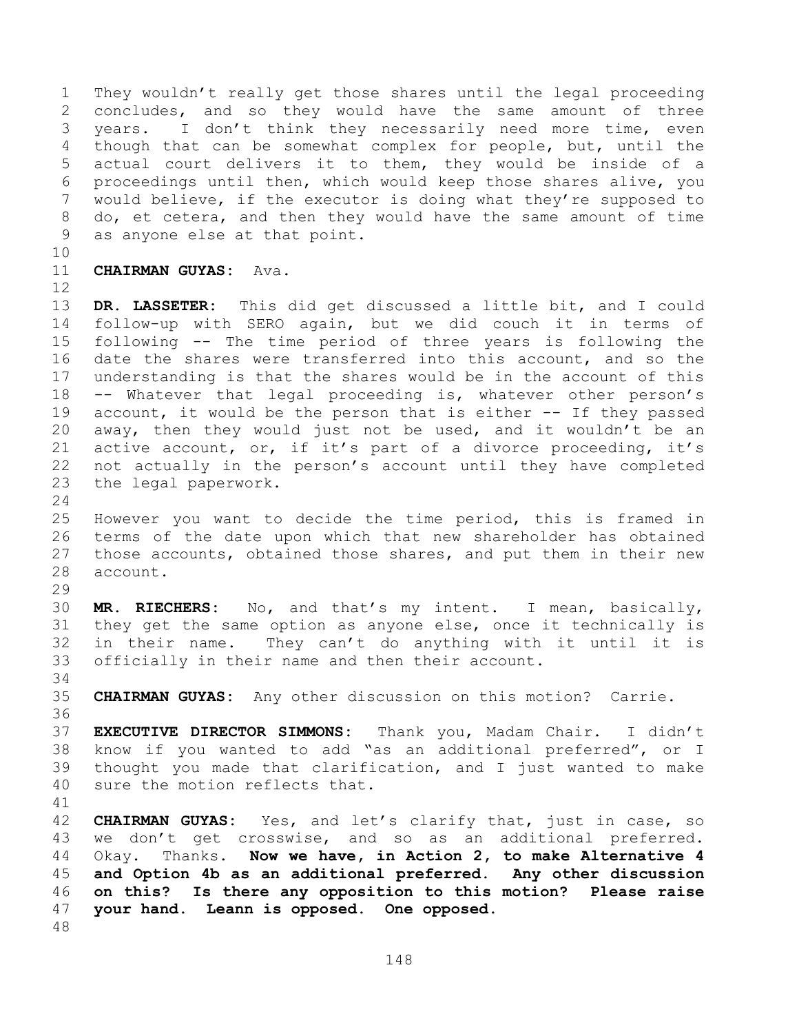They wouldn't really get those shares until the legal proceeding concludes, and so they would have the same amount of three years. I don't think they necessarily need more time, even though that can be somewhat complex for people, but, until the actual court delivers it to them, they would be inside of a proceedings until then, which would keep those shares alive, you would believe, if the executor is doing what they're supposed to do, et cetera, and then they would have the same amount of time as anyone else at that point.

**CHAIRMAN GUYAS:** Ava.

**DR. LASSETER:** This did get discussed a little bit, and I could follow-up with SERO again, but we did couch it in terms of following -- The time period of three years is following the date the shares were transferred into this account, and so the understanding is that the shares would be in the account of this -- Whatever that legal proceeding is, whatever other person's account, it would be the person that is either -- If they passed away, then they would just not be used, and it wouldn't be an active account, or, if it's part of a divorce proceeding, it's not actually in the person's account until they have completed the legal paperwork.

However you want to decide the time period, this is framed in terms of the date upon which that new shareholder has obtained those accounts, obtained those shares, and put them in their new account.

**MR. RIECHERS:** No, and that's my intent. I mean, basically, they get the same option as anyone else, once it technically is in their name. They can't do anything with it until it is officially in their name and then their account.

**CHAIRMAN GUYAS:** Any other discussion on this motion? Carrie.

**EXECUTIVE DIRECTOR SIMMONS:** Thank you, Madam Chair. I didn't know if you wanted to add "as an additional preferred", or I thought you made that clarification, and I just wanted to make sure the motion reflects that.

**CHAIRMAN GUYAS:** Yes, and let's clarify that, just in case, so we don't get crosswise, and so as an additional preferred. Okay. Thanks. **Now we have, in Action 2, to make Alternative 4 and Option 4b as an additional preferred. Any other discussion on this? Is there any opposition to this motion? Please raise your hand. Leann is opposed. One opposed.**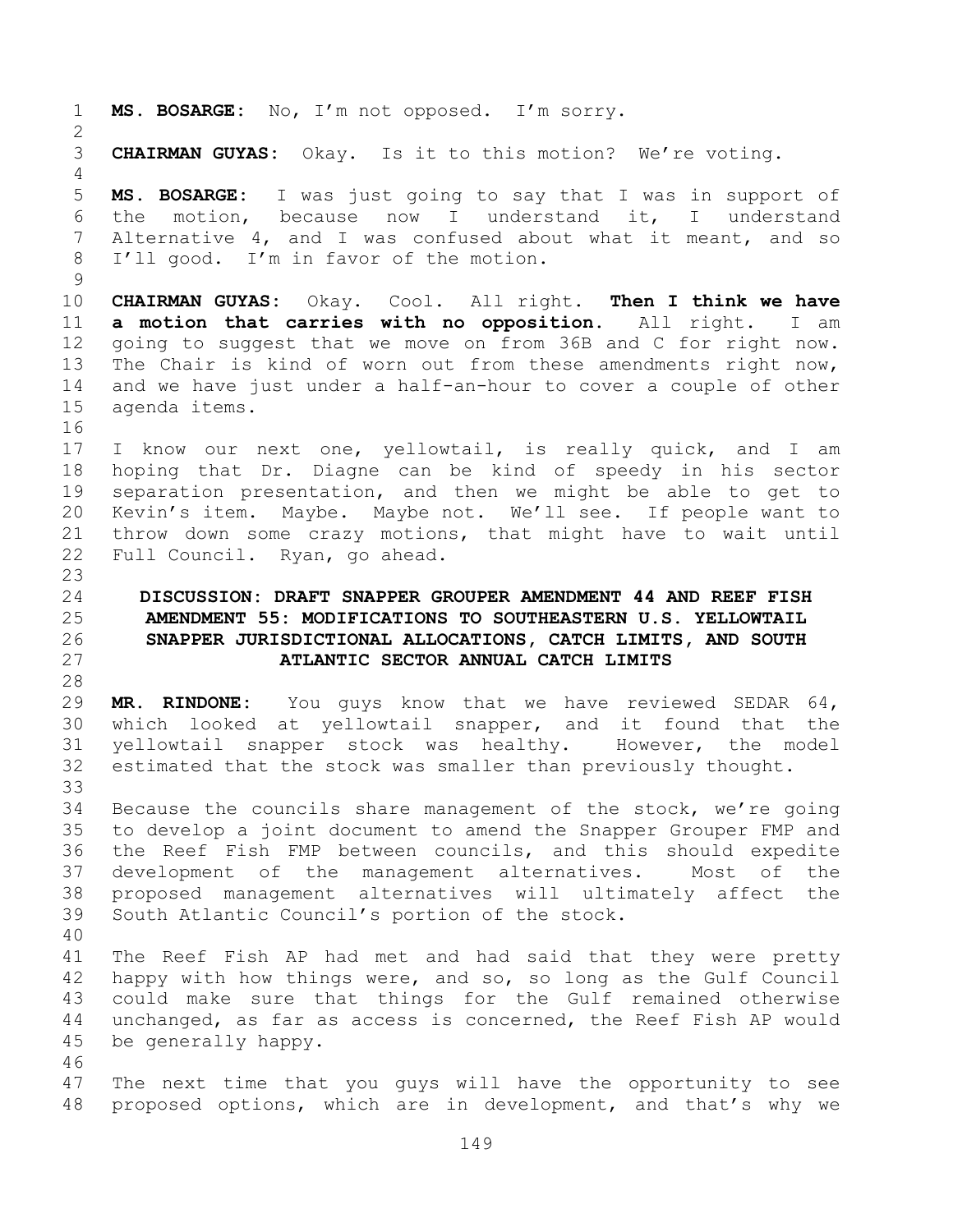**MS. BOSARGE:** No, I'm not opposed. I'm sorry.

**CHAIRMAN GUYAS:** Okay. Is it to this motion? We're voting.

**MS. BOSARGE:** I was just going to say that I was in support of the motion, because now I understand it, I understand Alternative 4, and I was confused about what it meant, and so I'll good. I'm in favor of the motion.

**CHAIRMAN GUYAS:** Okay. Cool. All right. **Then I think we have a motion that carries with no opposition.** All right. I am going to suggest that we move on from 36B and C for right now. The Chair is kind of worn out from these amendments right now, and we have just under a half-an-hour to cover a couple of other agenda items.

I know our next one, yellowtail, is really quick, and I am hoping that Dr. Diagne can be kind of speedy in his sector separation presentation, and then we might be able to get to Kevin's item. Maybe. Maybe not. We'll see. If people want to throw down some crazy motions, that might have to wait until Full Council. Ryan, go ahead.

## DISCUSSION: DRAFT SNAPPER GROUPER AMENDMENT 44 AND REEF FISH AMENDMENT 55: MODIFICATIONS TO SOUTHEASTERN U.S. YELLOWTAIL SNAPPER JURISDICTIONAL ALLOCATIONS, CATCH LIMITS, AND SOUTH ATLANTIC SECTOR ANNUAL CATCH LIMITS

**MR. RINDONE:** You guys know that we have reviewed SEDAR 64, which looked at yellowtail snapper, and it found that the yellowtail snapper stock was healthy. However, the model estimated that the stock was smaller than previously thought.

Because the councils share management of the stock, we're going to develop a joint document to amend the Snapper Grouper FMP and the Reef Fish FMP between councils, and this should expedite development of the management alternatives. Most of the proposed management alternatives will ultimately affect the South Atlantic Council's portion of the stock.

The Reef Fish AP had met and had said that they were pretty happy with how things were, and so, so long as the Gulf Council could make sure that things for the Gulf remained otherwise unchanged, as far as access is concerned, the Reef Fish AP would be generally happy.

The next time that you guys will have the opportunity to see proposed options, which are in development, and that's why we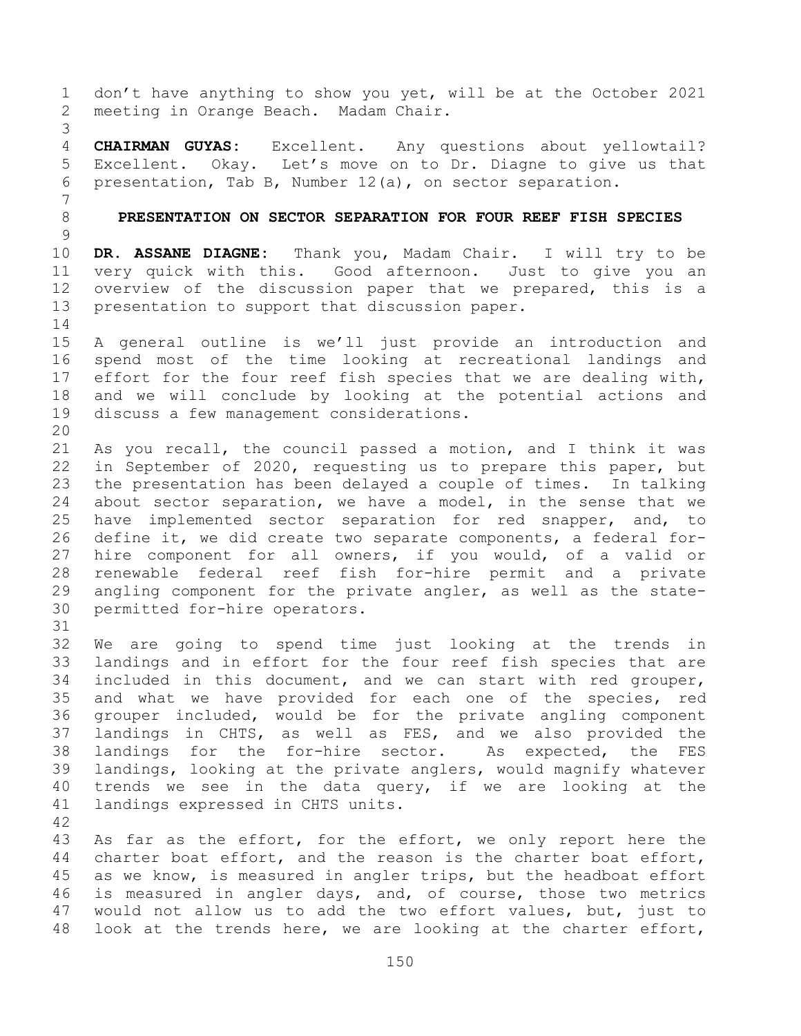don't have anything to show you yet, will be at the October 2021 meeting in Orange Beach. Madam Chair.

**CHAIRMAN GUYAS:** Excellent. Any questions about yellowtail? Excellent. Okay. Let's move on to Dr. Diagne to give us that presentation, Tab B, Number 12(a), on sector separation.

## PRESENTATION ON SECTOR SEPARATION FOR FOUR REEF FISH SPECIES

**DR. ASSANE DIAGNE:** Thank you, Madam Chair. I will try to be very quick with this. Good afternoon. Just to give you an overview of the discussion paper that we prepared, this is a presentation to support that discussion paper.

A general outline is we'll just provide an introduction and spend most of the time looking at recreational landings and effort for the four reef fish species that we are dealing with, and we will conclude by looking at the potential actions and discuss a few management considerations.

As you recall, the council passed a motion, and I think it was in September of 2020, requesting us to prepare this paper, but the presentation has been delayed a couple of times. In talking about sector separation, we have a model, in the sense that we have implemented sector separation for red snapper, and, to define it, we did create two separate components, a federal for-hire component for all owners, if you would, of a valid or renewable federal reef fish for-hire permit and a private angling component for the private angler, as well as the state-permitted for-hire operators.

We are going to spend time just looking at the trends in landings and in effort for the four reef fish species that are included in this document, and we can start with red grouper, and what we have provided for each one of the species, red grouper included, would be for the private angling component landings in CHTS, as well as FES, and we also provided the landings for the for-hire sector. As expected, the FES landings, looking at the private anglers, would magnify whatever trends we see in the data query, if we are looking at the landings expressed in CHTS units.

As far as the effort, for the effort, we only report here the charter boat effort, and the reason is the charter boat effort, as we know, is measured in angler trips, but the headboat effort is measured in angler days, and, of course, those two metrics would not allow us to add the two effort values, but, just to look at the trends here, we are looking at the charter effort,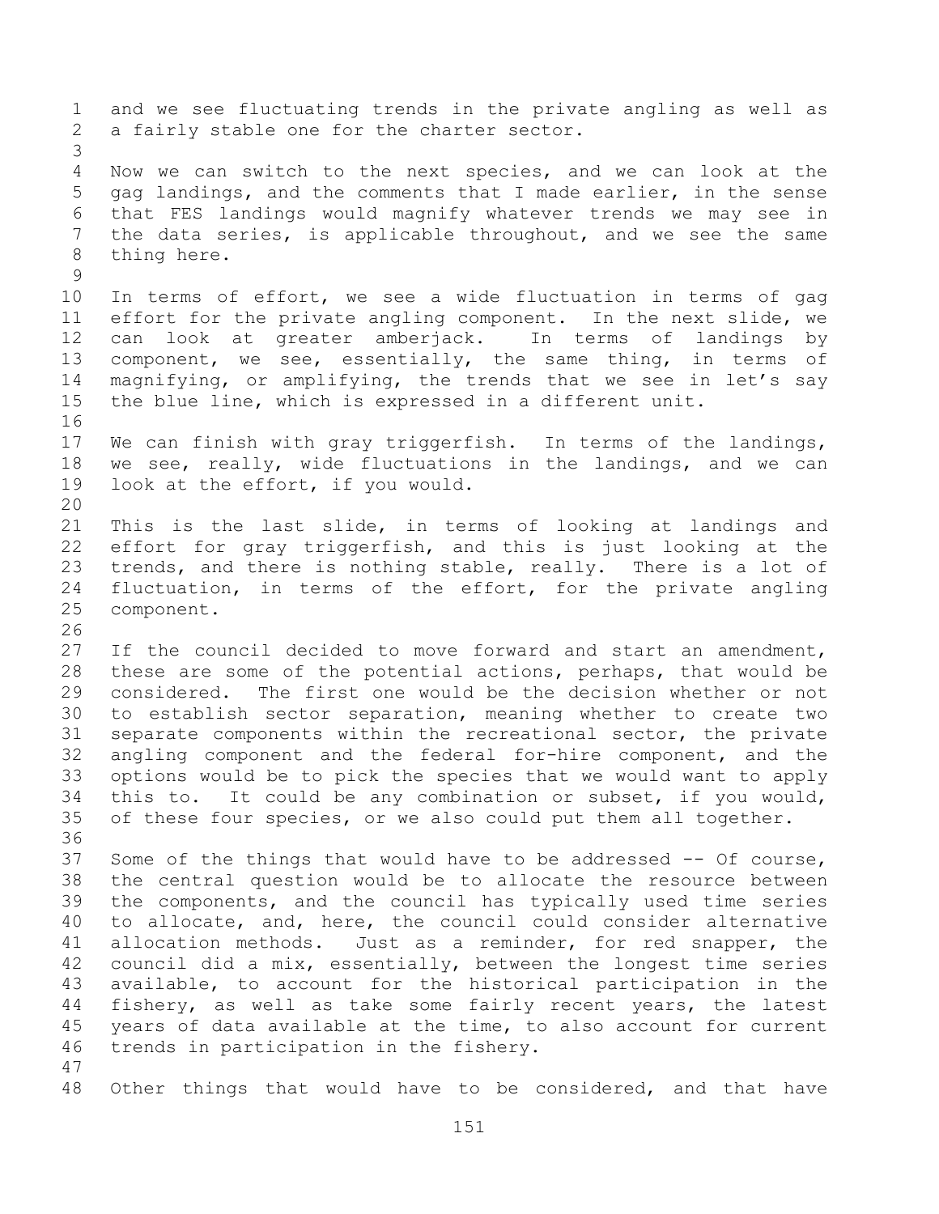and we see fluctuating trends in the private angling as well as a fairly stable one for the charter sector.

Now we can switch to the next species, and we can look at the gag landings, and the comments that I made earlier, in the sense that FES landings would magnify whatever trends we may see in the data series, is applicable throughout, and we see the same thing here.

In terms of effort, we see a wide fluctuation in terms of gag effort for the private angling component. In the next slide, we can look at greater amberjack. In terms of landings by component, we see, essentially, the same thing, in terms of magnifying, or amplifying, the trends that we see in let's say the blue line, which is expressed in a different unit.

We can finish with gray triggerfish. In terms of the landings, we see, really, wide fluctuations in the landings, and we can look at the effort, if you would.

This is the last slide, in terms of looking at landings and effort for gray triggerfish, and this is just looking at the trends, and there is nothing stable, really. There is a lot of fluctuation, in terms of the effort, for the private angling component.

If the council decided to move forward and start an amendment, these are some of the potential actions, perhaps, that would be considered. The first one would be the decision whether or not to establish sector separation, meaning whether to create two separate components within the recreational sector, the private angling component and the federal for-hire component, and the options would be to pick the species that we would want to apply this to. It could be any combination or subset, if you would, of these four species, or we also could put them all together.

Some of the things that would have to be addressed -- Of course, the central question would be to allocate the resource between the components, and the council has typically used time series to allocate, and, here, the council could consider alternative allocation methods. Just as a reminder, for red snapper, the council did a mix, essentially, between the longest time series available, to account for the historical participation in the fishery, as well as take some fairly recent years, the latest years of data available at the time, to also account for current trends in participation in the fishery.

Other things that would have to be considered, and that have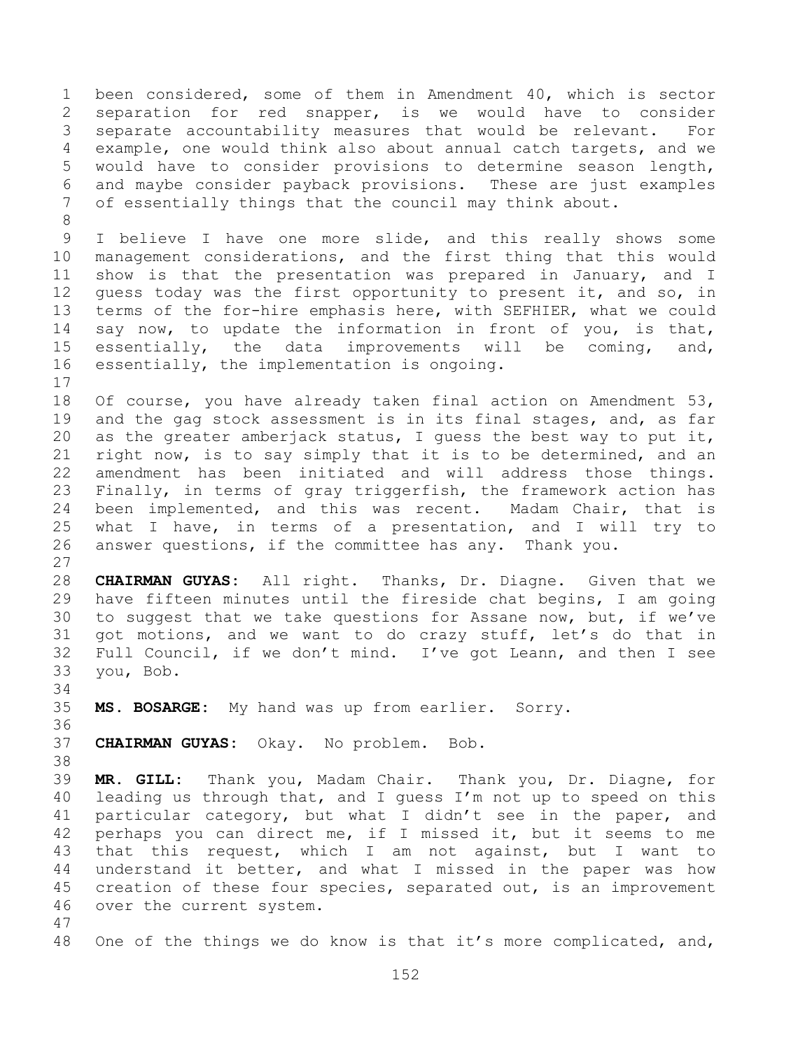been considered, some of them in Amendment 40, which is sector separation for red snapper, is we would have to consider separate accountability measures that would be relevant. For example, one would think also about annual catch targets, and we would have to consider provisions to determine season length, and maybe consider payback provisions. These are just examples of essentially things that the council may think about.

I believe I have one more slide, and this really shows some management considerations, and the first thing that this would show is that the presentation was prepared in January, and I guess today was the first opportunity to present it, and so, in terms of the for-hire emphasis here, with SEFHIER, what we could say now, to update the information in front of you, is that, essentially, the data improvements will be coming, and, essentially, the implementation is ongoing.

Of course, you have already taken final action on Amendment 53, and the gag stock assessment is in its final stages, and, as far as the greater amberjack status, I guess the best way to put it, right now, is to say simply that it is to be determined, and an amendment has been initiated and will address those things. Finally, in terms of gray triggerfish, the framework action has been implemented, and this was recent. Madam Chair, that is what I have, in terms of a presentation, and I will try to answer questions, if the committee has any. Thank you.

**CHAIRMAN GUYAS:** All right. Thanks, Dr. Diagne. Given that we have fifteen minutes until the fireside chat begins, I am going to suggest that we take questions for Assane now, but, if we've got motions, and we want to do crazy stuff, let's do that in Full Council, if we don't mind. I've got Leann, and then I see you, Bob.

**MS. BOSARGE:** My hand was up from earlier. Sorry.

**CHAIRMAN GUYAS:** Okay. No problem. Bob.

**MR. GILL:** Thank you, Madam Chair. Thank you, Dr. Diagne, for leading us through that, and I guess I'm not up to speed on this particular category, but what I didn't see in the paper, and perhaps you can direct me, if I missed it, but it seems to me that this request, which I am not against, but I want to understand it better, and what I missed in the paper was how creation of these four species, separated out, is an improvement over the current system.

One of the things we do know is that it's more complicated, and,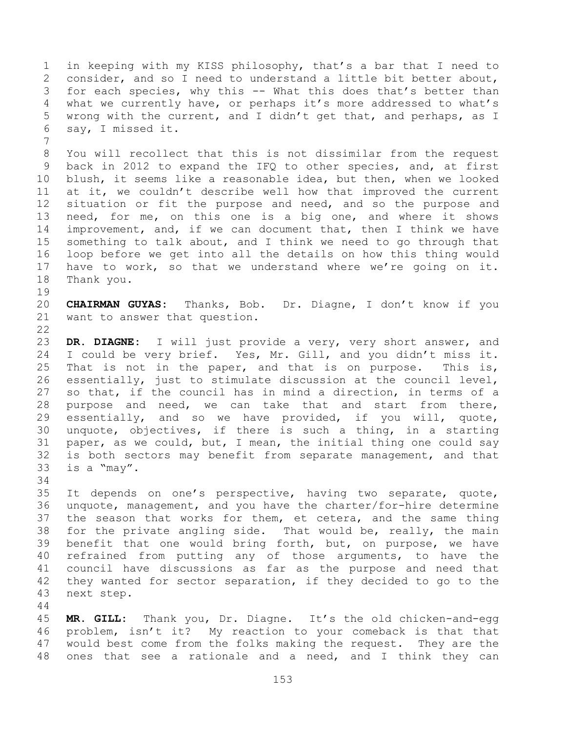in keeping with my KISS philosophy, that's a bar that I need to consider, and so I need to understand a little bit better about, for each species, why this -- What this does that's better than what we currently have, or perhaps it's more addressed to what's wrong with the current, and I didn't get that, and perhaps, as I say, I missed it.

You will recollect that this is not dissimilar from the request back in 2012 to expand the IFQ to other species, and, at first blush, it seems like a reasonable idea, but then, when we looked at it, we couldn't describe well how that improved the current situation or fit the purpose and need, and so the purpose and need, for me, on this one is a big one, and where it shows improvement, and, if we can document that, then I think we have something to talk about, and I think we need to go through that loop before we get into all the details on how this thing would have to work, so that we understand where we're going on it. Thank you.

**CHAIRMAN GUYAS:** Thanks, Bob. Dr. Diagne, I don't know if you want to answer that question.

**DR. DIAGNE:** I will just provide a very, very short answer, and I could be very brief. Yes, Mr. Gill, and you didn't miss it. That is not in the paper, and that is on purpose. This is, essentially, just to stimulate discussion at the council level, so that, if the council has in mind a direction, in terms of a purpose and need, we can take that and start from there, essentially, and so we have provided, if you will, quote, unquote, objectives, if there is such a thing, in a starting paper, as we could, but, I mean, the initial thing one could say is both sectors may benefit from separate management, and that is a "may".

It depends on one's perspective, having two separate, quote, unquote, management, and you have the charter/for-hire determine the season that works for them, et cetera, and the same thing for the private angling side. That would be, really, the main benefit that one would bring forth, but, on purpose, we have refrained from putting any of those arguments, to have the council have discussions as far as the purpose and need that they wanted for sector separation, if they decided to go to the next step.

**MR. GILL:** Thank you, Dr. Diagne. It's the old chicken-and-egg problem, isn't it? My reaction to your comeback is that that would best come from the folks making the request. They are the ones that see a rationale and a need, and I think they can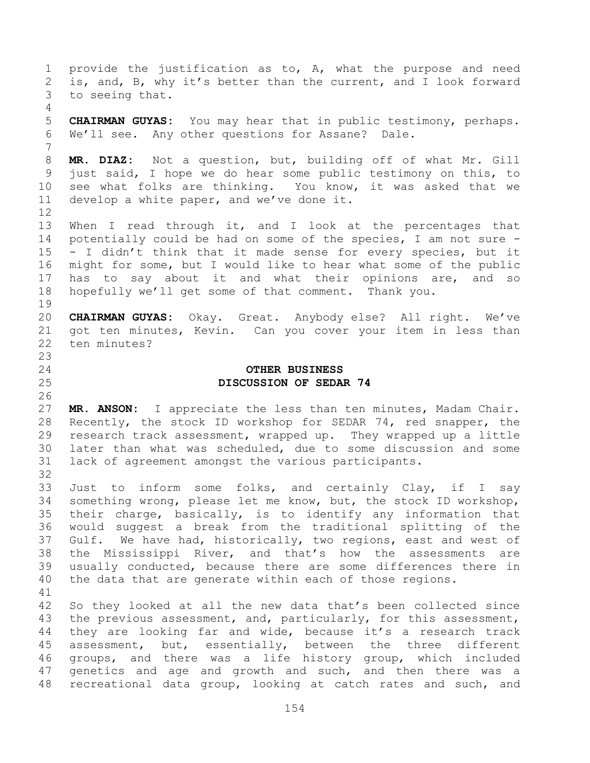provide the justification as to, A, what the purpose and need is, and, B, why it's better than the current, and I look forward to seeing that.

**CHAIRMAN GUYAS:** You may hear that in public testimony, perhaps. We'll see. Any other questions for Assane? Dale.

**MR. DIAZ:** Not a question, but, building off of what Mr. Gill just said, I hope we do hear some public testimony on this, to see what folks are thinking. You know, it was asked that we develop a white paper, and we've done it.

When I read through it, and I look at the percentages that potentially could be had on some of the species, I am not sure -- I didn't think that it made sense for every species, but it might for some, but I would like to hear what some of the public has to say about it and what their opinions are, and so hopefully we'll get some of that comment. Thank you.

**CHAIRMAN GUYAS:** Okay. Great. Anybody else? All right. We've got ten minutes, Kevin. Can you cover your item in less than ten minutes?

## OTHER BUSINESS
## DISCUSSION OF SEDAR 74

**MR. ANSON:** I appreciate the less than ten minutes, Madam Chair. Recently, the stock ID workshop for SEDAR 74, red snapper, the research track assessment, wrapped up. They wrapped up a little later than what was scheduled, due to some discussion and some lack of agreement amongst the various participants.

Just to inform some folks, and certainly Clay, if I say something wrong, please let me know, but, the stock ID workshop, their charge, basically, is to identify any information that would suggest a break from the traditional splitting of the Gulf. We have had, historically, two regions, east and west of the Mississippi River, and that's how the assessments are usually conducted, because there are some differences there in the data that are generate within each of those regions.

So they looked at all the new data that's been collected since the previous assessment, and, particularly, for this assessment, they are looking far and wide, because it's a research track assessment, but, essentially, between the three different groups, and there was a life history group, which included genetics and age and growth and such, and then there was a recreational data group, looking at catch rates and such, and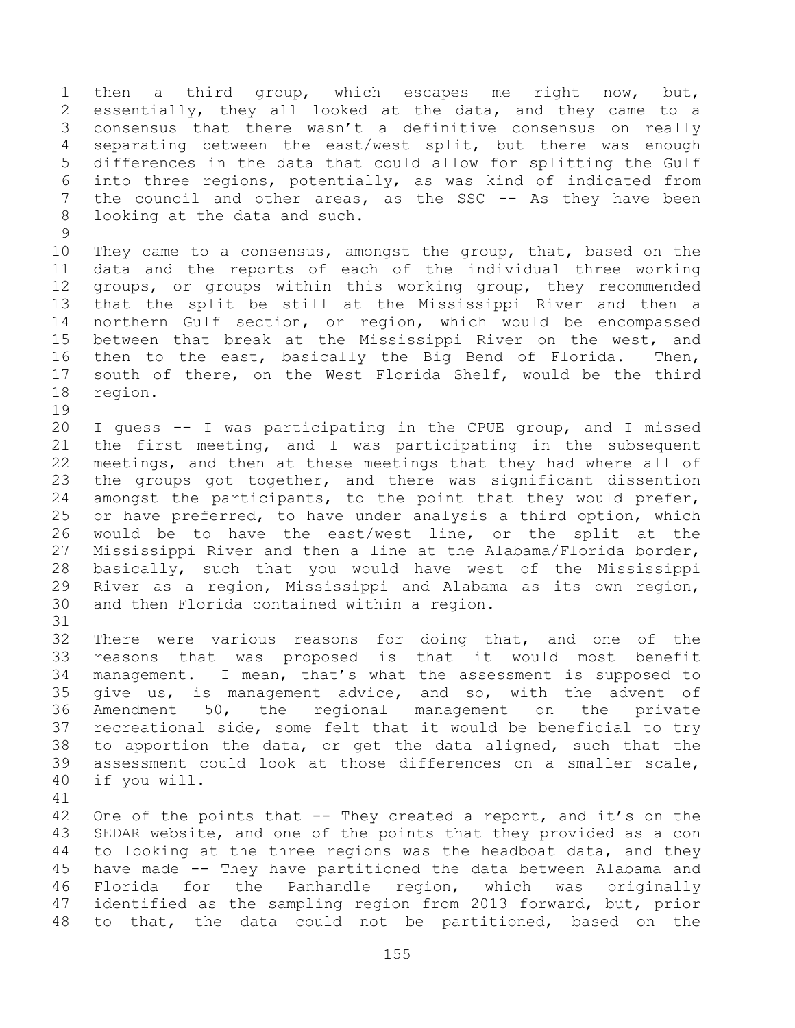then a third group, which escapes me right now, but, essentially, they all looked at the data, and they came to a consensus that there wasn't a definitive consensus on really separating between the east/west split, but there was enough differences in the data that could allow for splitting the Gulf into three regions, potentially, as was kind of indicated from the council and other areas, as the SSC -- As they have been looking at the data and such.

They came to a consensus, amongst the group, that, based on the data and the reports of each of the individual three working groups, or groups within this working group, they recommended that the split be still at the Mississippi River and then a northern Gulf section, or region, which would be encompassed between that break at the Mississippi River on the west, and then to the east, basically the Big Bend of Florida. Then, south of there, on the West Florida Shelf, would be the third region.

I guess -- I was participating in the CPUE group, and I missed the first meeting, and I was participating in the subsequent meetings, and then at these meetings that they had where all of the groups got together, and there was significant dissention amongst the participants, to the point that they would prefer, or have preferred, to have under analysis a third option, which would be to have the east/west line, or the split at the Mississippi River and then a line at the Alabama/Florida border, basically, such that you would have west of the Mississippi River as a region, Mississippi and Alabama as its own region, and then Florida contained within a region.

There were various reasons for doing that, and one of the reasons that was proposed is that it would most benefit management. I mean, that's what the assessment is supposed to give us, is management advice, and so, with the advent of Amendment 50, the regional management on the private recreational side, some felt that it would be beneficial to try to apportion the data, or get the data aligned, such that the assessment could look at those differences on a smaller scale, if you will.

One of the points that -- They created a report, and it's on the SEDAR website, and one of the points that they provided as a con to looking at the three regions was the headboat data, and they have made -- They have partitioned the data between Alabama and Florida for the Panhandle region, which was originally identified as the sampling region from 2013 forward, but, prior to that, the data could not be partitioned, based on the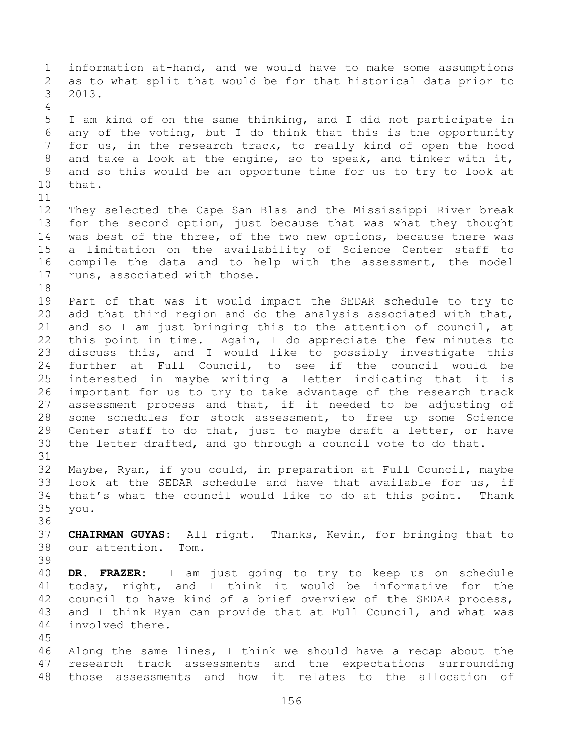information at-hand, and we would have to make some assumptions as to what split that would be for that historical data prior to 2013.

I am kind of on the same thinking, and I did not participate in any of the voting, but I do think that this is the opportunity for us, in the research track, to really kind of open the hood and take a look at the engine, so to speak, and tinker with it, and so this would be an opportune time for us to try to look at that.

They selected the Cape San Blas and the Mississippi River break for the second option, just because that was what they thought was best of the three, of the two new options, because there was a limitation on the availability of Science Center staff to compile the data and to help with the assessment, the model runs, associated with those.

Part of that was it would impact the SEDAR schedule to try to add that third region and do the analysis associated with that, and so I am just bringing this to the attention of council, at this point in time. Again, I do appreciate the few minutes to discuss this, and I would like to possibly investigate this further at Full Council, to see if the council would be interested in maybe writing a letter indicating that it is important for us to try to take advantage of the research track assessment process and that, if it needed to be adjusting of some schedules for stock assessment, to free up some Science Center staff to do that, just to maybe draft a letter, or have the letter drafted, and go through a council vote to do that.

Maybe, Ryan, if you could, in preparation at Full Council, maybe look at the SEDAR schedule and have that available for us, if that's what the council would like to do at this point. Thank you.

**CHAIRMAN GUYAS:** All right. Thanks, Kevin, for bringing that to our attention. Tom.

**DR. FRAZER:** I am just going to try to keep us on schedule today, right, and I think it would be informative for the council to have kind of a brief overview of the SEDAR process, and I think Ryan can provide that at Full Council, and what was involved there.

Along the same lines, I think we should have a recap about the research track assessments and the expectations surrounding those assessments and how it relates to the allocation of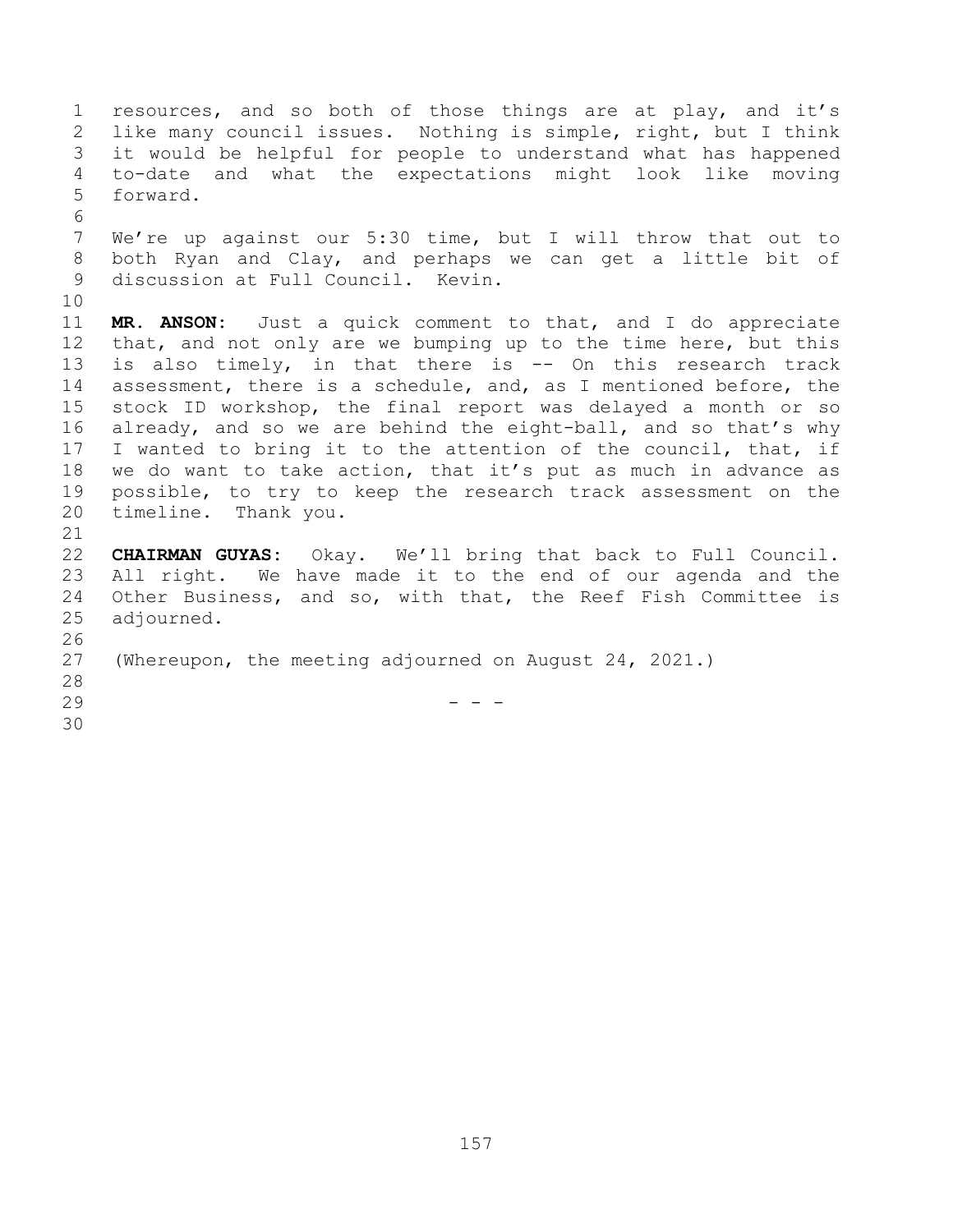resources, and so both of those things are at play, and it's like many council issues. Nothing is simple, right, but I think it would be helpful for people to understand what has happened to-date and what the expectations might look like moving forward.

We're up against our 5:30 time, but I will throw that out to both Ryan and Clay, and perhaps we can get a little bit of discussion at Full Council. Kevin.

**MR. ANSON:** Just a quick comment to that, and I do appreciate that, and not only are we bumping up to the time here, but this is also timely, in that there is -- On this research track assessment, there is a schedule, and, as I mentioned before, the stock ID workshop, the final report was delayed a month or so already, and so we are behind the eight-ball, and so that's why I wanted to bring it to the attention of the council, that, if we do want to take action, that it's put as much in advance as possible, to try to keep the research track assessment on the timeline. Thank you.

**CHAIRMAN GUYAS:** Okay. We'll bring that back to Full Council. All right. We have made it to the end of our agenda and the Other Business, and so, with that, the Reef Fish Committee is adjourned.

(Whereupon, the meeting adjourned on August 24, 2021.)

\- - -